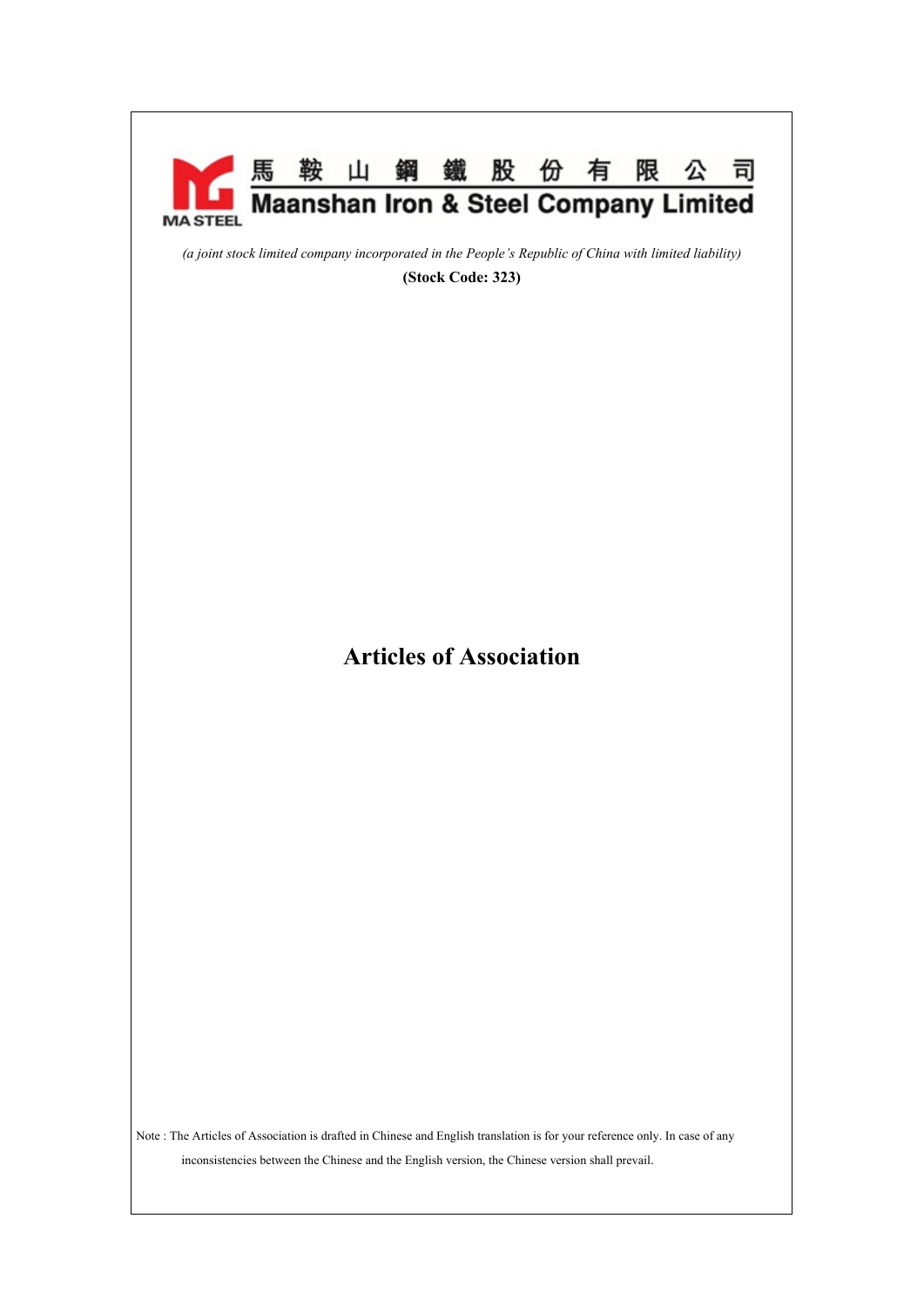馬鞍山鋼鐵股份有限公司

**Maanshan Iron & Steel Company Limited**

MA STEEL

*(a joint stock limited company incorporated in the People's Republic of China with limited liability)*

**(Stock Code: 323)**

# Articles of Association

Note : The Articles of Association is drafted in Chinese and English translation is for your reference only. In case of any inconsistencies between the Chinese and the English version, the Chinese version shall prevail.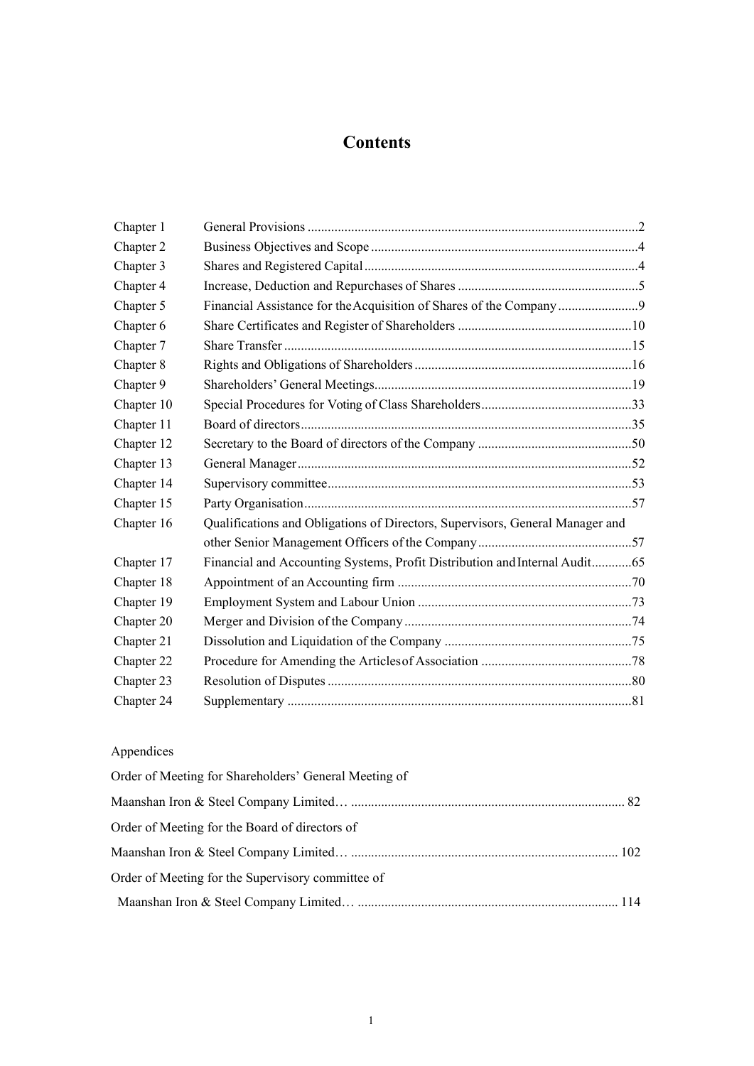# Contents

| | | |
|---|---|---|
| Chapter 1 | General Provisions | 2 |
| Chapter 2 | Business Objectives and Scope | 4 |
| Chapter 3 | Shares and Registered Capital | 4 |
| Chapter 4 | Increase, Deduction and Repurchases of Shares | 5 |
| Chapter 5 | Financial Assistance for the Acquisition of Shares of the Company | 9 |
| Chapter 6 | Share Certificates and Register of Shareholders | 10 |
| Chapter 7 | Share Transfer | 15 |
| Chapter 8 | Rights and Obligations of Shareholders | 16 |
| Chapter 9 | Shareholders' General Meetings | 19 |
| Chapter 10 | Special Procedures for Voting of Class Shareholders | 33 |
| Chapter 11 | Board of directors | 35 |
| Chapter 12 | Secretary to the Board of directors of the Company | 50 |
| Chapter 13 | General Manager | 52 |
| Chapter 14 | Supervisory committee | 53 |
| Chapter 15 | Party Organisation | 57 |
| Chapter 16 | Qualifications and Obligations of Directors, Supervisors, General Manager and other Senior Management Officers of the Company | 57 |
| Chapter 17 | Financial and Accounting Systems, Profit Distribution and Internal Audit | 65 |
| Chapter 18 | Appointment of an Accounting firm | 70 |
| Chapter 19 | Employment System and Labour Union | 73 |
| Chapter 20 | Merger and Division of the Company | 74 |
| Chapter 21 | Dissolution and Liquidation of the Company | 75 |
| Chapter 22 | Procedure for Amending the Articles of Association | 78 |
| Chapter 23 | Resolution of Disputes | 80 |
| Chapter 24 | Supplementary | 81 |

Appendices

| | |
|---|---|
| Order of Meeting for Shareholders' General Meeting of Maanshan Iron & Steel Company Limited… | 82 |
| Order of Meeting for the Board of directors of Maanshan Iron & Steel Company Limited… | 102 |
| Order of Meeting for the Supervisory committee of Maanshan Iron & Steel Company Limited… | 114 |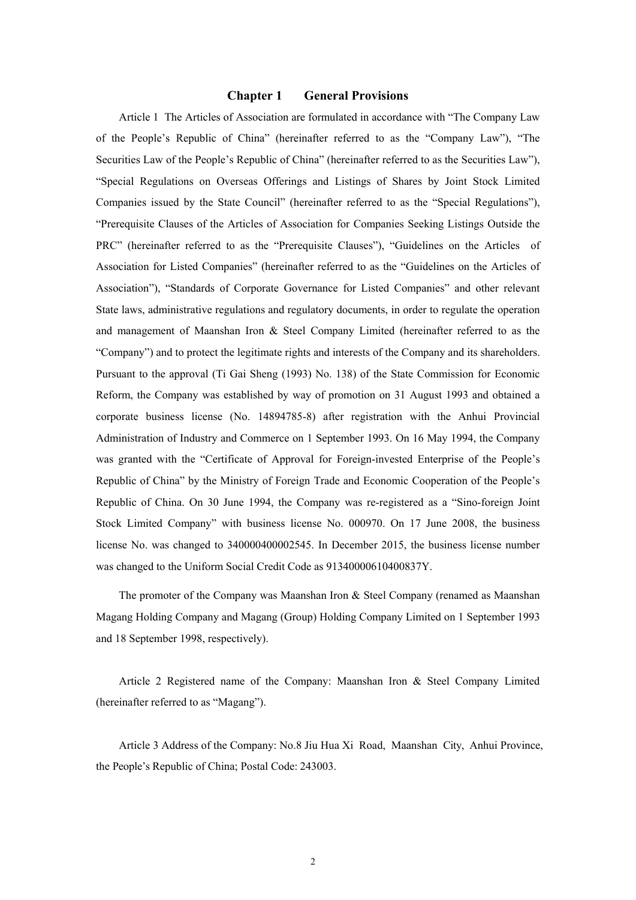## Chapter 1 General Provisions

Article 1 The Articles of Association are formulated in accordance with "The Company Law of the People's Republic of China" (hereinafter referred to as the "Company Law"), "The Securities Law of the People's Republic of China" (hereinafter referred to as the Securities Law"), "Special Regulations on Overseas Offerings and Listings of Shares by Joint Stock Limited Companies issued by the State Council" (hereinafter referred to as the "Special Regulations"), "Prerequisite Clauses of the Articles of Association for Companies Seeking Listings Outside the PRC" (hereinafter referred to as the "Prerequisite Clauses"), "Guidelines on the Articles of Association for Listed Companies" (hereinafter referred to as the "Guidelines on the Articles of Association"), "Standards of Corporate Governance for Listed Companies" and other relevant State laws, administrative regulations and regulatory documents, in order to regulate the operation and management of Maanshan Iron & Steel Company Limited (hereinafter referred to as the "Company") and to protect the legitimate rights and interests of the Company and its shareholders. Pursuant to the approval (Ti Gai Sheng (1993) No. 138) of the State Commission for Economic Reform, the Company was established by way of promotion on 31 August 1993 and obtained a corporate business license (No. 14894785-8) after registration with the Anhui Provincial Administration of Industry and Commerce on 1 September 1993. On 16 May 1994, the Company was granted with the "Certificate of Approval for Foreign-invested Enterprise of the People's Republic of China" by the Ministry of Foreign Trade and Economic Cooperation of the People's Republic of China. On 30 June 1994, the Company was re-registered as a "Sino-foreign Joint Stock Limited Company" with business license No. 000970. On 17 June 2008, the business license No. was changed to 340000400002545. In December 2015, the business license number was changed to the Uniform Social Credit Code as 91340000610400837Y.

The promoter of the Company was Maanshan Iron & Steel Company (renamed as Maanshan Magang Holding Company and Magang (Group) Holding Company Limited on 1 September 1993 and 18 September 1998, respectively).

Article 2 Registered name of the Company: Maanshan Iron & Steel Company Limited (hereinafter referred to as "Magang").

Article 3 Address of the Company: No.8 Jiu Hua Xi Road, Maanshan City, Anhui Province, the People's Republic of China; Postal Code: 243003.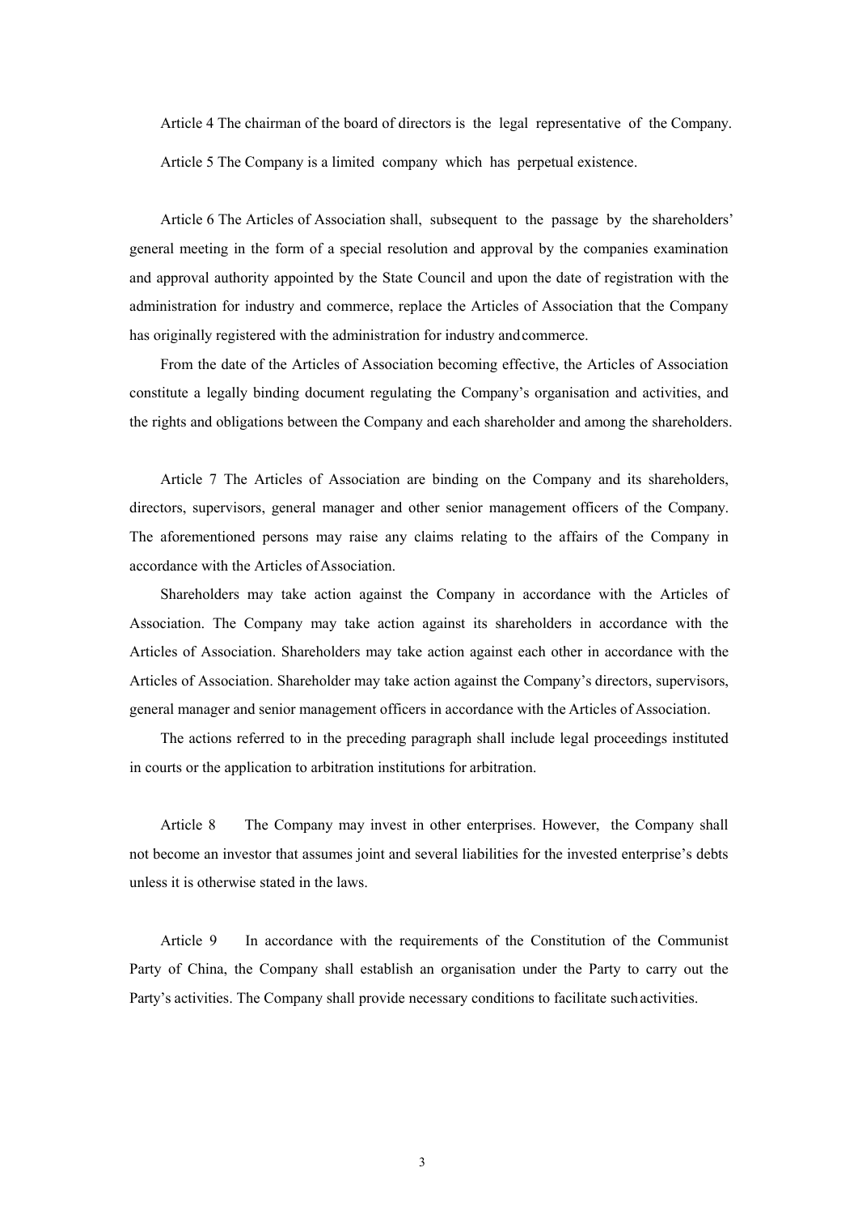Article 4 The chairman of the board of directors is the legal representative of the Company.

Article 5 The Company is a limited company which has perpetual existence.

Article 6 The Articles of Association shall, subsequent to the passage by the shareholders' general meeting in the form of a special resolution and approval by the companies examination and approval authority appointed by the State Council and upon the date of registration with the administration for industry and commerce, replace the Articles of Association that the Company has originally registered with the administration for industry and commerce.

From the date of the Articles of Association becoming effective, the Articles of Association constitute a legally binding document regulating the Company's organisation and activities, and the rights and obligations between the Company and each shareholder and among the shareholders.

Article 7 The Articles of Association are binding on the Company and its shareholders, directors, supervisors, general manager and other senior management officers of the Company. The aforementioned persons may raise any claims relating to the affairs of the Company in accordance with the Articles of Association.

Shareholders may take action against the Company in accordance with the Articles of Association. The Company may take action against its shareholders in accordance with the Articles of Association. Shareholders may take action against each other in accordance with the Articles of Association. Shareholder may take action against the Company's directors, supervisors, general manager and senior management officers in accordance with the Articles of Association.

The actions referred to in the preceding paragraph shall include legal proceedings instituted in courts or the application to arbitration institutions for arbitration.

Article 8 The Company may invest in other enterprises. However, the Company shall not become an investor that assumes joint and several liabilities for the invested enterprise's debts unless it is otherwise stated in the laws.

Article 9 In accordance with the requirements of the Constitution of the Communist Party of China, the Company shall establish an organisation under the Party to carry out the Party's activities. The Company shall provide necessary conditions to facilitate such activities.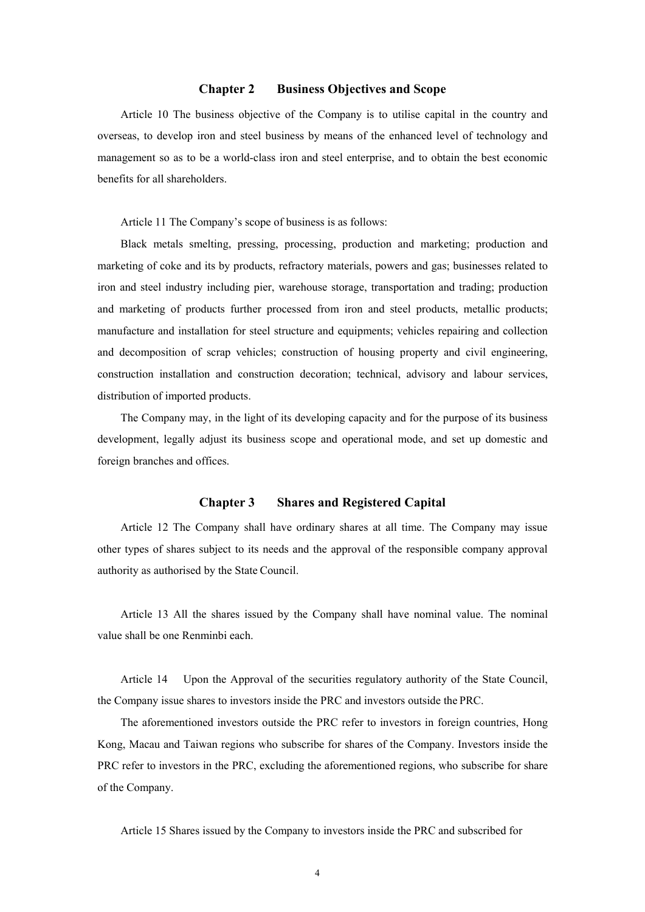## Chapter 2 Business Objectives and Scope

Article 10 The business objective of the Company is to utilise capital in the country and overseas, to develop iron and steel business by means of the enhanced level of technology and management so as to be a world-class iron and steel enterprise, and to obtain the best economic benefits for all shareholders.

Article 11 The Company's scope of business is as follows:

Black metals smelting, pressing, processing, production and marketing; production and marketing of coke and its by products, refractory materials, powers and gas; businesses related to iron and steel industry including pier, warehouse storage, transportation and trading; production and marketing of products further processed from iron and steel products, metallic products; manufacture and installation for steel structure and equipments; vehicles repairing and collection and decomposition of scrap vehicles; construction of housing property and civil engineering, construction installation and construction decoration; technical, advisory and labour services, distribution of imported products.

The Company may, in the light of its developing capacity and for the purpose of its business development, legally adjust its business scope and operational mode, and set up domestic and foreign branches and offices.

## Chapter 3 Shares and Registered Capital

Article 12 The Company shall have ordinary shares at all time. The Company may issue other types of shares subject to its needs and the approval of the responsible company approval authority as authorised by the State Council.

Article 13 All the shares issued by the Company shall have nominal value. The nominal value shall be one Renminbi each.

Article 14 Upon the Approval of the securities regulatory authority of the State Council, the Company issue shares to investors inside the PRC and investors outside the PRC.

The aforementioned investors outside the PRC refer to investors in foreign countries, Hong Kong, Macau and Taiwan regions who subscribe for shares of the Company. Investors inside the PRC refer to investors in the PRC, excluding the aforementioned regions, who subscribe for share of the Company.

Article 15 Shares issued by the Company to investors inside the PRC and subscribed for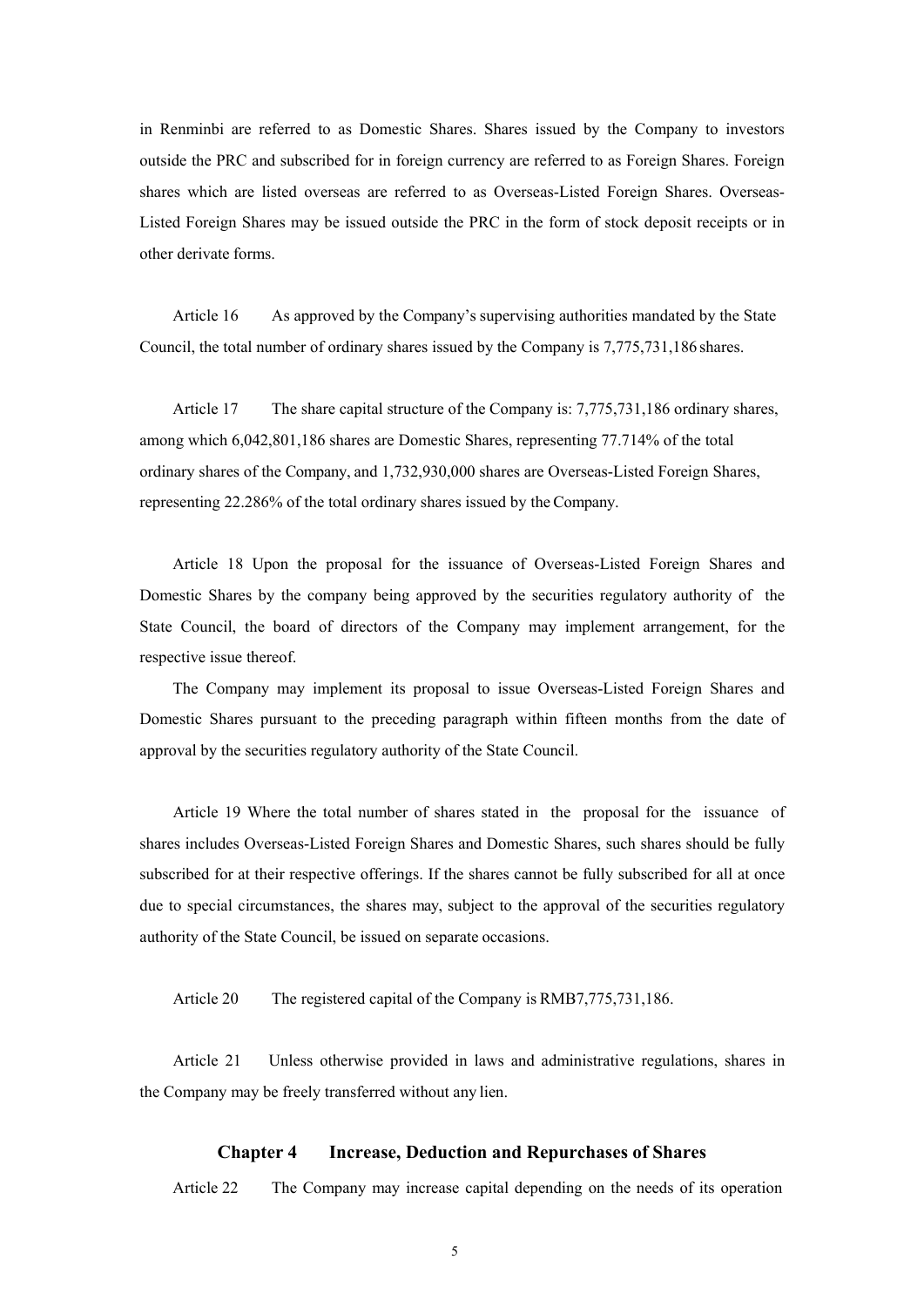in Renminbi are referred to as Domestic Shares. Shares issued by the Company to investors outside the PRC and subscribed for in foreign currency are referred to as Foreign Shares. Foreign shares which are listed overseas are referred to as Overseas-Listed Foreign Shares. Overseas-Listed Foreign Shares may be issued outside the PRC in the form of stock deposit receipts or in other derivate forms.

Article 16 As approved by the Company's supervising authorities mandated by the State Council, the total number of ordinary shares issued by the Company is 7,775,731,186 shares.

Article 17 The share capital structure of the Company is: 7,775,731,186 ordinary shares, among which 6,042,801,186 shares are Domestic Shares, representing 77.714% of the total ordinary shares of the Company, and 1,732,930,000 shares are Overseas-Listed Foreign Shares, representing 22.286% of the total ordinary shares issued by the Company.

Article 18 Upon the proposal for the issuance of Overseas-Listed Foreign Shares and Domestic Shares by the company being approved by the securities regulatory authority of the State Council, the board of directors of the Company may implement arrangement, for the respective issue thereof.

The Company may implement its proposal to issue Overseas-Listed Foreign Shares and Domestic Shares pursuant to the preceding paragraph within fifteen months from the date of approval by the securities regulatory authority of the State Council.

Article 19 Where the total number of shares stated in the proposal for the issuance of shares includes Overseas-Listed Foreign Shares and Domestic Shares, such shares should be fully subscribed for at their respective offerings. If the shares cannot be fully subscribed for all at once due to special circumstances, the shares may, subject to the approval of the securities regulatory authority of the State Council, be issued on separate occasions.

Article 20 The registered capital of the Company is RMB7,775,731,186.

Article 21 Unless otherwise provided in laws and administrative regulations, shares in the Company may be freely transferred without any lien.

## Chapter 4 Increase, Deduction and Repurchases of Shares

Article 22 The Company may increase capital depending on the needs of its operation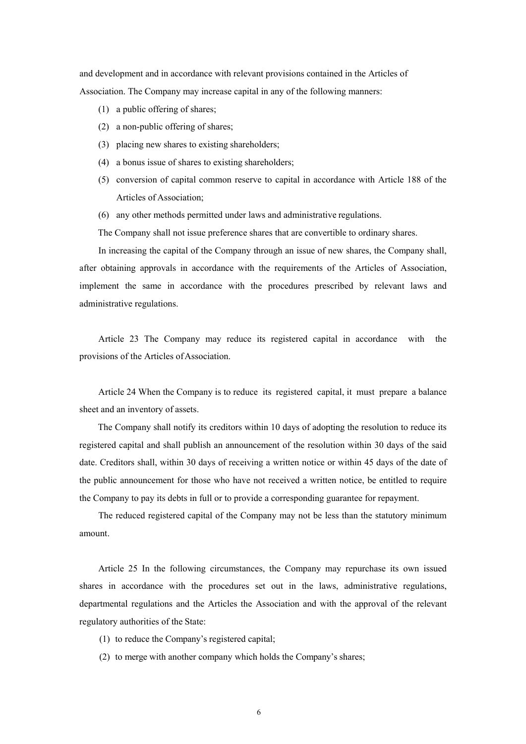and development and in accordance with relevant provisions contained in the Articles of Association. The Company may increase capital in any of the following manners:

(1) a public offering of shares;

(2) a non-public offering of shares;

(3) placing new shares to existing shareholders;

(4) a bonus issue of shares to existing shareholders;

(5) conversion of capital common reserve to capital in accordance with Article 188 of the Articles of Association;

(6) any other methods permitted under laws and administrative regulations.

The Company shall not issue preference shares that are convertible to ordinary shares.

In increasing the capital of the Company through an issue of new shares, the Company shall, after obtaining approvals in accordance with the requirements of the Articles of Association, implement the same in accordance with the procedures prescribed by relevant laws and administrative regulations.

Article 23 The Company may reduce its registered capital in accordance with the provisions of the Articles of Association.

Article 24 When the Company is to reduce its registered capital, it must prepare a balance sheet and an inventory of assets.

The Company shall notify its creditors within 10 days of adopting the resolution to reduce its registered capital and shall publish an announcement of the resolution within 30 days of the said date. Creditors shall, within 30 days of receiving a written notice or within 45 days of the date of the public announcement for those who have not received a written notice, be entitled to require the Company to pay its debts in full or to provide a corresponding guarantee for repayment.

The reduced registered capital of the Company may not be less than the statutory minimum amount.

Article 25 In the following circumstances, the Company may repurchase its own issued shares in accordance with the procedures set out in the laws, administrative regulations, departmental regulations and the Articles the Association and with the approval of the relevant regulatory authorities of the State:

(1) to reduce the Company's registered capital;

(2) to merge with another company which holds the Company's shares;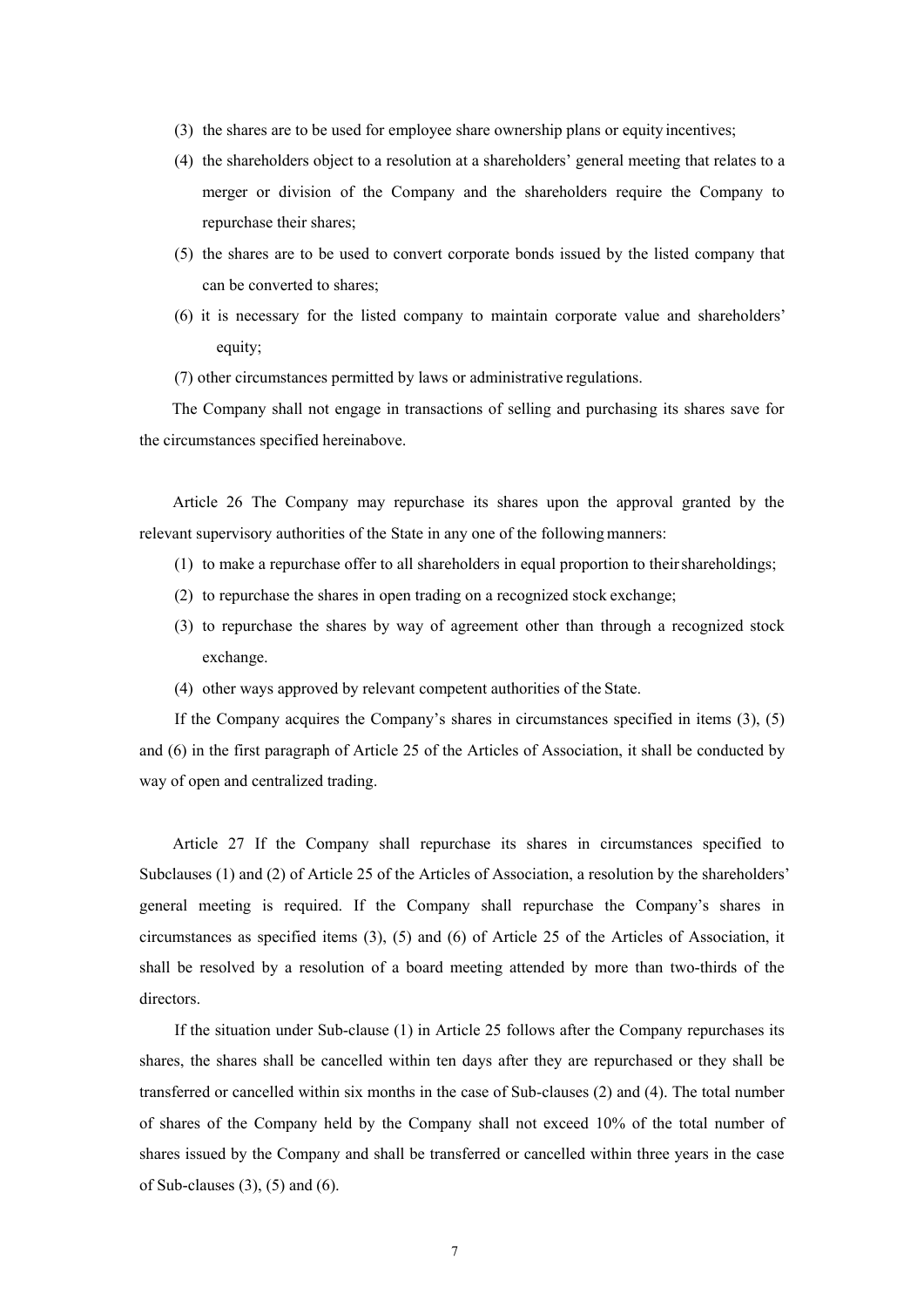(3) the shares are to be used for employee share ownership plans or equity incentives;

(4) the shareholders object to a resolution at a shareholders' general meeting that relates to a merger or division of the Company and the shareholders require the Company to repurchase their shares;

(5) the shares are to be used to convert corporate bonds issued by the listed company that can be converted to shares;

(6) it is necessary for the listed company to maintain corporate value and shareholders' equity;

(7) other circumstances permitted by laws or administrative regulations.

The Company shall not engage in transactions of selling and purchasing its shares save for the circumstances specified hereinabove.

Article 26 The Company may repurchase its shares upon the approval granted by the relevant supervisory authorities of the State in any one of the following manners:

(1) to make a repurchase offer to all shareholders in equal proportion to their shareholdings;

(2) to repurchase the shares in open trading on a recognized stock exchange;

(3) to repurchase the shares by way of agreement other than through a recognized stock exchange.

(4) other ways approved by relevant competent authorities of the State.

If the Company acquires the Company's shares in circumstances specified in items (3), (5) and (6) in the first paragraph of Article 25 of the Articles of Association, it shall be conducted by way of open and centralized trading.

Article 27 If the Company shall repurchase its shares in circumstances specified to Subclauses (1) and (2) of Article 25 of the Articles of Association, a resolution by the shareholders' general meeting is required. If the Company shall repurchase the Company's shares in circumstances as specified items (3), (5) and (6) of Article 25 of the Articles of Association, it shall be resolved by a resolution of a board meeting attended by more than two-thirds of the directors.

If the situation under Sub-clause (1) in Article 25 follows after the Company repurchases its shares, the shares shall be cancelled within ten days after they are repurchased or they shall be transferred or cancelled within six months in the case of Sub-clauses (2) and (4). The total number of shares of the Company held by the Company shall not exceed 10% of the total number of shares issued by the Company and shall be transferred or cancelled within three years in the case of Sub-clauses (3), (5) and (6).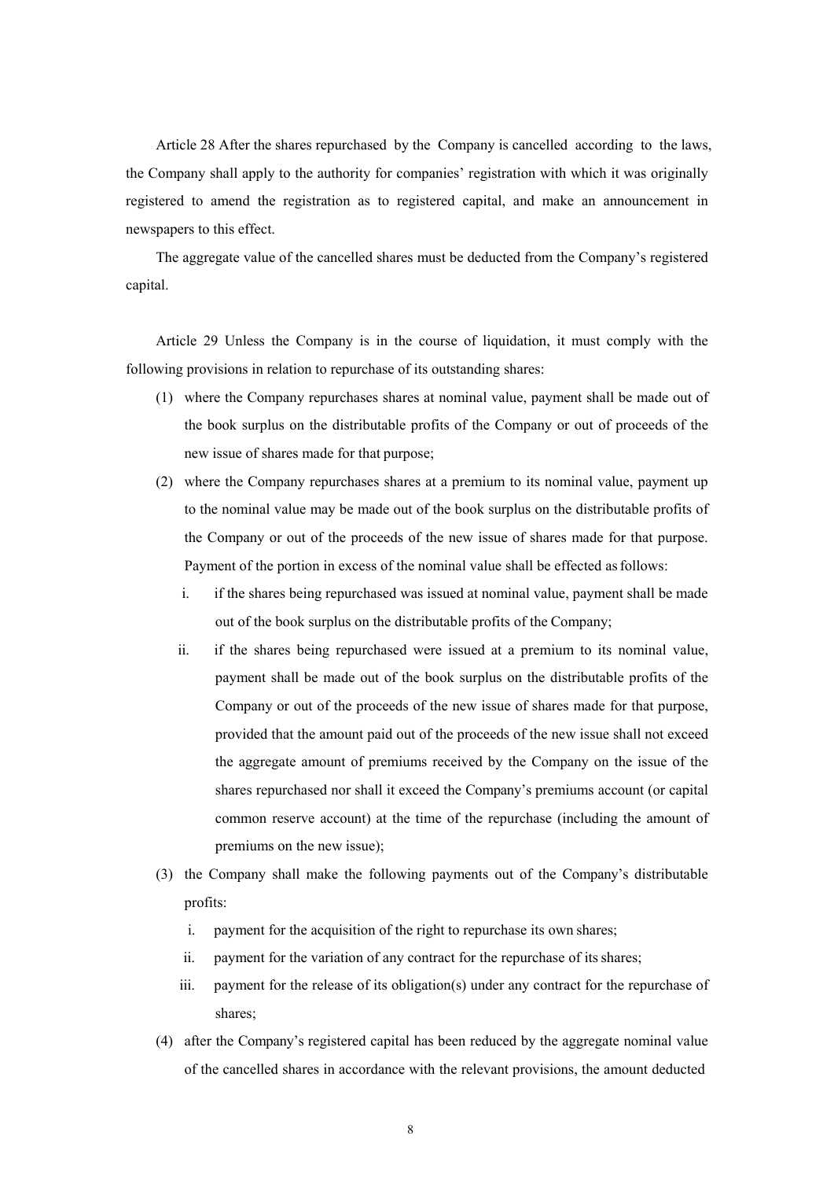Article 28 After the shares repurchased by the Company is cancelled according to the laws, the Company shall apply to the authority for companies' registration with which it was originally registered to amend the registration as to registered capital, and make an announcement in newspapers to this effect.

The aggregate value of the cancelled shares must be deducted from the Company's registered capital.

Article 29 Unless the Company is in the course of liquidation, it must comply with the following provisions in relation to repurchase of its outstanding shares:

(1) where the Company repurchases shares at nominal value, payment shall be made out of the book surplus on the distributable profits of the Company or out of proceeds of the new issue of shares made for that purpose;

(2) where the Company repurchases shares at a premium to its nominal value, payment up to the nominal value may be made out of the book surplus on the distributable profits of the Company or out of the proceeds of the new issue of shares made for that purpose. Payment of the portion in excess of the nominal value shall be effected as follows:

   i. if the shares being repurchased was issued at nominal value, payment shall be made out of the book surplus on the distributable profits of the Company;

   ii. if the shares being repurchased were issued at a premium to its nominal value, payment shall be made out of the book surplus on the distributable profits of the Company or out of the proceeds of the new issue of shares made for that purpose, provided that the amount paid out of the proceeds of the new issue shall not exceed the aggregate amount of premiums received by the Company on the issue of the shares repurchased nor shall it exceed the Company's premiums account (or capital common reserve account) at the time of the repurchase (including the amount of premiums on the new issue);

(3) the Company shall make the following payments out of the Company's distributable profits:

   i. payment for the acquisition of the right to repurchase its own shares;

   ii. payment for the variation of any contract for the repurchase of its shares;

   iii. payment for the release of its obligation(s) under any contract for the repurchase of shares;

(4) after the Company's registered capital has been reduced by the aggregate nominal value of the cancelled shares in accordance with the relevant provisions, the amount deducted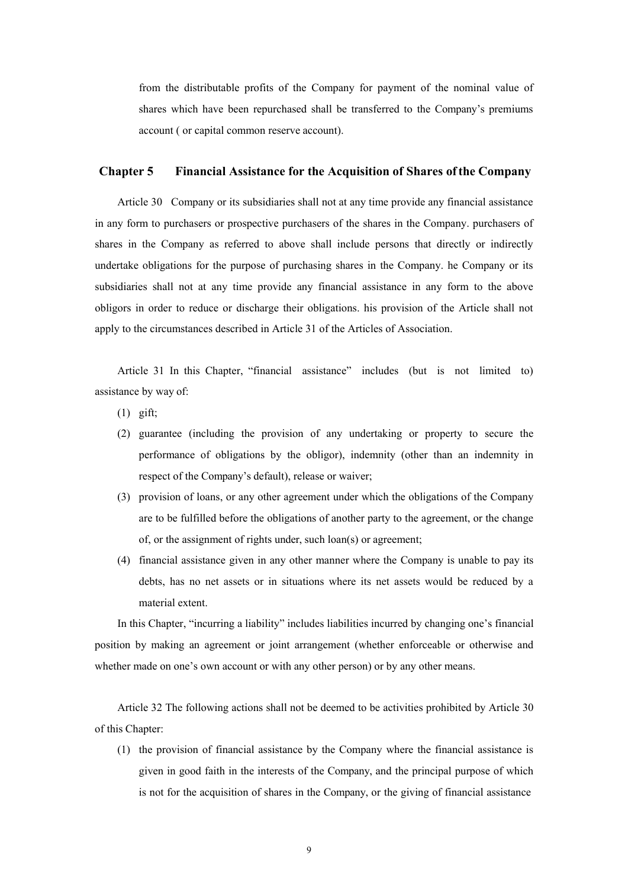from the distributable profits of the Company for payment of the nominal value of shares which have been repurchased shall be transferred to the Company's premiums account ( or capital common reserve account).

## Chapter 5 Financial Assistance for the Acquisition of Shares of the Company

Article 30 Company or its subsidiaries shall not at any time provide any financial assistance in any form to purchasers or prospective purchasers of the shares in the Company. purchasers of shares in the Company as referred to above shall include persons that directly or indirectly undertake obligations for the purpose of purchasing shares in the Company. he Company or its subsidiaries shall not at any time provide any financial assistance in any form to the above obligors in order to reduce or discharge their obligations. his provision of the Article shall not apply to the circumstances described in Article 31 of the Articles of Association.

Article 31 In this Chapter, "financial assistance" includes (but is not limited to) assistance by way of:

(1) gift;

(2) guarantee (including the provision of any undertaking or property to secure the performance of obligations by the obligor), indemnity (other than an indemnity in respect of the Company's default), release or waiver;

(3) provision of loans, or any other agreement under which the obligations of the Company are to be fulfilled before the obligations of another party to the agreement, or the change of, or the assignment of rights under, such loan(s) or agreement;

(4) financial assistance given in any other manner where the Company is unable to pay its debts, has no net assets or in situations where its net assets would be reduced by a material extent.

In this Chapter, "incurring a liability" includes liabilities incurred by changing one's financial position by making an agreement or joint arrangement (whether enforceable or otherwise and whether made on one's own account or with any other person) or by any other means.

Article 32 The following actions shall not be deemed to be activities prohibited by Article 30 of this Chapter:

(1) the provision of financial assistance by the Company where the financial assistance is given in good faith in the interests of the Company, and the principal purpose of which is not for the acquisition of shares in the Company, or the giving of financial assistance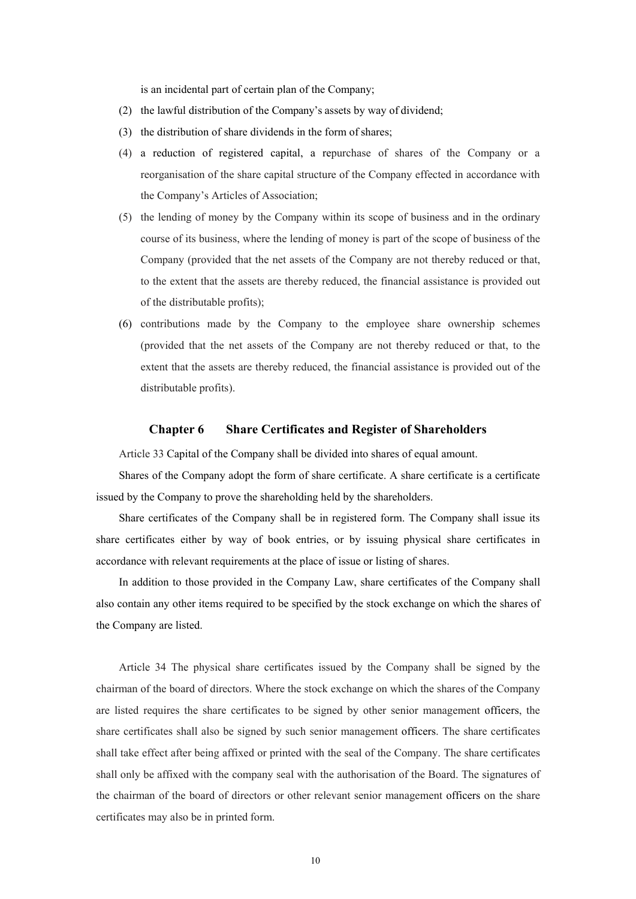is an incidental part of certain plan of the Company;

(2) the lawful distribution of the Company's assets by way of dividend;

(3) the distribution of share dividends in the form of shares;

(4) a reduction of registered capital, a repurchase of shares of the Company or a reorganisation of the share capital structure of the Company effected in accordance with the Company's Articles of Association;

(5) the lending of money by the Company within its scope of business and in the ordinary course of its business, where the lending of money is part of the scope of business of the Company (provided that the net assets of the Company are not thereby reduced or that, to the extent that the assets are thereby reduced, the financial assistance is provided out of the distributable profits);

(6) contributions made by the Company to the employee share ownership schemes (provided that the net assets of the Company are not thereby reduced or that, to the extent that the assets are thereby reduced, the financial assistance is provided out of the distributable profits).

## Chapter 6 Share Certificates and Register of Shareholders

Article 33 Capital of the Company shall be divided into shares of equal amount.

Shares of the Company adopt the form of share certificate. A share certificate is a certificate issued by the Company to prove the shareholding held by the shareholders.

Share certificates of the Company shall be in registered form. The Company shall issue its share certificates either by way of book entries, or by issuing physical share certificates in accordance with relevant requirements at the place of issue or listing of shares.

In addition to those provided in the Company Law, share certificates of the Company shall also contain any other items required to be specified by the stock exchange on which the shares of the Company are listed.

Article 34 The physical share certificates issued by the Company shall be signed by the chairman of the board of directors. Where the stock exchange on which the shares of the Company are listed requires the share certificates to be signed by other senior management officers, the share certificates shall also be signed by such senior management officers. The share certificates shall take effect after being affixed or printed with the seal of the Company. The share certificates shall only be affixed with the company seal with the authorisation of the Board. The signatures of the chairman of the board of directors or other relevant senior management officers on the share certificates may also be in printed form.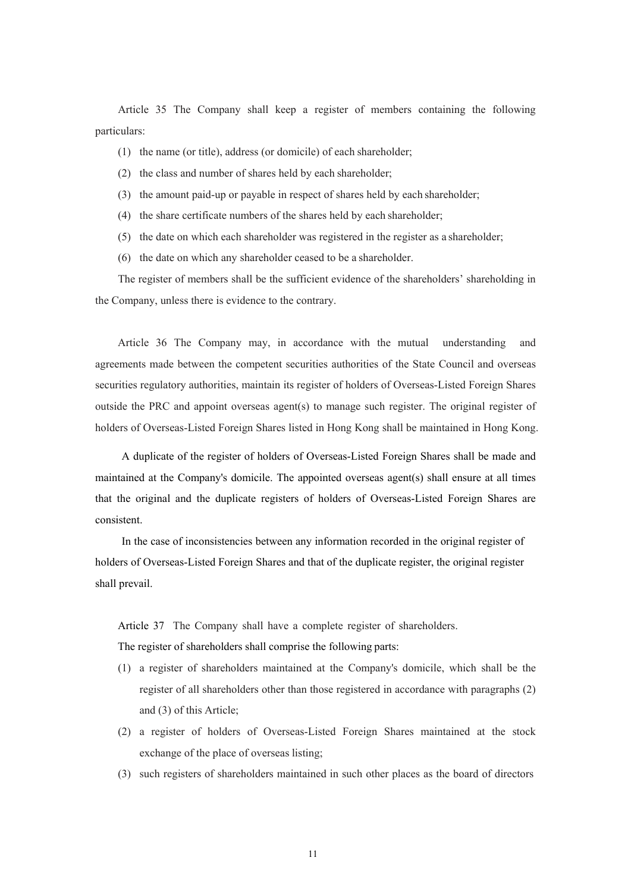Article 35 The Company shall keep a register of members containing the following particulars:

(1) the name (or title), address (or domicile) of each shareholder;

(2) the class and number of shares held by each shareholder;

(3) the amount paid-up or payable in respect of shares held by each shareholder;

(4) the share certificate numbers of the shares held by each shareholder;

(5) the date on which each shareholder was registered in the register as a shareholder;

(6) the date on which any shareholder ceased to be a shareholder.

The register of members shall be the sufficient evidence of the shareholders' shareholding in the Company, unless there is evidence to the contrary.

Article 36 The Company may, in accordance with the mutual understanding and agreements made between the competent securities authorities of the State Council and overseas securities regulatory authorities, maintain its register of holders of Overseas-Listed Foreign Shares outside the PRC and appoint overseas agent(s) to manage such register. The original register of holders of Overseas-Listed Foreign Shares listed in Hong Kong shall be maintained in Hong Kong.

A duplicate of the register of holders of Overseas-Listed Foreign Shares shall be made and maintained at the Company's domicile. The appointed overseas agent(s) shall ensure at all times that the original and the duplicate registers of holders of Overseas-Listed Foreign Shares are consistent.

In the case of inconsistencies between any information recorded in the original register of holders of Overseas-Listed Foreign Shares and that of the duplicate register, the original register shall prevail.

Article 37 The Company shall have a complete register of shareholders.

The register of shareholders shall comprise the following parts:

(1) a register of shareholders maintained at the Company's domicile, which shall be the register of all shareholders other than those registered in accordance with paragraphs (2) and (3) of this Article;

(2) a register of holders of Overseas-Listed Foreign Shares maintained at the stock exchange of the place of overseas listing;

(3) such registers of shareholders maintained in such other places as the board of directors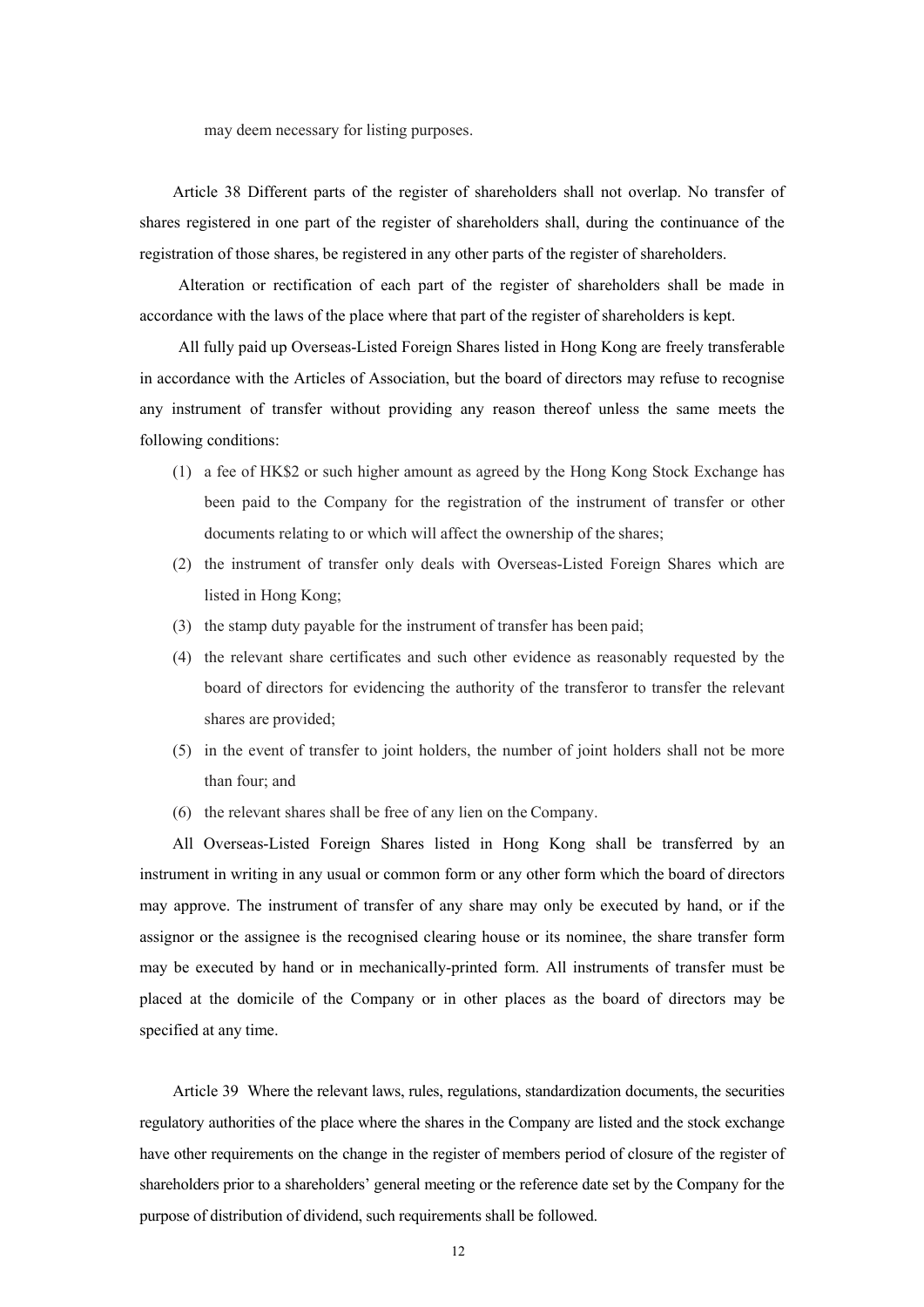may deem necessary for listing purposes.

Article 38 Different parts of the register of shareholders shall not overlap. No transfer of shares registered in one part of the register of shareholders shall, during the continuance of the registration of those shares, be registered in any other parts of the register of shareholders.

Alteration or rectification of each part of the register of shareholders shall be made in accordance with the laws of the place where that part of the register of shareholders is kept.

All fully paid up Overseas-Listed Foreign Shares listed in Hong Kong are freely transferable in accordance with the Articles of Association, but the board of directors may refuse to recognise any instrument of transfer without providing any reason thereof unless the same meets the following conditions:

(1) a fee of HK$2 or such higher amount as agreed by the Hong Kong Stock Exchange has been paid to the Company for the registration of the instrument of transfer or other documents relating to or which will affect the ownership of the shares;

(2) the instrument of transfer only deals with Overseas-Listed Foreign Shares which are listed in Hong Kong;

(3) the stamp duty payable for the instrument of transfer has been paid;

(4) the relevant share certificates and such other evidence as reasonably requested by the board of directors for evidencing the authority of the transferor to transfer the relevant shares are provided;

(5) in the event of transfer to joint holders, the number of joint holders shall not be more than four; and

(6) the relevant shares shall be free of any lien on the Company.

All Overseas-Listed Foreign Shares listed in Hong Kong shall be transferred by an instrument in writing in any usual or common form or any other form which the board of directors may approve. The instrument of transfer of any share may only be executed by hand, or if the assignor or the assignee is the recognised clearing house or its nominee, the share transfer form may be executed by hand or in mechanically-printed form. All instruments of transfer must be placed at the domicile of the Company or in other places as the board of directors may be specified at any time.

Article 39 Where the relevant laws, rules, regulations, standardization documents, the securities regulatory authorities of the place where the shares in the Company are listed and the stock exchange have other requirements on the change in the register of members period of closure of the register of shareholders prior to a shareholders' general meeting or the reference date set by the Company for the purpose of distribution of dividend, such requirements shall be followed.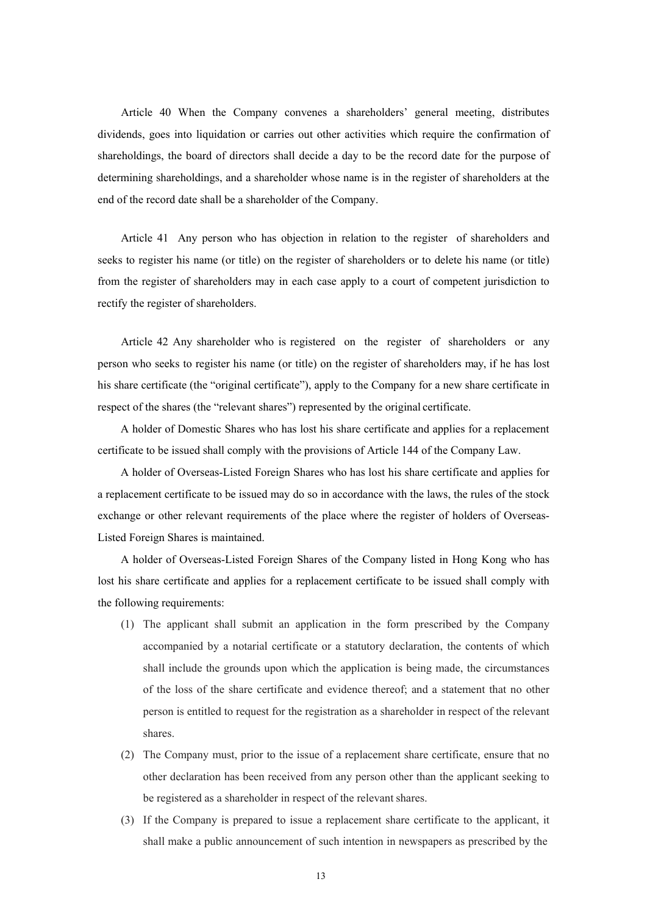Article 40 When the Company convenes a shareholders' general meeting, distributes dividends, goes into liquidation or carries out other activities which require the confirmation of shareholdings, the board of directors shall decide a day to be the record date for the purpose of determining shareholdings, and a shareholder whose name is in the register of shareholders at the end of the record date shall be a shareholder of the Company.

Article 41 Any person who has objection in relation to the register of shareholders and seeks to register his name (or title) on the register of shareholders or to delete his name (or title) from the register of shareholders may in each case apply to a court of competent jurisdiction to rectify the register of shareholders.

Article 42 Any shareholder who is registered on the register of shareholders or any person who seeks to register his name (or title) on the register of shareholders may, if he has lost his share certificate (the "original certificate"), apply to the Company for a new share certificate in respect of the shares (the "relevant shares") represented by the original certificate.

A holder of Domestic Shares who has lost his share certificate and applies for a replacement certificate to be issued shall comply with the provisions of Article 144 of the Company Law.

A holder of Overseas-Listed Foreign Shares who has lost his share certificate and applies for a replacement certificate to be issued may do so in accordance with the laws, the rules of the stock exchange or other relevant requirements of the place where the register of holders of Overseas-Listed Foreign Shares is maintained.

A holder of Overseas-Listed Foreign Shares of the Company listed in Hong Kong who has lost his share certificate and applies for a replacement certificate to be issued shall comply with the following requirements:

(1) The applicant shall submit an application in the form prescribed by the Company accompanied by a notarial certificate or a statutory declaration, the contents of which shall include the grounds upon which the application is being made, the circumstances of the loss of the share certificate and evidence thereof; and a statement that no other person is entitled to request for the registration as a shareholder in respect of the relevant shares.

(2) The Company must, prior to the issue of a replacement share certificate, ensure that no other declaration has been received from any person other than the applicant seeking to be registered as a shareholder in respect of the relevant shares.

(3) If the Company is prepared to issue a replacement share certificate to the applicant, it shall make a public announcement of such intention in newspapers as prescribed by the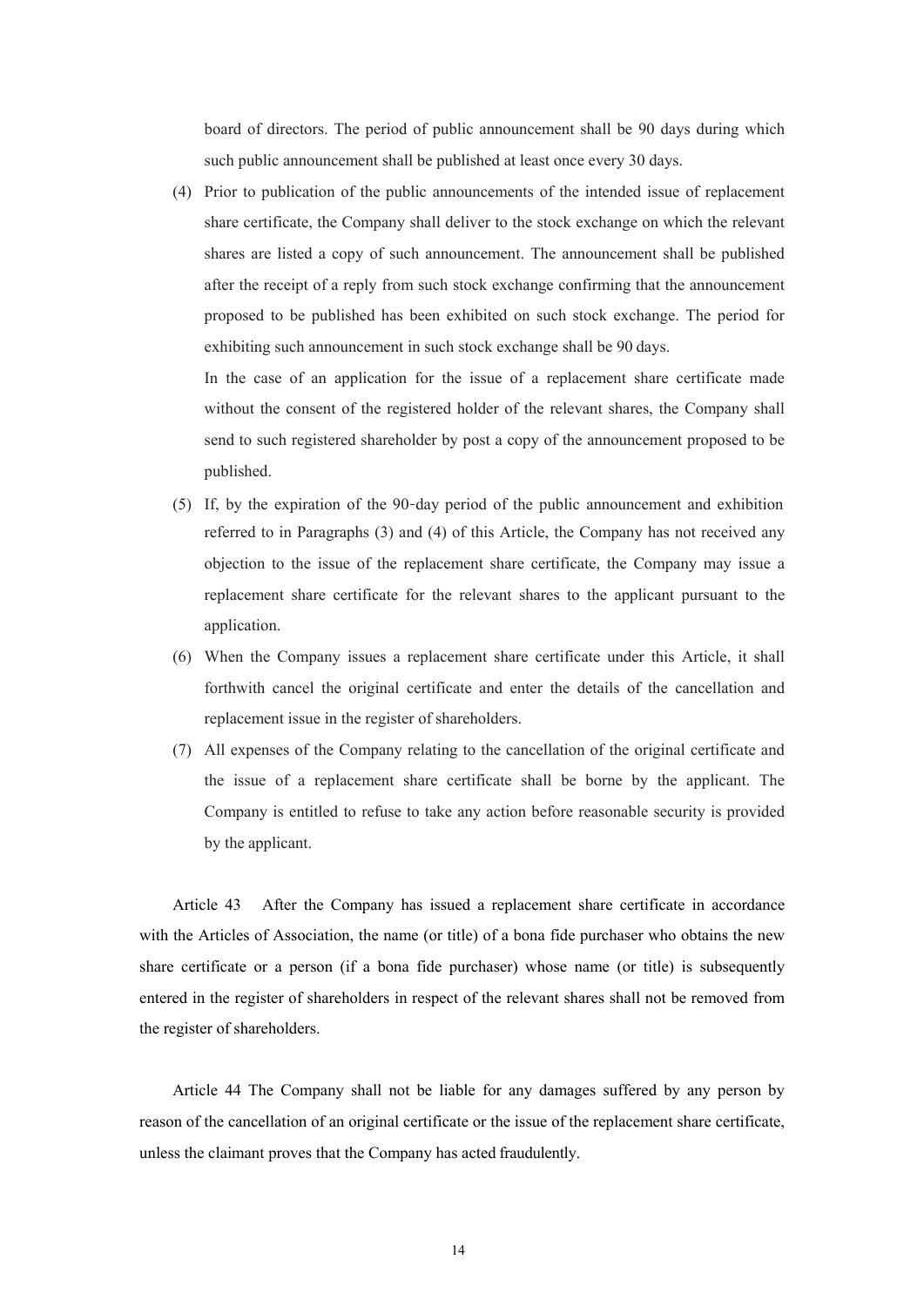board of directors. The period of public announcement shall be 90 days during which such public announcement shall be published at least once every 30 days.

(4) Prior to publication of the public announcements of the intended issue of replacement share certificate, the Company shall deliver to the stock exchange on which the relevant shares are listed a copy of such announcement. The announcement shall be published after the receipt of a reply from such stock exchange confirming that the announcement proposed to be published has been exhibited on such stock exchange. The period for exhibiting such announcement in such stock exchange shall be 90 days.

In the case of an application for the issue of a replacement share certificate made without the consent of the registered holder of the relevant shares, the Company shall send to such registered shareholder by post a copy of the announcement proposed to be published.

(5) If, by the expiration of the 90-day period of the public announcement and exhibition referred to in Paragraphs (3) and (4) of this Article, the Company has not received any objection to the issue of the replacement share certificate, the Company may issue a replacement share certificate for the relevant shares to the applicant pursuant to the application.

(6) When the Company issues a replacement share certificate under this Article, it shall forthwith cancel the original certificate and enter the details of the cancellation and replacement issue in the register of shareholders.

(7) All expenses of the Company relating to the cancellation of the original certificate and the issue of a replacement share certificate shall be borne by the applicant. The Company is entitled to refuse to take any action before reasonable security is provided by the applicant.

Article 43 After the Company has issued a replacement share certificate in accordance with the Articles of Association, the name (or title) of a bona fide purchaser who obtains the new share certificate or a person (if a bona fide purchaser) whose name (or title) is subsequently entered in the register of shareholders in respect of the relevant shares shall not be removed from the register of shareholders.

Article 44 The Company shall not be liable for any damages suffered by any person by reason of the cancellation of an original certificate or the issue of the replacement share certificate, unless the claimant proves that the Company has acted fraudulently.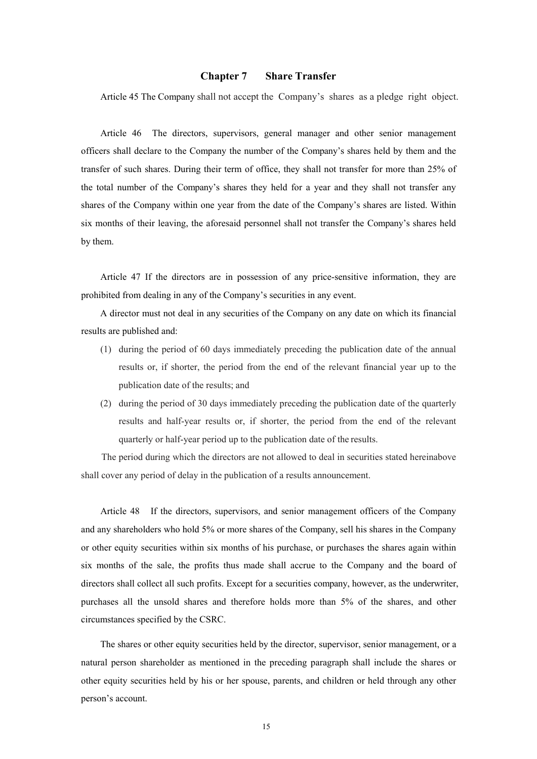## Chapter 7 Share Transfer

Article 45 The Company shall not accept the Company's shares as a pledge right object.

Article 46 The directors, supervisors, general manager and other senior management officers shall declare to the Company the number of the Company's shares held by them and the transfer of such shares. During their term of office, they shall not transfer for more than 25% of the total number of the Company's shares they held for a year and they shall not transfer any shares of the Company within one year from the date of the Company's shares are listed. Within six months of their leaving, the aforesaid personnel shall not transfer the Company's shares held by them.

Article 47 If the directors are in possession of any price-sensitive information, they are prohibited from dealing in any of the Company's securities in any event.

A director must not deal in any securities of the Company on any date on which its financial results are published and:

(1) during the period of 60 days immediately preceding the publication date of the annual results or, if shorter, the period from the end of the relevant financial year up to the publication date of the results; and

(2) during the period of 30 days immediately preceding the publication date of the quarterly results and half-year results or, if shorter, the period from the end of the relevant quarterly or half-year period up to the publication date of the results.

The period during which the directors are not allowed to deal in securities stated hereinabove shall cover any period of delay in the publication of a results announcement.

Article 48 If the directors, supervisors, and senior management officers of the Company and any shareholders who hold 5% or more shares of the Company, sell his shares in the Company or other equity securities within six months of his purchase, or purchases the shares again within six months of the sale, the profits thus made shall accrue to the Company and the board of directors shall collect all such profits. Except for a securities company, however, as the underwriter, purchases all the unsold shares and therefore holds more than 5% of the shares, and other circumstances specified by the CSRC.

The shares or other equity securities held by the director, supervisor, senior management, or a natural person shareholder as mentioned in the preceding paragraph shall include the shares or other equity securities held by his or her spouse, parents, and children or held through any other person's account.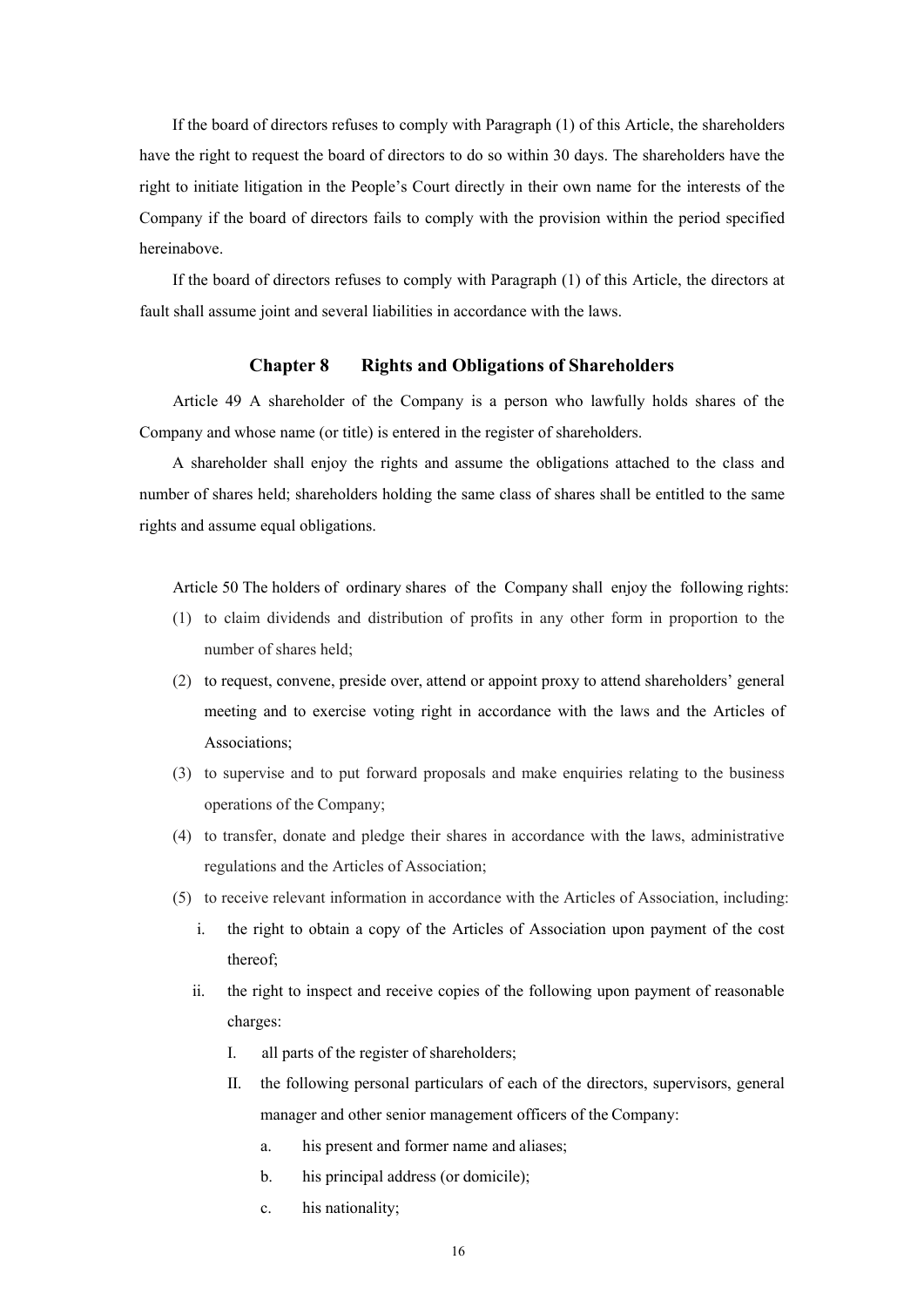If the board of directors refuses to comply with Paragraph (1) of this Article, the shareholders have the right to request the board of directors to do so within 30 days. The shareholders have the right to initiate litigation in the People's Court directly in their own name for the interests of the Company if the board of directors fails to comply with the provision within the period specified hereinabove.

If the board of directors refuses to comply with Paragraph (1) of this Article, the directors at fault shall assume joint and several liabilities in accordance with the laws.

## Chapter 8 Rights and Obligations of Shareholders

Article 49 A shareholder of the Company is a person who lawfully holds shares of the Company and whose name (or title) is entered in the register of shareholders.

A shareholder shall enjoy the rights and assume the obligations attached to the class and number of shares held; shareholders holding the same class of shares shall be entitled to the same rights and assume equal obligations.

Article 50 The holders of ordinary shares of the Company shall enjoy the following rights:

(1) to claim dividends and distribution of profits in any other form in proportion to the number of shares held;

(2) to request, convene, preside over, attend or appoint proxy to attend shareholders' general meeting and to exercise voting right in accordance with the laws and the Articles of Associations;

(3) to supervise and to put forward proposals and make enquiries relating to the business operations of the Company;

(4) to transfer, donate and pledge their shares in accordance with the laws, administrative regulations and the Articles of Association;

(5) to receive relevant information in accordance with the Articles of Association, including:

   i. the right to obtain a copy of the Articles of Association upon payment of the cost thereof;

   ii. the right to inspect and receive copies of the following upon payment of reasonable charges:

      I. all parts of the register of shareholders;

      II. the following personal particulars of each of the directors, supervisors, general manager and other senior management officers of the Company:

         a. his present and former name and aliases;

         b. his principal address (or domicile);

         c. his nationality;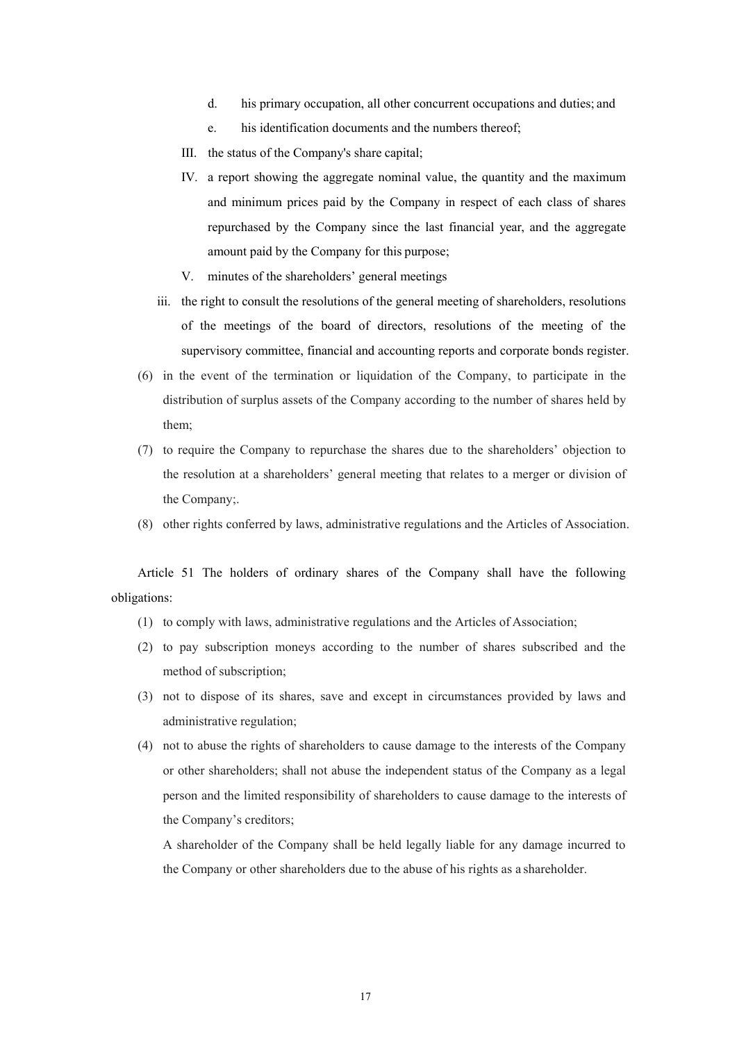d. his primary occupation, all other concurrent occupations and duties; and

e. his identification documents and the numbers thereof;

III. the status of the Company's share capital;

IV. a report showing the aggregate nominal value, the quantity and the maximum and minimum prices paid by the Company in respect of each class of shares repurchased by the Company since the last financial year, and the aggregate amount paid by the Company for this purpose;

V. minutes of the shareholders' general meetings

iii. the right to consult the resolutions of the general meeting of shareholders, resolutions of the meetings of the board of directors, resolutions of the meeting of the supervisory committee, financial and accounting reports and corporate bonds register.

(6) in the event of the termination or liquidation of the Company, to participate in the distribution of surplus assets of the Company according to the number of shares held by them;

(7) to require the Company to repurchase the shares due to the shareholders' objection to the resolution at a shareholders' general meeting that relates to a merger or division of the Company;.

(8) other rights conferred by laws, administrative regulations and the Articles of Association.

Article 51 The holders of ordinary shares of the Company shall have the following obligations:

(1) to comply with laws, administrative regulations and the Articles of Association;

(2) to pay subscription moneys according to the number of shares subscribed and the method of subscription;

(3) not to dispose of its shares, save and except in circumstances provided by laws and administrative regulation;

(4) not to abuse the rights of shareholders to cause damage to the interests of the Company or other shareholders; shall not abuse the independent status of the Company as a legal person and the limited responsibility of shareholders to cause damage to the interests of the Company's creditors;

A shareholder of the Company shall be held legally liable for any damage incurred to the Company or other shareholders due to the abuse of his rights as a shareholder.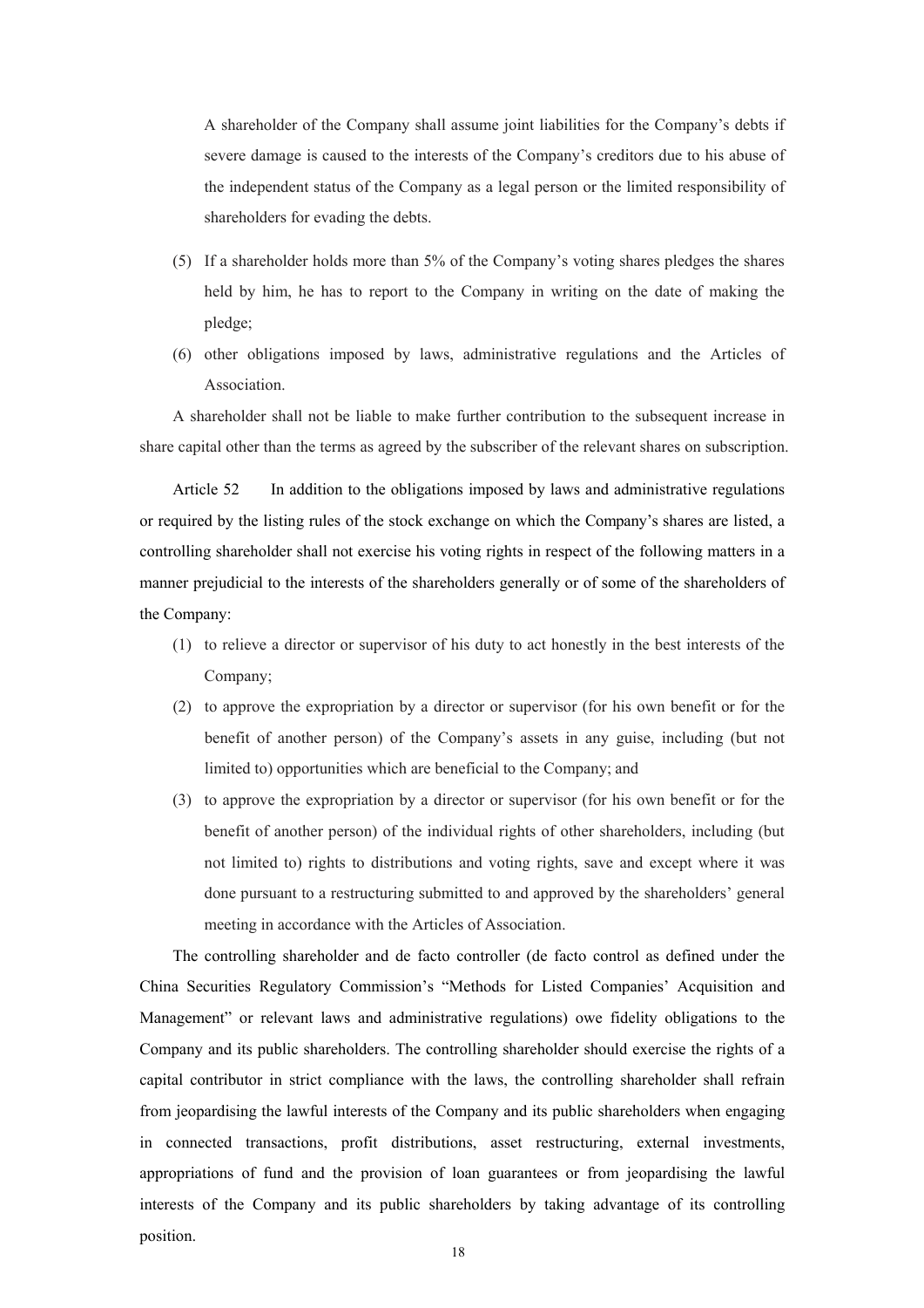A shareholder of the Company shall assume joint liabilities for the Company's debts if severe damage is caused to the interests of the Company's creditors due to his abuse of the independent status of the Company as a legal person or the limited responsibility of shareholders for evading the debts.

(5) If a shareholder holds more than 5% of the Company's voting shares pledges the shares held by him, he has to report to the Company in writing on the date of making the pledge;

(6) other obligations imposed by laws, administrative regulations and the Articles of Association.

A shareholder shall not be liable to make further contribution to the subsequent increase in share capital other than the terms as agreed by the subscriber of the relevant shares on subscription.

Article 52 In addition to the obligations imposed by laws and administrative regulations or required by the listing rules of the stock exchange on which the Company's shares are listed, a controlling shareholder shall not exercise his voting rights in respect of the following matters in a manner prejudicial to the interests of the shareholders generally or of some of the shareholders of the Company:

(1) to relieve a director or supervisor of his duty to act honestly in the best interests of the Company;

(2) to approve the expropriation by a director or supervisor (for his own benefit or for the benefit of another person) of the Company's assets in any guise, including (but not limited to) opportunities which are beneficial to the Company; and

(3) to approve the expropriation by a director or supervisor (for his own benefit or for the benefit of another person) of the individual rights of other shareholders, including (but not limited to) rights to distributions and voting rights, save and except where it was done pursuant to a restructuring submitted to and approved by the shareholders' general meeting in accordance with the Articles of Association.

The controlling shareholder and de facto controller (de facto control as defined under the China Securities Regulatory Commission's "Methods for Listed Companies' Acquisition and Management" or relevant laws and administrative regulations) owe fidelity obligations to the Company and its public shareholders. The controlling shareholder should exercise the rights of a capital contributor in strict compliance with the laws, the controlling shareholder shall refrain from jeopardising the lawful interests of the Company and its public shareholders when engaging in connected transactions, profit distributions, asset restructuring, external investments, appropriations of fund and the provision of loan guarantees or from jeopardising the lawful interests of the Company and its public shareholders by taking advantage of its controlling position.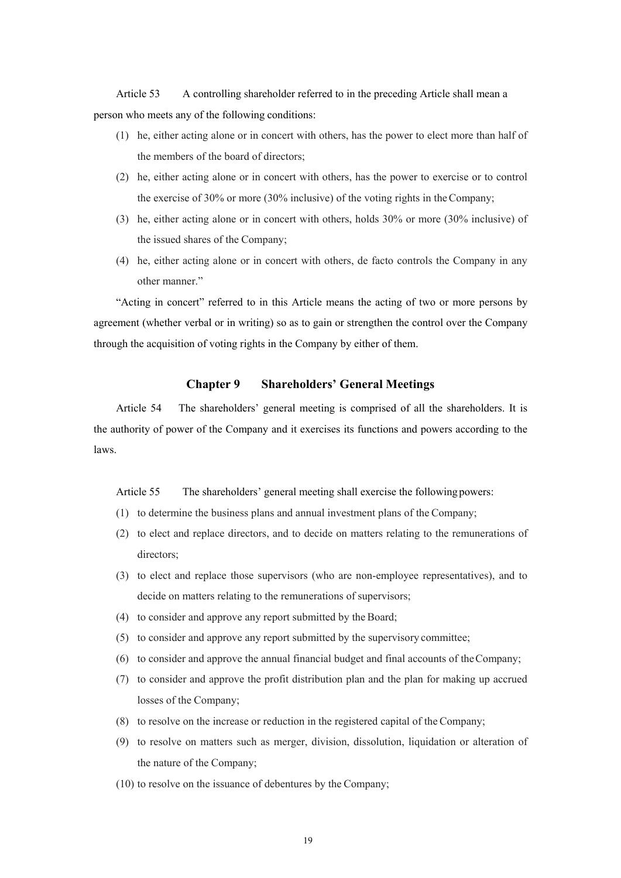Article 53 A controlling shareholder referred to in the preceding Article shall mean a person who meets any of the following conditions:

(1) he, either acting alone or in concert with others, has the power to elect more than half of the members of the board of directors;

(2) he, either acting alone or in concert with others, has the power to exercise or to control the exercise of 30% or more (30% inclusive) of the voting rights in the Company;

(3) he, either acting alone or in concert with others, holds 30% or more (30% inclusive) of the issued shares of the Company;

(4) he, either acting alone or in concert with others, de facto controls the Company in any other manner."

"Acting in concert" referred to in this Article means the acting of two or more persons by agreement (whether verbal or in writing) so as to gain or strengthen the control over the Company through the acquisition of voting rights in the Company by either of them.

## Chapter 9 Shareholders' General Meetings

Article 54 The shareholders' general meeting is comprised of all the shareholders. It is the authority of power of the Company and it exercises its functions and powers according to the laws.

Article 55 The shareholders' general meeting shall exercise the following powers:

(1) to determine the business plans and annual investment plans of the Company;

(2) to elect and replace directors, and to decide on matters relating to the remunerations of directors;

(3) to elect and replace those supervisors (who are non-employee representatives), and to decide on matters relating to the remunerations of supervisors;

(4) to consider and approve any report submitted by the Board;

(5) to consider and approve any report submitted by the supervisory committee;

(6) to consider and approve the annual financial budget and final accounts of the Company;

(7) to consider and approve the profit distribution plan and the plan for making up accrued losses of the Company;

(8) to resolve on the increase or reduction in the registered capital of the Company;

(9) to resolve on matters such as merger, division, dissolution, liquidation or alteration of the nature of the Company;

(10) to resolve on the issuance of debentures by the Company;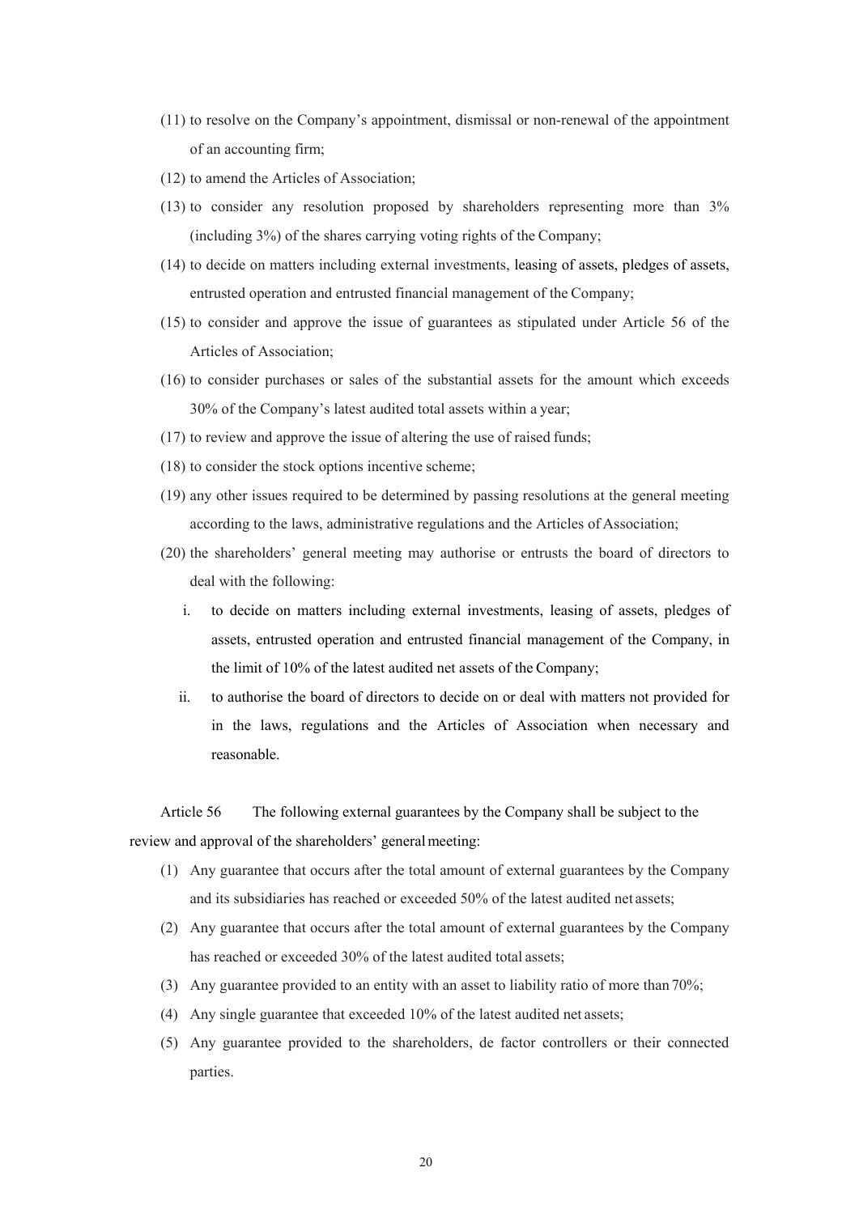(11) to resolve on the Company's appointment, dismissal or non-renewal of the appointment of an accounting firm;

(12) to amend the Articles of Association;

(13) to consider any resolution proposed by shareholders representing more than 3% (including 3%) of the shares carrying voting rights of the Company;

(14) to decide on matters including external investments, leasing of assets, pledges of assets, entrusted operation and entrusted financial management of the Company;

(15) to consider and approve the issue of guarantees as stipulated under Article 56 of the Articles of Association;

(16) to consider purchases or sales of the substantial assets for the amount which exceeds 30% of the Company's latest audited total assets within a year;

(17) to review and approve the issue of altering the use of raised funds;

(18) to consider the stock options incentive scheme;

(19) any other issues required to be determined by passing resolutions at the general meeting according to the laws, administrative regulations and the Articles of Association;

(20) the shareholders' general meeting may authorise or entrusts the board of directors to deal with the following:

i. to decide on matters including external investments, leasing of assets, pledges of assets, entrusted operation and entrusted financial management of the Company, in the limit of 10% of the latest audited net assets of the Company;

ii. to authorise the board of directors to decide on or deal with matters not provided for in the laws, regulations and the Articles of Association when necessary and reasonable.

Article 56 The following external guarantees by the Company shall be subject to the review and approval of the shareholders' general meeting:

(1) Any guarantee that occurs after the total amount of external guarantees by the Company and its subsidiaries has reached or exceeded 50% of the latest audited net assets;

(2) Any guarantee that occurs after the total amount of external guarantees by the Company has reached or exceeded 30% of the latest audited total assets;

(3) Any guarantee provided to an entity with an asset to liability ratio of more than 70%;

(4) Any single guarantee that exceeded 10% of the latest audited net assets;

(5) Any guarantee provided to the shareholders, de factor controllers or their connected parties.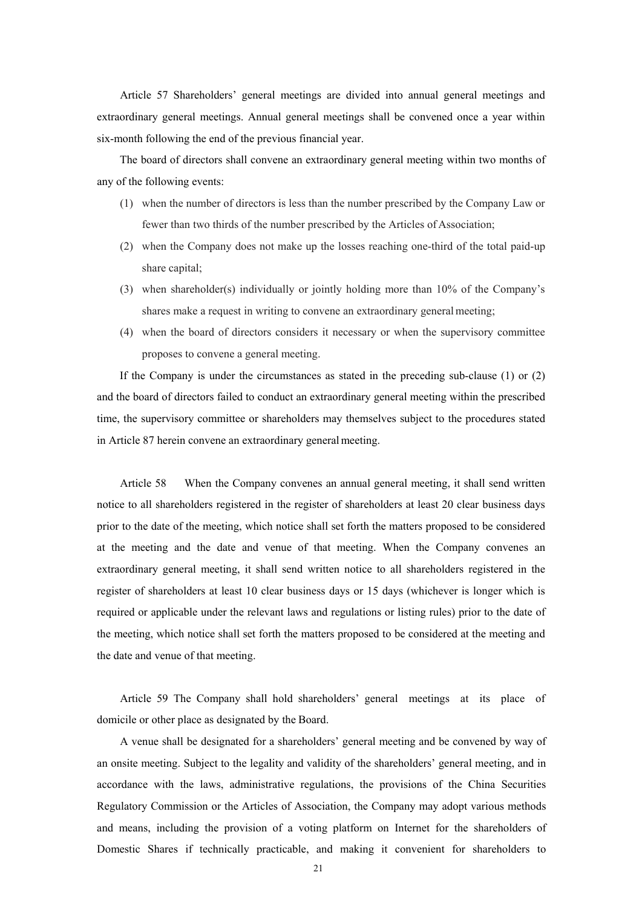Article 57 Shareholders' general meetings are divided into annual general meetings and extraordinary general meetings. Annual general meetings shall be convened once a year within six-month following the end of the previous financial year.

The board of directors shall convene an extraordinary general meeting within two months of any of the following events:

(1) when the number of directors is less than the number prescribed by the Company Law or fewer than two thirds of the number prescribed by the Articles of Association;

(2) when the Company does not make up the losses reaching one-third of the total paid-up share capital;

(3) when shareholder(s) individually or jointly holding more than 10% of the Company's shares make a request in writing to convene an extraordinary general meeting;

(4) when the board of directors considers it necessary or when the supervisory committee proposes to convene a general meeting.

If the Company is under the circumstances as stated in the preceding sub-clause (1) or (2) and the board of directors failed to conduct an extraordinary general meeting within the prescribed time, the supervisory committee or shareholders may themselves subject to the procedures stated in Article 87 herein convene an extraordinary general meeting.

Article 58 When the Company convenes an annual general meeting, it shall send written notice to all shareholders registered in the register of shareholders at least 20 clear business days prior to the date of the meeting, which notice shall set forth the matters proposed to be considered at the meeting and the date and venue of that meeting. When the Company convenes an extraordinary general meeting, it shall send written notice to all shareholders registered in the register of shareholders at least 10 clear business days or 15 days (whichever is longer which is required or applicable under the relevant laws and regulations or listing rules) prior to the date of the meeting, which notice shall set forth the matters proposed to be considered at the meeting and the date and venue of that meeting.

Article 59 The Company shall hold shareholders' general meetings at its place of domicile or other place as designated by the Board.

A venue shall be designated for a shareholders' general meeting and be convened by way of an onsite meeting. Subject to the legality and validity of the shareholders' general meeting, and in accordance with the laws, administrative regulations, the provisions of the China Securities Regulatory Commission or the Articles of Association, the Company may adopt various methods and means, including the provision of a voting platform on Internet for the shareholders of Domestic Shares if technically practicable, and making it convenient for shareholders to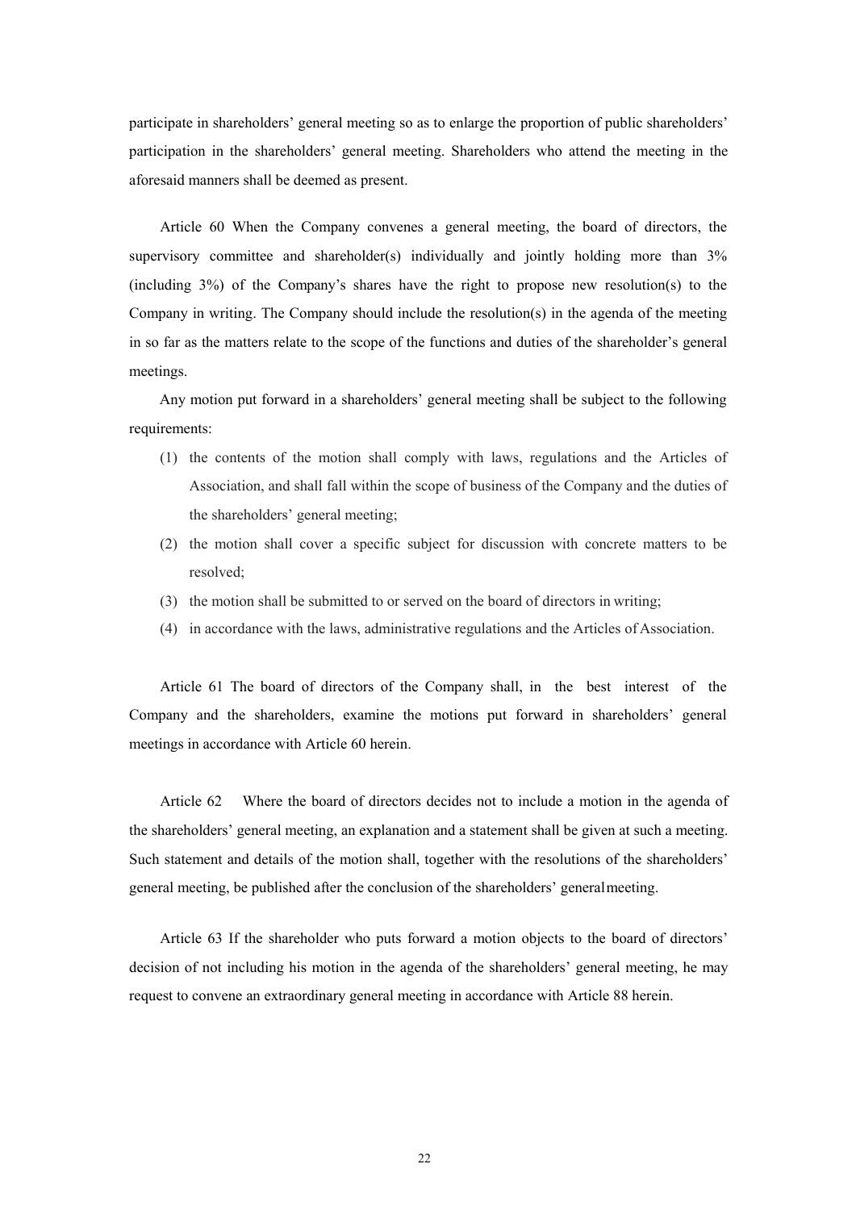participate in shareholders' general meeting so as to enlarge the proportion of public shareholders' participation in the shareholders' general meeting. Shareholders who attend the meeting in the aforesaid manners shall be deemed as present.

Article 60 When the Company convenes a general meeting, the board of directors, the supervisory committee and shareholder(s) individually and jointly holding more than 3% (including 3%) of the Company's shares have the right to propose new resolution(s) to the Company in writing. The Company should include the resolution(s) in the agenda of the meeting in so far as the matters relate to the scope of the functions and duties of the shareholder's general meetings.

Any motion put forward in a shareholders' general meeting shall be subject to the following requirements:

(1) the contents of the motion shall comply with laws, regulations and the Articles of Association, and shall fall within the scope of business of the Company and the duties of the shareholders' general meeting;
(2) the motion shall cover a specific subject for discussion with concrete matters to be resolved;
(3) the motion shall be submitted to or served on the board of directors in writing;
(4) in accordance with the laws, administrative regulations and the Articles of Association.

Article 61 The board of directors of the Company shall, in the best interest of the Company and the shareholders, examine the motions put forward in shareholders' general meetings in accordance with Article 60 herein.

Article 62 Where the board of directors decides not to include a motion in the agenda of the shareholders' general meeting, an explanation and a statement shall be given at such a meeting. Such statement and details of the motion shall, together with the resolutions of the shareholders' general meeting, be published after the conclusion of the shareholders' general meeting.

Article 63 If the shareholder who puts forward a motion objects to the board of directors' decision of not including his motion in the agenda of the shareholders' general meeting, he may request to convene an extraordinary general meeting in accordance with Article 88 herein.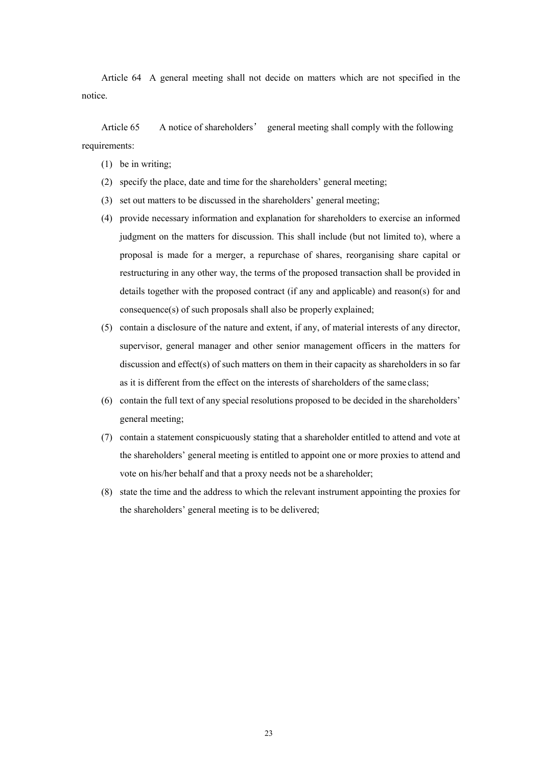Article 64 A general meeting shall not decide on matters which are not specified in the notice.

Article 65 A notice of shareholders' general meeting shall comply with the following requirements:

(1) be in writing;

(2) specify the place, date and time for the shareholders' general meeting;

(3) set out matters to be discussed in the shareholders' general meeting;

(4) provide necessary information and explanation for shareholders to exercise an informed judgment on the matters for discussion. This shall include (but not limited to), where a proposal is made for a merger, a repurchase of shares, reorganising share capital or restructuring in any other way, the terms of the proposed transaction shall be provided in details together with the proposed contract (if any and applicable) and reason(s) for and consequence(s) of such proposals shall also be properly explained;

(5) contain a disclosure of the nature and extent, if any, of material interests of any director, supervisor, general manager and other senior management officers in the matters for discussion and effect(s) of such matters on them in their capacity as shareholders in so far as it is different from the effect on the interests of shareholders of the same class;

(6) contain the full text of any special resolutions proposed to be decided in the shareholders' general meeting;

(7) contain a statement conspicuously stating that a shareholder entitled to attend and vote at the shareholders' general meeting is entitled to appoint one or more proxies to attend and vote on his/her behalf and that a proxy needs not be a shareholder;

(8) state the time and the address to which the relevant instrument appointing the proxies for the shareholders' general meeting is to be delivered;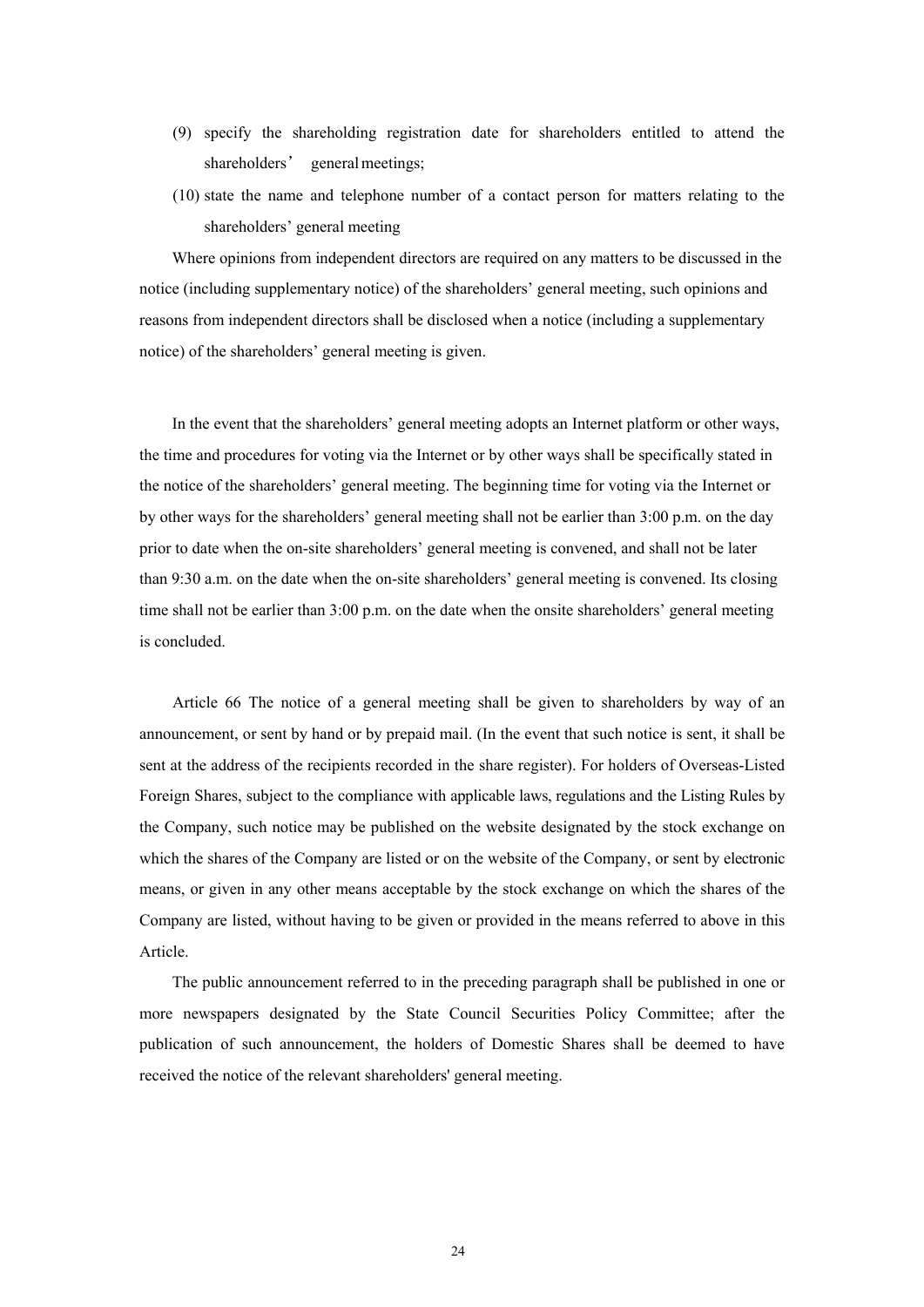(9) specify the shareholding registration date for shareholders entitled to attend the shareholders' general meetings;

(10) state the name and telephone number of a contact person for matters relating to the shareholders' general meeting

Where opinions from independent directors are required on any matters to be discussed in the notice (including supplementary notice) of the shareholders' general meeting, such opinions and reasons from independent directors shall be disclosed when a notice (including a supplementary notice) of the shareholders' general meeting is given.

In the event that the shareholders' general meeting adopts an Internet platform or other ways, the time and procedures for voting via the Internet or by other ways shall be specifically stated in the notice of the shareholders' general meeting. The beginning time for voting via the Internet or by other ways for the shareholders' general meeting shall not be earlier than 3:00 p.m. on the day prior to date when the on-site shareholders' general meeting is convened, and shall not be later than 9:30 a.m. on the date when the on-site shareholders' general meeting is convened. Its closing time shall not be earlier than 3:00 p.m. on the date when the onsite shareholders' general meeting is concluded.

Article 66 The notice of a general meeting shall be given to shareholders by way of an announcement, or sent by hand or by prepaid mail. (In the event that such notice is sent, it shall be sent at the address of the recipients recorded in the share register). For holders of Overseas-Listed Foreign Shares, subject to the compliance with applicable laws, regulations and the Listing Rules by the Company, such notice may be published on the website designated by the stock exchange on which the shares of the Company are listed or on the website of the Company, or sent by electronic means, or given in any other means acceptable by the stock exchange on which the shares of the Company are listed, without having to be given or provided in the means referred to above in this Article.

The public announcement referred to in the preceding paragraph shall be published in one or more newspapers designated by the State Council Securities Policy Committee; after the publication of such announcement, the holders of Domestic Shares shall be deemed to have received the notice of the relevant shareholders' general meeting.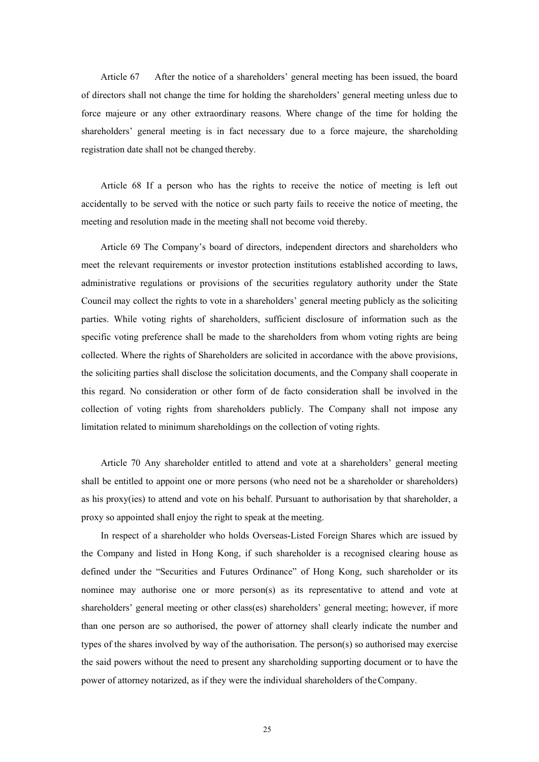Article 67 After the notice of a shareholders' general meeting has been issued, the board of directors shall not change the time for holding the shareholders' general meeting unless due to force majeure or any other extraordinary reasons. Where change of the time for holding the shareholders' general meeting is in fact necessary due to a force majeure, the shareholding registration date shall not be changed thereby.

Article 68 If a person who has the rights to receive the notice of meeting is left out accidentally to be served with the notice or such party fails to receive the notice of meeting, the meeting and resolution made in the meeting shall not become void thereby.

Article 69 The Company's board of directors, independent directors and shareholders who meet the relevant requirements or investor protection institutions established according to laws, administrative regulations or provisions of the securities regulatory authority under the State Council may collect the rights to vote in a shareholders' general meeting publicly as the soliciting parties. While voting rights of shareholders, sufficient disclosure of information such as the specific voting preference shall be made to the shareholders from whom voting rights are being collected. Where the rights of Shareholders are solicited in accordance with the above provisions, the soliciting parties shall disclose the solicitation documents, and the Company shall cooperate in this regard. No consideration or other form of de facto consideration shall be involved in the collection of voting rights from shareholders publicly. The Company shall not impose any limitation related to minimum shareholdings on the collection of voting rights.

Article 70 Any shareholder entitled to attend and vote at a shareholders' general meeting shall be entitled to appoint one or more persons (who need not be a shareholder or shareholders) as his proxy(ies) to attend and vote on his behalf. Pursuant to authorisation by that shareholder, a proxy so appointed shall enjoy the right to speak at the meeting.

In respect of a shareholder who holds Overseas-Listed Foreign Shares which are issued by the Company and listed in Hong Kong, if such shareholder is a recognised clearing house as defined under the "Securities and Futures Ordinance" of Hong Kong, such shareholder or its nominee may authorise one or more person(s) as its representative to attend and vote at shareholders' general meeting or other class(es) shareholders' general meeting; however, if more than one person are so authorised, the power of attorney shall clearly indicate the number and types of the shares involved by way of the authorisation. The person(s) so authorised may exercise the said powers without the need to present any shareholding supporting document or to have the power of attorney notarized, as if they were the individual shareholders of the Company.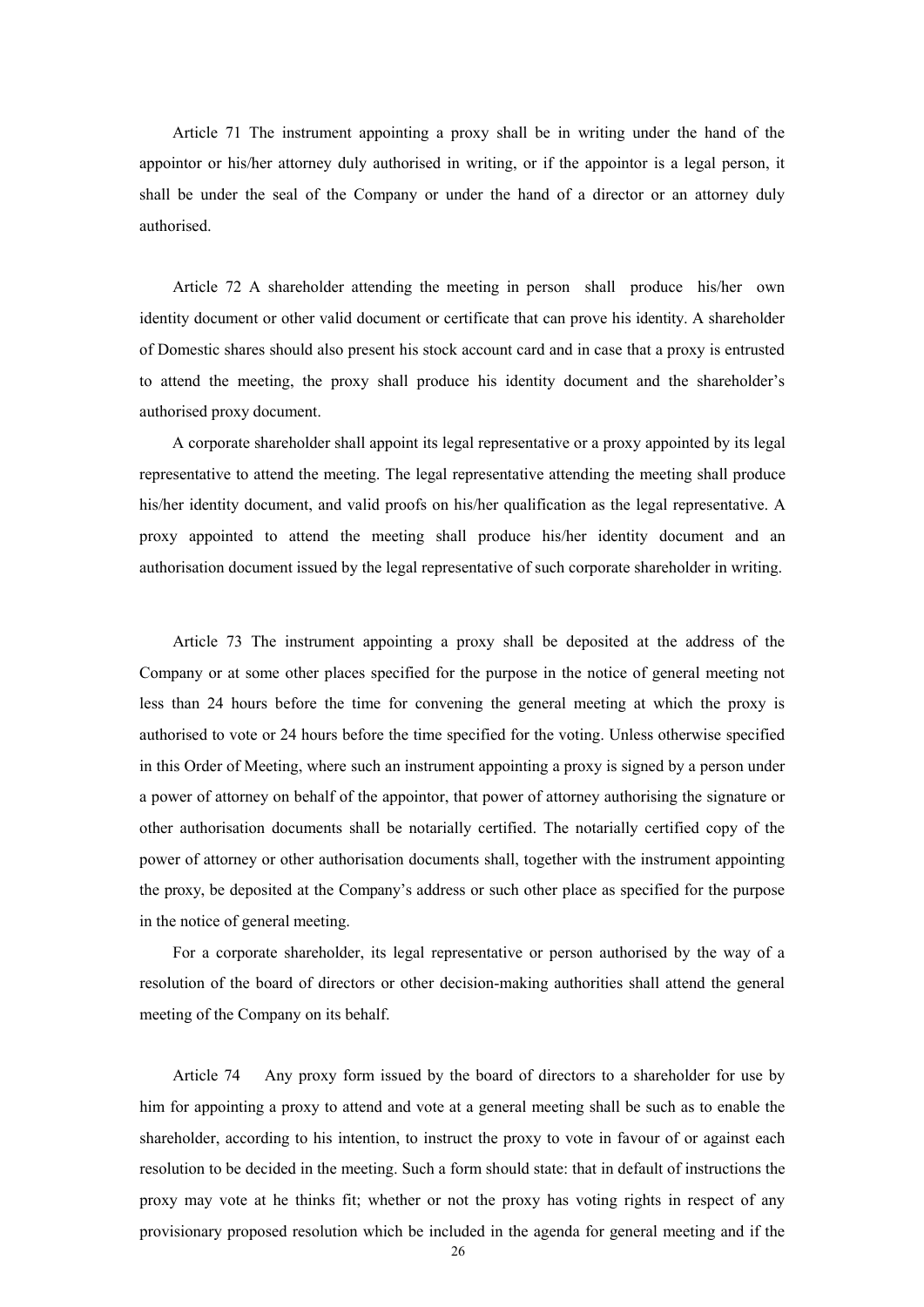Article 71 The instrument appointing a proxy shall be in writing under the hand of the appointor or his/her attorney duly authorised in writing, or if the appointor is a legal person, it shall be under the seal of the Company or under the hand of a director or an attorney duly authorised.

Article 72 A shareholder attending the meeting in person shall produce his/her own identity document or other valid document or certificate that can prove his identity. A shareholder of Domestic shares should also present his stock account card and in case that a proxy is entrusted to attend the meeting, the proxy shall produce his identity document and the shareholder's authorised proxy document.

A corporate shareholder shall appoint its legal representative or a proxy appointed by its legal representative to attend the meeting. The legal representative attending the meeting shall produce his/her identity document, and valid proofs on his/her qualification as the legal representative. A proxy appointed to attend the meeting shall produce his/her identity document and an authorisation document issued by the legal representative of such corporate shareholder in writing.

Article 73 The instrument appointing a proxy shall be deposited at the address of the Company or at some other places specified for the purpose in the notice of general meeting not less than 24 hours before the time for convening the general meeting at which the proxy is authorised to vote or 24 hours before the time specified for the voting. Unless otherwise specified in this Order of Meeting, where such an instrument appointing a proxy is signed by a person under a power of attorney on behalf of the appointor, that power of attorney authorising the signature or other authorisation documents shall be notarially certified. The notarially certified copy of the power of attorney or other authorisation documents shall, together with the instrument appointing the proxy, be deposited at the Company's address or such other place as specified for the purpose in the notice of general meeting.

For a corporate shareholder, its legal representative or person authorised by the way of a resolution of the board of directors or other decision-making authorities shall attend the general meeting of the Company on its behalf.

Article 74 Any proxy form issued by the board of directors to a shareholder for use by him for appointing a proxy to attend and vote at a general meeting shall be such as to enable the shareholder, according to his intention, to instruct the proxy to vote in favour of or against each resolution to be decided in the meeting. Such a form should state: that in default of instructions the proxy may vote at he thinks fit; whether or not the proxy has voting rights in respect of any provisionary proposed resolution which be included in the agenda for general meeting and if the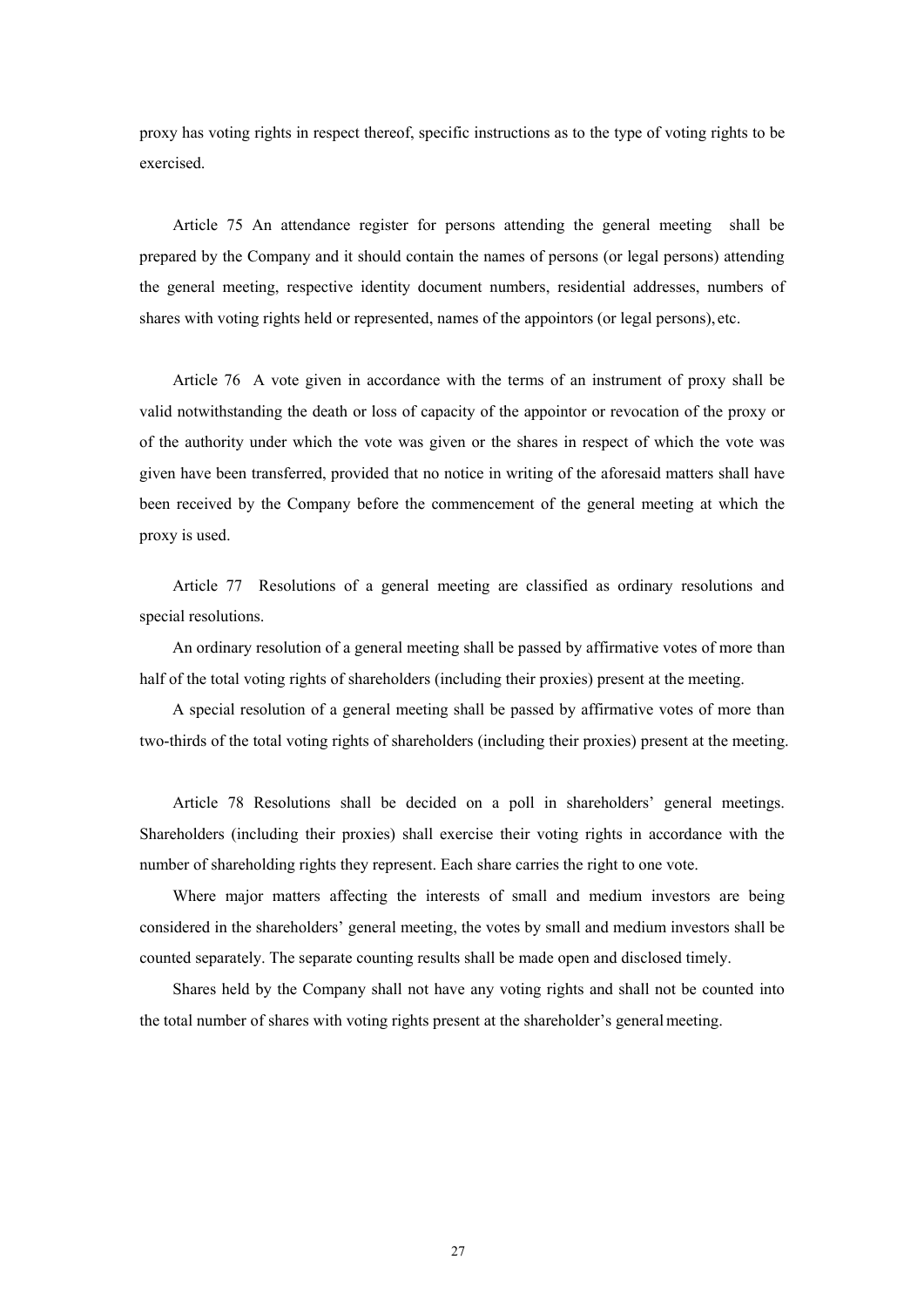proxy has voting rights in respect thereof, specific instructions as to the type of voting rights to be exercised.

Article 75 An attendance register for persons attending the general meeting shall be prepared by the Company and it should contain the names of persons (or legal persons) attending the general meeting, respective identity document numbers, residential addresses, numbers of shares with voting rights held or represented, names of the appointors (or legal persons), etc.

Article 76 A vote given in accordance with the terms of an instrument of proxy shall be valid notwithstanding the death or loss of capacity of the appointor or revocation of the proxy or of the authority under which the vote was given or the shares in respect of which the vote was given have been transferred, provided that no notice in writing of the aforesaid matters shall have been received by the Company before the commencement of the general meeting at which the proxy is used.

Article 77 Resolutions of a general meeting are classified as ordinary resolutions and special resolutions.

An ordinary resolution of a general meeting shall be passed by affirmative votes of more than half of the total voting rights of shareholders (including their proxies) present at the meeting.

A special resolution of a general meeting shall be passed by affirmative votes of more than two-thirds of the total voting rights of shareholders (including their proxies) present at the meeting.

Article 78 Resolutions shall be decided on a poll in shareholders' general meetings. Shareholders (including their proxies) shall exercise their voting rights in accordance with the number of shareholding rights they represent. Each share carries the right to one vote.

Where major matters affecting the interests of small and medium investors are being considered in the shareholders' general meeting, the votes by small and medium investors shall be counted separately. The separate counting results shall be made open and disclosed timely.

Shares held by the Company shall not have any voting rights and shall not be counted into the total number of shares with voting rights present at the shareholder's general meeting.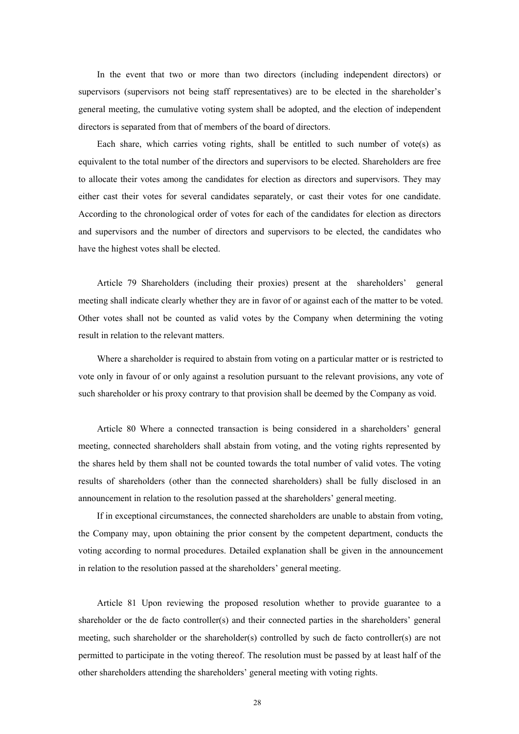In the event that two or more than two directors (including independent directors) or supervisors (supervisors not being staff representatives) are to be elected in the shareholder's general meeting, the cumulative voting system shall be adopted, and the election of independent directors is separated from that of members of the board of directors.

Each share, which carries voting rights, shall be entitled to such number of vote(s) as equivalent to the total number of the directors and supervisors to be elected. Shareholders are free to allocate their votes among the candidates for election as directors and supervisors. They may either cast their votes for several candidates separately, or cast their votes for one candidate. According to the chronological order of votes for each of the candidates for election as directors and supervisors and the number of directors and supervisors to be elected, the candidates who have the highest votes shall be elected.

Article 79 Shareholders (including their proxies) present at the shareholders' general meeting shall indicate clearly whether they are in favor of or against each of the matter to be voted. Other votes shall not be counted as valid votes by the Company when determining the voting result in relation to the relevant matters.

Where a shareholder is required to abstain from voting on a particular matter or is restricted to vote only in favour of or only against a resolution pursuant to the relevant provisions, any vote of such shareholder or his proxy contrary to that provision shall be deemed by the Company as void.

Article 80 Where a connected transaction is being considered in a shareholders' general meeting, connected shareholders shall abstain from voting, and the voting rights represented by the shares held by them shall not be counted towards the total number of valid votes. The voting results of shareholders (other than the connected shareholders) shall be fully disclosed in an announcement in relation to the resolution passed at the shareholders' general meeting.

If in exceptional circumstances, the connected shareholders are unable to abstain from voting, the Company may, upon obtaining the prior consent by the competent department, conducts the voting according to normal procedures. Detailed explanation shall be given in the announcement in relation to the resolution passed at the shareholders' general meeting.

Article 81 Upon reviewing the proposed resolution whether to provide guarantee to a shareholder or the de facto controller(s) and their connected parties in the shareholders' general meeting, such shareholder or the shareholder(s) controlled by such de facto controller(s) are not permitted to participate in the voting thereof. The resolution must be passed by at least half of the other shareholders attending the shareholders' general meeting with voting rights.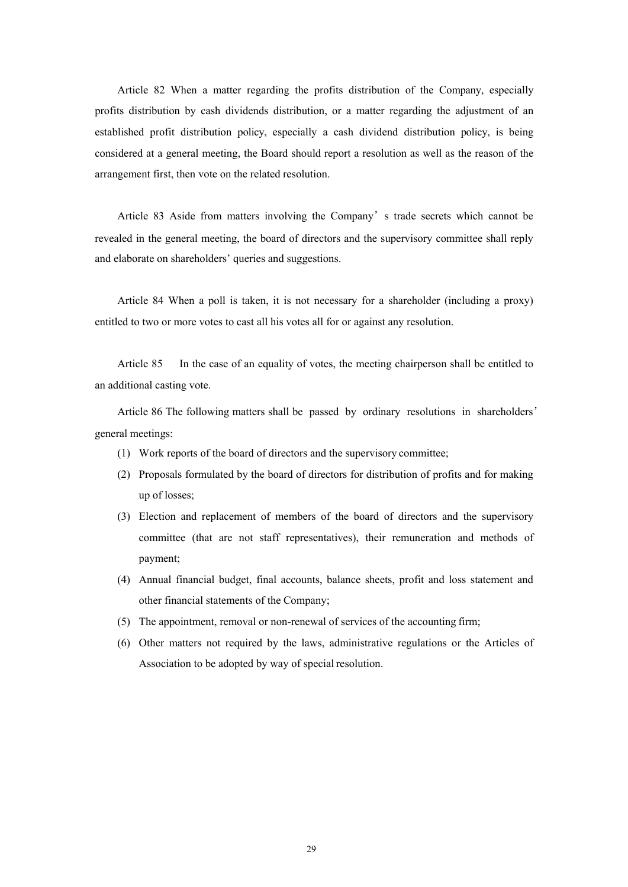Article 82 When a matter regarding the profits distribution of the Company, especially profits distribution by cash dividends distribution, or a matter regarding the adjustment of an established profit distribution policy, especially a cash dividend distribution policy, is being considered at a general meeting, the Board should report a resolution as well as the reason of the arrangement first, then vote on the related resolution.

Article 83 Aside from matters involving the Company' s trade secrets which cannot be revealed in the general meeting, the board of directors and the supervisory committee shall reply and elaborate on shareholders' queries and suggestions.

Article 84 When a poll is taken, it is not necessary for a shareholder (including a proxy) entitled to two or more votes to cast all his votes all for or against any resolution.

Article 85 In the case of an equality of votes, the meeting chairperson shall be entitled to an additional casting vote.

Article 86 The following matters shall be passed by ordinary resolutions in shareholders' general meetings:

(1) Work reports of the board of directors and the supervisory committee;

(2) Proposals formulated by the board of directors for distribution of profits and for making up of losses;

(3) Election and replacement of members of the board of directors and the supervisory committee (that are not staff representatives), their remuneration and methods of payment;

(4) Annual financial budget, final accounts, balance sheets, profit and loss statement and other financial statements of the Company;

(5) The appointment, removal or non-renewal of services of the accounting firm;

(6) Other matters not required by the laws, administrative regulations or the Articles of Association to be adopted by way of special resolution.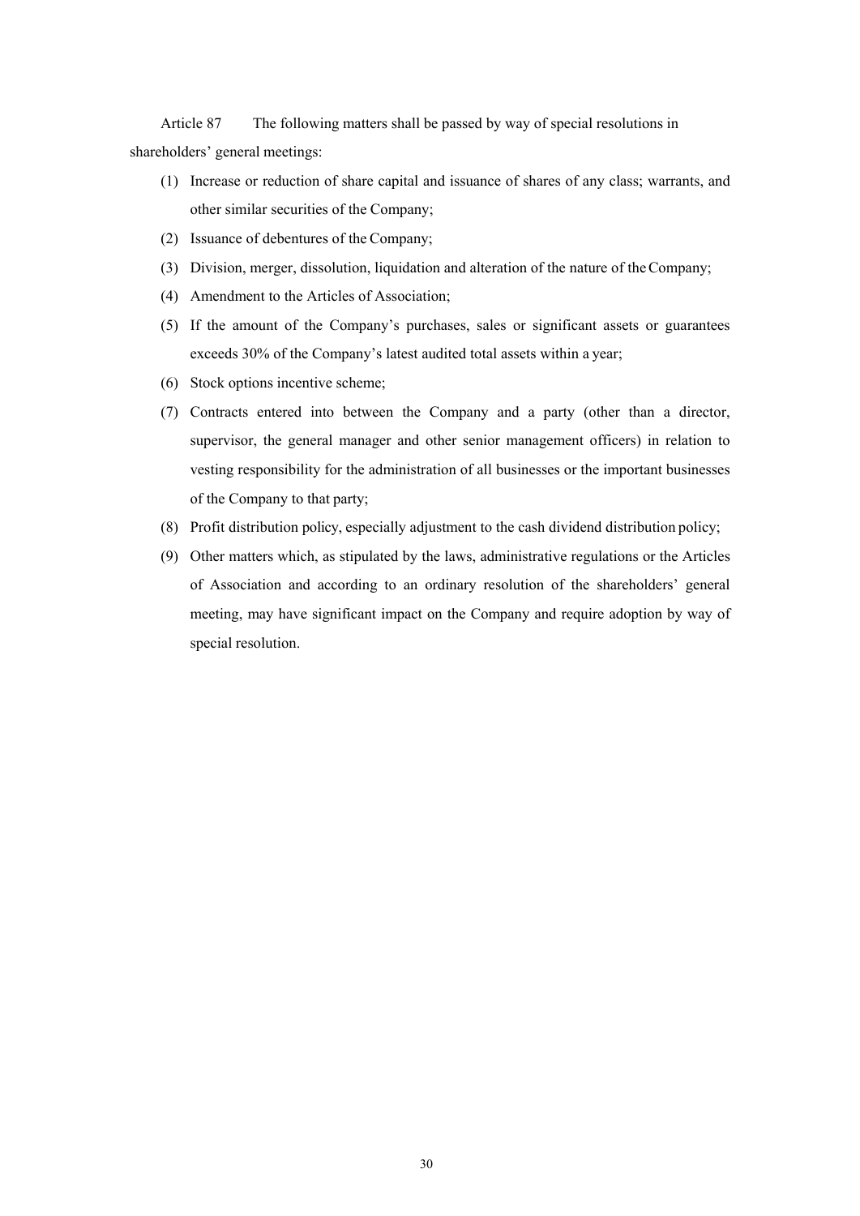Article 87 The following matters shall be passed by way of special resolutions in shareholders' general meetings:

(1) Increase or reduction of share capital and issuance of shares of any class; warrants, and other similar securities of the Company;

(2) Issuance of debentures of the Company;

(3) Division, merger, dissolution, liquidation and alteration of the nature of the Company;

(4) Amendment to the Articles of Association;

(5) If the amount of the Company's purchases, sales or significant assets or guarantees exceeds 30% of the Company's latest audited total assets within a year;

(6) Stock options incentive scheme;

(7) Contracts entered into between the Company and a party (other than a director, supervisor, the general manager and other senior management officers) in relation to vesting responsibility for the administration of all businesses or the important businesses of the Company to that party;

(8) Profit distribution policy, especially adjustment to the cash dividend distribution policy;

(9) Other matters which, as stipulated by the laws, administrative regulations or the Articles of Association and according to an ordinary resolution of the shareholders' general meeting, may have significant impact on the Company and require adoption by way of special resolution.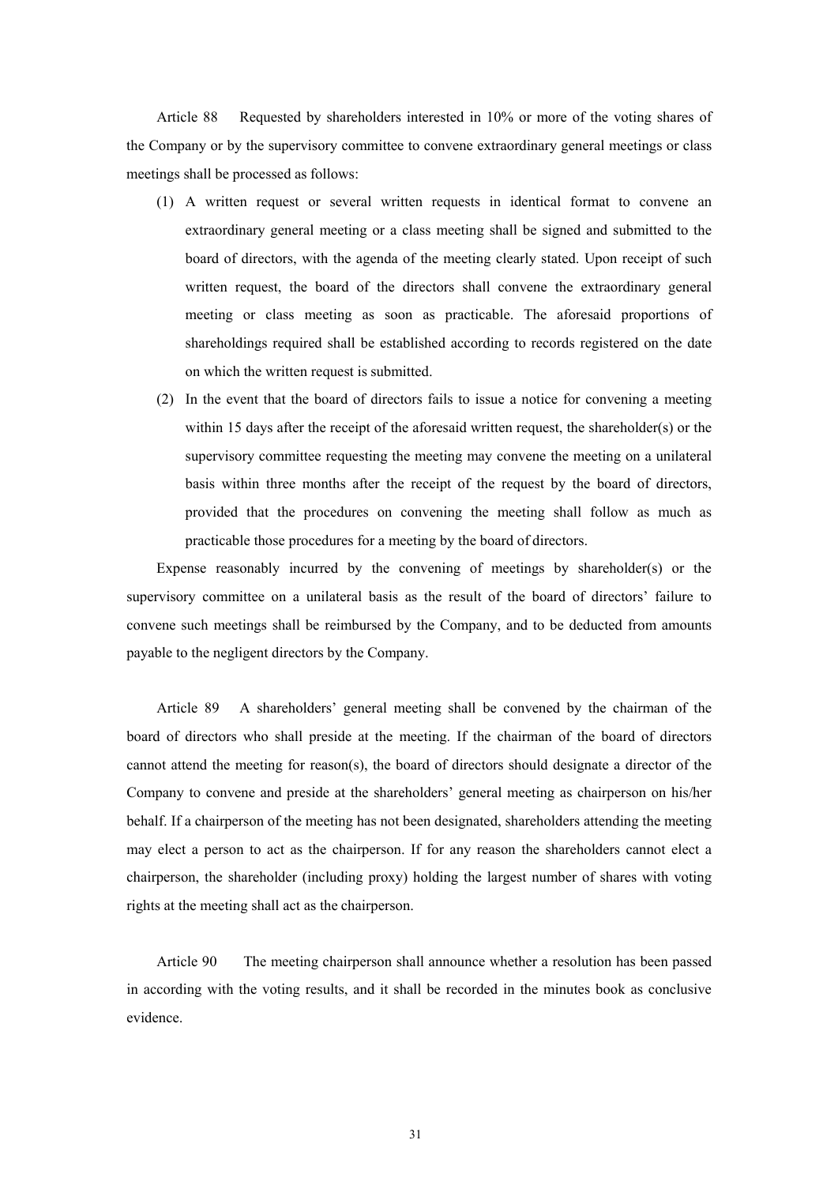Article 88 Requested by shareholders interested in 10% or more of the voting shares of the Company or by the supervisory committee to convene extraordinary general meetings or class meetings shall be processed as follows:

(1) A written request or several written requests in identical format to convene an extraordinary general meeting or a class meeting shall be signed and submitted to the board of directors, with the agenda of the meeting clearly stated. Upon receipt of such written request, the board of the directors shall convene the extraordinary general meeting or class meeting as soon as practicable. The aforesaid proportions of shareholdings required shall be established according to records registered on the date on which the written request is submitted.

(2) In the event that the board of directors fails to issue a notice for convening a meeting within 15 days after the receipt of the aforesaid written request, the shareholder(s) or the supervisory committee requesting the meeting may convene the meeting on a unilateral basis within three months after the receipt of the request by the board of directors, provided that the procedures on convening the meeting shall follow as much as practicable those procedures for a meeting by the board of directors.

Expense reasonably incurred by the convening of meetings by shareholder(s) or the supervisory committee on a unilateral basis as the result of the board of directors' failure to convene such meetings shall be reimbursed by the Company, and to be deducted from amounts payable to the negligent directors by the Company.

Article 89 A shareholders' general meeting shall be convened by the chairman of the board of directors who shall preside at the meeting. If the chairman of the board of directors cannot attend the meeting for reason(s), the board of directors should designate a director of the Company to convene and preside at the shareholders' general meeting as chairperson on his/her behalf. If a chairperson of the meeting has not been designated, shareholders attending the meeting may elect a person to act as the chairperson. If for any reason the shareholders cannot elect a chairperson, the shareholder (including proxy) holding the largest number of shares with voting rights at the meeting shall act as the chairperson.

Article 90 The meeting chairperson shall announce whether a resolution has been passed in according with the voting results, and it shall be recorded in the minutes book as conclusive evidence.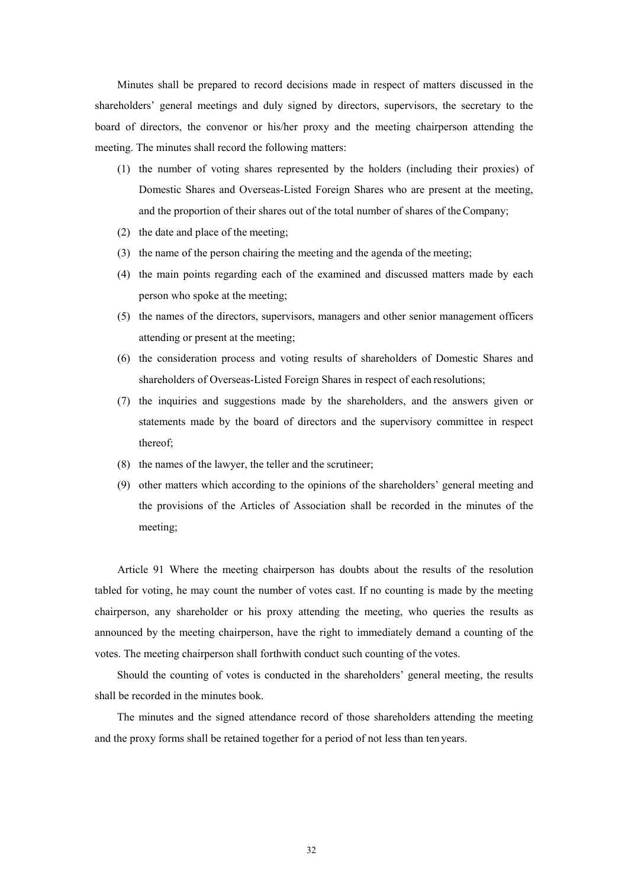Minutes shall be prepared to record decisions made in respect of matters discussed in the shareholders' general meetings and duly signed by directors, supervisors, the secretary to the board of directors, the convenor or his/her proxy and the meeting chairperson attending the meeting. The minutes shall record the following matters:

(1) the number of voting shares represented by the holders (including their proxies) of Domestic Shares and Overseas-Listed Foreign Shares who are present at the meeting, and the proportion of their shares out of the total number of shares of the Company;

(2) the date and place of the meeting;

(3) the name of the person chairing the meeting and the agenda of the meeting;

(4) the main points regarding each of the examined and discussed matters made by each person who spoke at the meeting;

(5) the names of the directors, supervisors, managers and other senior management officers attending or present at the meeting;

(6) the consideration process and voting results of shareholders of Domestic Shares and shareholders of Overseas-Listed Foreign Shares in respect of each resolutions;

(7) the inquiries and suggestions made by the shareholders, and the answers given or statements made by the board of directors and the supervisory committee in respect thereof;

(8) the names of the lawyer, the teller and the scrutineer;

(9) other matters which according to the opinions of the shareholders' general meeting and the provisions of the Articles of Association shall be recorded in the minutes of the meeting;

Article 91 Where the meeting chairperson has doubts about the results of the resolution tabled for voting, he may count the number of votes cast. If no counting is made by the meeting chairperson, any shareholder or his proxy attending the meeting, who queries the results as announced by the meeting chairperson, have the right to immediately demand a counting of the votes. The meeting chairperson shall forthwith conduct such counting of the votes.

Should the counting of votes is conducted in the shareholders' general meeting, the results shall be recorded in the minutes book.

The minutes and the signed attendance record of those shareholders attending the meeting and the proxy forms shall be retained together for a period of not less than ten years.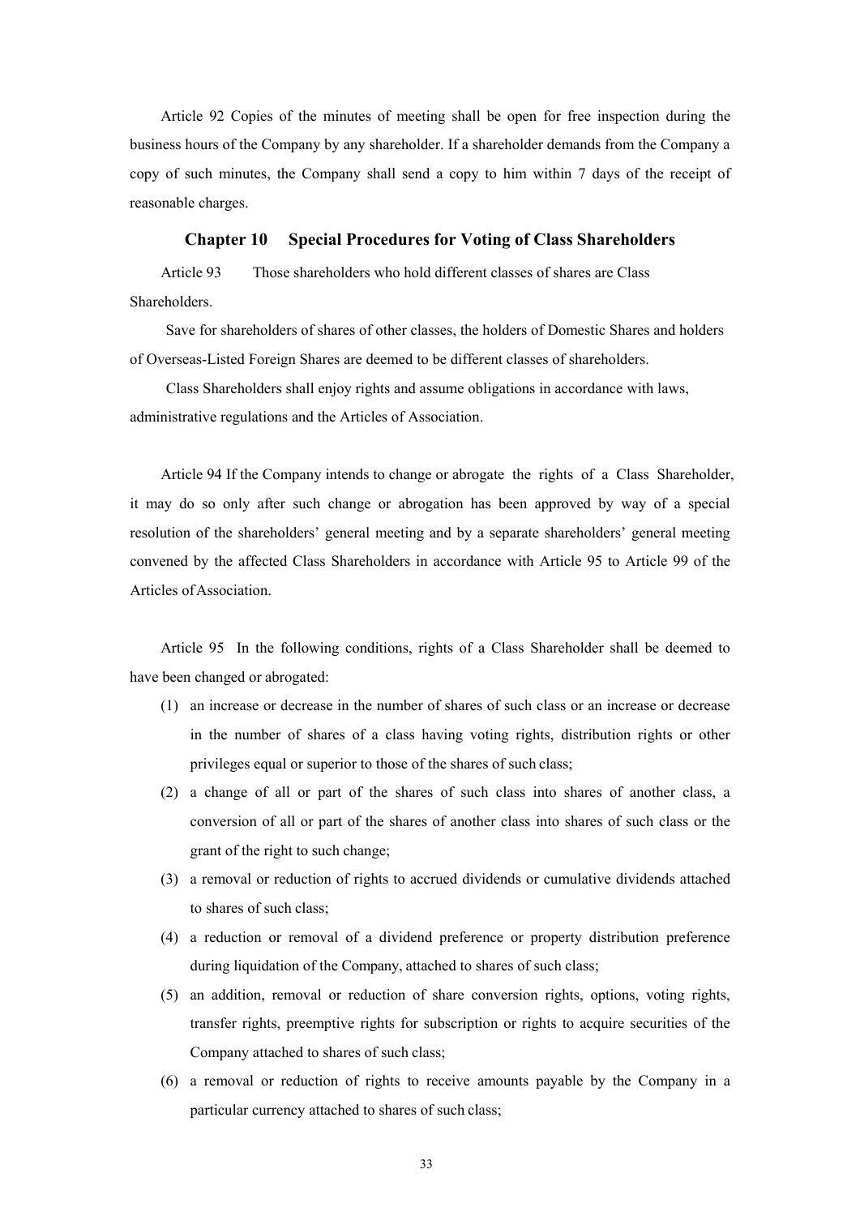Article 92 Copies of the minutes of meeting shall be open for free inspection during the business hours of the Company by any shareholder. If a shareholder demands from the Company a copy of such minutes, the Company shall send a copy to him within 7 days of the receipt of reasonable charges.

## Chapter 10 Special Procedures for Voting of Class Shareholders

Article 93 Those shareholders who hold different classes of shares are Class Shareholders.

Save for shareholders of shares of other classes, the holders of Domestic Shares and holders of Overseas-Listed Foreign Shares are deemed to be different classes of shareholders.

Class Shareholders shall enjoy rights and assume obligations in accordance with laws, administrative regulations and the Articles of Association.

Article 94 If the Company intends to change or abrogate the rights of a Class Shareholder, it may do so only after such change or abrogation has been approved by way of a special resolution of the shareholders' general meeting and by a separate shareholders' general meeting convened by the affected Class Shareholders in accordance with Article 95 to Article 99 of the Articles of Association.

Article 95 In the following conditions, rights of a Class Shareholder shall be deemed to have been changed or abrogated:

(1) an increase or decrease in the number of shares of such class or an increase or decrease in the number of shares of a class having voting rights, distribution rights or other privileges equal or superior to those of the shares of such class;

(2) a change of all or part of the shares of such class into shares of another class, a conversion of all or part of the shares of another class into shares of such class or the grant of the right to such change;

(3) a removal or reduction of rights to accrued dividends or cumulative dividends attached to shares of such class;

(4) a reduction or removal of a dividend preference or property distribution preference during liquidation of the Company, attached to shares of such class;

(5) an addition, removal or reduction of share conversion rights, options, voting rights, transfer rights, preemptive rights for subscription or rights to acquire securities of the Company attached to shares of such class;

(6) a removal or reduction of rights to receive amounts payable by the Company in a particular currency attached to shares of such class;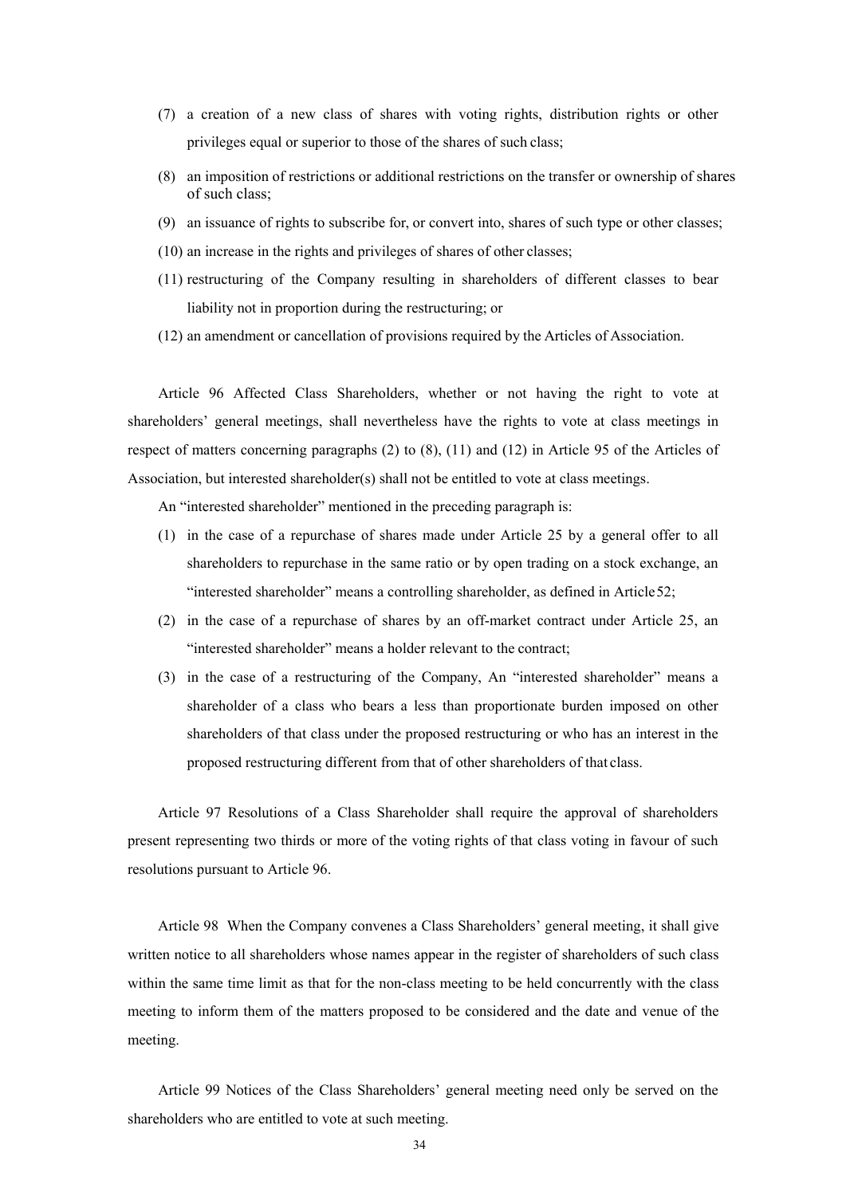(7) a creation of a new class of shares with voting rights, distribution rights or other privileges equal or superior to those of the shares of such class;

(8) an imposition of restrictions or additional restrictions on the transfer or ownership of shares of such class;

(9) an issuance of rights to subscribe for, or convert into, shares of such type or other classes;

(10) an increase in the rights and privileges of shares of other classes;

(11) restructuring of the Company resulting in shareholders of different classes to bear liability not in proportion during the restructuring; or

(12) an amendment or cancellation of provisions required by the Articles of Association.

Article 96 Affected Class Shareholders, whether or not having the right to vote at shareholders' general meetings, shall nevertheless have the rights to vote at class meetings in respect of matters concerning paragraphs (2) to (8), (11) and (12) in Article 95 of the Articles of Association, but interested shareholder(s) shall not be entitled to vote at class meetings.

An "interested shareholder" mentioned in the preceding paragraph is:

(1) in the case of a repurchase of shares made under Article 25 by a general offer to all shareholders to repurchase in the same ratio or by open trading on a stock exchange, an "interested shareholder" means a controlling shareholder, as defined in Article 52;

(2) in the case of a repurchase of shares by an off-market contract under Article 25, an "interested shareholder" means a holder relevant to the contract;

(3) in the case of a restructuring of the Company, An "interested shareholder" means a shareholder of a class who bears a less than proportionate burden imposed on other shareholders of that class under the proposed restructuring or who has an interest in the proposed restructuring different from that of other shareholders of that class.

Article 97 Resolutions of a Class Shareholder shall require the approval of shareholders present representing two thirds or more of the voting rights of that class voting in favour of such resolutions pursuant to Article 96.

Article 98 When the Company convenes a Class Shareholders' general meeting, it shall give written notice to all shareholders whose names appear in the register of shareholders of such class within the same time limit as that for the non-class meeting to be held concurrently with the class meeting to inform them of the matters proposed to be considered and the date and venue of the meeting.

Article 99 Notices of the Class Shareholders' general meeting need only be served on the shareholders who are entitled to vote at such meeting.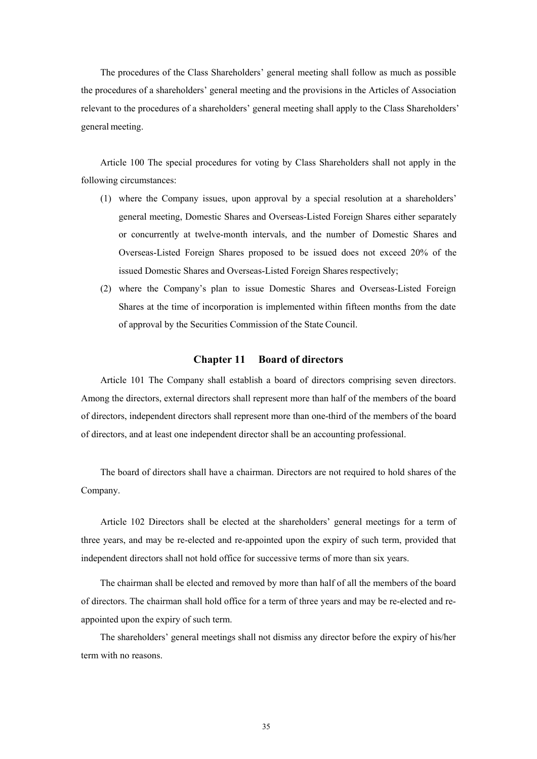The procedures of the Class Shareholders' general meeting shall follow as much as possible the procedures of a shareholders' general meeting and the provisions in the Articles of Association relevant to the procedures of a shareholders' general meeting shall apply to the Class Shareholders' general meeting.

Article 100 The special procedures for voting by Class Shareholders shall not apply in the following circumstances:

(1) where the Company issues, upon approval by a special resolution at a shareholders' general meeting, Domestic Shares and Overseas-Listed Foreign Shares either separately or concurrently at twelve-month intervals, and the number of Domestic Shares and Overseas-Listed Foreign Shares proposed to be issued does not exceed 20% of the issued Domestic Shares and Overseas-Listed Foreign Shares respectively;

(2) where the Company's plan to issue Domestic Shares and Overseas-Listed Foreign Shares at the time of incorporation is implemented within fifteen months from the date of approval by the Securities Commission of the State Council.

## Chapter 11 Board of directors

Article 101 The Company shall establish a board of directors comprising seven directors. Among the directors, external directors shall represent more than half of the members of the board of directors, independent directors shall represent more than one-third of the members of the board of directors, and at least one independent director shall be an accounting professional.

The board of directors shall have a chairman. Directors are not required to hold shares of the Company.

Article 102 Directors shall be elected at the shareholders' general meetings for a term of three years, and may be re-elected and re-appointed upon the expiry of such term, provided that independent directors shall not hold office for successive terms of more than six years.

The chairman shall be elected and removed by more than half of all the members of the board of directors. The chairman shall hold office for a term of three years and may be re-elected and re-appointed upon the expiry of such term.

The shareholders' general meetings shall not dismiss any director before the expiry of his/her term with no reasons.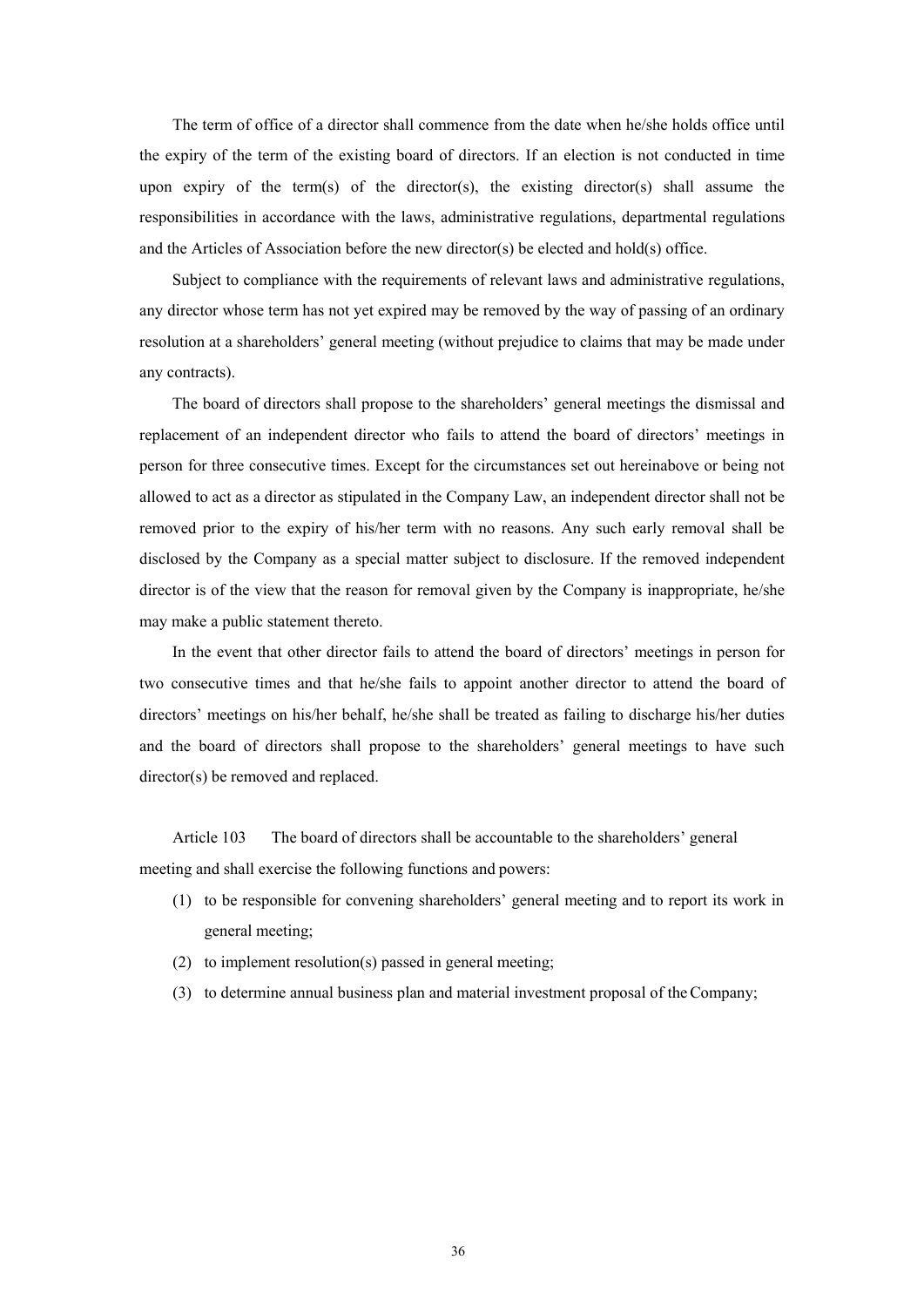The term of office of a director shall commence from the date when he/she holds office until the expiry of the term of the existing board of directors. If an election is not conducted in time upon expiry of the term(s) of the director(s), the existing director(s) shall assume the responsibilities in accordance with the laws, administrative regulations, departmental regulations and the Articles of Association before the new director(s) be elected and hold(s) office.

Subject to compliance with the requirements of relevant laws and administrative regulations, any director whose term has not yet expired may be removed by the way of passing of an ordinary resolution at a shareholders' general meeting (without prejudice to claims that may be made under any contracts).

The board of directors shall propose to the shareholders' general meetings the dismissal and replacement of an independent director who fails to attend the board of directors' meetings in person for three consecutive times. Except for the circumstances set out hereinabove or being not allowed to act as a director as stipulated in the Company Law, an independent director shall not be removed prior to the expiry of his/her term with no reasons. Any such early removal shall be disclosed by the Company as a special matter subject to disclosure. If the removed independent director is of the view that the reason for removal given by the Company is inappropriate, he/she may make a public statement thereto.

In the event that other director fails to attend the board of directors' meetings in person for two consecutive times and that he/she fails to appoint another director to attend the board of directors' meetings on his/her behalf, he/she shall be treated as failing to discharge his/her duties and the board of directors shall propose to the shareholders' general meetings to have such director(s) be removed and replaced.

Article 103 The board of directors shall be accountable to the shareholders' general meeting and shall exercise the following functions and powers:

(1) to be responsible for convening shareholders' general meeting and to report its work in general meeting;

(2) to implement resolution(s) passed in general meeting;

(3) to determine annual business plan and material investment proposal of the Company;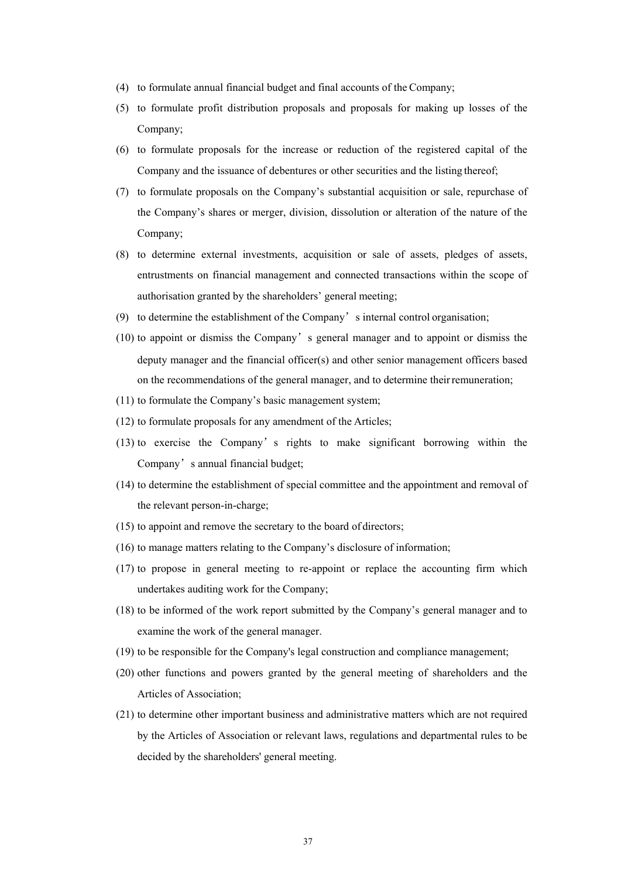(4) to formulate annual financial budget and final accounts of the Company;

(5) to formulate profit distribution proposals and proposals for making up losses of the Company;

(6) to formulate proposals for the increase or reduction of the registered capital of the Company and the issuance of debentures or other securities and the listing thereof;

(7) to formulate proposals on the Company's substantial acquisition or sale, repurchase of the Company's shares or merger, division, dissolution or alteration of the nature of the Company;

(8) to determine external investments, acquisition or sale of assets, pledges of assets, entrustments on financial management and connected transactions within the scope of authorisation granted by the shareholders' general meeting;

(9) to determine the establishment of the Company's internal control organisation;

(10) to appoint or dismiss the Company's general manager and to appoint or dismiss the deputy manager and the financial officer(s) and other senior management officers based on the recommendations of the general manager, and to determine their remuneration;

(11) to formulate the Company's basic management system;

(12) to formulate proposals for any amendment of the Articles;

(13) to exercise the Company's rights to make significant borrowing within the Company's annual financial budget;

(14) to determine the establishment of special committee and the appointment and removal of the relevant person-in-charge;

(15) to appoint and remove the secretary to the board of directors;

(16) to manage matters relating to the Company's disclosure of information;

(17) to propose in general meeting to re-appoint or replace the accounting firm which undertakes auditing work for the Company;

(18) to be informed of the work report submitted by the Company's general manager and to examine the work of the general manager.

(19) to be responsible for the Company's legal construction and compliance management;

(20) other functions and powers granted by the general meeting of shareholders and the Articles of Association;

(21) to determine other important business and administrative matters which are not required by the Articles of Association or relevant laws, regulations and departmental rules to be decided by the shareholders' general meeting.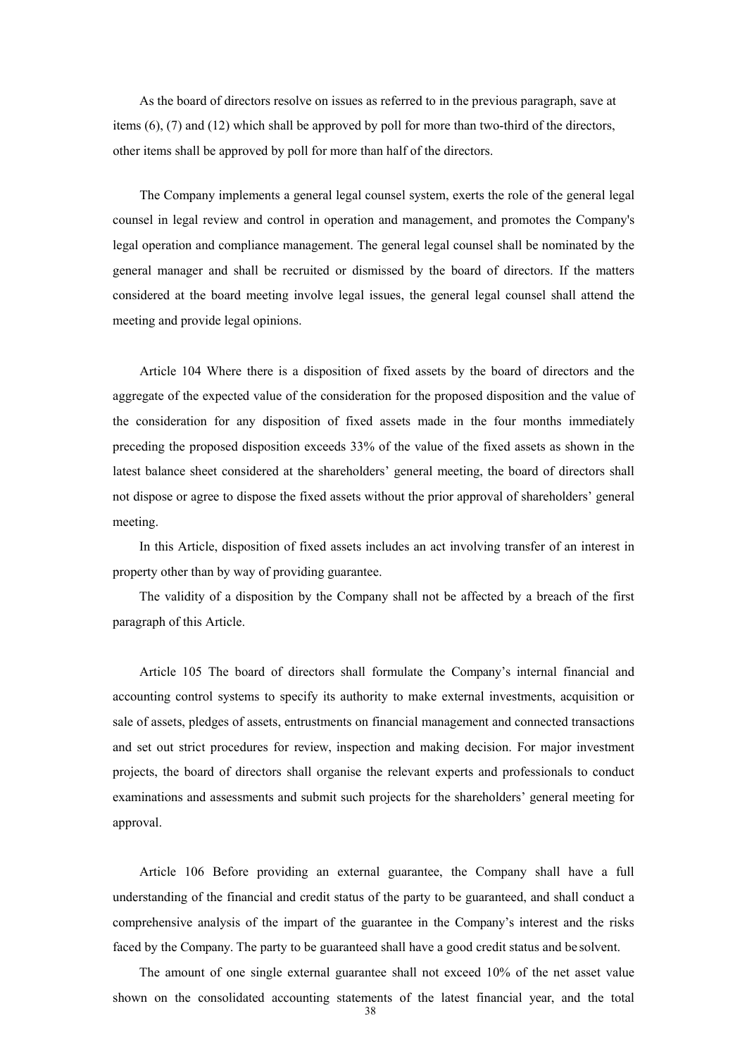As the board of directors resolve on issues as referred to in the previous paragraph, save at items (6), (7) and (12) which shall be approved by poll for more than two-third of the directors, other items shall be approved by poll for more than half of the directors.

The Company implements a general legal counsel system, exerts the role of the general legal counsel in legal review and control in operation and management, and promotes the Company's legal operation and compliance management. The general legal counsel shall be nominated by the general manager and shall be recruited or dismissed by the board of directors. If the matters considered at the board meeting involve legal issues, the general legal counsel shall attend the meeting and provide legal opinions.

Article 104 Where there is a disposition of fixed assets by the board of directors and the aggregate of the expected value of the consideration for the proposed disposition and the value of the consideration for any disposition of fixed assets made in the four months immediately preceding the proposed disposition exceeds 33% of the value of the fixed assets as shown in the latest balance sheet considered at the shareholders' general meeting, the board of directors shall not dispose or agree to dispose the fixed assets without the prior approval of shareholders' general meeting.

In this Article, disposition of fixed assets includes an act involving transfer of an interest in property other than by way of providing guarantee.

The validity of a disposition by the Company shall not be affected by a breach of the first paragraph of this Article.

Article 105 The board of directors shall formulate the Company's internal financial and accounting control systems to specify its authority to make external investments, acquisition or sale of assets, pledges of assets, entrustments on financial management and connected transactions and set out strict procedures for review, inspection and making decision. For major investment projects, the board of directors shall organise the relevant experts and professionals to conduct examinations and assessments and submit such projects for the shareholders' general meeting for approval.

Article 106 Before providing an external guarantee, the Company shall have a full understanding of the financial and credit status of the party to be guaranteed, and shall conduct a comprehensive analysis of the impart of the guarantee in the Company's interest and the risks faced by the Company. The party to be guaranteed shall have a good credit status and be solvent.

The amount of one single external guarantee shall not exceed 10% of the net asset value shown on the consolidated accounting statements of the latest financial year, and the total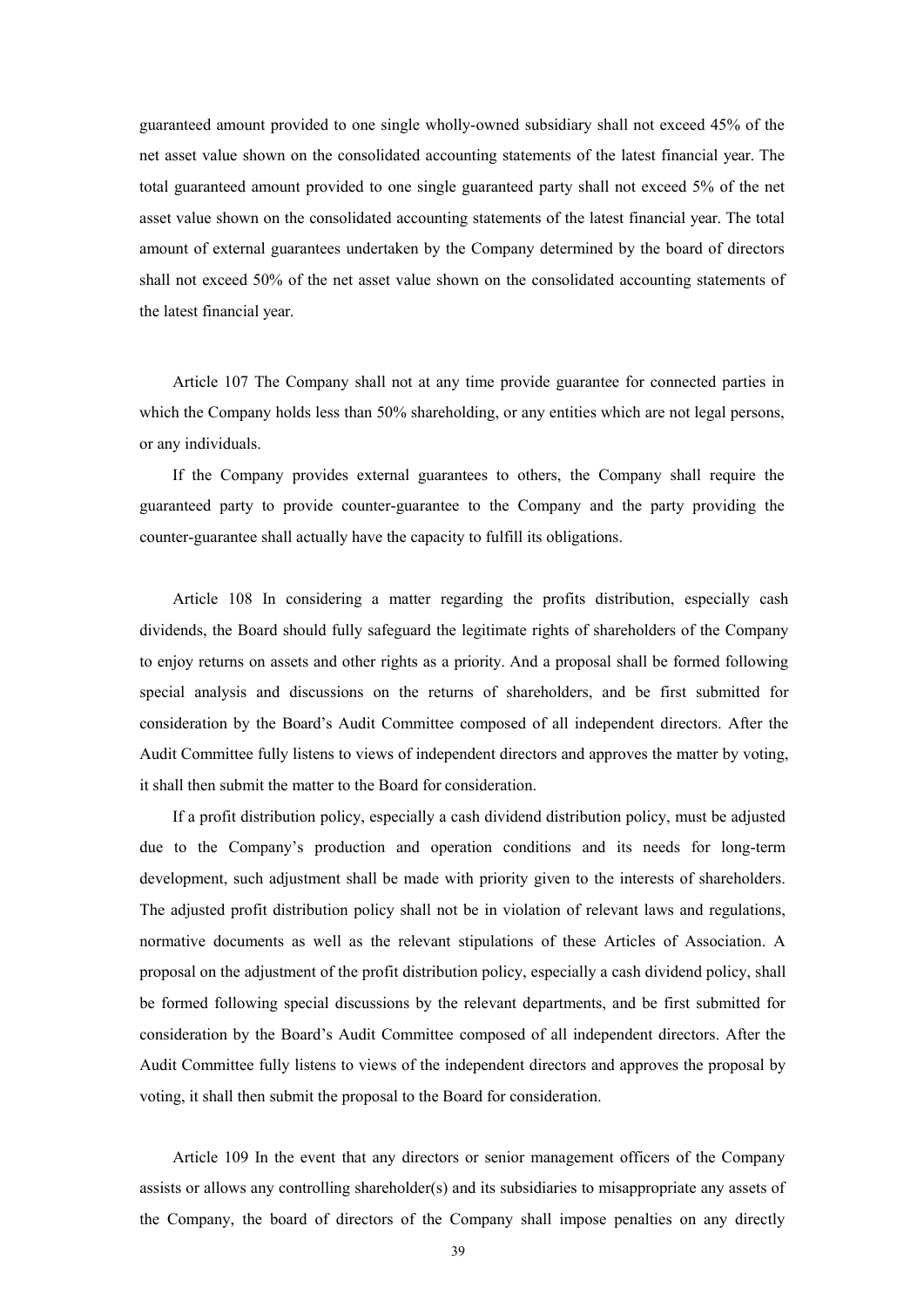guaranteed amount provided to one single wholly-owned subsidiary shall not exceed 45% of the net asset value shown on the consolidated accounting statements of the latest financial year. The total guaranteed amount provided to one single guaranteed party shall not exceed 5% of the net asset value shown on the consolidated accounting statements of the latest financial year. The total amount of external guarantees undertaken by the Company determined by the board of directors shall not exceed 50% of the net asset value shown on the consolidated accounting statements of the latest financial year.

Article 107 The Company shall not at any time provide guarantee for connected parties in which the Company holds less than 50% shareholding, or any entities which are not legal persons, or any individuals.

If the Company provides external guarantees to others, the Company shall require the guaranteed party to provide counter-guarantee to the Company and the party providing the counter-guarantee shall actually have the capacity to fulfill its obligations.

Article 108 In considering a matter regarding the profits distribution, especially cash dividends, the Board should fully safeguard the legitimate rights of shareholders of the Company to enjoy returns on assets and other rights as a priority. And a proposal shall be formed following special analysis and discussions on the returns of shareholders, and be first submitted for consideration by the Board's Audit Committee composed of all independent directors. After the Audit Committee fully listens to views of independent directors and approves the matter by voting, it shall then submit the matter to the Board for consideration.

If a profit distribution policy, especially a cash dividend distribution policy, must be adjusted due to the Company's production and operation conditions and its needs for long-term development, such adjustment shall be made with priority given to the interests of shareholders. The adjusted profit distribution policy shall not be in violation of relevant laws and regulations, normative documents as well as the relevant stipulations of these Articles of Association. A proposal on the adjustment of the profit distribution policy, especially a cash dividend policy, shall be formed following special discussions by the relevant departments, and be first submitted for consideration by the Board's Audit Committee composed of all independent directors. After the Audit Committee fully listens to views of the independent directors and approves the proposal by voting, it shall then submit the proposal to the Board for consideration.

Article 109 In the event that any directors or senior management officers of the Company assists or allows any controlling shareholder(s) and its subsidiaries to misappropriate any assets of the Company, the board of directors of the Company shall impose penalties on any directly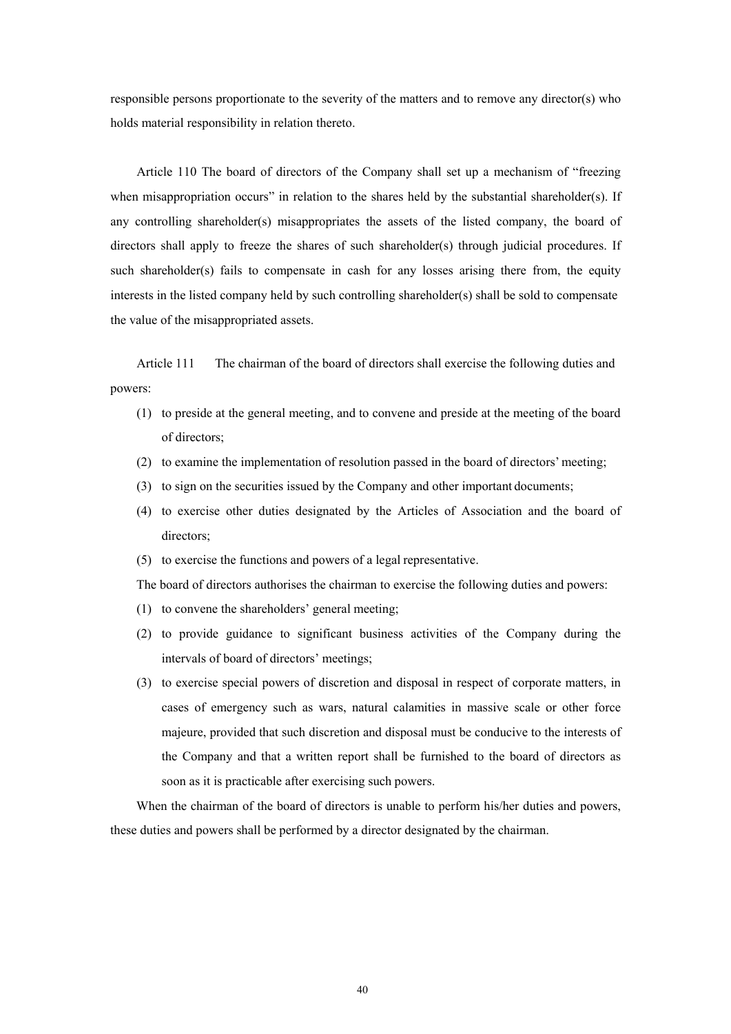responsible persons proportionate to the severity of the matters and to remove any director(s) who holds material responsibility in relation thereto.

Article 110 The board of directors of the Company shall set up a mechanism of "freezing when misappropriation occurs" in relation to the shares held by the substantial shareholder(s). If any controlling shareholder(s) misappropriates the assets of the listed company, the board of directors shall apply to freeze the shares of such shareholder(s) through judicial procedures. If such shareholder(s) fails to compensate in cash for any losses arising there from, the equity interests in the listed company held by such controlling shareholder(s) shall be sold to compensate the value of the misappropriated assets.

Article 111 The chairman of the board of directors shall exercise the following duties and powers:

(1) to preside at the general meeting, and to convene and preside at the meeting of the board of directors;

(2) to examine the implementation of resolution passed in the board of directors' meeting;

(3) to sign on the securities issued by the Company and other important documents;

(4) to exercise other duties designated by the Articles of Association and the board of directors;

(5) to exercise the functions and powers of a legal representative.

The board of directors authorises the chairman to exercise the following duties and powers:

(1) to convene the shareholders' general meeting;

(2) to provide guidance to significant business activities of the Company during the intervals of board of directors' meetings;

(3) to exercise special powers of discretion and disposal in respect of corporate matters, in cases of emergency such as wars, natural calamities in massive scale or other force majeure, provided that such discretion and disposal must be conducive to the interests of the Company and that a written report shall be furnished to the board of directors as soon as it is practicable after exercising such powers.

When the chairman of the board of directors is unable to perform his/her duties and powers, these duties and powers shall be performed by a director designated by the chairman.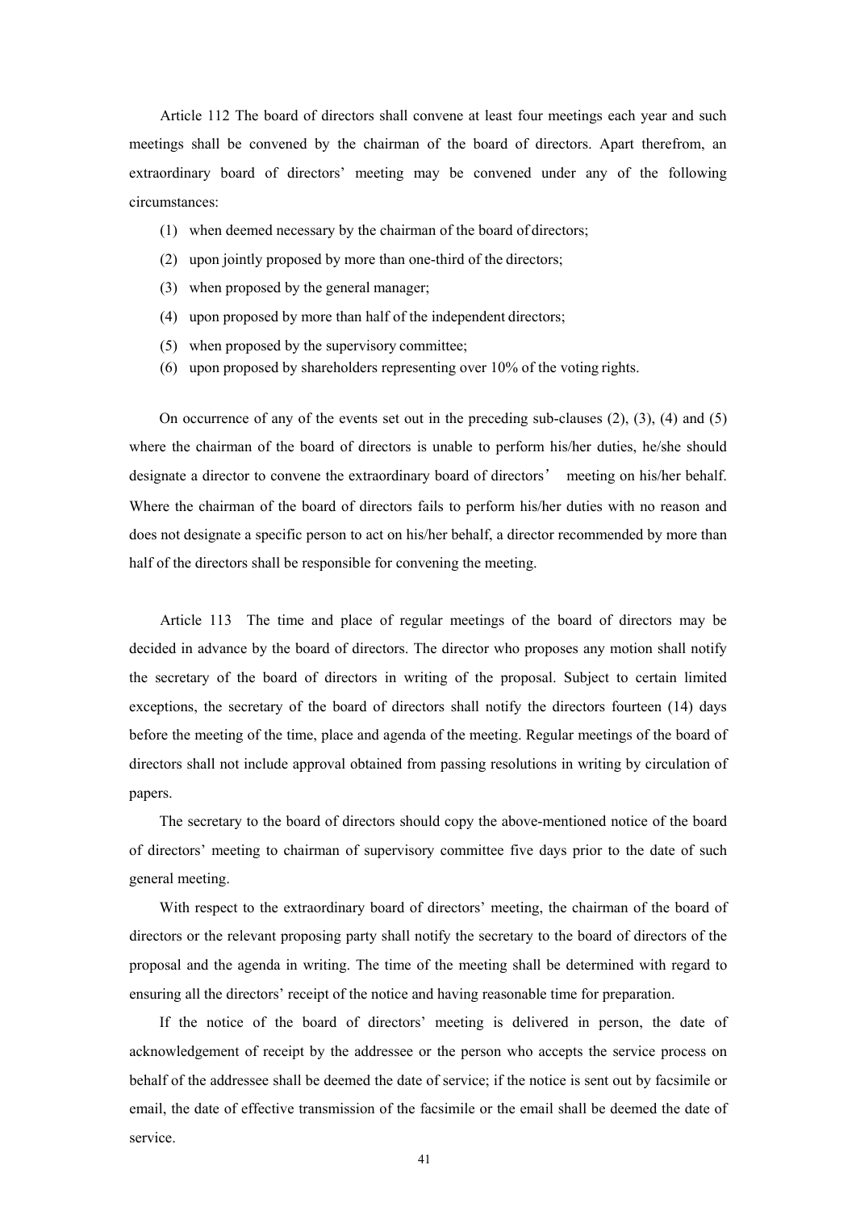Article 112 The board of directors shall convene at least four meetings each year and such meetings shall be convened by the chairman of the board of directors. Apart therefrom, an extraordinary board of directors' meeting may be convened under any of the following circumstances:

(1) when deemed necessary by the chairman of the board of directors;

(2) upon jointly proposed by more than one-third of the directors;

(3) when proposed by the general manager;

(4) upon proposed by more than half of the independent directors;

(5) when proposed by the supervisory committee;

(6) upon proposed by shareholders representing over 10% of the voting rights.

On occurrence of any of the events set out in the preceding sub-clauses (2), (3), (4) and (5) where the chairman of the board of directors is unable to perform his/her duties, he/she should designate a director to convene the extraordinary board of directors' meeting on his/her behalf. Where the chairman of the board of directors fails to perform his/her duties with no reason and does not designate a specific person to act on his/her behalf, a director recommended by more than half of the directors shall be responsible for convening the meeting.

Article 113 The time and place of regular meetings of the board of directors may be decided in advance by the board of directors. The director who proposes any motion shall notify the secretary of the board of directors in writing of the proposal. Subject to certain limited exceptions, the secretary of the board of directors shall notify the directors fourteen (14) days before the meeting of the time, place and agenda of the meeting. Regular meetings of the board of directors shall not include approval obtained from passing resolutions in writing by circulation of papers.

The secretary to the board of directors should copy the above-mentioned notice of the board of directors' meeting to chairman of supervisory committee five days prior to the date of such general meeting.

With respect to the extraordinary board of directors' meeting, the chairman of the board of directors or the relevant proposing party shall notify the secretary to the board of directors of the proposal and the agenda in writing. The time of the meeting shall be determined with regard to ensuring all the directors' receipt of the notice and having reasonable time for preparation.

If the notice of the board of directors' meeting is delivered in person, the date of acknowledgement of receipt by the addressee or the person who accepts the service process on behalf of the addressee shall be deemed the date of service; if the notice is sent out by facsimile or email, the date of effective transmission of the facsimile or the email shall be deemed the date of service.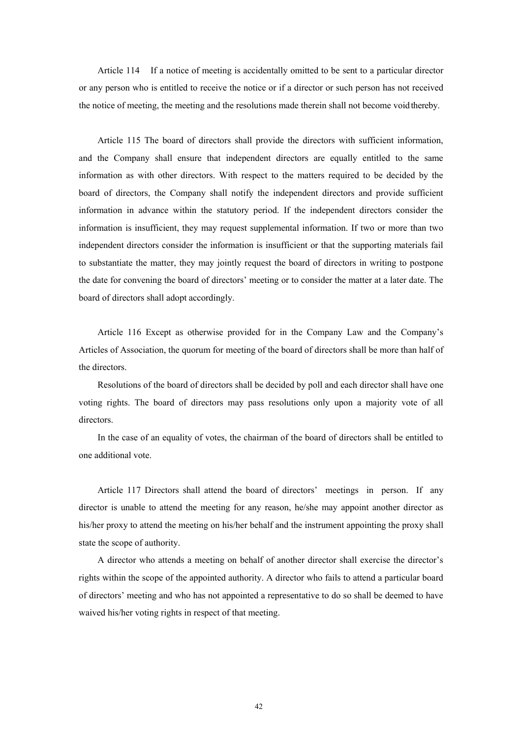Article 114 If a notice of meeting is accidentally omitted to be sent to a particular director or any person who is entitled to receive the notice or if a director or such person has not received the notice of meeting, the meeting and the resolutions made therein shall not become void thereby.

Article 115 The board of directors shall provide the directors with sufficient information, and the Company shall ensure that independent directors are equally entitled to the same information as with other directors. With respect to the matters required to be decided by the board of directors, the Company shall notify the independent directors and provide sufficient information in advance within the statutory period. If the independent directors consider the information is insufficient, they may request supplemental information. If two or more than two independent directors consider the information is insufficient or that the supporting materials fail to substantiate the matter, they may jointly request the board of directors in writing to postpone the date for convening the board of directors' meeting or to consider the matter at a later date. The board of directors shall adopt accordingly.

Article 116 Except as otherwise provided for in the Company Law and the Company's Articles of Association, the quorum for meeting of the board of directors shall be more than half of the directors.

Resolutions of the board of directors shall be decided by poll and each director shall have one voting rights. The board of directors may pass resolutions only upon a majority vote of all directors.

In the case of an equality of votes, the chairman of the board of directors shall be entitled to one additional vote.

Article 117 Directors shall attend the board of directors' meetings in person. If any director is unable to attend the meeting for any reason, he/she may appoint another director as his/her proxy to attend the meeting on his/her behalf and the instrument appointing the proxy shall state the scope of authority.

A director who attends a meeting on behalf of another director shall exercise the director's rights within the scope of the appointed authority. A director who fails to attend a particular board of directors' meeting and who has not appointed a representative to do so shall be deemed to have waived his/her voting rights in respect of that meeting.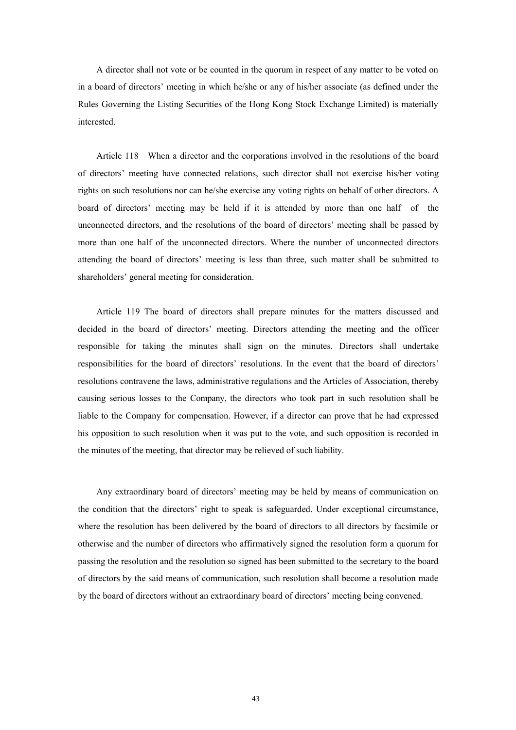A director shall not vote or be counted in the quorum in respect of any matter to be voted on in a board of directors' meeting in which he/she or any of his/her associate (as defined under the Rules Governing the Listing Securities of the Hong Kong Stock Exchange Limited) is materially interested.

Article 118 When a director and the corporations involved in the resolutions of the board of directors' meeting have connected relations, such director shall not exercise his/her voting rights on such resolutions nor can he/she exercise any voting rights on behalf of other directors. A board of directors' meeting may be held if it is attended by more than one half of the unconnected directors, and the resolutions of the board of directors' meeting shall be passed by more than one half of the unconnected directors. Where the number of unconnected directors attending the board of directors' meeting is less than three, such matter shall be submitted to shareholders' general meeting for consideration.

Article 119 The board of directors shall prepare minutes for the matters discussed and decided in the board of directors' meeting. Directors attending the meeting and the officer responsible for taking the minutes shall sign on the minutes. Directors shall undertake responsibilities for the board of directors' resolutions. In the event that the board of directors' resolutions contravene the laws, administrative regulations and the Articles of Association, thereby causing serious losses to the Company, the directors who took part in such resolution shall be liable to the Company for compensation. However, if a director can prove that he had expressed his opposition to such resolution when it was put to the vote, and such opposition is recorded in the minutes of the meeting, that director may be relieved of such liability.

Any extraordinary board of directors' meeting may be held by means of communication on the condition that the directors' right to speak is safeguarded. Under exceptional circumstance, where the resolution has been delivered by the board of directors to all directors by facsimile or otherwise and the number of directors who affirmatively signed the resolution form a quorum for passing the resolution and the resolution so signed has been submitted to the secretary to the board of directors by the said means of communication, such resolution shall become a resolution made by the board of directors without an extraordinary board of directors' meeting being convened.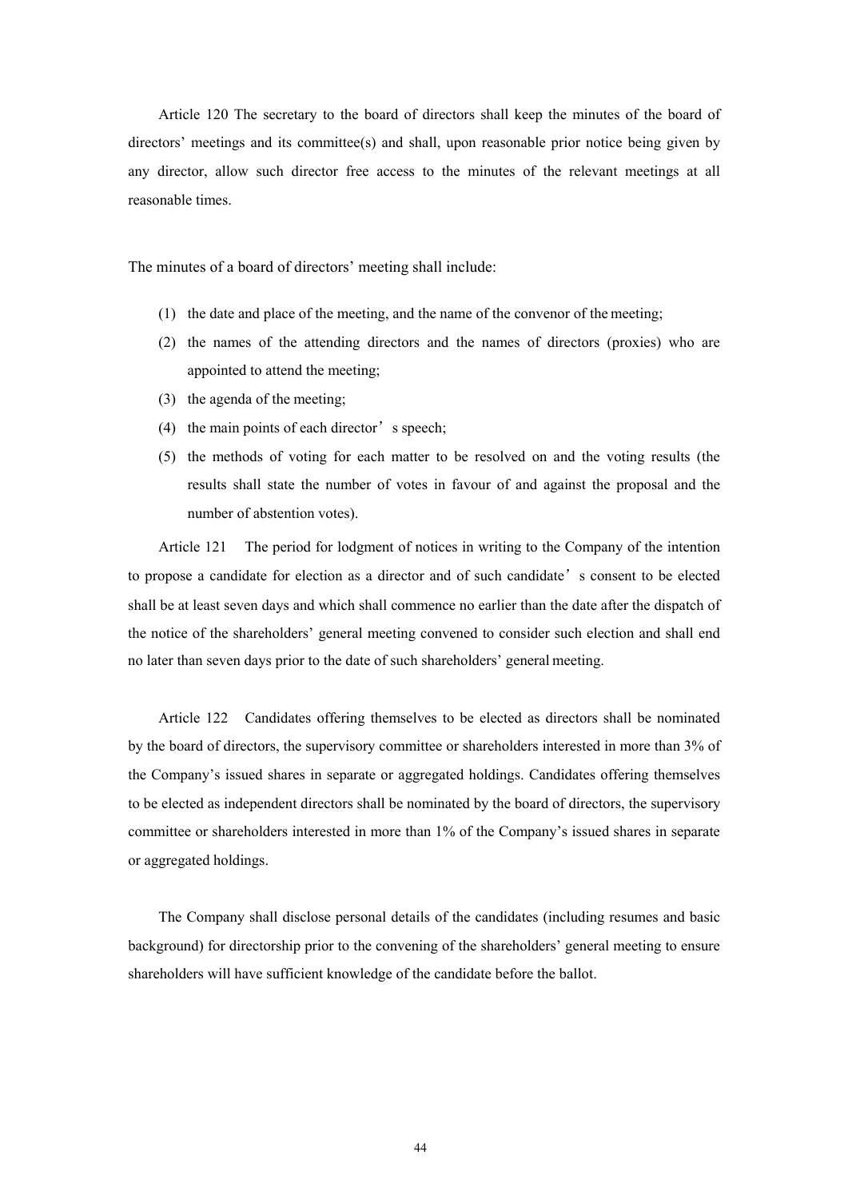Article 120 The secretary to the board of directors shall keep the minutes of the board of directors' meetings and its committee(s) and shall, upon reasonable prior notice being given by any director, allow such director free access to the minutes of the relevant meetings at all reasonable times.

The minutes of a board of directors' meeting shall include:

(1) the date and place of the meeting, and the name of the convenor of the meeting;

(2) the names of the attending directors and the names of directors (proxies) who are appointed to attend the meeting;

(3) the agenda of the meeting;

(4) the main points of each director's speech;

(5) the methods of voting for each matter to be resolved on and the voting results (the results shall state the number of votes in favour of and against the proposal and the number of abstention votes).

Article 121 The period for lodgment of notices in writing to the Company of the intention to propose a candidate for election as a director and of such candidate's consent to be elected shall be at least seven days and which shall commence no earlier than the date after the dispatch of the notice of the shareholders' general meeting convened to consider such election and shall end no later than seven days prior to the date of such shareholders' general meeting.

Article 122 Candidates offering themselves to be elected as directors shall be nominated by the board of directors, the supervisory committee or shareholders interested in more than 3% of the Company's issued shares in separate or aggregated holdings. Candidates offering themselves to be elected as independent directors shall be nominated by the board of directors, the supervisory committee or shareholders interested in more than 1% of the Company's issued shares in separate or aggregated holdings.

The Company shall disclose personal details of the candidates (including resumes and basic background) for directorship prior to the convening of the shareholders' general meeting to ensure shareholders will have sufficient knowledge of the candidate before the ballot.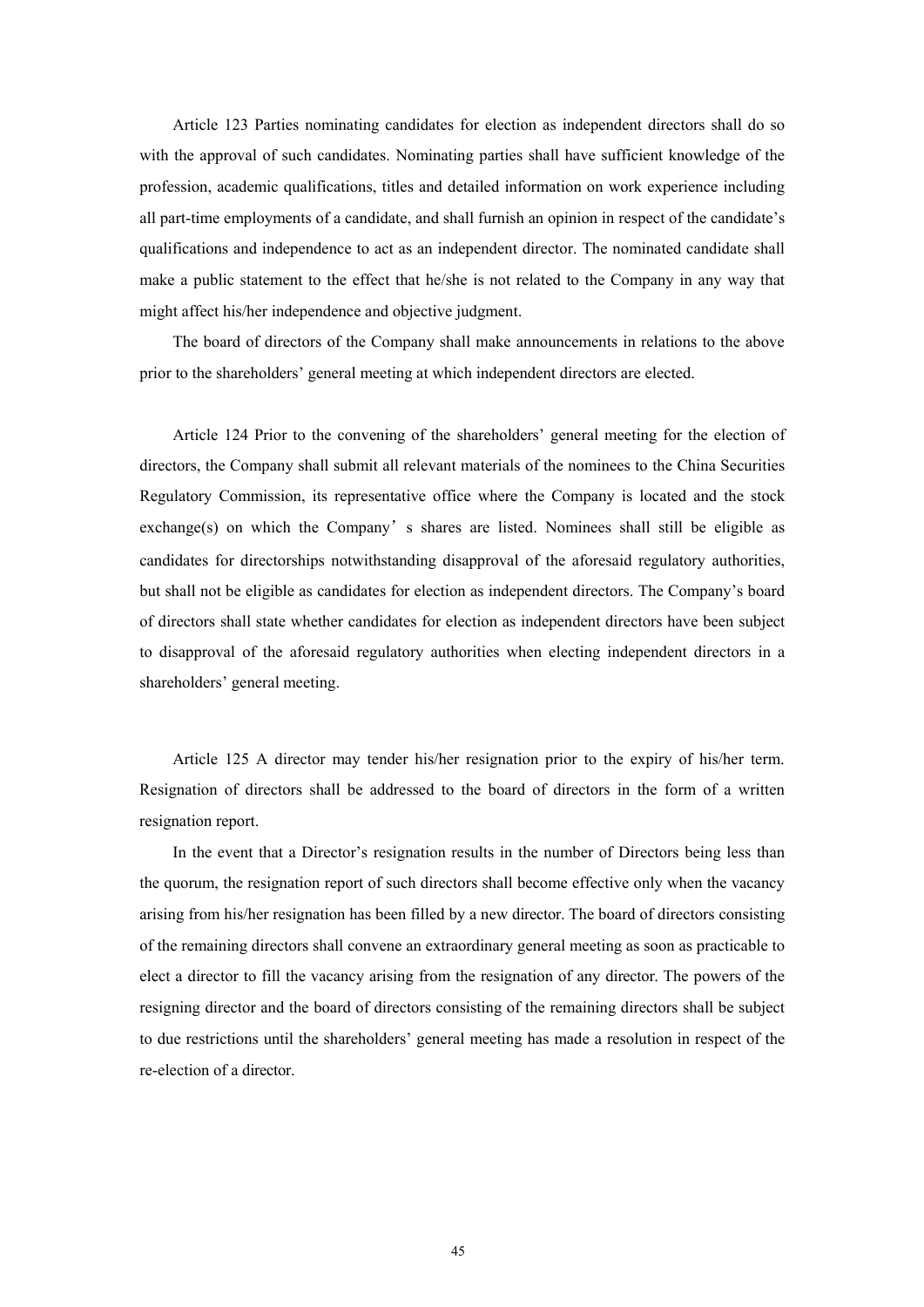Article 123 Parties nominating candidates for election as independent directors shall do so with the approval of such candidates. Nominating parties shall have sufficient knowledge of the profession, academic qualifications, titles and detailed information on work experience including all part-time employments of a candidate, and shall furnish an opinion in respect of the candidate's qualifications and independence to act as an independent director. The nominated candidate shall make a public statement to the effect that he/she is not related to the Company in any way that might affect his/her independence and objective judgment.

The board of directors of the Company shall make announcements in relations to the above prior to the shareholders' general meeting at which independent directors are elected.

Article 124 Prior to the convening of the shareholders' general meeting for the election of directors, the Company shall submit all relevant materials of the nominees to the China Securities Regulatory Commission, its representative office where the Company is located and the stock exchange(s) on which the Company's shares are listed. Nominees shall still be eligible as candidates for directorships notwithstanding disapproval of the aforesaid regulatory authorities, but shall not be eligible as candidates for election as independent directors. The Company's board of directors shall state whether candidates for election as independent directors have been subject to disapproval of the aforesaid regulatory authorities when electing independent directors in a shareholders' general meeting.

Article 125 A director may tender his/her resignation prior to the expiry of his/her term. Resignation of directors shall be addressed to the board of directors in the form of a written resignation report.

In the event that a Director's resignation results in the number of Directors being less than the quorum, the resignation report of such directors shall become effective only when the vacancy arising from his/her resignation has been filled by a new director. The board of directors consisting of the remaining directors shall convene an extraordinary general meeting as soon as practicable to elect a director to fill the vacancy arising from the resignation of any director. The powers of the resigning director and the board of directors consisting of the remaining directors shall be subject to due restrictions until the shareholders' general meeting has made a resolution in respect of the re-election of a director.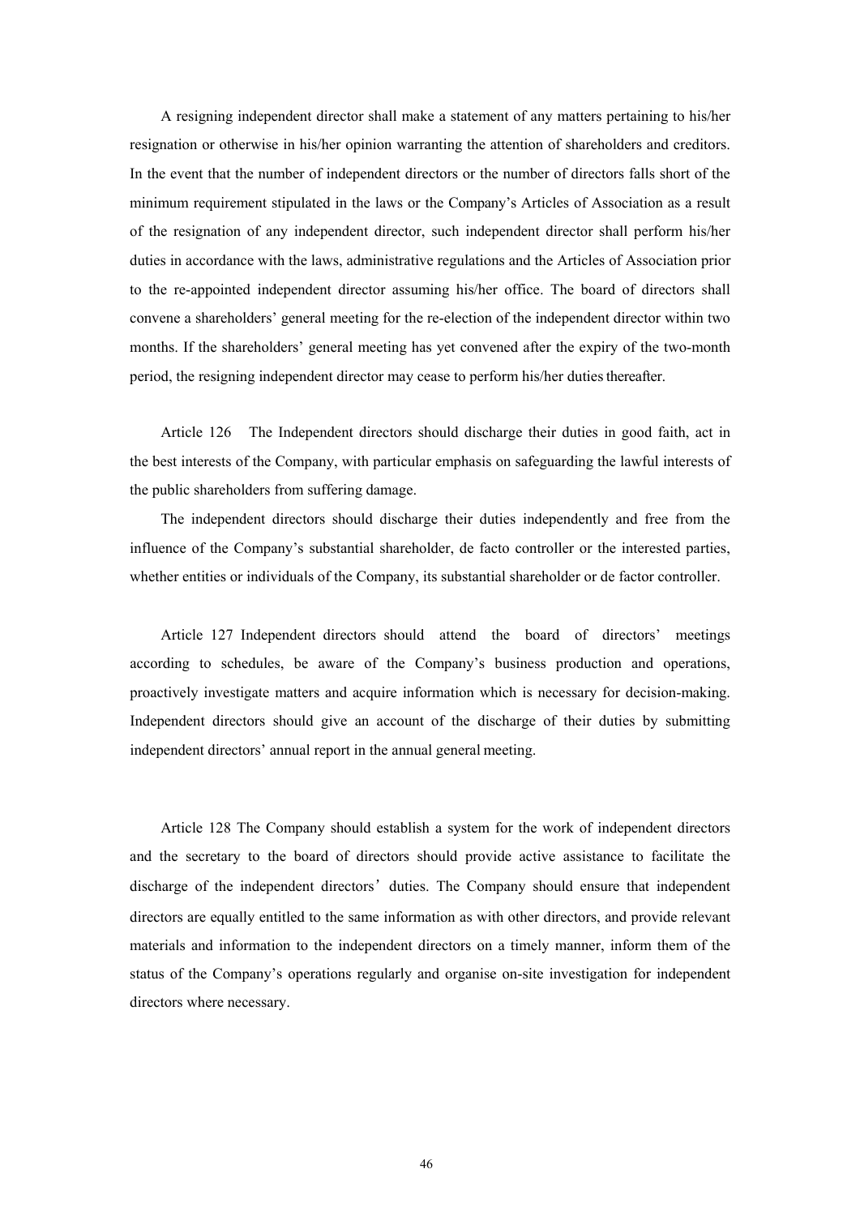A resigning independent director shall make a statement of any matters pertaining to his/her resignation or otherwise in his/her opinion warranting the attention of shareholders and creditors. In the event that the number of independent directors or the number of directors falls short of the minimum requirement stipulated in the laws or the Company's Articles of Association as a result of the resignation of any independent director, such independent director shall perform his/her duties in accordance with the laws, administrative regulations and the Articles of Association prior to the re-appointed independent director assuming his/her office. The board of directors shall convene a shareholders' general meeting for the re-election of the independent director within two months. If the shareholders' general meeting has yet convened after the expiry of the two-month period, the resigning independent director may cease to perform his/her duties thereafter.

Article 126 The Independent directors should discharge their duties in good faith, act in the best interests of the Company, with particular emphasis on safeguarding the lawful interests of the public shareholders from suffering damage.

The independent directors should discharge their duties independently and free from the influence of the Company's substantial shareholder, de facto controller or the interested parties, whether entities or individuals of the Company, its substantial shareholder or de factor controller.

Article 127 Independent directors should attend the board of directors' meetings according to schedules, be aware of the Company's business production and operations, proactively investigate matters and acquire information which is necessary for decision-making. Independent directors should give an account of the discharge of their duties by submitting independent directors' annual report in the annual general meeting.

Article 128 The Company should establish a system for the work of independent directors and the secretary to the board of directors should provide active assistance to facilitate the discharge of the independent directors' duties. The Company should ensure that independent directors are equally entitled to the same information as with other directors, and provide relevant materials and information to the independent directors on a timely manner, inform them of the status of the Company's operations regularly and organise on-site investigation for independent directors where necessary.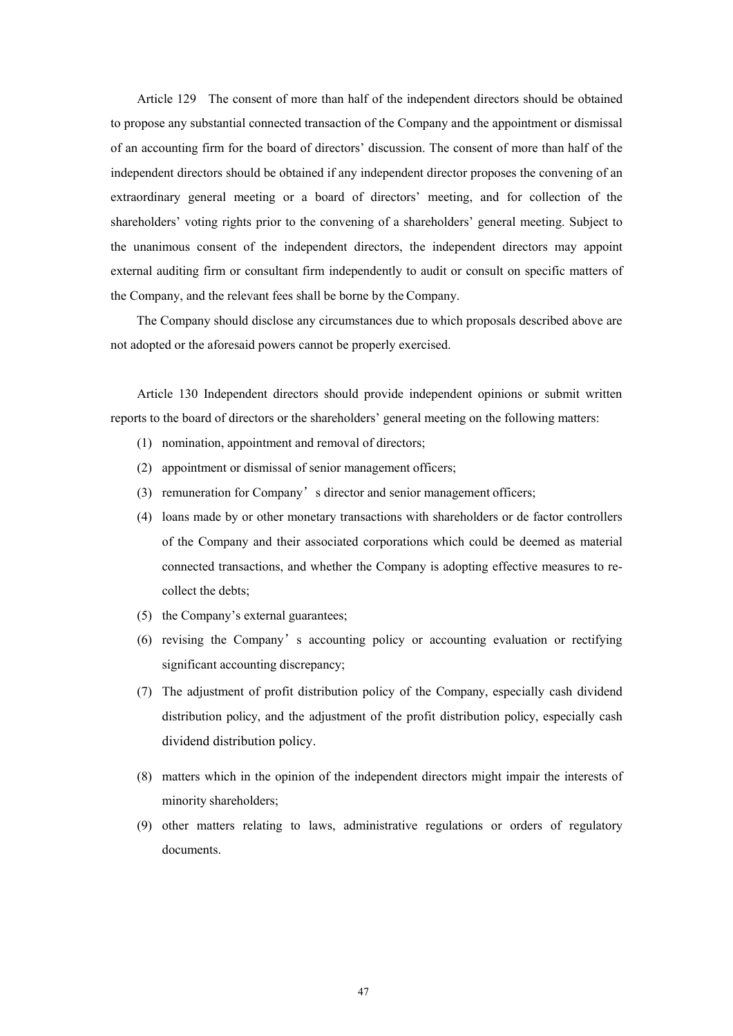Article 129 The consent of more than half of the independent directors should be obtained to propose any substantial connected transaction of the Company and the appointment or dismissal of an accounting firm for the board of directors' discussion. The consent of more than half of the independent directors should be obtained if any independent director proposes the convening of an extraordinary general meeting or a board of directors' meeting, and for collection of the shareholders' voting rights prior to the convening of a shareholders' general meeting. Subject to the unanimous consent of the independent directors, the independent directors may appoint external auditing firm or consultant firm independently to audit or consult on specific matters of the Company, and the relevant fees shall be borne by the Company.

The Company should disclose any circumstances due to which proposals described above are not adopted or the aforesaid powers cannot be properly exercised.

Article 130 Independent directors should provide independent opinions or submit written reports to the board of directors or the shareholders' general meeting on the following matters:

(1) nomination, appointment and removal of directors;

(2) appointment or dismissal of senior management officers;

(3) remuneration for Company's director and senior management officers;

(4) loans made by or other monetary transactions with shareholders or de factor controllers of the Company and their associated corporations which could be deemed as material connected transactions, and whether the Company is adopting effective measures to re-collect the debts;

(5) the Company's external guarantees;

(6) revising the Company's accounting policy or accounting evaluation or rectifying significant accounting discrepancy;

(7) The adjustment of profit distribution policy of the Company, especially cash dividend distribution policy, and the adjustment of the profit distribution policy, especially cash dividend distribution policy.

(8) matters which in the opinion of the independent directors might impair the interests of minority shareholders;

(9) other matters relating to laws, administrative regulations or orders of regulatory documents.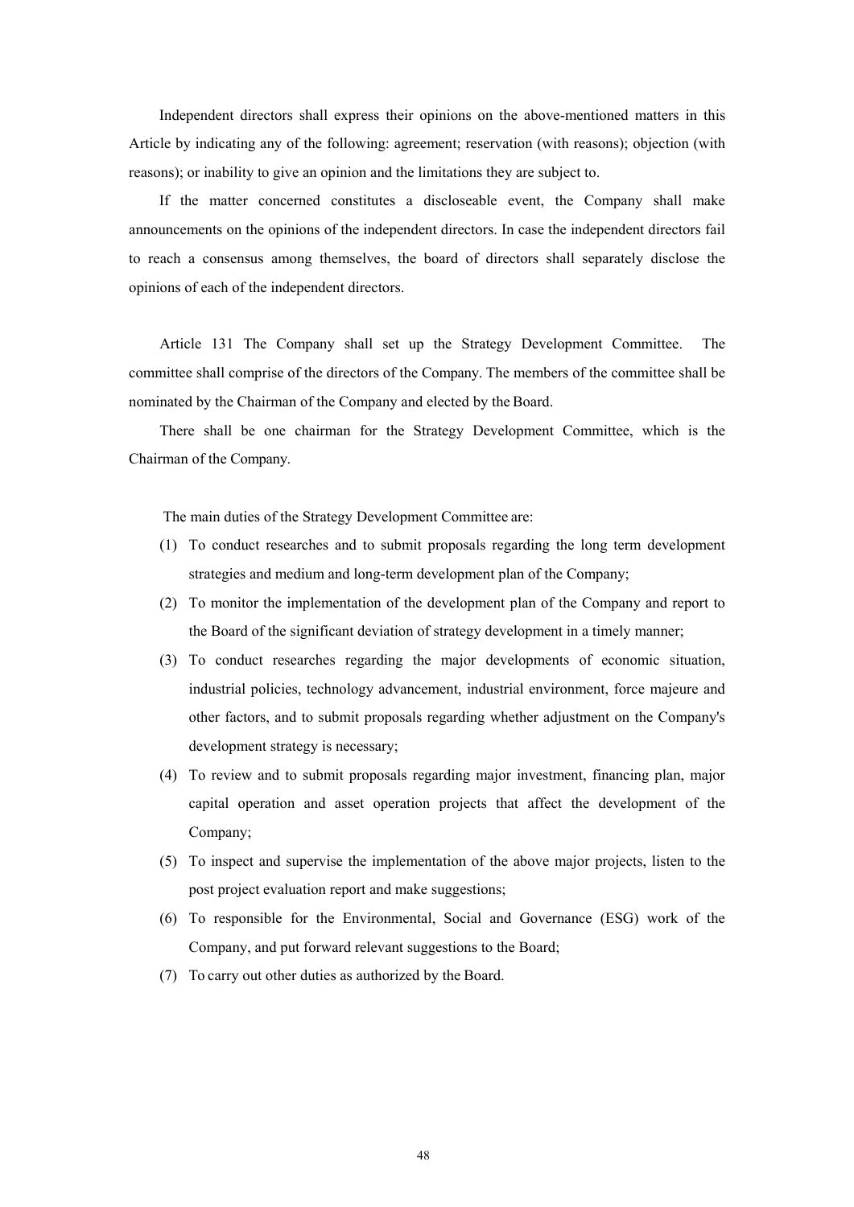Independent directors shall express their opinions on the above-mentioned matters in this Article by indicating any of the following: agreement; reservation (with reasons); objection (with reasons); or inability to give an opinion and the limitations they are subject to.

If the matter concerned constitutes a discloseable event, the Company shall make announcements on the opinions of the independent directors. In case the independent directors fail to reach a consensus among themselves, the board of directors shall separately disclose the opinions of each of the independent directors.

Article 131 The Company shall set up the Strategy Development Committee. The committee shall comprise of the directors of the Company. The members of the committee shall be nominated by the Chairman of the Company and elected by the Board.

There shall be one chairman for the Strategy Development Committee, which is the Chairman of the Company.

The main duties of the Strategy Development Committee are:

(1) To conduct researches and to submit proposals regarding the long term development strategies and medium and long-term development plan of the Company;

(2) To monitor the implementation of the development plan of the Company and report to the Board of the significant deviation of strategy development in a timely manner;

(3) To conduct researches regarding the major developments of economic situation, industrial policies, technology advancement, industrial environment, force majeure and other factors, and to submit proposals regarding whether adjustment on the Company's development strategy is necessary;

(4) To review and to submit proposals regarding major investment, financing plan, major capital operation and asset operation projects that affect the development of the Company;

(5) To inspect and supervise the implementation of the above major projects, listen to the post project evaluation report and make suggestions;

(6) To responsible for the Environmental, Social and Governance (ESG) work of the Company, and put forward relevant suggestions to the Board;

(7) To carry out other duties as authorized by the Board.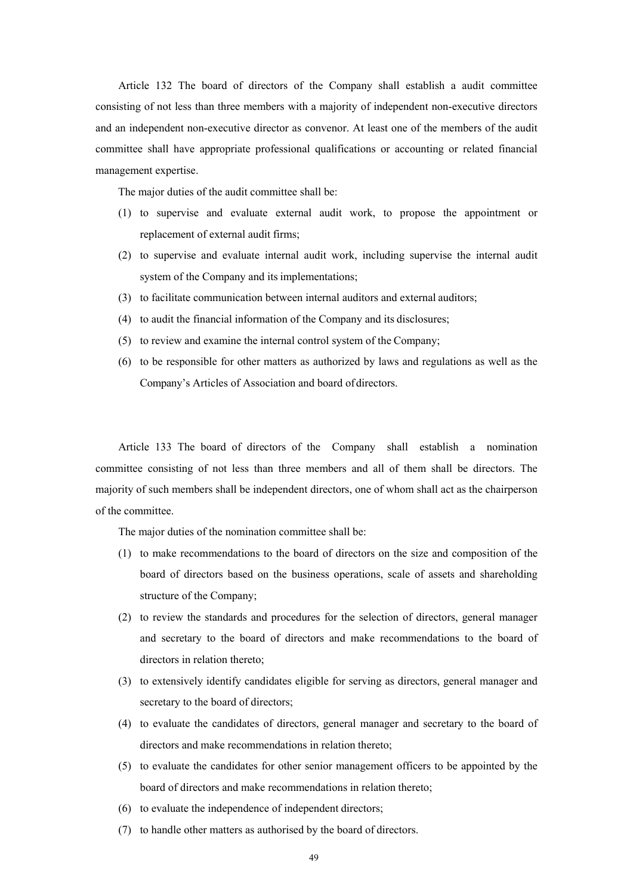Article 132 The board of directors of the Company shall establish a audit committee consisting of not less than three members with a majority of independent non-executive directors and an independent non-executive director as convenor. At least one of the members of the audit committee shall have appropriate professional qualifications or accounting or related financial management expertise.

The major duties of the audit committee shall be:

(1) to supervise and evaluate external audit work, to propose the appointment or replacement of external audit firms;

(2) to supervise and evaluate internal audit work, including supervise the internal audit system of the Company and its implementations;

(3) to facilitate communication between internal auditors and external auditors;

(4) to audit the financial information of the Company and its disclosures;

(5) to review and examine the internal control system of the Company;

(6) to be responsible for other matters as authorized by laws and regulations as well as the Company's Articles of Association and board of directors.

Article 133 The board of directors of the Company shall establish a nomination committee consisting of not less than three members and all of them shall be directors. The majority of such members shall be independent directors, one of whom shall act as the chairperson of the committee.

The major duties of the nomination committee shall be:

(1) to make recommendations to the board of directors on the size and composition of the board of directors based on the business operations, scale of assets and shareholding structure of the Company;

(2) to review the standards and procedures for the selection of directors, general manager and secretary to the board of directors and make recommendations to the board of directors in relation thereto;

(3) to extensively identify candidates eligible for serving as directors, general manager and secretary to the board of directors;

(4) to evaluate the candidates of directors, general manager and secretary to the board of directors and make recommendations in relation thereto;

(5) to evaluate the candidates for other senior management officers to be appointed by the board of directors and make recommendations in relation thereto;

(6) to evaluate the independence of independent directors;

(7) to handle other matters as authorised by the board of directors.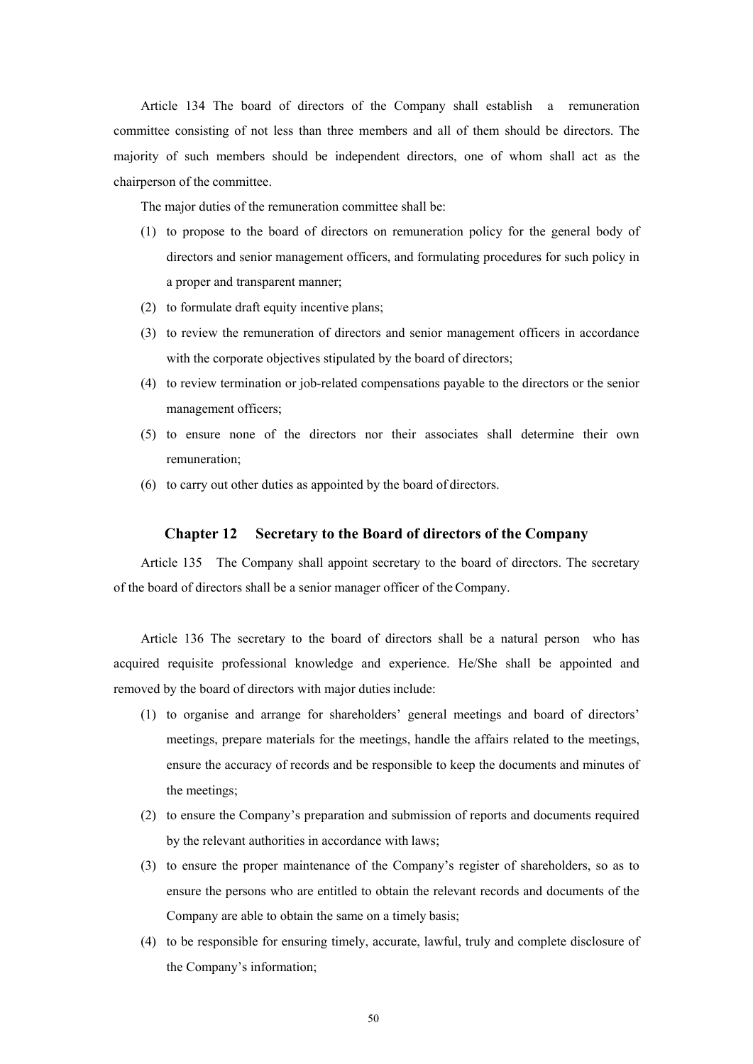Article 134 The board of directors of the Company shall establish a remuneration committee consisting of not less than three members and all of them should be directors. The majority of such members should be independent directors, one of whom shall act as the chairperson of the committee.

The major duties of the remuneration committee shall be:

(1) to propose to the board of directors on remuneration policy for the general body of directors and senior management officers, and formulating procedures for such policy in a proper and transparent manner;

(2) to formulate draft equity incentive plans;

(3) to review the remuneration of directors and senior management officers in accordance with the corporate objectives stipulated by the board of directors;

(4) to review termination or job-related compensations payable to the directors or the senior management officers;

(5) to ensure none of the directors nor their associates shall determine their own remuneration;

(6) to carry out other duties as appointed by the board of directors.

## Chapter 12 Secretary to the Board of directors of the Company

Article 135 The Company shall appoint secretary to the board of directors. The secretary of the board of directors shall be a senior manager officer of the Company.

Article 136 The secretary to the board of directors shall be a natural person who has acquired requisite professional knowledge and experience. He/She shall be appointed and removed by the board of directors with major duties include:

(1) to organise and arrange for shareholders' general meetings and board of directors' meetings, prepare materials for the meetings, handle the affairs related to the meetings, ensure the accuracy of records and be responsible to keep the documents and minutes of the meetings;

(2) to ensure the Company's preparation and submission of reports and documents required by the relevant authorities in accordance with laws;

(3) to ensure the proper maintenance of the Company's register of shareholders, so as to ensure the persons who are entitled to obtain the relevant records and documents of the Company are able to obtain the same on a timely basis;

(4) to be responsible for ensuring timely, accurate, lawful, truly and complete disclosure of the Company's information;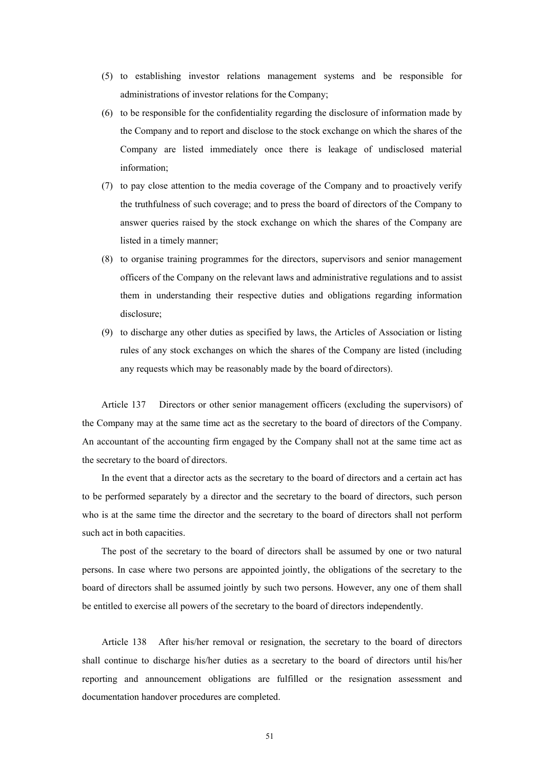(5) to establishing investor relations management systems and be responsible for administrations of investor relations for the Company;

(6) to be responsible for the confidentiality regarding the disclosure of information made by the Company and to report and disclose to the stock exchange on which the shares of the Company are listed immediately once there is leakage of undisclosed material information;

(7) to pay close attention to the media coverage of the Company and to proactively verify the truthfulness of such coverage; and to press the board of directors of the Company to answer queries raised by the stock exchange on which the shares of the Company are listed in a timely manner;

(8) to organise training programmes for the directors, supervisors and senior management officers of the Company on the relevant laws and administrative regulations and to assist them in understanding their respective duties and obligations regarding information disclosure;

(9) to discharge any other duties as specified by laws, the Articles of Association or listing rules of any stock exchanges on which the shares of the Company are listed (including any requests which may be reasonably made by the board of directors).

Article 137 Directors or other senior management officers (excluding the supervisors) of the Company may at the same time act as the secretary to the board of directors of the Company. An accountant of the accounting firm engaged by the Company shall not at the same time act as the secretary to the board of directors.

In the event that a director acts as the secretary to the board of directors and a certain act has to be performed separately by a director and the secretary to the board of directors, such person who is at the same time the director and the secretary to the board of directors shall not perform such act in both capacities.

The post of the secretary to the board of directors shall be assumed by one or two natural persons. In case where two persons are appointed jointly, the obligations of the secretary to the board of directors shall be assumed jointly by such two persons. However, any one of them shall be entitled to exercise all powers of the secretary to the board of directors independently.

Article 138 After his/her removal or resignation, the secretary to the board of directors shall continue to discharge his/her duties as a secretary to the board of directors until his/her reporting and announcement obligations are fulfilled or the resignation assessment and documentation handover procedures are completed.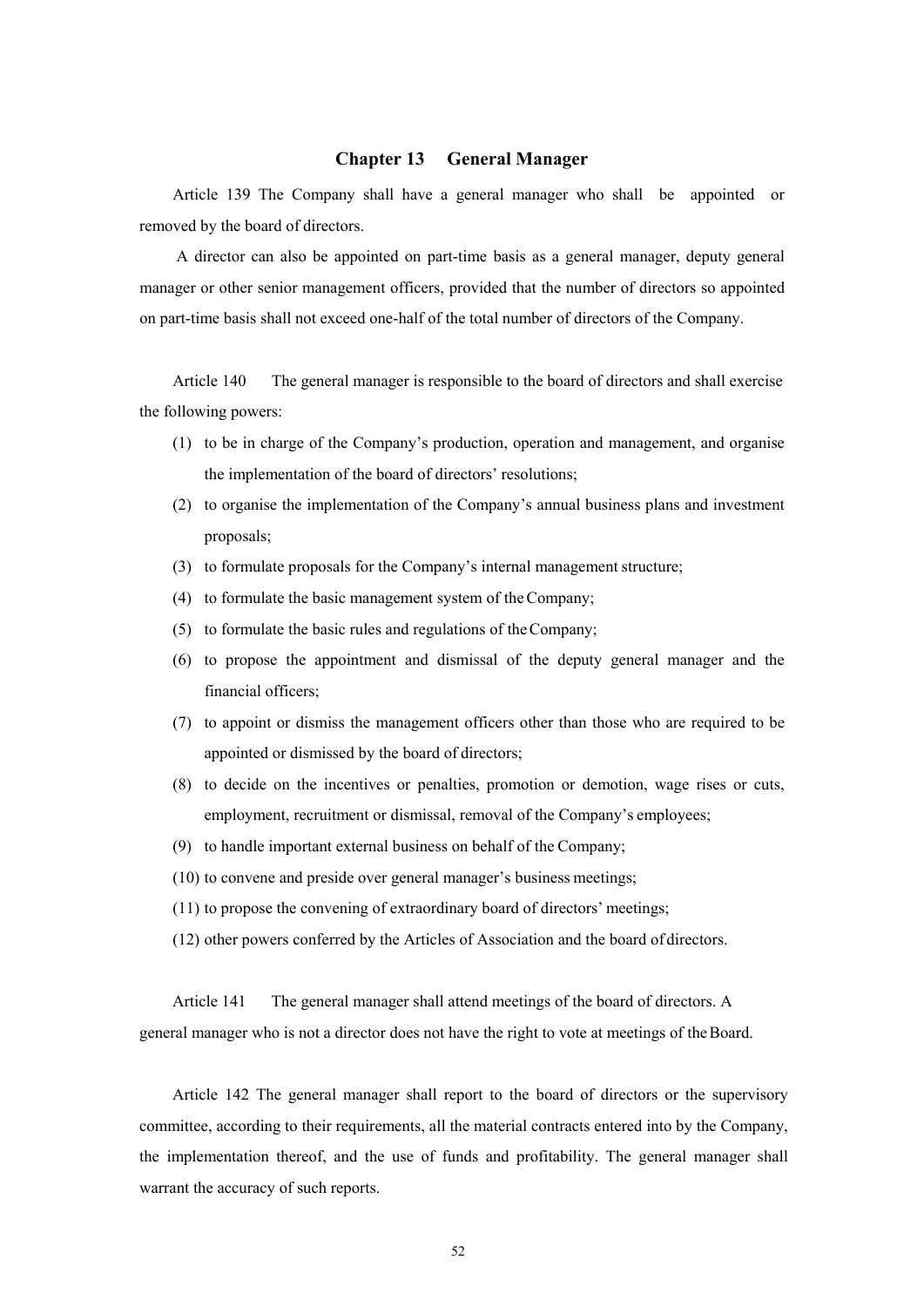## Chapter 13 General Manager

Article 139 The Company shall have a general manager who shall be appointed or removed by the board of directors.

A director can also be appointed on part-time basis as a general manager, deputy general manager or other senior management officers, provided that the number of directors so appointed on part-time basis shall not exceed one-half of the total number of directors of the Company.

Article 140 The general manager is responsible to the board of directors and shall exercise the following powers:

(1) to be in charge of the Company's production, operation and management, and organise the implementation of the board of directors' resolutions;

(2) to organise the implementation of the Company's annual business plans and investment proposals;

(3) to formulate proposals for the Company's internal management structure;

(4) to formulate the basic management system of the Company;

(5) to formulate the basic rules and regulations of the Company;

(6) to propose the appointment and dismissal of the deputy general manager and the financial officers;

(7) to appoint or dismiss the management officers other than those who are required to be appointed or dismissed by the board of directors;

(8) to decide on the incentives or penalties, promotion or demotion, wage rises or cuts, employment, recruitment or dismissal, removal of the Company's employees;

(9) to handle important external business on behalf of the Company;

(10) to convene and preside over general manager's business meetings;

(11) to propose the convening of extraordinary board of directors' meetings;

(12) other powers conferred by the Articles of Association and the board of directors.

Article 141 The general manager shall attend meetings of the board of directors. A general manager who is not a director does not have the right to vote at meetings of the Board.

Article 142 The general manager shall report to the board of directors or the supervisory committee, according to their requirements, all the material contracts entered into by the Company, the implementation thereof, and the use of funds and profitability. The general manager shall warrant the accuracy of such reports.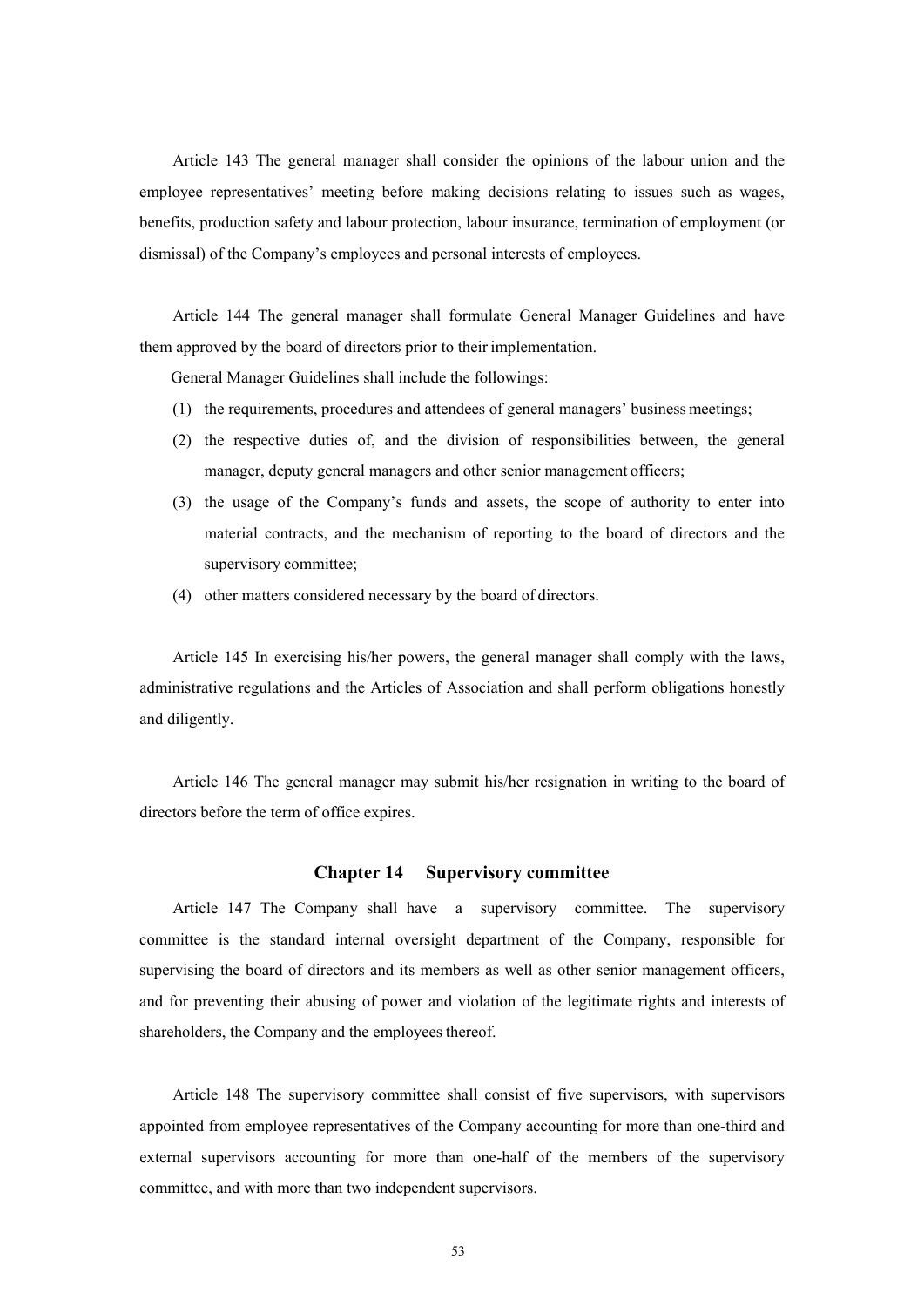Article 143 The general manager shall consider the opinions of the labour union and the employee representatives' meeting before making decisions relating to issues such as wages, benefits, production safety and labour protection, labour insurance, termination of employment (or dismissal) of the Company's employees and personal interests of employees.

Article 144 The general manager shall formulate General Manager Guidelines and have them approved by the board of directors prior to their implementation.

General Manager Guidelines shall include the followings:

(1) the requirements, procedures and attendees of general managers' business meetings;

(2) the respective duties of, and the division of responsibilities between, the general manager, deputy general managers and other senior management officers;

(3) the usage of the Company's funds and assets, the scope of authority to enter into material contracts, and the mechanism of reporting to the board of directors and the supervisory committee;

(4) other matters considered necessary by the board of directors.

Article 145 In exercising his/her powers, the general manager shall comply with the laws, administrative regulations and the Articles of Association and shall perform obligations honestly and diligently.

Article 146 The general manager may submit his/her resignation in writing to the board of directors before the term of office expires.

## Chapter 14 Supervisory committee

Article 147 The Company shall have a supervisory committee. The supervisory committee is the standard internal oversight department of the Company, responsible for supervising the board of directors and its members as well as other senior management officers, and for preventing their abusing of power and violation of the legitimate rights and interests of shareholders, the Company and the employees thereof.

Article 148 The supervisory committee shall consist of five supervisors, with supervisors appointed from employee representatives of the Company accounting for more than one-third and external supervisors accounting for more than one-half of the members of the supervisory committee, and with more than two independent supervisors.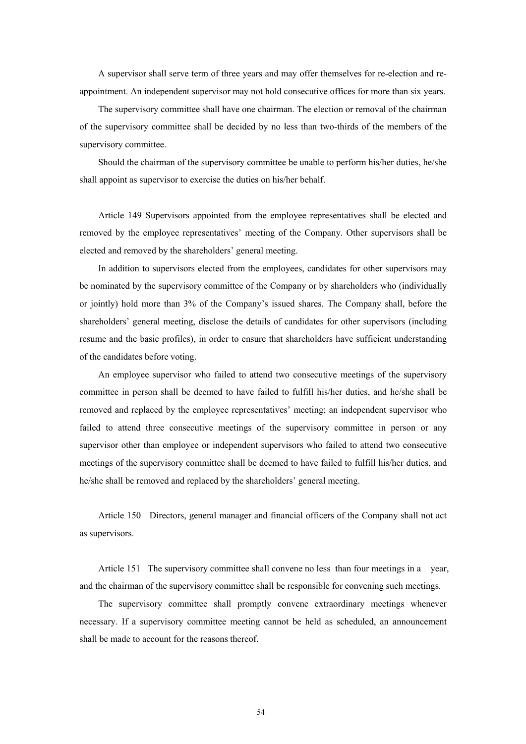A supervisor shall serve term of three years and may offer themselves for re-election and re-appointment. An independent supervisor may not hold consecutive offices for more than six years.

The supervisory committee shall have one chairman. The election or removal of the chairman of the supervisory committee shall be decided by no less than two-thirds of the members of the supervisory committee.

Should the chairman of the supervisory committee be unable to perform his/her duties, he/she shall appoint as supervisor to exercise the duties on his/her behalf.

Article 149 Supervisors appointed from the employee representatives shall be elected and removed by the employee representatives' meeting of the Company. Other supervisors shall be elected and removed by the shareholders' general meeting.

In addition to supervisors elected from the employees, candidates for other supervisors may be nominated by the supervisory committee of the Company or by shareholders who (individually or jointly) hold more than 3% of the Company's issued shares. The Company shall, before the shareholders' general meeting, disclose the details of candidates for other supervisors (including resume and the basic profiles), in order to ensure that shareholders have sufficient understanding of the candidates before voting.

An employee supervisor who failed to attend two consecutive meetings of the supervisory committee in person shall be deemed to have failed to fulfill his/her duties, and he/she shall be removed and replaced by the employee representatives' meeting; an independent supervisor who failed to attend three consecutive meetings of the supervisory committee in person or any supervisor other than employee or independent supervisors who failed to attend two consecutive meetings of the supervisory committee shall be deemed to have failed to fulfill his/her duties, and he/she shall be removed and replaced by the shareholders' general meeting.

Article 150 Directors, general manager and financial officers of the Company shall not act as supervisors.

Article 151 The supervisory committee shall convene no less than four meetings in a year, and the chairman of the supervisory committee shall be responsible for convening such meetings.

The supervisory committee shall promptly convene extraordinary meetings whenever necessary. If a supervisory committee meeting cannot be held as scheduled, an announcement shall be made to account for the reasons thereof.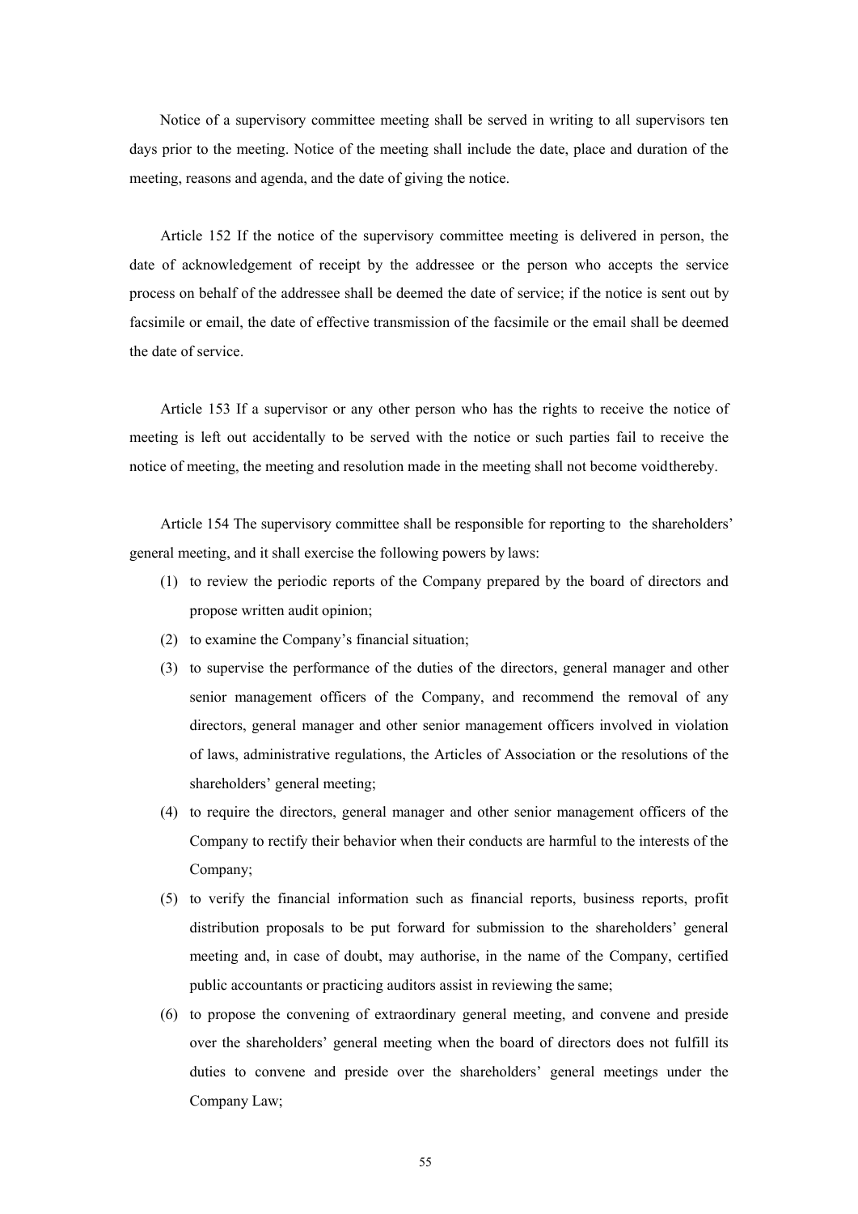Notice of a supervisory committee meeting shall be served in writing to all supervisors ten days prior to the meeting. Notice of the meeting shall include the date, place and duration of the meeting, reasons and agenda, and the date of giving the notice.

Article 152 If the notice of the supervisory committee meeting is delivered in person, the date of acknowledgement of receipt by the addressee or the person who accepts the service process on behalf of the addressee shall be deemed the date of service; if the notice is sent out by facsimile or email, the date of effective transmission of the facsimile or the email shall be deemed the date of service.

Article 153 If a supervisor or any other person who has the rights to receive the notice of meeting is left out accidentally to be served with the notice or such parties fail to receive the notice of meeting, the meeting and resolution made in the meeting shall not become void thereby.

Article 154 The supervisory committee shall be responsible for reporting to the shareholders' general meeting, and it shall exercise the following powers by laws:

(1) to review the periodic reports of the Company prepared by the board of directors and propose written audit opinion;
(2) to examine the Company's financial situation;
(3) to supervise the performance of the duties of the directors, general manager and other senior management officers of the Company, and recommend the removal of any directors, general manager and other senior management officers involved in violation of laws, administrative regulations, the Articles of Association or the resolutions of the shareholders' general meeting;
(4) to require the directors, general manager and other senior management officers of the Company to rectify their behavior when their conducts are harmful to the interests of the Company;
(5) to verify the financial information such as financial reports, business reports, profit distribution proposals to be put forward for submission to the shareholders' general meeting and, in case of doubt, may authorise, in the name of the Company, certified public accountants or practicing auditors assist in reviewing the same;
(6) to propose the convening of extraordinary general meeting, and convene and preside over the shareholders' general meeting when the board of directors does not fulfill its duties to convene and preside over the shareholders' general meetings under the Company Law;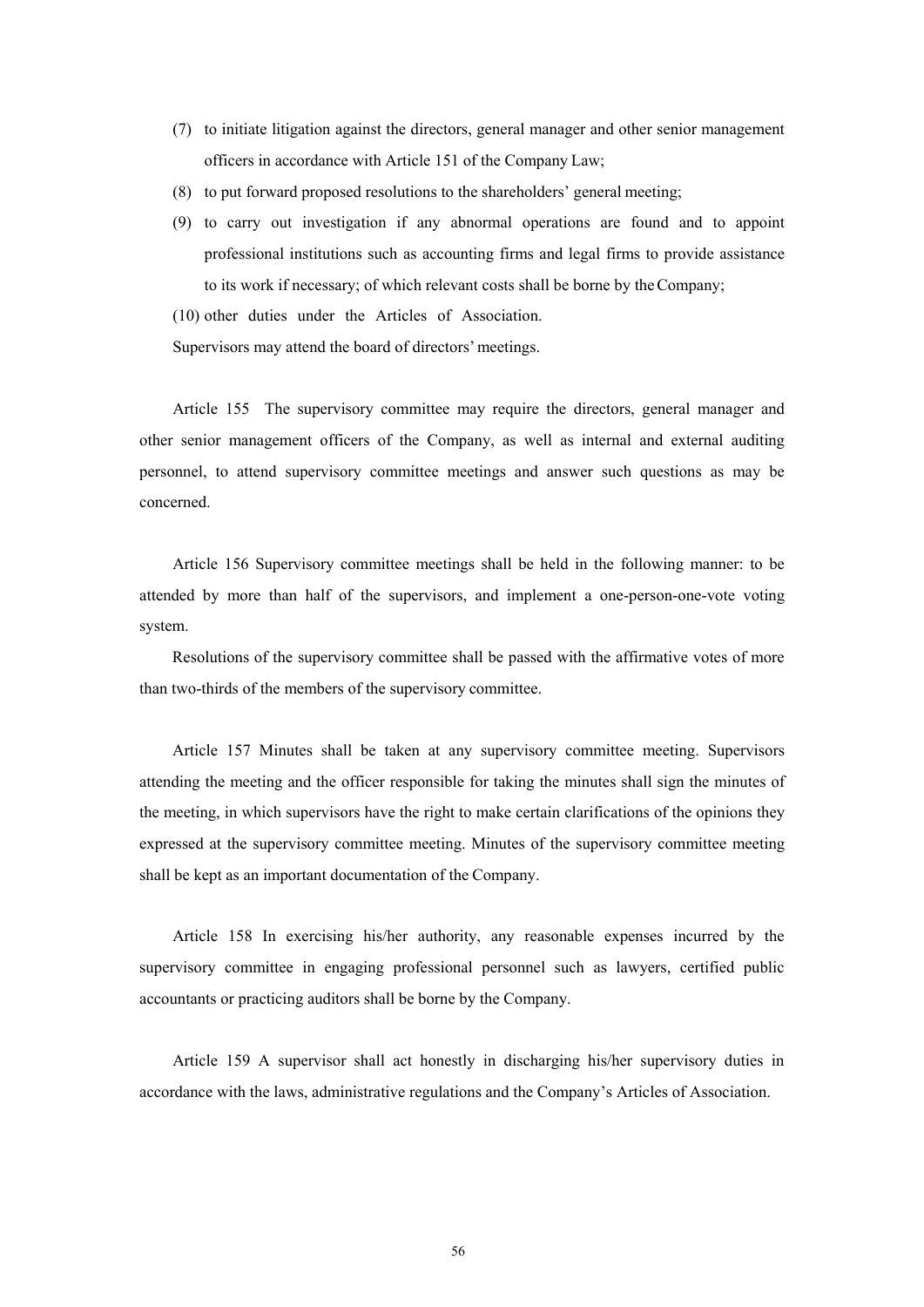(7) to initiate litigation against the directors, general manager and other senior management officers in accordance with Article 151 of the Company Law;

(8) to put forward proposed resolutions to the shareholders' general meeting;

(9) to carry out investigation if any abnormal operations are found and to appoint professional institutions such as accounting firms and legal firms to provide assistance to its work if necessary; of which relevant costs shall be borne by the Company;

(10) other duties under the Articles of Association.

Supervisors may attend the board of directors' meetings.

Article 155 The supervisory committee may require the directors, general manager and other senior management officers of the Company, as well as internal and external auditing personnel, to attend supervisory committee meetings and answer such questions as may be concerned.

Article 156 Supervisory committee meetings shall be held in the following manner: to be attended by more than half of the supervisors, and implement a one-person-one-vote voting system.

Resolutions of the supervisory committee shall be passed with the affirmative votes of more than two-thirds of the members of the supervisory committee.

Article 157 Minutes shall be taken at any supervisory committee meeting. Supervisors attending the meeting and the officer responsible for taking the minutes shall sign the minutes of the meeting, in which supervisors have the right to make certain clarifications of the opinions they expressed at the supervisory committee meeting. Minutes of the supervisory committee meeting shall be kept as an important documentation of the Company.

Article 158 In exercising his/her authority, any reasonable expenses incurred by the supervisory committee in engaging professional personnel such as lawyers, certified public accountants or practicing auditors shall be borne by the Company.

Article 159 A supervisor shall act honestly in discharging his/her supervisory duties in accordance with the laws, administrative regulations and the Company's Articles of Association.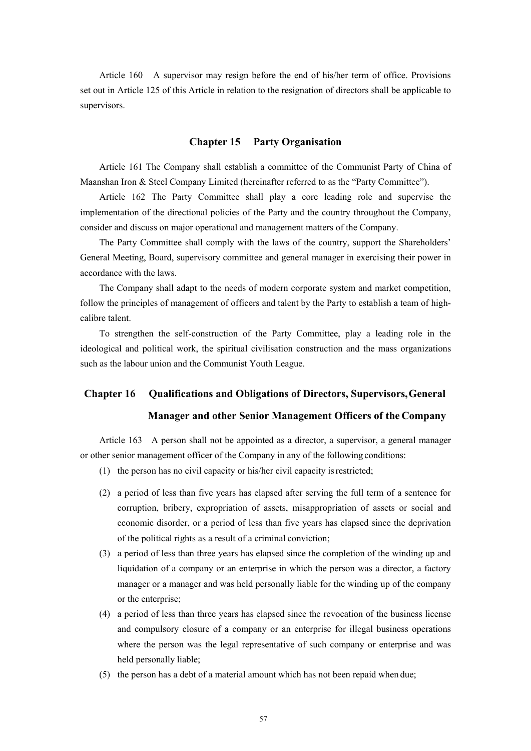Article 160　A supervisor may resign before the end of his/her term of office. Provisions set out in Article 125 of this Article in relation to the resignation of directors shall be applicable to supervisors.

## Chapter 15　Party Organisation

Article 161 The Company shall establish a committee of the Communist Party of China of Maanshan Iron & Steel Company Limited (hereinafter referred to as the "Party Committee").

Article 162 The Party Committee shall play a core leading role and supervise the implementation of the directional policies of the Party and the country throughout the Company, consider and discuss on major operational and management matters of the Company.

The Party Committee shall comply with the laws of the country, support the Shareholders' General Meeting, Board, supervisory committee and general manager in exercising their power in accordance with the laws.

The Company shall adapt to the needs of modern corporate system and market competition, follow the principles of management of officers and talent by the Party to establish a team of high-calibre talent.

To strengthen the self-construction of the Party Committee, play a leading role in the ideological and political work, the spiritual civilisation construction and the mass organizations such as the labour union and the Communist Youth League.

## Chapter 16　Qualifications and Obligations of Directors, Supervisors, General Manager and other Senior Management Officers of the Company

Article 163　A person shall not be appointed as a director, a supervisor, a general manager or other senior management officer of the Company in any of the following conditions:

(1) the person has no civil capacity or his/her civil capacity is restricted;

(2) a period of less than five years has elapsed after serving the full term of a sentence for corruption, bribery, expropriation of assets, misappropriation of assets or social and economic disorder, or a period of less than five years has elapsed since the deprivation of the political rights as a result of a criminal conviction;

(3) a period of less than three years has elapsed since the completion of the winding up and liquidation of a company or an enterprise in which the person was a director, a factory manager or a manager and was held personally liable for the winding up of the company or the enterprise;

(4) a period of less than three years has elapsed since the revocation of the business license and compulsory closure of a company or an enterprise for illegal business operations where the person was the legal representative of such company or enterprise and was held personally liable;

(5) the person has a debt of a material amount which has not been repaid when due;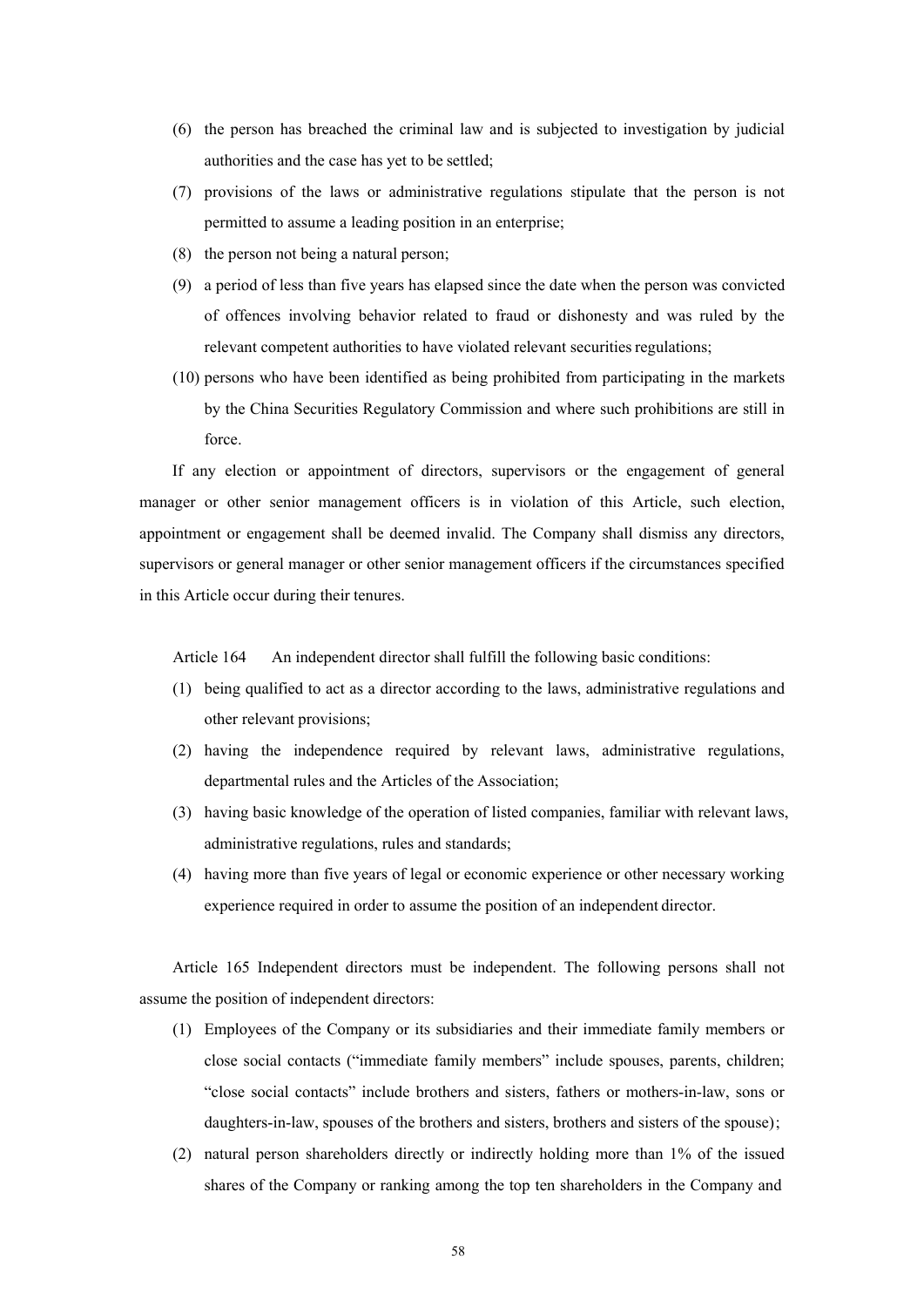(6) the person has breached the criminal law and is subjected to investigation by judicial authorities and the case has yet to be settled;

(7) provisions of the laws or administrative regulations stipulate that the person is not permitted to assume a leading position in an enterprise;

(8) the person not being a natural person;

(9) a period of less than five years has elapsed since the date when the person was convicted of offences involving behavior related to fraud or dishonesty and was ruled by the relevant competent authorities to have violated relevant securities regulations;

(10) persons who have been identified as being prohibited from participating in the markets by the China Securities Regulatory Commission and where such prohibitions are still in force.

If any election or appointment of directors, supervisors or the engagement of general manager or other senior management officers is in violation of this Article, such election, appointment or engagement shall be deemed invalid. The Company shall dismiss any directors, supervisors or general manager or other senior management officers if the circumstances specified in this Article occur during their tenures.

Article 164 An independent director shall fulfill the following basic conditions:

(1) being qualified to act as a director according to the laws, administrative regulations and other relevant provisions;

(2) having the independence required by relevant laws, administrative regulations, departmental rules and the Articles of the Association;

(3) having basic knowledge of the operation of listed companies, familiar with relevant laws, administrative regulations, rules and standards;

(4) having more than five years of legal or economic experience or other necessary working experience required in order to assume the position of an independent director.

Article 165 Independent directors must be independent. The following persons shall not assume the position of independent directors:

(1) Employees of the Company or its subsidiaries and their immediate family members or close social contacts ("immediate family members" include spouses, parents, children; "close social contacts" include brothers and sisters, fathers or mothers-in-law, sons or daughters-in-law, spouses of the brothers and sisters, brothers and sisters of the spouse);

(2) natural person shareholders directly or indirectly holding more than 1% of the issued shares of the Company or ranking among the top ten shareholders in the Company and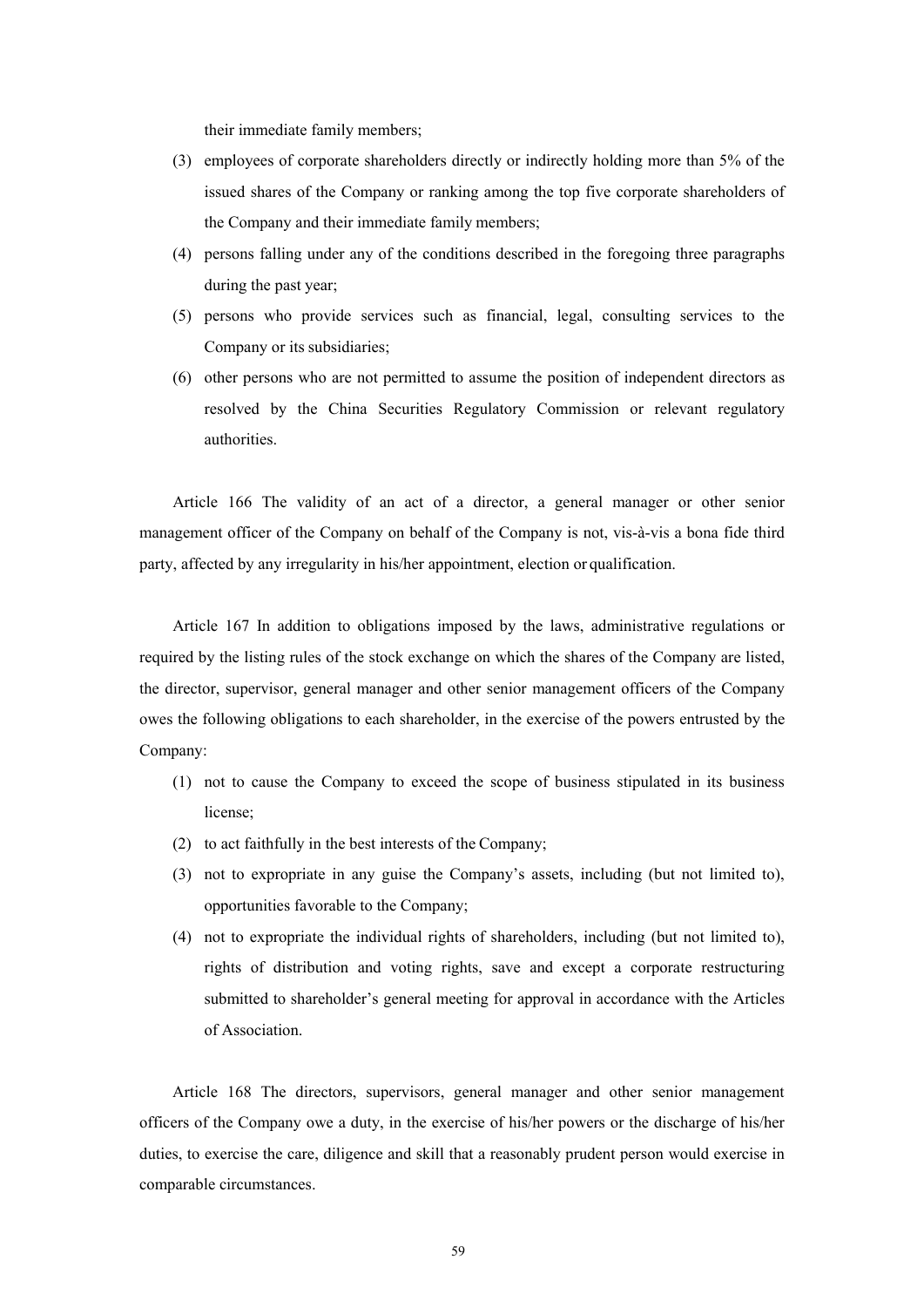their immediate family members;

(3) employees of corporate shareholders directly or indirectly holding more than 5% of the issued shares of the Company or ranking among the top five corporate shareholders of the Company and their immediate family members;

(4) persons falling under any of the conditions described in the foregoing three paragraphs during the past year;

(5) persons who provide services such as financial, legal, consulting services to the Company or its subsidiaries;

(6) other persons who are not permitted to assume the position of independent directors as resolved by the China Securities Regulatory Commission or relevant regulatory authorities.

Article 166 The validity of an act of a director, a general manager or other senior management officer of the Company on behalf of the Company is not, vis-à-vis a bona fide third party, affected by any irregularity in his/her appointment, election or qualification.

Article 167 In addition to obligations imposed by the laws, administrative regulations or required by the listing rules of the stock exchange on which the shares of the Company are listed, the director, supervisor, general manager and other senior management officers of the Company owes the following obligations to each shareholder, in the exercise of the powers entrusted by the Company:

(1) not to cause the Company to exceed the scope of business stipulated in its business license;

(2) to act faithfully in the best interests of the Company;

(3) not to expropriate in any guise the Company's assets, including (but not limited to), opportunities favorable to the Company;

(4) not to expropriate the individual rights of shareholders, including (but not limited to), rights of distribution and voting rights, save and except a corporate restructuring submitted to shareholder's general meeting for approval in accordance with the Articles of Association.

Article 168 The directors, supervisors, general manager and other senior management officers of the Company owe a duty, in the exercise of his/her powers or the discharge of his/her duties, to exercise the care, diligence and skill that a reasonably prudent person would exercise in comparable circumstances.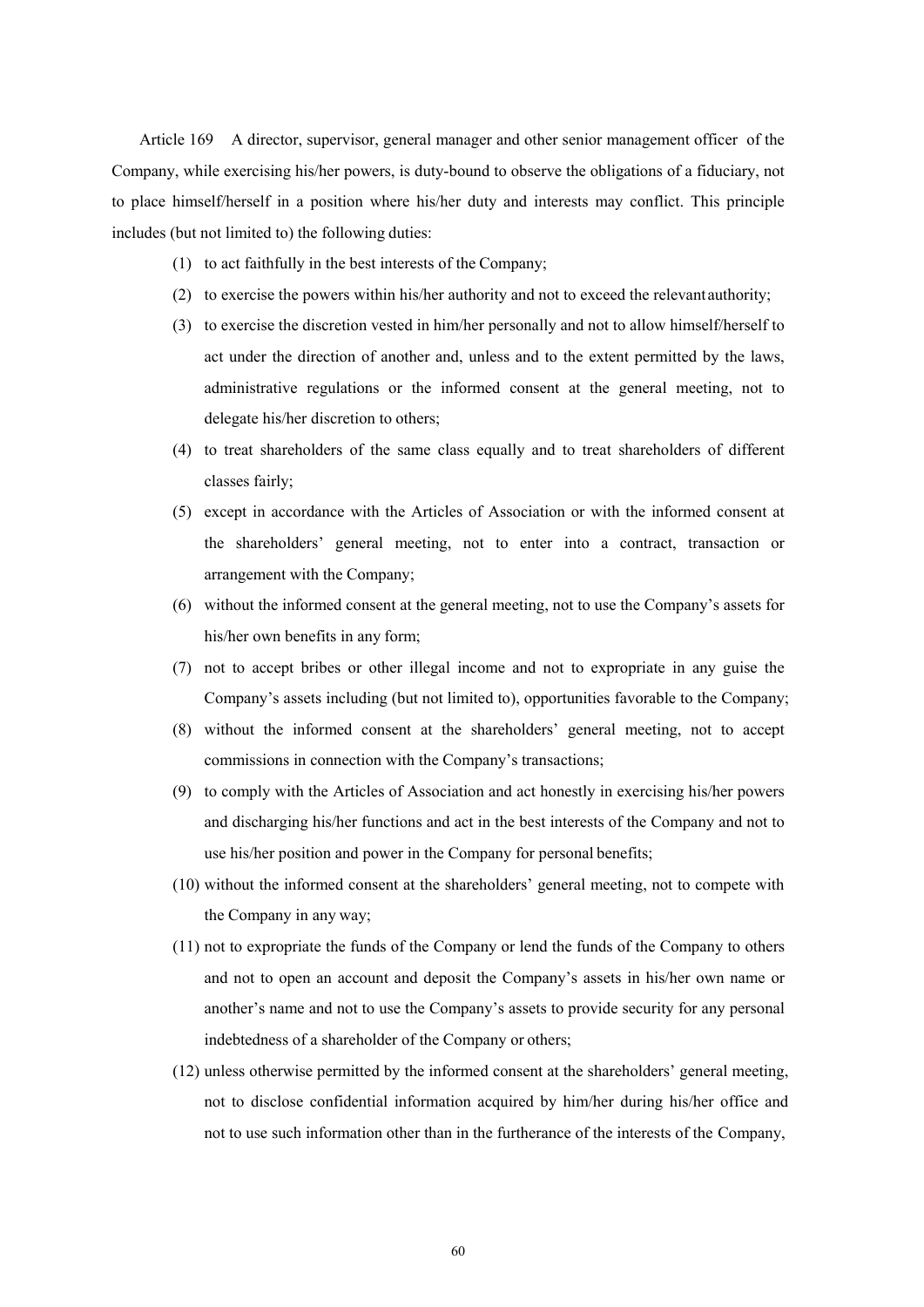Article 169 A director, supervisor, general manager and other senior management officer of the Company, while exercising his/her powers, is duty-bound to observe the obligations of a fiduciary, not to place himself/herself in a position where his/her duty and interests may conflict. This principle includes (but not limited to) the following duties:

(1) to act faithfully in the best interests of the Company;

(2) to exercise the powers within his/her authority and not to exceed the relevant authority;

(3) to exercise the discretion vested in him/her personally and not to allow himself/herself to act under the direction of another and, unless and to the extent permitted by the laws, administrative regulations or the informed consent at the general meeting, not to delegate his/her discretion to others;

(4) to treat shareholders of the same class equally and to treat shareholders of different classes fairly;

(5) except in accordance with the Articles of Association or with the informed consent at the shareholders' general meeting, not to enter into a contract, transaction or arrangement with the Company;

(6) without the informed consent at the general meeting, not to use the Company's assets for his/her own benefits in any form;

(7) not to accept bribes or other illegal income and not to expropriate in any guise the Company's assets including (but not limited to), opportunities favorable to the Company;

(8) without the informed consent at the shareholders' general meeting, not to accept commissions in connection with the Company's transactions;

(9) to comply with the Articles of Association and act honestly in exercising his/her powers and discharging his/her functions and act in the best interests of the Company and not to use his/her position and power in the Company for personal benefits;

(10) without the informed consent at the shareholders' general meeting, not to compete with the Company in any way;

(11) not to expropriate the funds of the Company or lend the funds of the Company to others and not to open an account and deposit the Company's assets in his/her own name or another's name and not to use the Company's assets to provide security for any personal indebtedness of a shareholder of the Company or others;

(12) unless otherwise permitted by the informed consent at the shareholders' general meeting, not to disclose confidential information acquired by him/her during his/her office and not to use such information other than in the furtherance of the interests of the Company,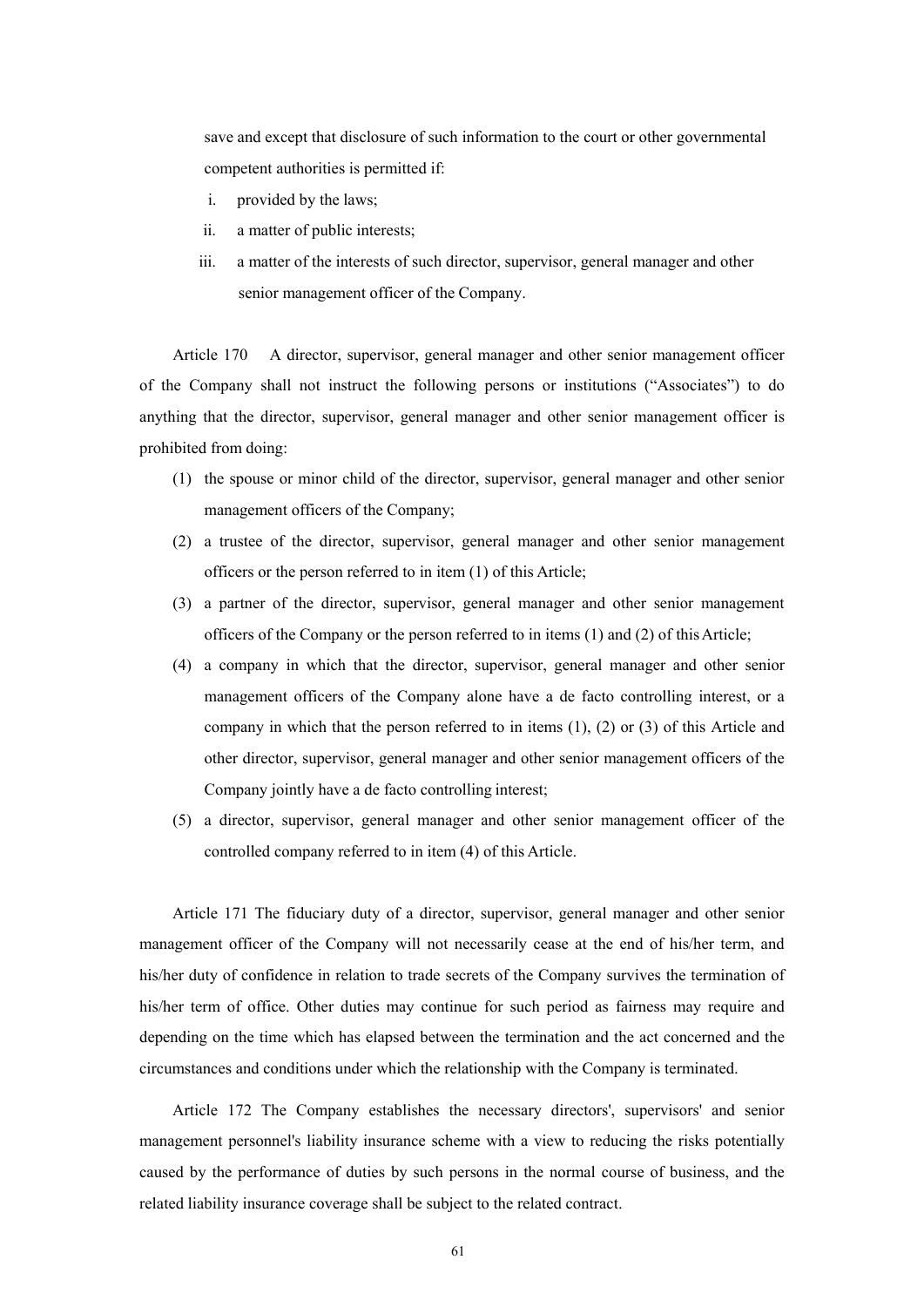save and except that disclosure of such information to the court or other governmental competent authorities is permitted if:

i. provided by the laws;

ii. a matter of public interests;

iii. a matter of the interests of such director, supervisor, general manager and other senior management officer of the Company.

Article 170 A director, supervisor, general manager and other senior management officer of the Company shall not instruct the following persons or institutions ("Associates") to do anything that the director, supervisor, general manager and other senior management officer is prohibited from doing:

(1) the spouse or minor child of the director, supervisor, general manager and other senior management officers of the Company;

(2) a trustee of the director, supervisor, general manager and other senior management officers or the person referred to in item (1) of this Article;

(3) a partner of the director, supervisor, general manager and other senior management officers of the Company or the person referred to in items (1) and (2) of this Article;

(4) a company in which that the director, supervisor, general manager and other senior management officers of the Company alone have a de facto controlling interest, or a company in which that the person referred to in items (1), (2) or (3) of this Article and other director, supervisor, general manager and other senior management officers of the Company jointly have a de facto controlling interest;

(5) a director, supervisor, general manager and other senior management officer of the controlled company referred to in item (4) of this Article.

Article 171 The fiduciary duty of a director, supervisor, general manager and other senior management officer of the Company will not necessarily cease at the end of his/her term, and his/her duty of confidence in relation to trade secrets of the Company survives the termination of his/her term of office. Other duties may continue for such period as fairness may require and depending on the time which has elapsed between the termination and the act concerned and the circumstances and conditions under which the relationship with the Company is terminated.

Article 172 The Company establishes the necessary directors', supervisors' and senior management personnel's liability insurance scheme with a view to reducing the risks potentially caused by the performance of duties by such persons in the normal course of business, and the related liability insurance coverage shall be subject to the related contract.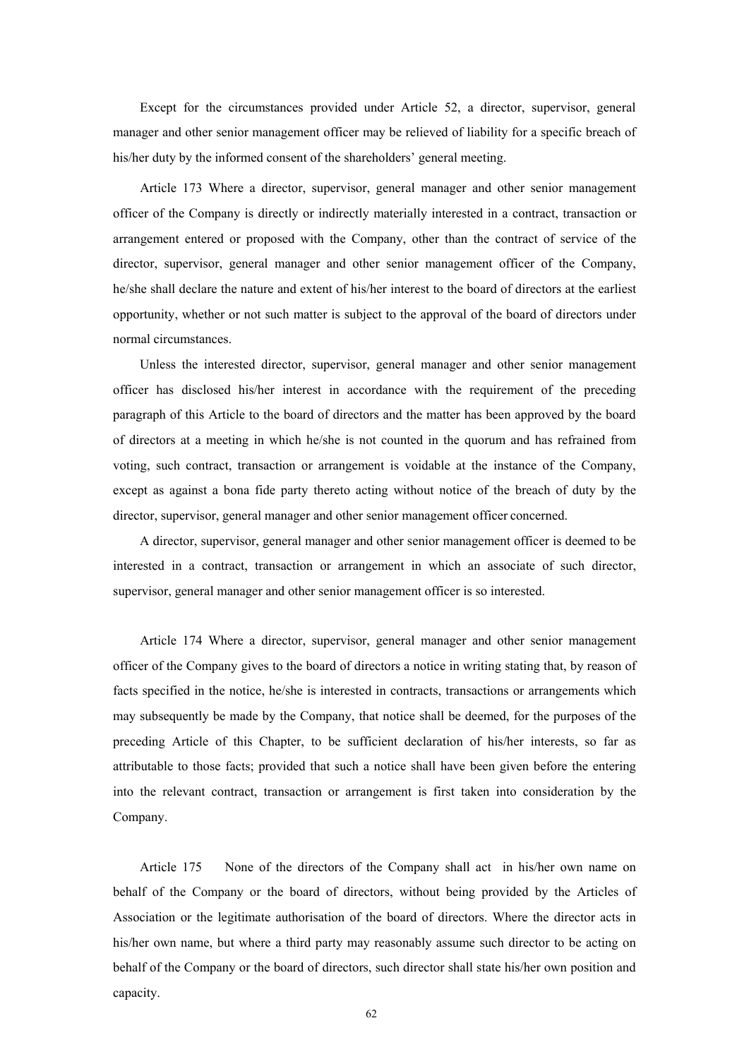Except for the circumstances provided under Article 52, a director, supervisor, general manager and other senior management officer may be relieved of liability for a specific breach of his/her duty by the informed consent of the shareholders' general meeting.

Article 173 Where a director, supervisor, general manager and other senior management officer of the Company is directly or indirectly materially interested in a contract, transaction or arrangement entered or proposed with the Company, other than the contract of service of the director, supervisor, general manager and other senior management officer of the Company, he/she shall declare the nature and extent of his/her interest to the board of directors at the earliest opportunity, whether or not such matter is subject to the approval of the board of directors under normal circumstances.

Unless the interested director, supervisor, general manager and other senior management officer has disclosed his/her interest in accordance with the requirement of the preceding paragraph of this Article to the board of directors and the matter has been approved by the board of directors at a meeting in which he/she is not counted in the quorum and has refrained from voting, such contract, transaction or arrangement is voidable at the instance of the Company, except as against a bona fide party thereto acting without notice of the breach of duty by the director, supervisor, general manager and other senior management officer concerned.

A director, supervisor, general manager and other senior management officer is deemed to be interested in a contract, transaction or arrangement in which an associate of such director, supervisor, general manager and other senior management officer is so interested.

Article 174 Where a director, supervisor, general manager and other senior management officer of the Company gives to the board of directors a notice in writing stating that, by reason of facts specified in the notice, he/she is interested in contracts, transactions or arrangements which may subsequently be made by the Company, that notice shall be deemed, for the purposes of the preceding Article of this Chapter, to be sufficient declaration of his/her interests, so far as attributable to those facts; provided that such a notice shall have been given before the entering into the relevant contract, transaction or arrangement is first taken into consideration by the Company.

Article 175 None of the directors of the Company shall act in his/her own name on behalf of the Company or the board of directors, without being provided by the Articles of Association or the legitimate authorisation of the board of directors. Where the director acts in his/her own name, but where a third party may reasonably assume such director to be acting on behalf of the Company or the board of directors, such director shall state his/her own position and capacity.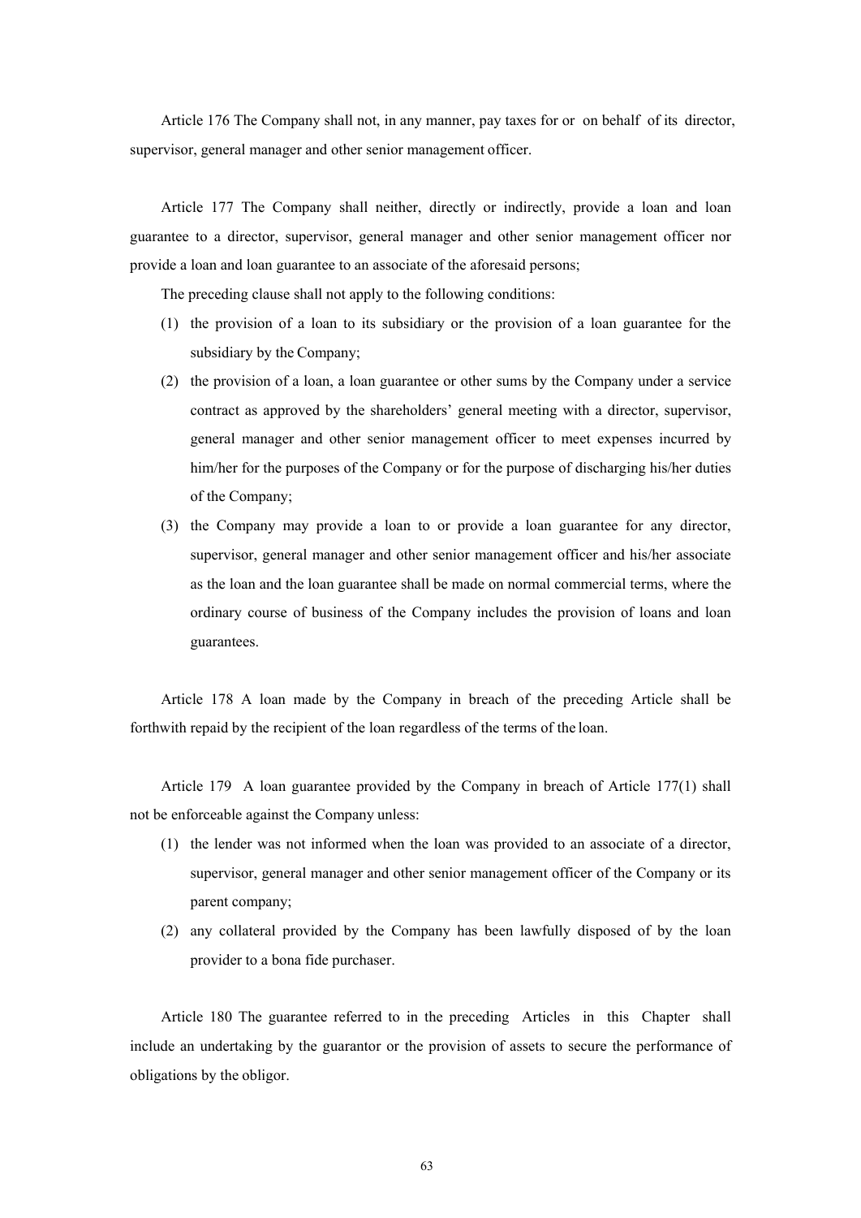Article 176 The Company shall not, in any manner, pay taxes for or on behalf of its director, supervisor, general manager and other senior management officer.

Article 177 The Company shall neither, directly or indirectly, provide a loan and loan guarantee to a director, supervisor, general manager and other senior management officer nor provide a loan and loan guarantee to an associate of the aforesaid persons;

The preceding clause shall not apply to the following conditions:

(1) the provision of a loan to its subsidiary or the provision of a loan guarantee for the subsidiary by the Company;

(2) the provision of a loan, a loan guarantee or other sums by the Company under a service contract as approved by the shareholders' general meeting with a director, supervisor, general manager and other senior management officer to meet expenses incurred by him/her for the purposes of the Company or for the purpose of discharging his/her duties of the Company;

(3) the Company may provide a loan to or provide a loan guarantee for any director, supervisor, general manager and other senior management officer and his/her associate as the loan and the loan guarantee shall be made on normal commercial terms, where the ordinary course of business of the Company includes the provision of loans and loan guarantees.

Article 178 A loan made by the Company in breach of the preceding Article shall be forthwith repaid by the recipient of the loan regardless of the terms of the loan.

Article 179 A loan guarantee provided by the Company in breach of Article 177(1) shall not be enforceable against the Company unless:

(1) the lender was not informed when the loan was provided to an associate of a director, supervisor, general manager and other senior management officer of the Company or its parent company;

(2) any collateral provided by the Company has been lawfully disposed of by the loan provider to a bona fide purchaser.

Article 180 The guarantee referred to in the preceding Articles in this Chapter shall include an undertaking by the guarantor or the provision of assets to secure the performance of obligations by the obligor.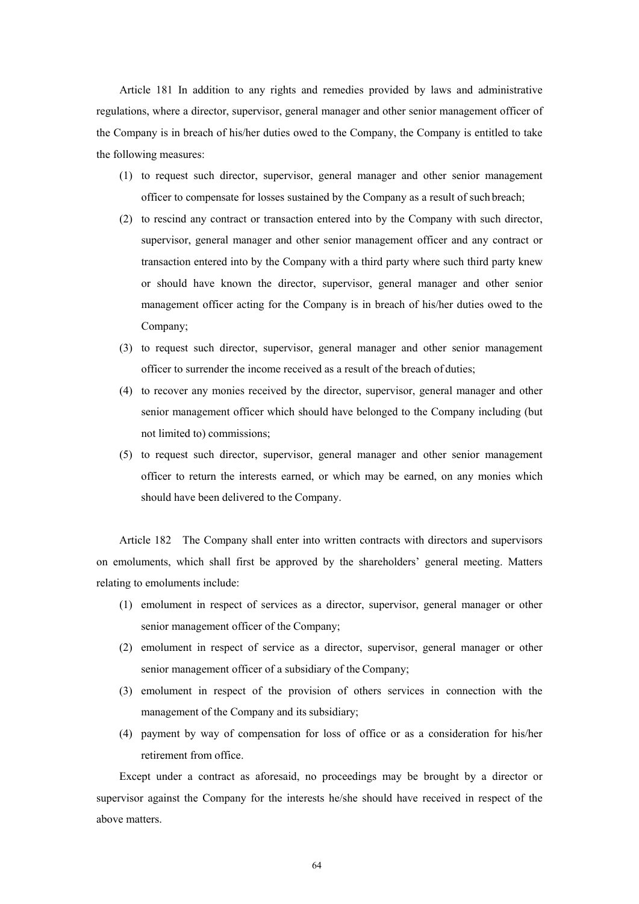Article 181 In addition to any rights and remedies provided by laws and administrative regulations, where a director, supervisor, general manager and other senior management officer of the Company is in breach of his/her duties owed to the Company, the Company is entitled to take the following measures:

(1) to request such director, supervisor, general manager and other senior management officer to compensate for losses sustained by the Company as a result of such breach;

(2) to rescind any contract or transaction entered into by the Company with such director, supervisor, general manager and other senior management officer and any contract or transaction entered into by the Company with a third party where such third party knew or should have known the director, supervisor, general manager and other senior management officer acting for the Company is in breach of his/her duties owed to the Company;

(3) to request such director, supervisor, general manager and other senior management officer to surrender the income received as a result of the breach of duties;

(4) to recover any monies received by the director, supervisor, general manager and other senior management officer which should have belonged to the Company including (but not limited to) commissions;

(5) to request such director, supervisor, general manager and other senior management officer to return the interests earned, or which may be earned, on any monies which should have been delivered to the Company.

Article 182 The Company shall enter into written contracts with directors and supervisors on emoluments, which shall first be approved by the shareholders' general meeting. Matters relating to emoluments include:

(1) emolument in respect of services as a director, supervisor, general manager or other senior management officer of the Company;

(2) emolument in respect of service as a director, supervisor, general manager or other senior management officer of a subsidiary of the Company;

(3) emolument in respect of the provision of others services in connection with the management of the Company and its subsidiary;

(4) payment by way of compensation for loss of office or as a consideration for his/her retirement from office.

Except under a contract as aforesaid, no proceedings may be brought by a director or supervisor against the Company for the interests he/she should have received in respect of the above matters.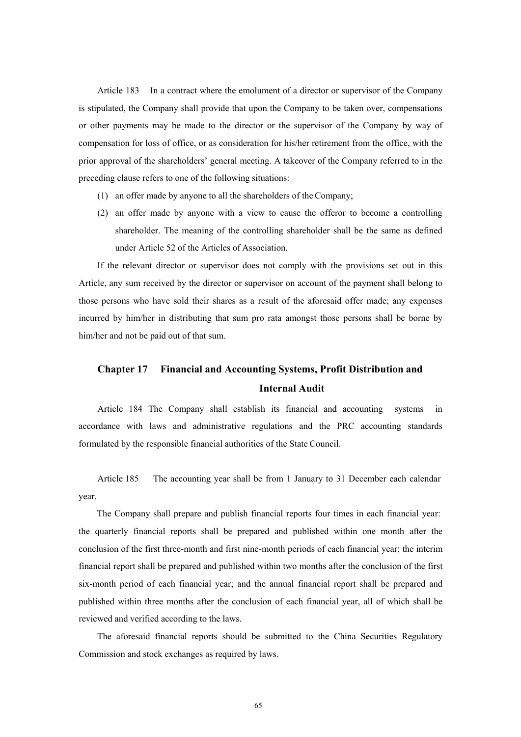Article 183 In a contract where the emolument of a director or supervisor of the Company is stipulated, the Company shall provide that upon the Company to be taken over, compensations or other payments may be made to the director or the supervisor of the Company by way of compensation for loss of office, or as consideration for his/her retirement from the office, with the prior approval of the shareholders' general meeting. A takeover of the Company referred to in the preceding clause refers to one of the following situations:

(1) an offer made by anyone to all the shareholders of the Company;

(2) an offer made by anyone with a view to cause the offeror to become a controlling shareholder. The meaning of the controlling shareholder shall be the same as defined under Article 52 of the Articles of Association.

If the relevant director or supervisor does not comply with the provisions set out in this Article, any sum received by the director or supervisor on account of the payment shall belong to those persons who have sold their shares as a result of the aforesaid offer made; any expenses incurred by him/her in distributing that sum pro rata amongst those persons shall be borne by him/her and not be paid out of that sum.

## Chapter 17 Financial and Accounting Systems, Profit Distribution and Internal Audit

Article 184 The Company shall establish its financial and accounting systems in accordance with laws and administrative regulations and the PRC accounting standards formulated by the responsible financial authorities of the State Council.

Article 185 The accounting year shall be from 1 January to 31 December each calendar year.

The Company shall prepare and publish financial reports four times in each financial year: the quarterly financial reports shall be prepared and published within one month after the conclusion of the first three-month and first nine-month periods of each financial year; the interim financial report shall be prepared and published within two months after the conclusion of the first six-month period of each financial year; and the annual financial report shall be prepared and published within three months after the conclusion of each financial year, all of which shall be reviewed and verified according to the laws.

The aforesaid financial reports should be submitted to the China Securities Regulatory Commission and stock exchanges as required by laws.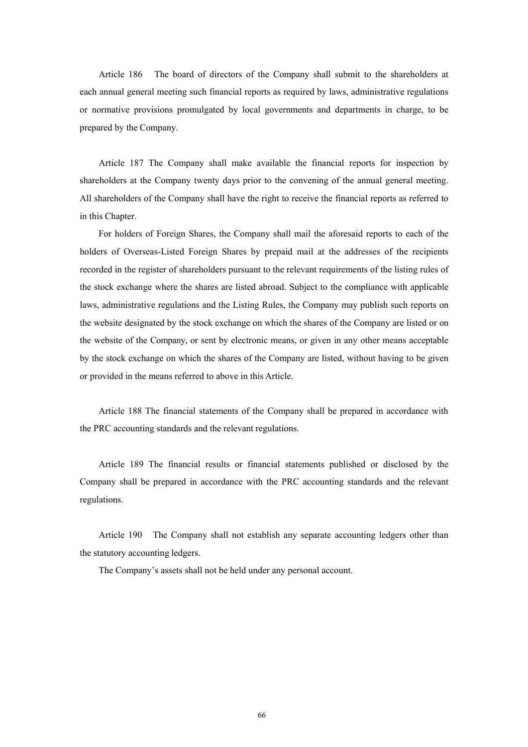Article 186 The board of directors of the Company shall submit to the shareholders at each annual general meeting such financial reports as required by laws, administrative regulations or normative provisions promulgated by local governments and departments in charge, to be prepared by the Company.

Article 187 The Company shall make available the financial reports for inspection by shareholders at the Company twenty days prior to the convening of the annual general meeting. All shareholders of the Company shall have the right to receive the financial reports as referred to in this Chapter.

For holders of Foreign Shares, the Company shall mail the aforesaid reports to each of the holders of Overseas-Listed Foreign Shares by prepaid mail at the addresses of the recipients recorded in the register of shareholders pursuant to the relevant requirements of the listing rules of the stock exchange where the shares are listed abroad. Subject to the compliance with applicable laws, administrative regulations and the Listing Rules, the Company may publish such reports on the website designated by the stock exchange on which the shares of the Company are listed or on the website of the Company, or sent by electronic means, or given in any other means acceptable by the stock exchange on which the shares of the Company are listed, without having to be given or provided in the means referred to above in this Article.

Article 188 The financial statements of the Company shall be prepared in accordance with the PRC accounting standards and the relevant regulations.

Article 189 The financial results or financial statements published or disclosed by the Company shall be prepared in accordance with the PRC accounting standards and the relevant regulations.

Article 190 The Company shall not establish any separate accounting ledgers other than the statutory accounting ledgers.

The Company's assets shall not be held under any personal account.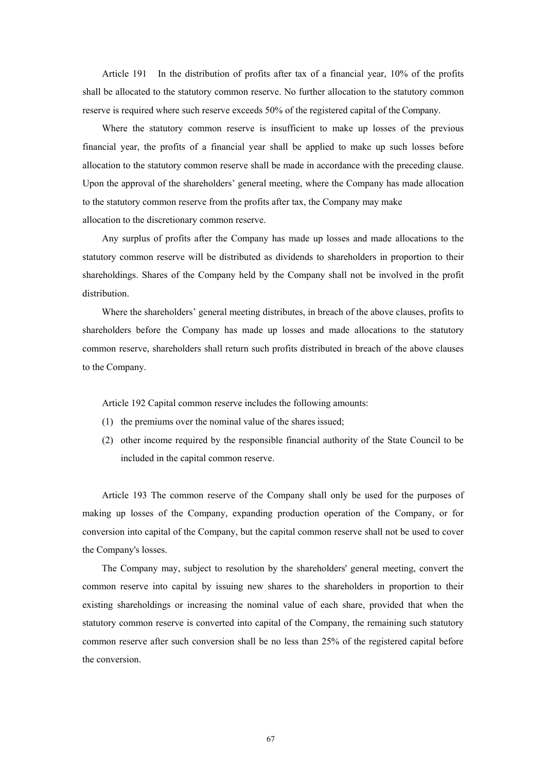Article 191 In the distribution of profits after tax of a financial year, 10% of the profits shall be allocated to the statutory common reserve. No further allocation to the statutory common reserve is required where such reserve exceeds 50% of the registered capital of the Company.

Where the statutory common reserve is insufficient to make up losses of the previous financial year, the profits of a financial year shall be applied to make up such losses before allocation to the statutory common reserve shall be made in accordance with the preceding clause. Upon the approval of the shareholders' general meeting, where the Company has made allocation to the statutory common reserve from the profits after tax, the Company may make allocation to the discretionary common reserve.

Any surplus of profits after the Company has made up losses and made allocations to the statutory common reserve will be distributed as dividends to shareholders in proportion to their shareholdings. Shares of the Company held by the Company shall not be involved in the profit distribution.

Where the shareholders' general meeting distributes, in breach of the above clauses, profits to shareholders before the Company has made up losses and made allocations to the statutory common reserve, shareholders shall return such profits distributed in breach of the above clauses to the Company.

Article 192 Capital common reserve includes the following amounts:

(1) the premiums over the nominal value of the shares issued;

(2) other income required by the responsible financial authority of the State Council to be included in the capital common reserve.

Article 193 The common reserve of the Company shall only be used for the purposes of making up losses of the Company, expanding production operation of the Company, or for conversion into capital of the Company, but the capital common reserve shall not be used to cover the Company's losses.

The Company may, subject to resolution by the shareholders' general meeting, convert the common reserve into capital by issuing new shares to the shareholders in proportion to their existing shareholdings or increasing the nominal value of each share, provided that when the statutory common reserve is converted into capital of the Company, the remaining such statutory common reserve after such conversion shall be no less than 25% of the registered capital before the conversion.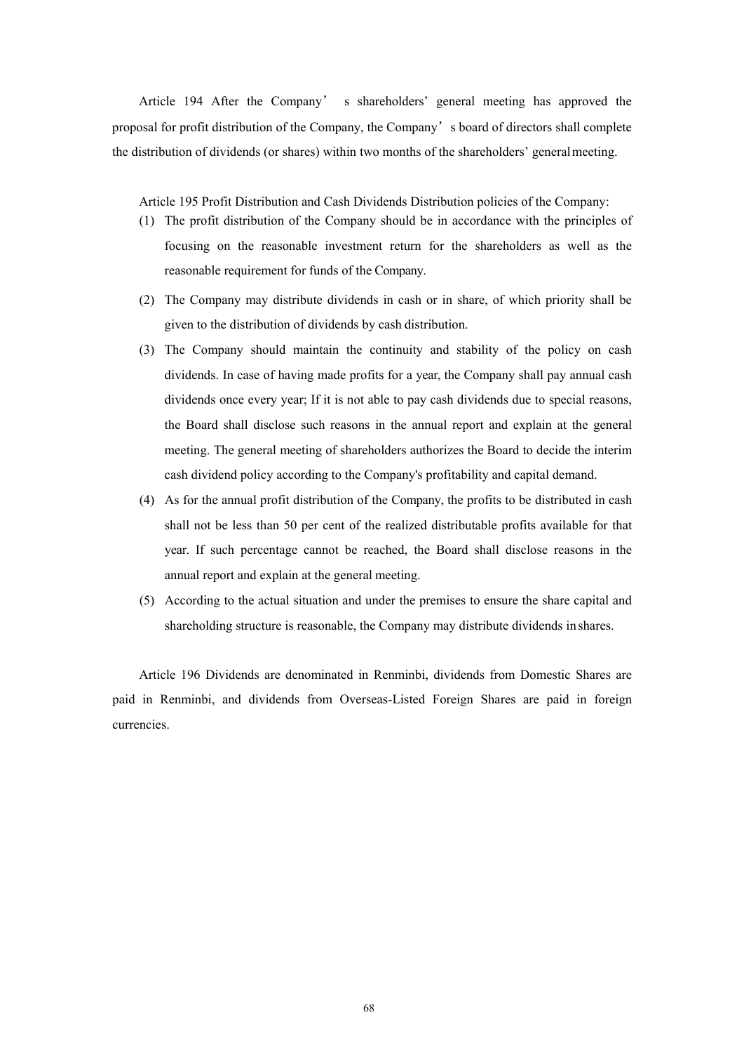Article 194 After the Company's shareholders' general meeting has approved the proposal for profit distribution of the Company, the Company's board of directors shall complete the distribution of dividends (or shares) within two months of the shareholders' general meeting.

Article 195 Profit Distribution and Cash Dividends Distribution policies of the Company:

(1) The profit distribution of the Company should be in accordance with the principles of focusing on the reasonable investment return for the shareholders as well as the reasonable requirement for funds of the Company.

(2) The Company may distribute dividends in cash or in share, of which priority shall be given to the distribution of dividends by cash distribution.

(3) The Company should maintain the continuity and stability of the policy on cash dividends. In case of having made profits for a year, the Company shall pay annual cash dividends once every year; If it is not able to pay cash dividends due to special reasons, the Board shall disclose such reasons in the annual report and explain at the general meeting. The general meeting of shareholders authorizes the Board to decide the interim cash dividend policy according to the Company's profitability and capital demand.

(4) As for the annual profit distribution of the Company, the profits to be distributed in cash shall not be less than 50 per cent of the realized distributable profits available for that year. If such percentage cannot be reached, the Board shall disclose reasons in the annual report and explain at the general meeting.

(5) According to the actual situation and under the premises to ensure the share capital and shareholding structure is reasonable, the Company may distribute dividends in shares.

Article 196 Dividends are denominated in Renminbi, dividends from Domestic Shares are paid in Renminbi, and dividends from Overseas-Listed Foreign Shares are paid in foreign currencies.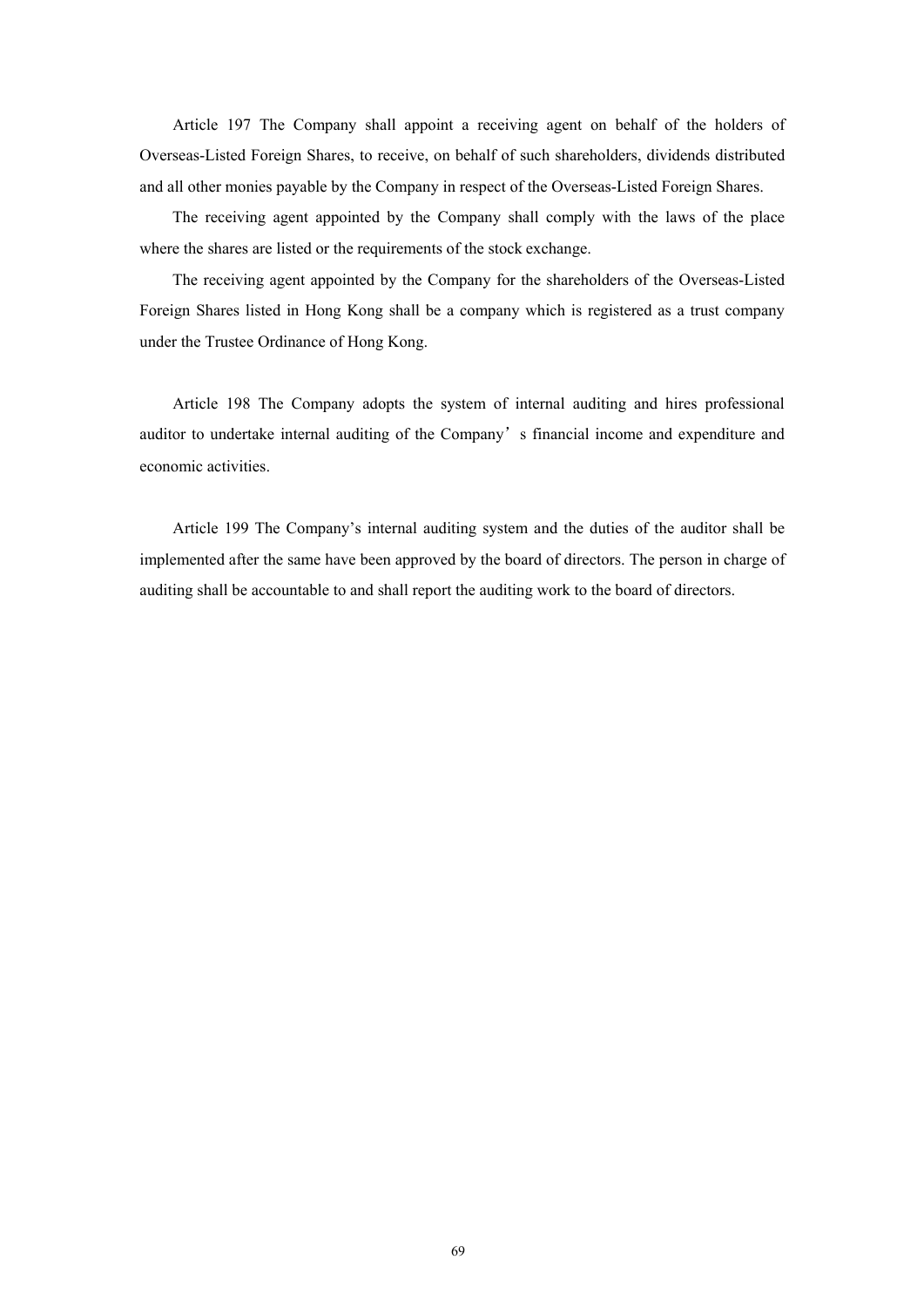Article 197 The Company shall appoint a receiving agent on behalf of the holders of Overseas-Listed Foreign Shares, to receive, on behalf of such shareholders, dividends distributed and all other monies payable by the Company in respect of the Overseas-Listed Foreign Shares.

The receiving agent appointed by the Company shall comply with the laws of the place where the shares are listed or the requirements of the stock exchange.

The receiving agent appointed by the Company for the shareholders of the Overseas-Listed Foreign Shares listed in Hong Kong shall be a company which is registered as a trust company under the Trustee Ordinance of Hong Kong.

Article 198 The Company adopts the system of internal auditing and hires professional auditor to undertake internal auditing of the Company’s financial income and expenditure and economic activities.

Article 199 The Company’s internal auditing system and the duties of the auditor shall be implemented after the same have been approved by the board of directors. The person in charge of auditing shall be accountable to and shall report the auditing work to the board of directors.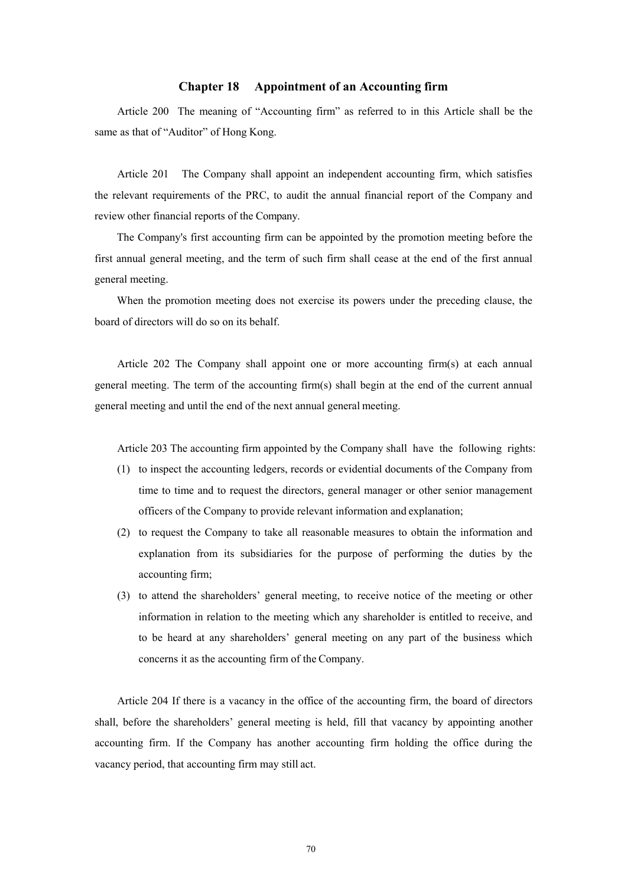## Chapter 18 Appointment of an Accounting firm

Article 200 The meaning of "Accounting firm" as referred to in this Article shall be the same as that of "Auditor" of Hong Kong.

Article 201 The Company shall appoint an independent accounting firm, which satisfies the relevant requirements of the PRC, to audit the annual financial report of the Company and review other financial reports of the Company.

The Company's first accounting firm can be appointed by the promotion meeting before the first annual general meeting, and the term of such firm shall cease at the end of the first annual general meeting.

When the promotion meeting does not exercise its powers under the preceding clause, the board of directors will do so on its behalf.

Article 202 The Company shall appoint one or more accounting firm(s) at each annual general meeting. The term of the accounting firm(s) shall begin at the end of the current annual general meeting and until the end of the next annual general meeting.

Article 203 The accounting firm appointed by the Company shall have the following rights:

(1) to inspect the accounting ledgers, records or evidential documents of the Company from time to time and to request the directors, general manager or other senior management officers of the Company to provide relevant information and explanation;

(2) to request the Company to take all reasonable measures to obtain the information and explanation from its subsidiaries for the purpose of performing the duties by the accounting firm;

(3) to attend the shareholders' general meeting, to receive notice of the meeting or other information in relation to the meeting which any shareholder is entitled to receive, and to be heard at any shareholders' general meeting on any part of the business which concerns it as the accounting firm of the Company.

Article 204 If there is a vacancy in the office of the accounting firm, the board of directors shall, before the shareholders' general meeting is held, fill that vacancy by appointing another accounting firm. If the Company has another accounting firm holding the office during the vacancy period, that accounting firm may still act.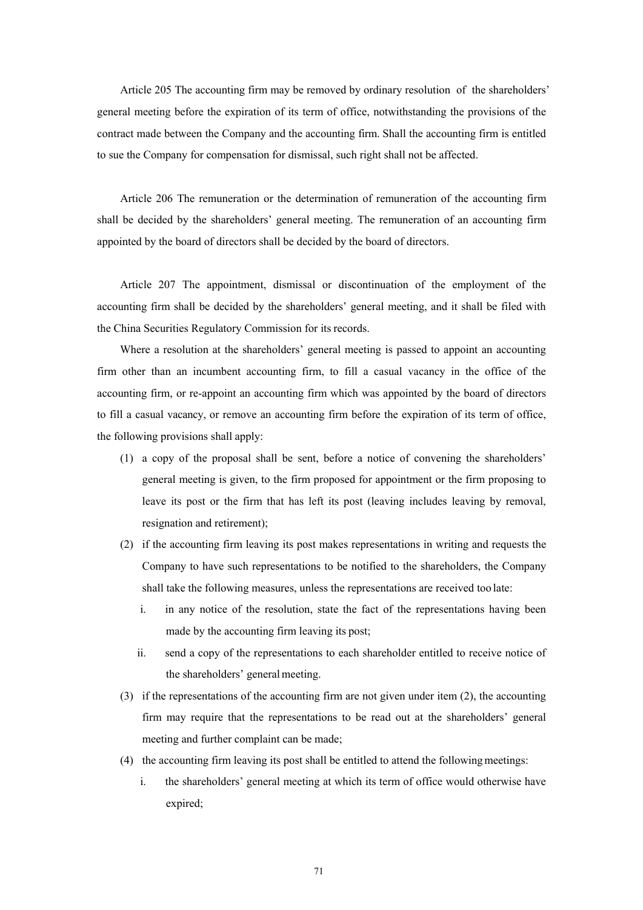Article 205 The accounting firm may be removed by ordinary resolution of the shareholders' general meeting before the expiration of its term of office, notwithstanding the provisions of the contract made between the Company and the accounting firm. Shall the accounting firm is entitled to sue the Company for compensation for dismissal, such right shall not be affected.

Article 206 The remuneration or the determination of remuneration of the accounting firm shall be decided by the shareholders' general meeting. The remuneration of an accounting firm appointed by the board of directors shall be decided by the board of directors.

Article 207 The appointment, dismissal or discontinuation of the employment of the accounting firm shall be decided by the shareholders' general meeting, and it shall be filed with the China Securities Regulatory Commission for its records.

Where a resolution at the shareholders' general meeting is passed to appoint an accounting firm other than an incumbent accounting firm, to fill a casual vacancy in the office of the accounting firm, or re-appoint an accounting firm which was appointed by the board of directors to fill a casual vacancy, or remove an accounting firm before the expiration of its term of office, the following provisions shall apply:

(1) a copy of the proposal shall be sent, before a notice of convening the shareholders' general meeting is given, to the firm proposed for appointment or the firm proposing to leave its post or the firm that has left its post (leaving includes leaving by removal, resignation and retirement);

(2) if the accounting firm leaving its post makes representations in writing and requests the Company to have such representations to be notified to the shareholders, the Company shall take the following measures, unless the representations are received too late:

   i. in any notice of the resolution, state the fact of the representations having been made by the accounting firm leaving its post;

   ii. send a copy of the representations to each shareholder entitled to receive notice of the shareholders' general meeting.

(3) if the representations of the accounting firm are not given under item (2), the accounting firm may require that the representations to be read out at the shareholders' general meeting and further complaint can be made;

(4) the accounting firm leaving its post shall be entitled to attend the following meetings:

   i. the shareholders' general meeting at which its term of office would otherwise have expired;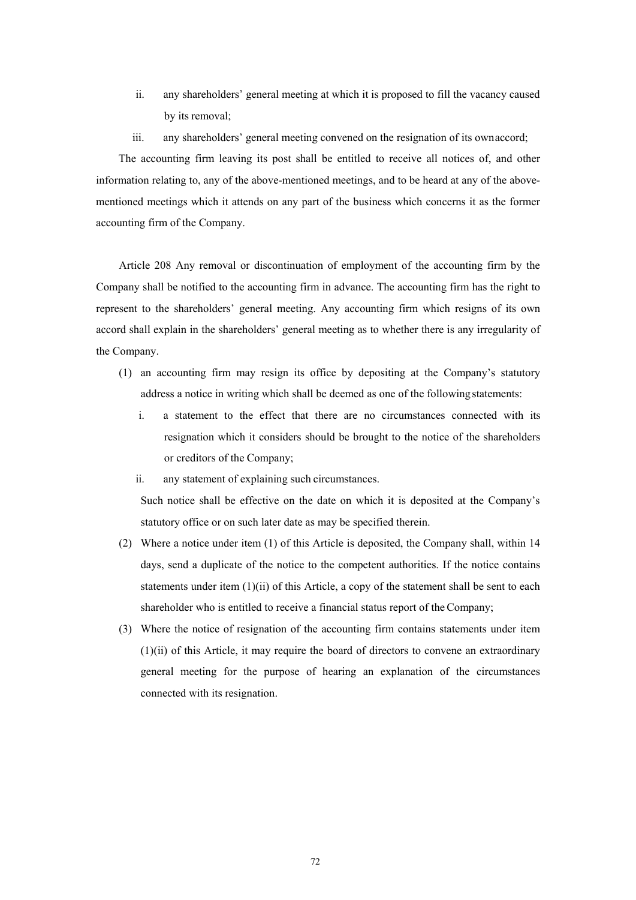ii. any shareholders' general meeting at which it is proposed to fill the vacancy caused by its removal;

iii. any shareholders' general meeting convened on the resignation of its own accord;

The accounting firm leaving its post shall be entitled to receive all notices of, and other information relating to, any of the above-mentioned meetings, and to be heard at any of the above-mentioned meetings which it attends on any part of the business which concerns it as the former accounting firm of the Company.

Article 208 Any removal or discontinuation of employment of the accounting firm by the Company shall be notified to the accounting firm in advance. The accounting firm has the right to represent to the shareholders' general meeting. Any accounting firm which resigns of its own accord shall explain in the shareholders' general meeting as to whether there is any irregularity of the Company.

(1) an accounting firm may resign its office by depositing at the Company's statutory address a notice in writing which shall be deemed as one of the following statements:

   i. a statement to the effect that there are no circumstances connected with its resignation which it considers should be brought to the notice of the shareholders or creditors of the Company;

   ii. any statement of explaining such circumstances.

   Such notice shall be effective on the date on which it is deposited at the Company's statutory office or on such later date as may be specified therein.

(2) Where a notice under item (1) of this Article is deposited, the Company shall, within 14 days, send a duplicate of the notice to the competent authorities. If the notice contains statements under item (1)(ii) of this Article, a copy of the statement shall be sent to each shareholder who is entitled to receive a financial status report of the Company;

(3) Where the notice of resignation of the accounting firm contains statements under item (1)(ii) of this Article, it may require the board of directors to convene an extraordinary general meeting for the purpose of hearing an explanation of the circumstances connected with its resignation.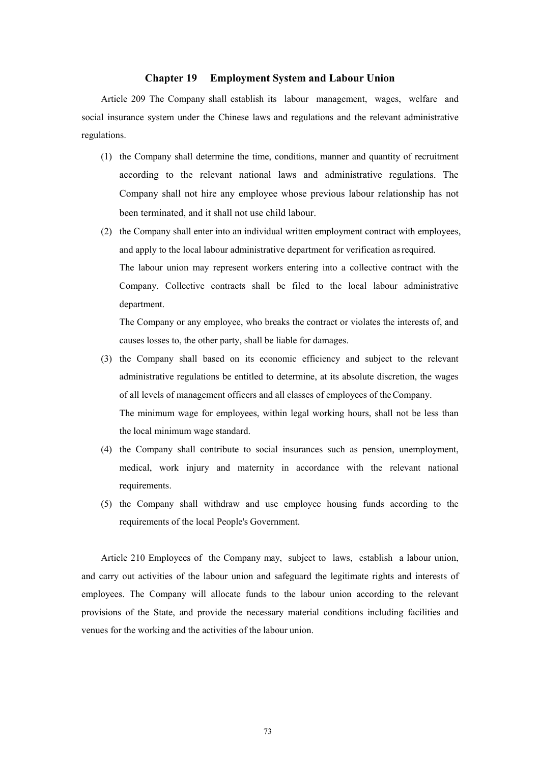## Chapter 19 Employment System and Labour Union

Article 209 The Company shall establish its labour management, wages, welfare and social insurance system under the Chinese laws and regulations and the relevant administrative regulations.

(1) the Company shall determine the time, conditions, manner and quantity of recruitment according to the relevant national laws and administrative regulations. The Company shall not hire any employee whose previous labour relationship has not been terminated, and it shall not use child labour.

(2) the Company shall enter into an individual written employment contract with employees, and apply to the local labour administrative department for verification as required.

The labour union may represent workers entering into a collective contract with the Company. Collective contracts shall be filed to the local labour administrative department.

The Company or any employee, who breaks the contract or violates the interests of, and causes losses to, the other party, shall be liable for damages.

(3) the Company shall based on its economic efficiency and subject to the relevant administrative regulations be entitled to determine, at its absolute discretion, the wages of all levels of management officers and all classes of employees of the Company.

The minimum wage for employees, within legal working hours, shall not be less than the local minimum wage standard.

(4) the Company shall contribute to social insurances such as pension, unemployment, medical, work injury and maternity in accordance with the relevant national requirements.

(5) the Company shall withdraw and use employee housing funds according to the requirements of the local People's Government.

Article 210 Employees of the Company may, subject to laws, establish a labour union, and carry out activities of the labour union and safeguard the legitimate rights and interests of employees. The Company will allocate funds to the labour union according to the relevant provisions of the State, and provide the necessary material conditions including facilities and venues for the working and the activities of the labour union.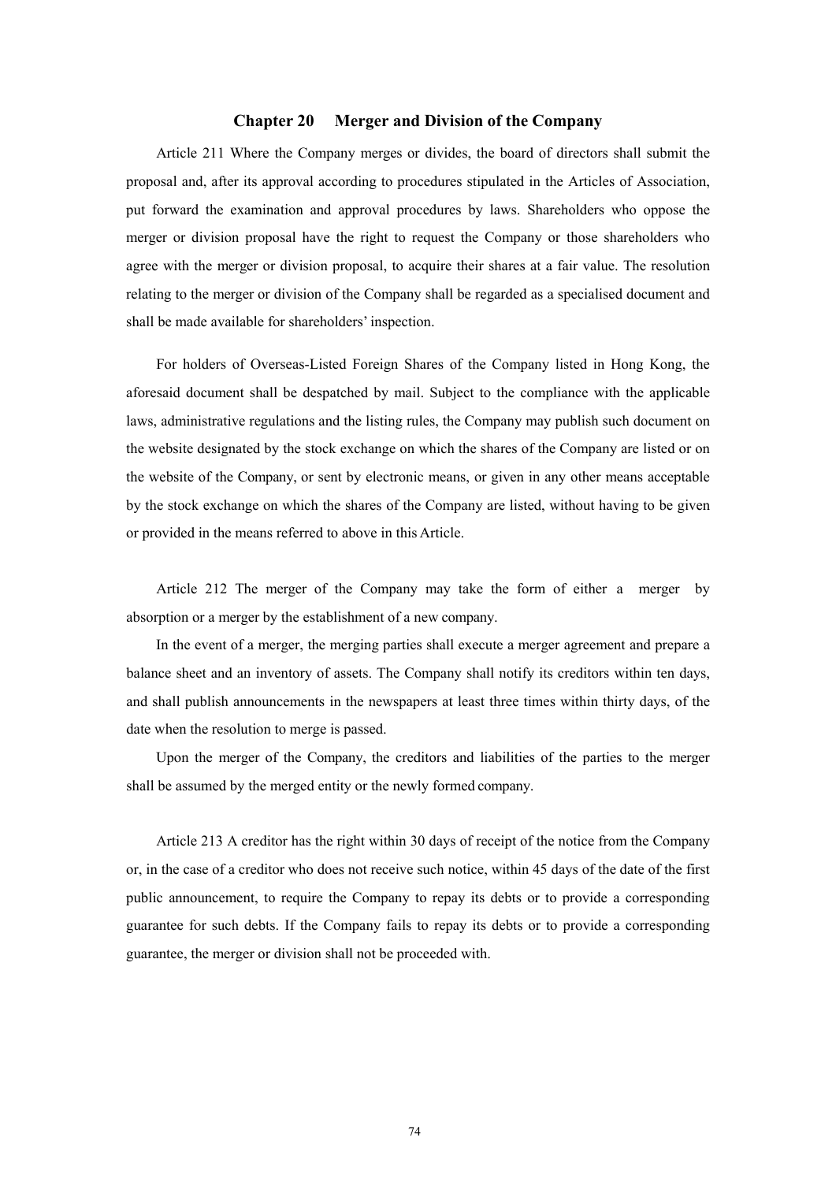## Chapter 20 Merger and Division of the Company

Article 211 Where the Company merges or divides, the board of directors shall submit the proposal and, after its approval according to procedures stipulated in the Articles of Association, put forward the examination and approval procedures by laws. Shareholders who oppose the merger or division proposal have the right to request the Company or those shareholders who agree with the merger or division proposal, to acquire their shares at a fair value. The resolution relating to the merger or division of the Company shall be regarded as a specialised document and shall be made available for shareholders' inspection.

For holders of Overseas-Listed Foreign Shares of the Company listed in Hong Kong, the aforesaid document shall be despatched by mail. Subject to the compliance with the applicable laws, administrative regulations and the listing rules, the Company may publish such document on the website designated by the stock exchange on which the shares of the Company are listed or on the website of the Company, or sent by electronic means, or given in any other means acceptable by the stock exchange on which the shares of the Company are listed, without having to be given or provided in the means referred to above in this Article.

Article 212 The merger of the Company may take the form of either a merger by absorption or a merger by the establishment of a new company.

In the event of a merger, the merging parties shall execute a merger agreement and prepare a balance sheet and an inventory of assets. The Company shall notify its creditors within ten days, and shall publish announcements in the newspapers at least three times within thirty days, of the date when the resolution to merge is passed.

Upon the merger of the Company, the creditors and liabilities of the parties to the merger shall be assumed by the merged entity or the newly formed company.

Article 213 A creditor has the right within 30 days of receipt of the notice from the Company or, in the case of a creditor who does not receive such notice, within 45 days of the date of the first public announcement, to require the Company to repay its debts or to provide a corresponding guarantee for such debts. If the Company fails to repay its debts or to provide a corresponding guarantee, the merger or division shall not be proceeded with.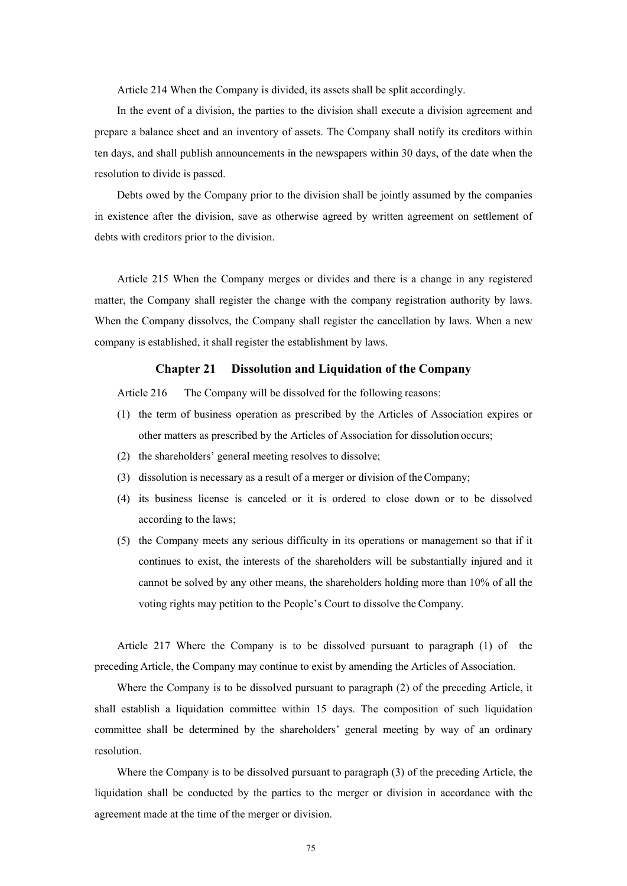Article 214 When the Company is divided, its assets shall be split accordingly.

In the event of a division, the parties to the division shall execute a division agreement and prepare a balance sheet and an inventory of assets. The Company shall notify its creditors within ten days, and shall publish announcements in the newspapers within 30 days, of the date when the resolution to divide is passed.

Debts owed by the Company prior to the division shall be jointly assumed by the companies in existence after the division, save as otherwise agreed by written agreement on settlement of debts with creditors prior to the division.

Article 215 When the Company merges or divides and there is a change in any registered matter, the Company shall register the change with the company registration authority by laws. When the Company dissolves, the Company shall register the cancellation by laws. When a new company is established, it shall register the establishment by laws.

## Chapter 21 Dissolution and Liquidation of the Company

Article 216 The Company will be dissolved for the following reasons:

(1) the term of business operation as prescribed by the Articles of Association expires or other matters as prescribed by the Articles of Association for dissolution occurs;

(2) the shareholders' general meeting resolves to dissolve;

(3) dissolution is necessary as a result of a merger or division of the Company;

(4) its business license is canceled or it is ordered to close down or to be dissolved according to the laws;

(5) the Company meets any serious difficulty in its operations or management so that if it continues to exist, the interests of the shareholders will be substantially injured and it cannot be solved by any other means, the shareholders holding more than 10% of all the voting rights may petition to the People's Court to dissolve the Company.

Article 217 Where the Company is to be dissolved pursuant to paragraph (1) of the preceding Article, the Company may continue to exist by amending the Articles of Association.

Where the Company is to be dissolved pursuant to paragraph (2) of the preceding Article, it shall establish a liquidation committee within 15 days. The composition of such liquidation committee shall be determined by the shareholders' general meeting by way of an ordinary resolution.

Where the Company is to be dissolved pursuant to paragraph (3) of the preceding Article, the liquidation shall be conducted by the parties to the merger or division in accordance with the agreement made at the time of the merger or division.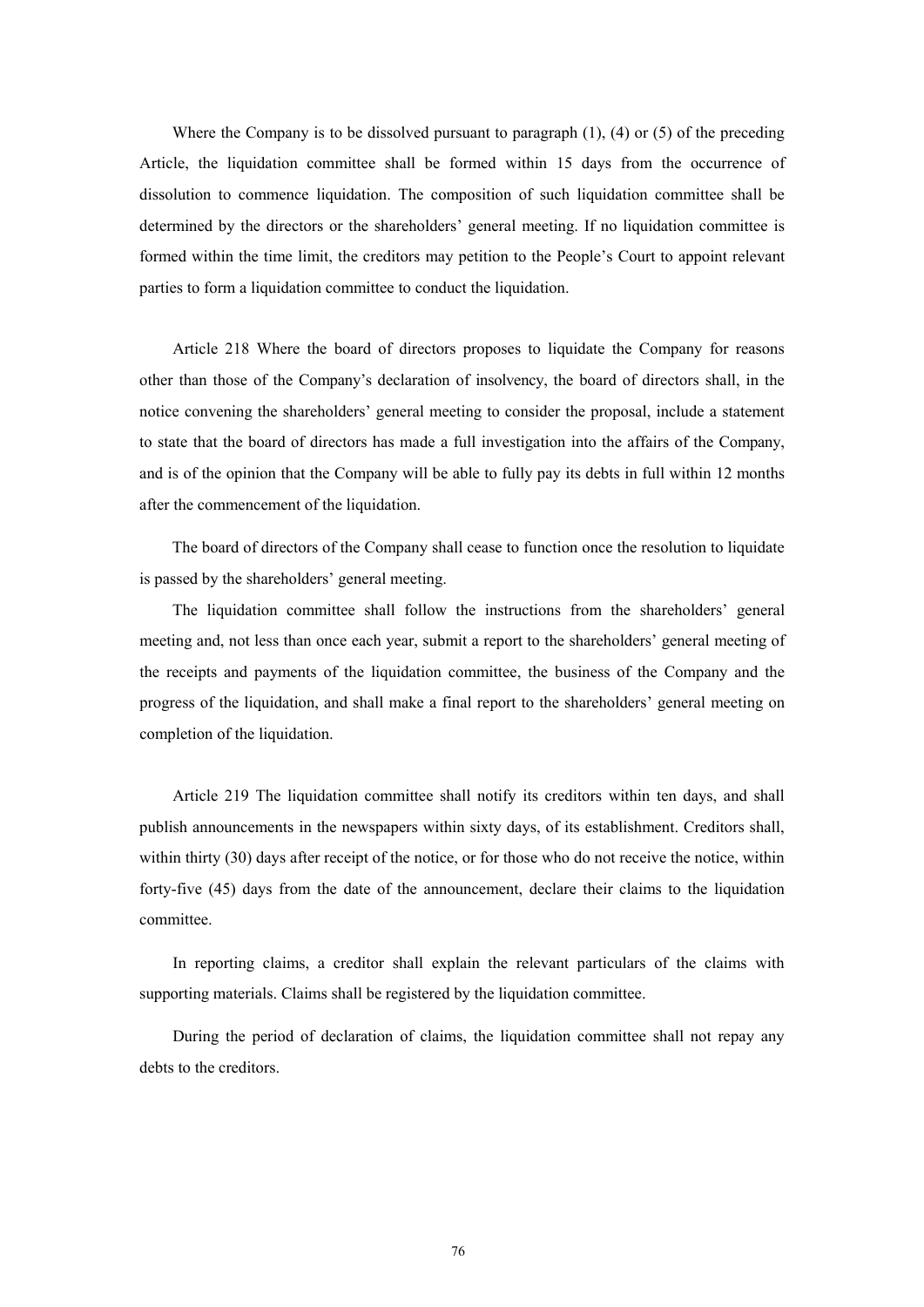Where the Company is to be dissolved pursuant to paragraph (1), (4) or (5) of the preceding Article, the liquidation committee shall be formed within 15 days from the occurrence of dissolution to commence liquidation. The composition of such liquidation committee shall be determined by the directors or the shareholders' general meeting. If no liquidation committee is formed within the time limit, the creditors may petition to the People's Court to appoint relevant parties to form a liquidation committee to conduct the liquidation.

Article 218 Where the board of directors proposes to liquidate the Company for reasons other than those of the Company's declaration of insolvency, the board of directors shall, in the notice convening the shareholders' general meeting to consider the proposal, include a statement to state that the board of directors has made a full investigation into the affairs of the Company, and is of the opinion that the Company will be able to fully pay its debts in full within 12 months after the commencement of the liquidation.

The board of directors of the Company shall cease to function once the resolution to liquidate is passed by the shareholders' general meeting.

The liquidation committee shall follow the instructions from the shareholders' general meeting and, not less than once each year, submit a report to the shareholders' general meeting of the receipts and payments of the liquidation committee, the business of the Company and the progress of the liquidation, and shall make a final report to the shareholders' general meeting on completion of the liquidation.

Article 219 The liquidation committee shall notify its creditors within ten days, and shall publish announcements in the newspapers within sixty days, of its establishment. Creditors shall, within thirty (30) days after receipt of the notice, or for those who do not receive the notice, within forty-five (45) days from the date of the announcement, declare their claims to the liquidation committee.

In reporting claims, a creditor shall explain the relevant particulars of the claims with supporting materials. Claims shall be registered by the liquidation committee.

During the period of declaration of claims, the liquidation committee shall not repay any debts to the creditors.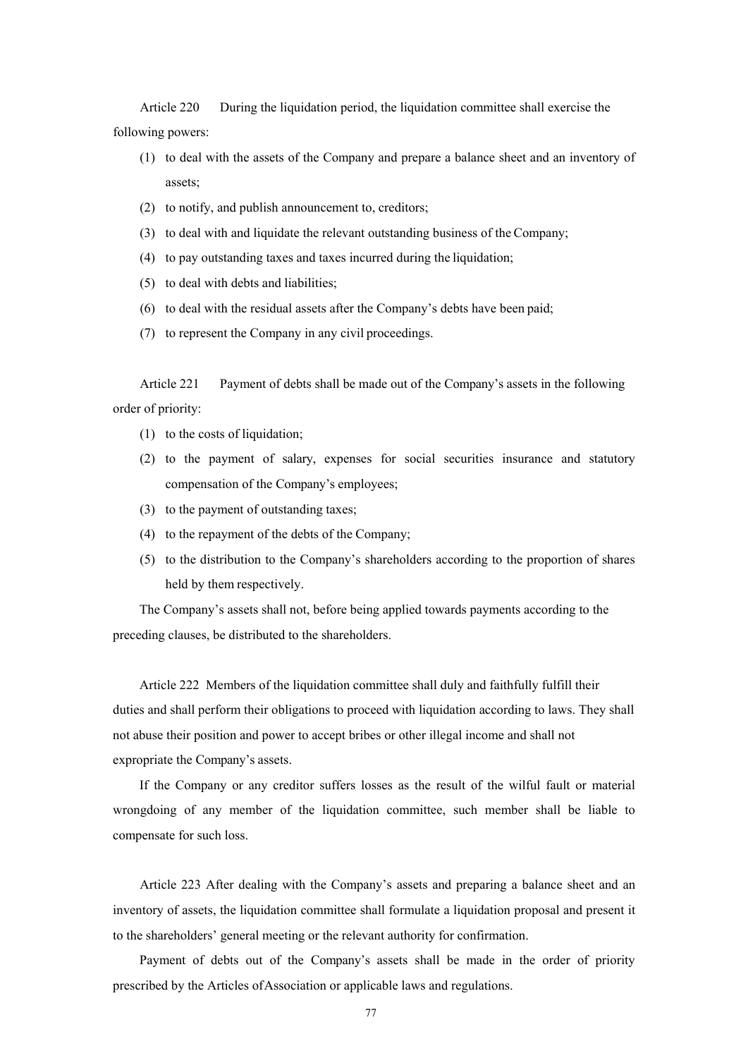Article 220 During the liquidation period, the liquidation committee shall exercise the following powers:

(1) to deal with the assets of the Company and prepare a balance sheet and an inventory of assets;
(2) to notify, and publish announcement to, creditors;
(3) to deal with and liquidate the relevant outstanding business of the Company;
(4) to pay outstanding taxes and taxes incurred during the liquidation;
(5) to deal with debts and liabilities;
(6) to deal with the residual assets after the Company's debts have been paid;
(7) to represent the Company in any civil proceedings.

Article 221 Payment of debts shall be made out of the Company's assets in the following order of priority:

(1) to the costs of liquidation;
(2) to the payment of salary, expenses for social securities insurance and statutory compensation of the Company's employees;
(3) to the payment of outstanding taxes;
(4) to the repayment of the debts of the Company;
(5) to the distribution to the Company's shareholders according to the proportion of shares held by them respectively.

The Company's assets shall not, before being applied towards payments according to the preceding clauses, be distributed to the shareholders.

Article 222 Members of the liquidation committee shall duly and faithfully fulfill their duties and shall perform their obligations to proceed with liquidation according to laws. They shall not abuse their position and power to accept bribes or other illegal income and shall not expropriate the Company's assets.

If the Company or any creditor suffers losses as the result of the wilful fault or material wrongdoing of any member of the liquidation committee, such member shall be liable to compensate for such loss.

Article 223 After dealing with the Company's assets and preparing a balance sheet and an inventory of assets, the liquidation committee shall formulate a liquidation proposal and present it to the shareholders' general meeting or the relevant authority for confirmation.

Payment of debts out of the Company's assets shall be made in the order of priority prescribed by the Articles of Association or applicable laws and regulations.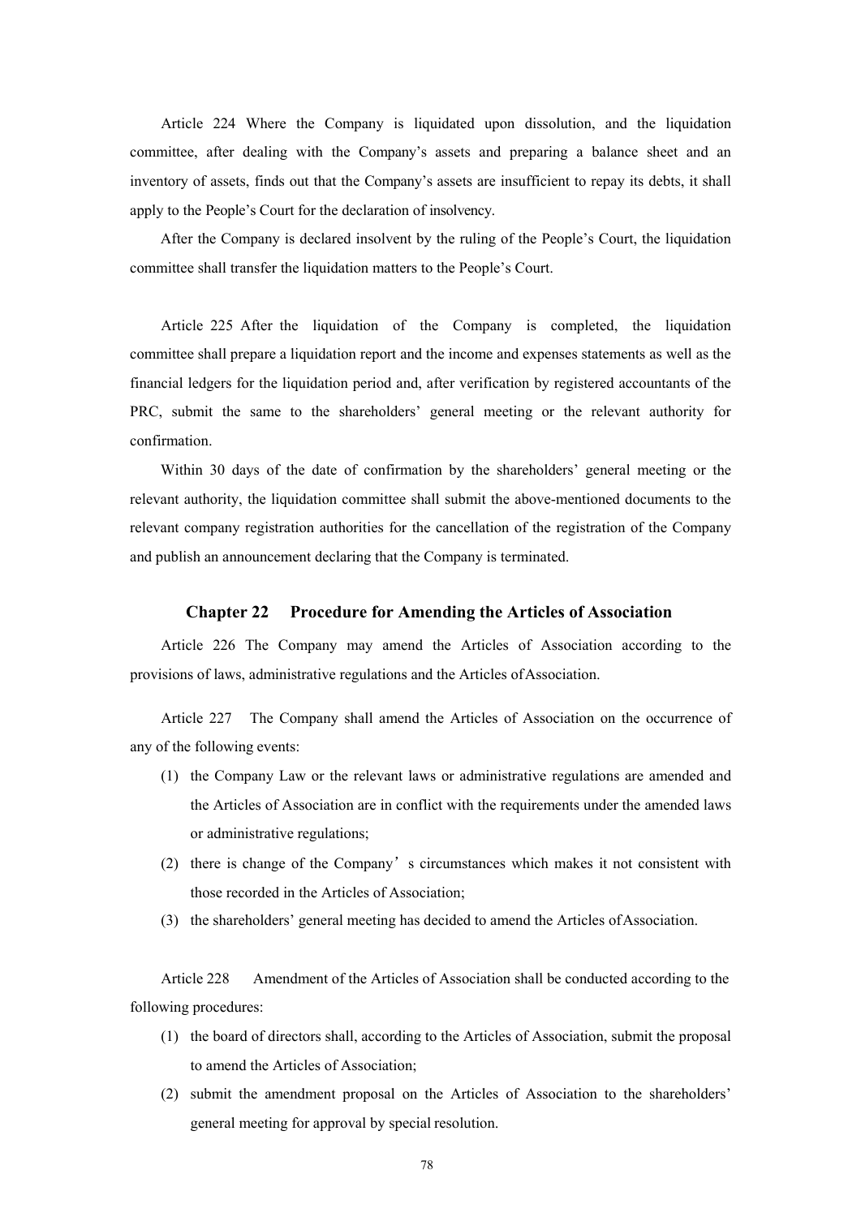Article 224 Where the Company is liquidated upon dissolution, and the liquidation committee, after dealing with the Company's assets and preparing a balance sheet and an inventory of assets, finds out that the Company's assets are insufficient to repay its debts, it shall apply to the People's Court for the declaration of insolvency.

After the Company is declared insolvent by the ruling of the People's Court, the liquidation committee shall transfer the liquidation matters to the People's Court.

Article 225 After the liquidation of the Company is completed, the liquidation committee shall prepare a liquidation report and the income and expenses statements as well as the financial ledgers for the liquidation period and, after verification by registered accountants of the PRC, submit the same to the shareholders' general meeting or the relevant authority for confirmation.

Within 30 days of the date of confirmation by the shareholders' general meeting or the relevant authority, the liquidation committee shall submit the above-mentioned documents to the relevant company registration authorities for the cancellation of the registration of the Company and publish an announcement declaring that the Company is terminated.

## Chapter 22 Procedure for Amending the Articles of Association

Article 226 The Company may amend the Articles of Association according to the provisions of laws, administrative regulations and the Articles of Association.

Article 227 The Company shall amend the Articles of Association on the occurrence of any of the following events:

(1) the Company Law or the relevant laws or administrative regulations are amended and the Articles of Association are in conflict with the requirements under the amended laws or administrative regulations;

(2) there is change of the Company's circumstances which makes it not consistent with those recorded in the Articles of Association;

(3) the shareholders' general meeting has decided to amend the Articles of Association.

Article 228 Amendment of the Articles of Association shall be conducted according to the following procedures:

(1) the board of directors shall, according to the Articles of Association, submit the proposal to amend the Articles of Association;

(2) submit the amendment proposal on the Articles of Association to the shareholders' general meeting for approval by special resolution.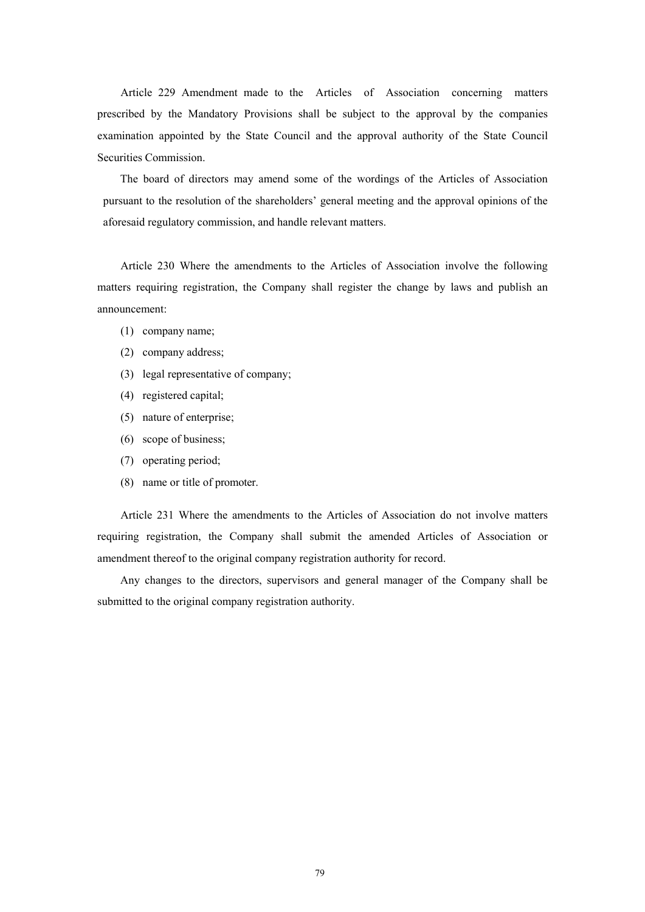Article 229 Amendment made to the Articles of Association concerning matters prescribed by the Mandatory Provisions shall be subject to the approval by the companies examination appointed by the State Council and the approval authority of the State Council Securities Commission.

The board of directors may amend some of the wordings of the Articles of Association pursuant to the resolution of the shareholders' general meeting and the approval opinions of the aforesaid regulatory commission, and handle relevant matters.

Article 230 Where the amendments to the Articles of Association involve the following matters requiring registration, the Company shall register the change by laws and publish an announcement:

(1) company name;

(2) company address;

(3) legal representative of company;

(4) registered capital;

(5) nature of enterprise;

(6) scope of business;

(7) operating period;

(8) name or title of promoter.

Article 231 Where the amendments to the Articles of Association do not involve matters requiring registration, the Company shall submit the amended Articles of Association or amendment thereof to the original company registration authority for record.

Any changes to the directors, supervisors and general manager of the Company shall be submitted to the original company registration authority.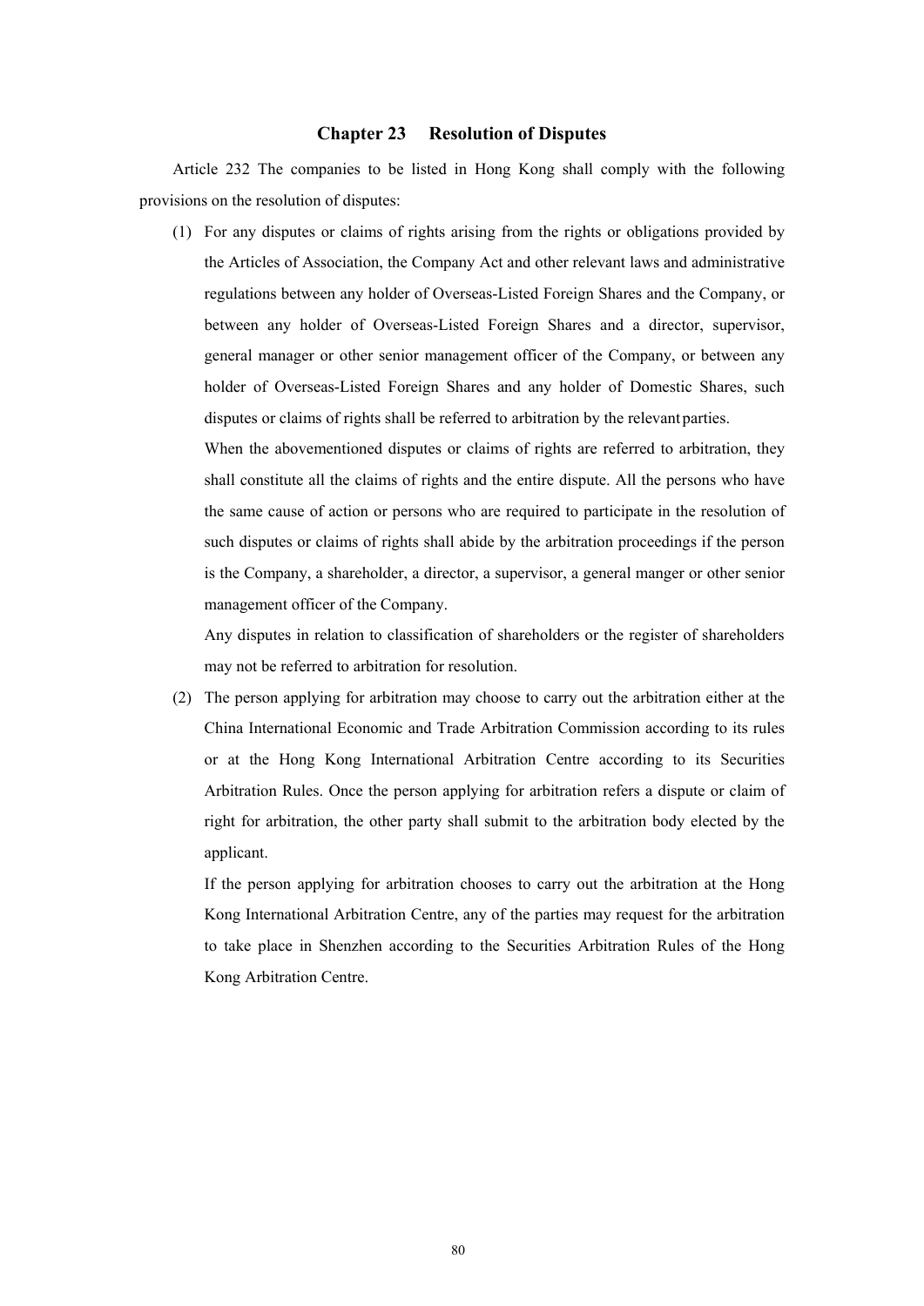## Chapter 23 Resolution of Disputes

Article 232 The companies to be listed in Hong Kong shall comply with the following provisions on the resolution of disputes:

(1) For any disputes or claims of rights arising from the rights or obligations provided by the Articles of Association, the Company Act and other relevant laws and administrative regulations between any holder of Overseas-Listed Foreign Shares and the Company, or between any holder of Overseas-Listed Foreign Shares and a director, supervisor, general manager or other senior management officer of the Company, or between any holder of Overseas-Listed Foreign Shares and any holder of Domestic Shares, such disputes or claims of rights shall be referred to arbitration by the relevant parties.

   When the abovementioned disputes or claims of rights are referred to arbitration, they shall constitute all the claims of rights and the entire dispute. All the persons who have the same cause of action or persons who are required to participate in the resolution of such disputes or claims of rights shall abide by the arbitration proceedings if the person is the Company, a shareholder, a director, a supervisor, a general manger or other senior management officer of the Company.

   Any disputes in relation to classification of shareholders or the register of shareholders may not be referred to arbitration for resolution.

(2) The person applying for arbitration may choose to carry out the arbitration either at the China International Economic and Trade Arbitration Commission according to its rules or at the Hong Kong International Arbitration Centre according to its Securities Arbitration Rules. Once the person applying for arbitration refers a dispute or claim of right for arbitration, the other party shall submit to the arbitration body elected by the applicant.

   If the person applying for arbitration chooses to carry out the arbitration at the Hong Kong International Arbitration Centre, any of the parties may request for the arbitration to take place in Shenzhen according to the Securities Arbitration Rules of the Hong Kong Arbitration Centre.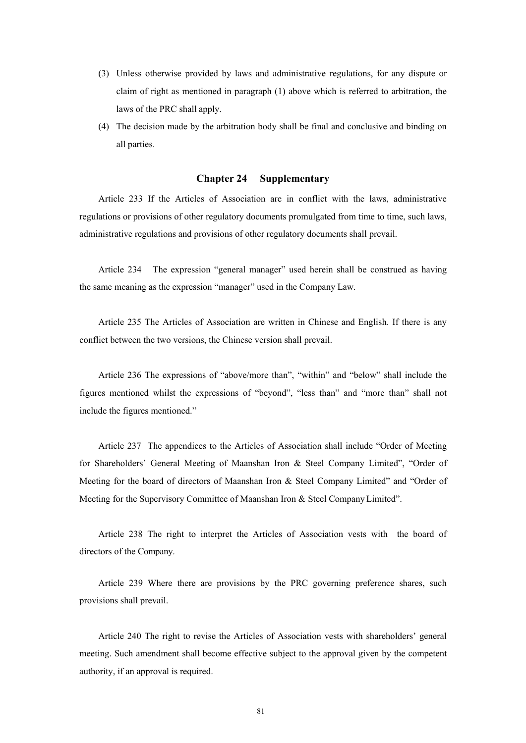(3) Unless otherwise provided by laws and administrative regulations, for any dispute or claim of right as mentioned in paragraph (1) above which is referred to arbitration, the laws of the PRC shall apply.

(4) The decision made by the arbitration body shall be final and conclusive and binding on all parties.

## Chapter 24 Supplementary

Article 233 If the Articles of Association are in conflict with the laws, administrative regulations or provisions of other regulatory documents promulgated from time to time, such laws, administrative regulations and provisions of other regulatory documents shall prevail.

Article 234 The expression "general manager" used herein shall be construed as having the same meaning as the expression "manager" used in the Company Law.

Article 235 The Articles of Association are written in Chinese and English. If there is any conflict between the two versions, the Chinese version shall prevail.

Article 236 The expressions of "above/more than", "within" and "below" shall include the figures mentioned whilst the expressions of "beyond", "less than" and "more than" shall not include the figures mentioned."

Article 237 The appendices to the Articles of Association shall include "Order of Meeting for Shareholders' General Meeting of Maanshan Iron & Steel Company Limited", "Order of Meeting for the board of directors of Maanshan Iron & Steel Company Limited" and "Order of Meeting for the Supervisory Committee of Maanshan Iron & Steel Company Limited".

Article 238 The right to interpret the Articles of Association vests with the board of directors of the Company.

Article 239 Where there are provisions by the PRC governing preference shares, such provisions shall prevail.

Article 240 The right to revise the Articles of Association vests with shareholders' general meeting. Such amendment shall become effective subject to the approval given by the competent authority, if an approval is required.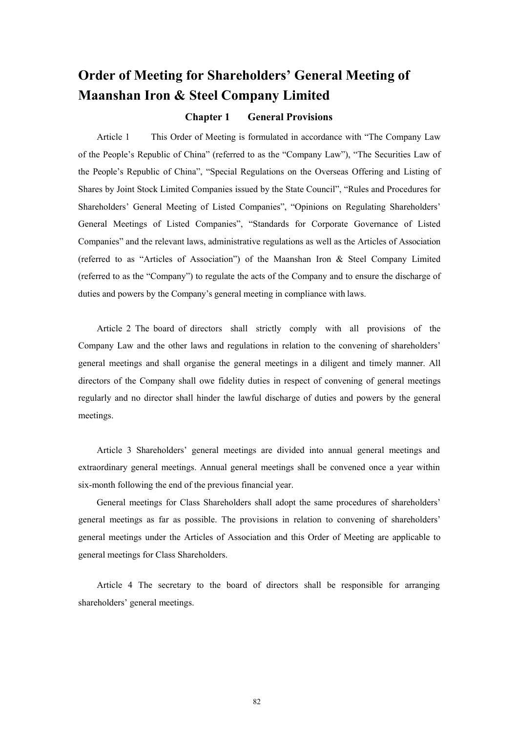# Order of Meeting for Shareholders' General Meeting of Maanshan Iron & Steel Company Limited

## Chapter 1 General Provisions

Article 1 This Order of Meeting is formulated in accordance with "The Company Law of the People's Republic of China" (referred to as the "Company Law"), "The Securities Law of the People's Republic of China", "Special Regulations on the Overseas Offering and Listing of Shares by Joint Stock Limited Companies issued by the State Council", "Rules and Procedures for Shareholders' General Meeting of Listed Companies", "Opinions on Regulating Shareholders' General Meetings of Listed Companies", "Standards for Corporate Governance of Listed Companies" and the relevant laws, administrative regulations as well as the Articles of Association (referred to as "Articles of Association") of the Maanshan Iron & Steel Company Limited (referred to as the "Company") to regulate the acts of the Company and to ensure the discharge of duties and powers by the Company's general meeting in compliance with laws.

Article 2 The board of directors shall strictly comply with all provisions of the Company Law and the other laws and regulations in relation to the convening of shareholders' general meetings and shall organise the general meetings in a diligent and timely manner. All directors of the Company shall owe fidelity duties in respect of convening of general meetings regularly and no director shall hinder the lawful discharge of duties and powers by the general meetings.

Article 3 Shareholders' general meetings are divided into annual general meetings and extraordinary general meetings. Annual general meetings shall be convened once a year within six-month following the end of the previous financial year.

General meetings for Class Shareholders shall adopt the same procedures of shareholders' general meetings as far as possible. The provisions in relation to convening of shareholders' general meetings under the Articles of Association and this Order of Meeting are applicable to general meetings for Class Shareholders.

Article 4 The secretary to the board of directors shall be responsible for arranging shareholders' general meetings.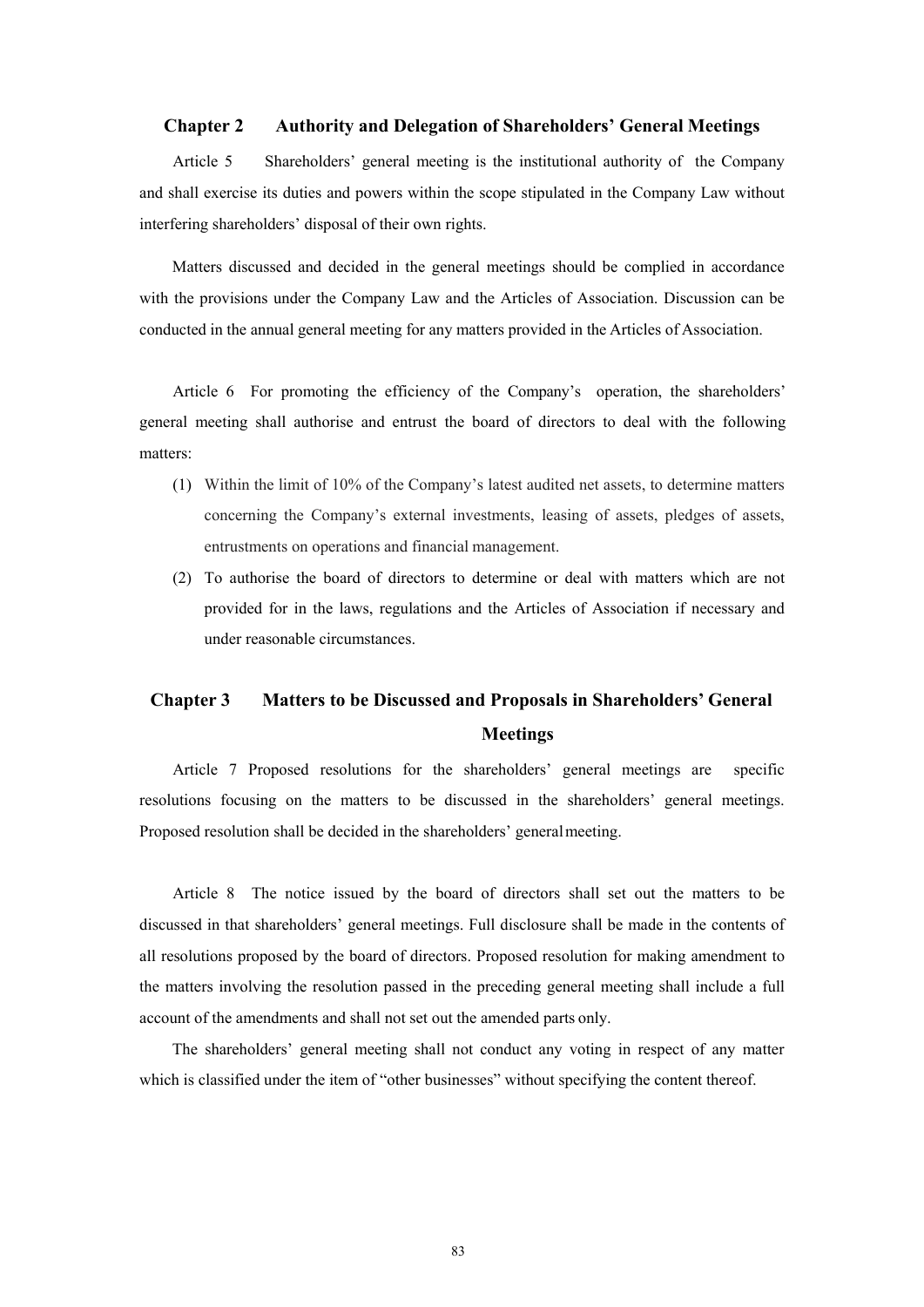## Chapter 2 Authority and Delegation of Shareholders' General Meetings

Article 5 Shareholders' general meeting is the institutional authority of the Company and shall exercise its duties and powers within the scope stipulated in the Company Law without interfering shareholders' disposal of their own rights.

Matters discussed and decided in the general meetings should be complied in accordance with the provisions under the Company Law and the Articles of Association. Discussion can be conducted in the annual general meeting for any matters provided in the Articles of Association.

Article 6 For promoting the efficiency of the Company's operation, the shareholders' general meeting shall authorise and entrust the board of directors to deal with the following matters:

(1) Within the limit of 10% of the Company's latest audited net assets, to determine matters concerning the Company's external investments, leasing of assets, pledges of assets, entrustments on operations and financial management.

(2) To authorise the board of directors to determine or deal with matters which are not provided for in the laws, regulations and the Articles of Association if necessary and under reasonable circumstances.

## Chapter 3 Matters to be Discussed and Proposals in Shareholders' General Meetings

Article 7 Proposed resolutions for the shareholders' general meetings are specific resolutions focusing on the matters to be discussed in the shareholders' general meetings. Proposed resolution shall be decided in the shareholders' general meeting.

Article 8 The notice issued by the board of directors shall set out the matters to be discussed in that shareholders' general meetings. Full disclosure shall be made in the contents of all resolutions proposed by the board of directors. Proposed resolution for making amendment to the matters involving the resolution passed in the preceding general meeting shall include a full account of the amendments and shall not set out the amended parts only.

The shareholders' general meeting shall not conduct any voting in respect of any matter which is classified under the item of "other businesses" without specifying the content thereof.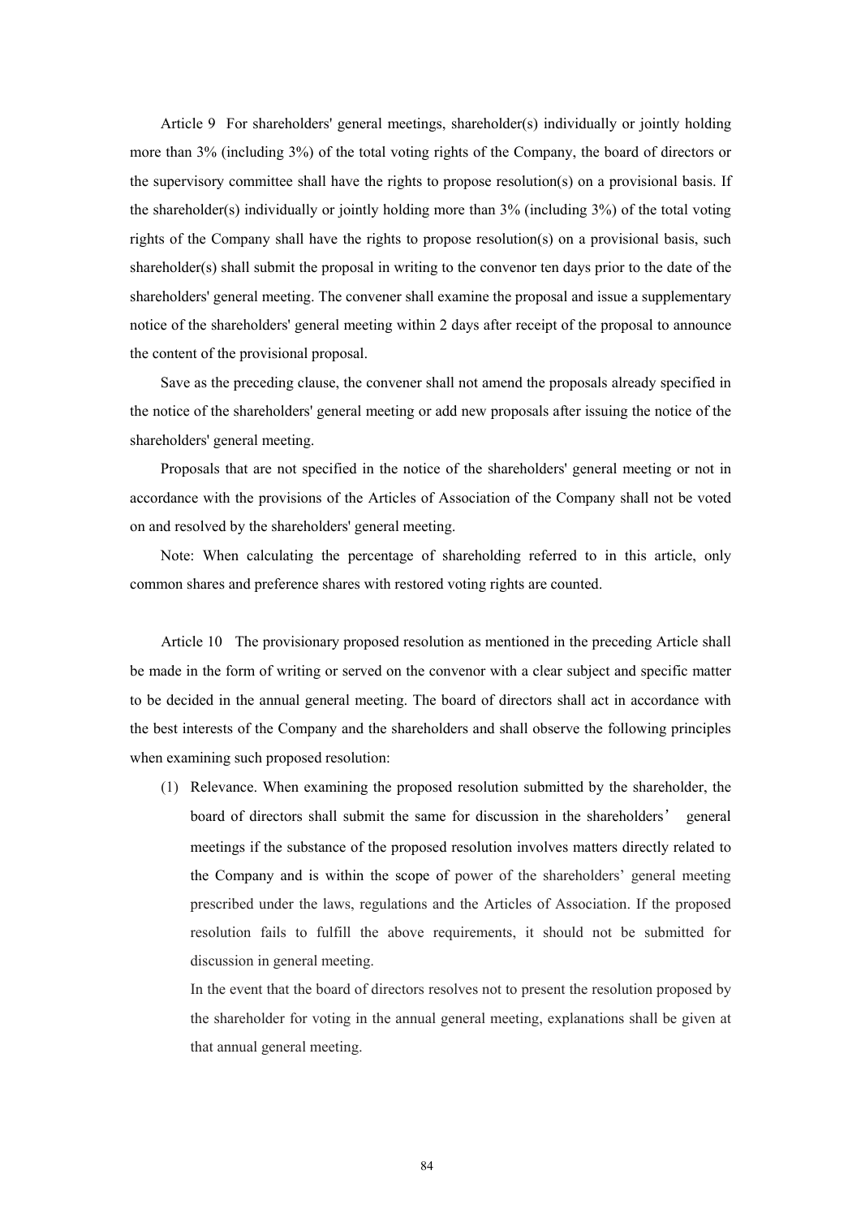Article 9  For shareholders' general meetings, shareholder(s) individually or jointly holding more than 3% (including 3%) of the total voting rights of the Company, the board of directors or the supervisory committee shall have the rights to propose resolution(s) on a provisional basis. If the shareholder(s) individually or jointly holding more than 3% (including 3%) of the total voting rights of the Company shall have the rights to propose resolution(s) on a provisional basis, such shareholder(s) shall submit the proposal in writing to the convenor ten days prior to the date of the shareholders' general meeting. The convener shall examine the proposal and issue a supplementary notice of the shareholders' general meeting within 2 days after receipt of the proposal to announce the content of the provisional proposal.

Save as the preceding clause, the convener shall not amend the proposals already specified in the notice of the shareholders' general meeting or add new proposals after issuing the notice of the shareholders' general meeting.

Proposals that are not specified in the notice of the shareholders' general meeting or not in accordance with the provisions of the Articles of Association of the Company shall not be voted on and resolved by the shareholders' general meeting.

Note: When calculating the percentage of shareholding referred to in this article, only common shares and preference shares with restored voting rights are counted.

Article 10  The provisionary proposed resolution as mentioned in the preceding Article shall be made in the form of writing or served on the convenor with a clear subject and specific matter to be decided in the annual general meeting. The board of directors shall act in accordance with the best interests of the Company and the shareholders and shall observe the following principles when examining such proposed resolution:

(1) Relevance. When examining the proposed resolution submitted by the shareholder, the board of directors shall submit the same for discussion in the shareholders' general meetings if the substance of the proposed resolution involves matters directly related to the Company and is within the scope of power of the shareholders' general meeting prescribed under the laws, regulations and the Articles of Association. If the proposed resolution fails to fulfill the above requirements, it should not be submitted for discussion in general meeting.

    In the event that the board of directors resolves not to present the resolution proposed by the shareholder for voting in the annual general meeting, explanations shall be given at that annual general meeting.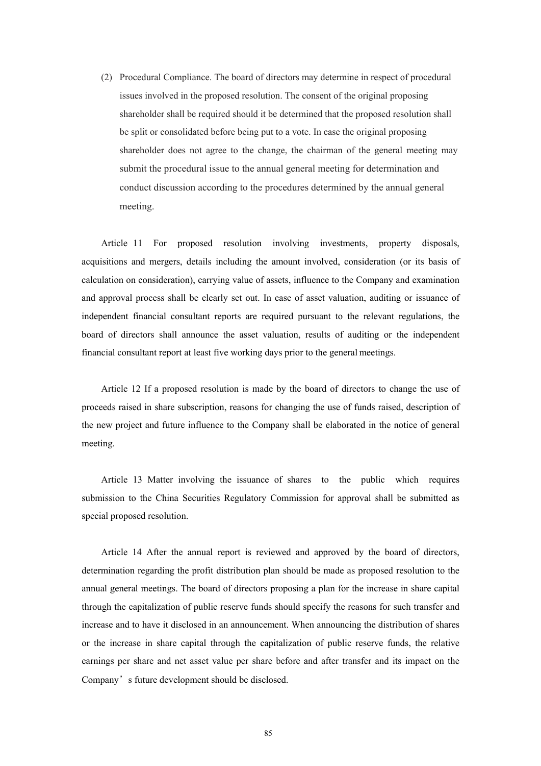(2) Procedural Compliance. The board of directors may determine in respect of procedural issues involved in the proposed resolution. The consent of the original proposing shareholder shall be required should it be determined that the proposed resolution shall be split or consolidated before being put to a vote. In case the original proposing shareholder does not agree to the change, the chairman of the general meeting may submit the procedural issue to the annual general meeting for determination and conduct discussion according to the procedures determined by the annual general meeting.

Article 11 For proposed resolution involving investments, property disposals, acquisitions and mergers, details including the amount involved, consideration (or its basis of calculation on consideration), carrying value of assets, influence to the Company and examination and approval process shall be clearly set out. In case of asset valuation, auditing or issuance of independent financial consultant reports are required pursuant to the relevant regulations, the board of directors shall announce the asset valuation, results of auditing or the independent financial consultant report at least five working days prior to the general meetings.

Article 12 If a proposed resolution is made by the board of directors to change the use of proceeds raised in share subscription, reasons for changing the use of funds raised, description of the new project and future influence to the Company shall be elaborated in the notice of general meeting.

Article 13 Matter involving the issuance of shares to the public which requires submission to the China Securities Regulatory Commission for approval shall be submitted as special proposed resolution.

Article 14 After the annual report is reviewed and approved by the board of directors, determination regarding the profit distribution plan should be made as proposed resolution to the annual general meetings. The board of directors proposing a plan for the increase in share capital through the capitalization of public reserve funds should specify the reasons for such transfer and increase and to have it disclosed in an announcement. When announcing the distribution of shares or the increase in share capital through the capitalization of public reserve funds, the relative earnings per share and net asset value per share before and after transfer and its impact on the Company's future development should be disclosed.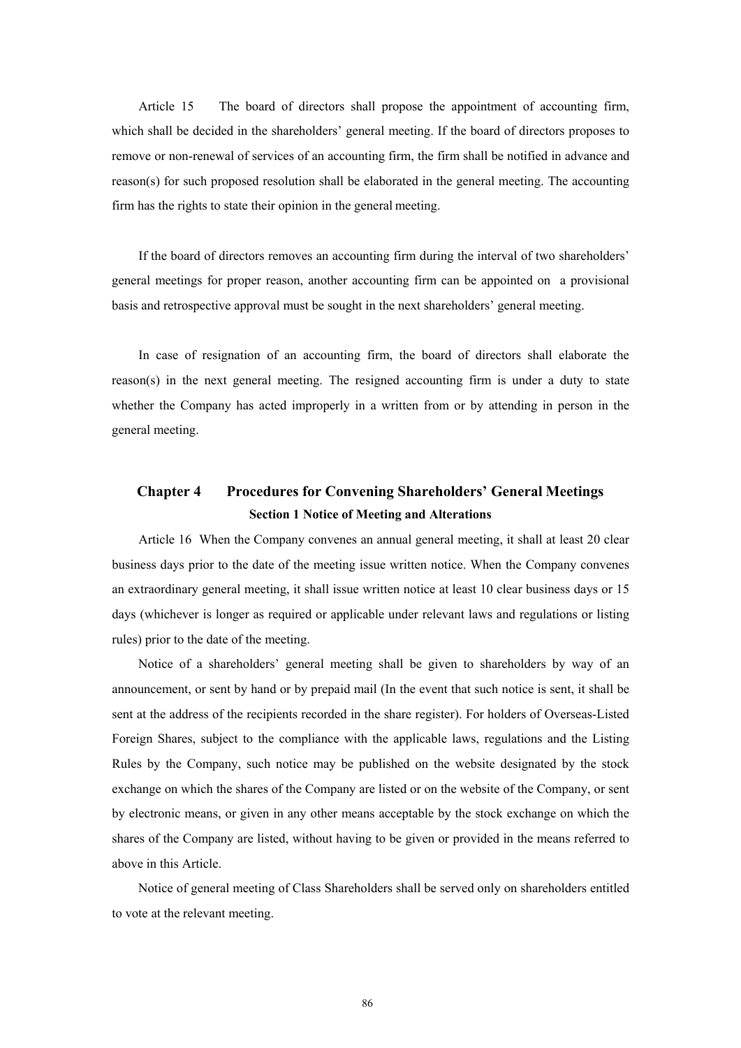Article 15 The board of directors shall propose the appointment of accounting firm, which shall be decided in the shareholders' general meeting. If the board of directors proposes to remove or non-renewal of services of an accounting firm, the firm shall be notified in advance and reason(s) for such proposed resolution shall be elaborated in the general meeting. The accounting firm has the rights to state their opinion in the general meeting.

If the board of directors removes an accounting firm during the interval of two shareholders' general meetings for proper reason, another accounting firm can be appointed on a provisional basis and retrospective approval must be sought in the next shareholders' general meeting.

In case of resignation of an accounting firm, the board of directors shall elaborate the reason(s) in the next general meeting. The resigned accounting firm is under a duty to state whether the Company has acted improperly in a written from or by attending in person in the general meeting.

## Chapter 4 Procedures for Convening Shareholders' General Meetings

### Section 1 Notice of Meeting and Alterations

Article 16 When the Company convenes an annual general meeting, it shall at least 20 clear business days prior to the date of the meeting issue written notice. When the Company convenes an extraordinary general meeting, it shall issue written notice at least 10 clear business days or 15 days (whichever is longer as required or applicable under relevant laws and regulations or listing rules) prior to the date of the meeting.

Notice of a shareholders' general meeting shall be given to shareholders by way of an announcement, or sent by hand or by prepaid mail (In the event that such notice is sent, it shall be sent at the address of the recipients recorded in the share register). For holders of Overseas-Listed Foreign Shares, subject to the compliance with the applicable laws, regulations and the Listing Rules by the Company, such notice may be published on the website designated by the stock exchange on which the shares of the Company are listed or on the website of the Company, or sent by electronic means, or given in any other means acceptable by the stock exchange on which the shares of the Company are listed, without having to be given or provided in the means referred to above in this Article.

Notice of general meeting of Class Shareholders shall be served only on shareholders entitled to vote at the relevant meeting.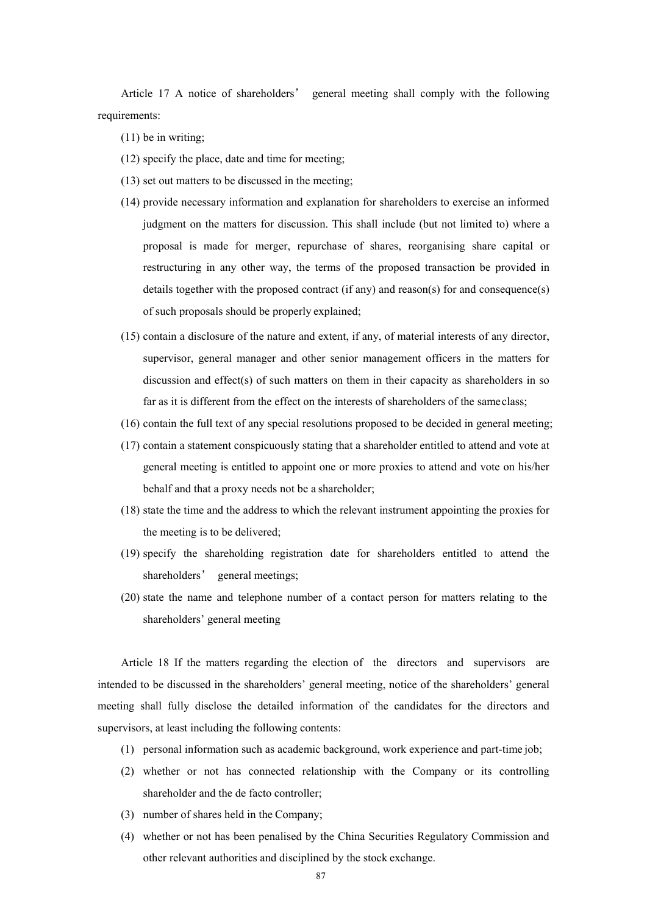Article 17 A notice of shareholders' general meeting shall comply with the following requirements:

(11) be in writing;

(12) specify the place, date and time for meeting;

(13) set out matters to be discussed in the meeting;

(14) provide necessary information and explanation for shareholders to exercise an informed judgment on the matters for discussion. This shall include (but not limited to) where a proposal is made for merger, repurchase of shares, reorganising share capital or restructuring in any other way, the terms of the proposed transaction be provided in details together with the proposed contract (if any) and reason(s) for and consequence(s) of such proposals should be properly explained;

(15) contain a disclosure of the nature and extent, if any, of material interests of any director, supervisor, general manager and other senior management officers in the matters for discussion and effect(s) of such matters on them in their capacity as shareholders in so far as it is different from the effect on the interests of shareholders of the same class;

(16) contain the full text of any special resolutions proposed to be decided in general meeting;

(17) contain a statement conspicuously stating that a shareholder entitled to attend and vote at general meeting is entitled to appoint one or more proxies to attend and vote on his/her behalf and that a proxy needs not be a shareholder;

(18) state the time and the address to which the relevant instrument appointing the proxies for the meeting is to be delivered;

(19) specify the shareholding registration date for shareholders entitled to attend the shareholders' general meetings;

(20) state the name and telephone number of a contact person for matters relating to the shareholders' general meeting

Article 18 If the matters regarding the election of the directors and supervisors are intended to be discussed in the shareholders' general meeting, notice of the shareholders' general meeting shall fully disclose the detailed information of the candidates for the directors and supervisors, at least including the following contents:

(1) personal information such as academic background, work experience and part-time job;

(2) whether or not has connected relationship with the Company or its controlling shareholder and the de facto controller;

(3) number of shares held in the Company;

(4) whether or not has been penalised by the China Securities Regulatory Commission and other relevant authorities and disciplined by the stock exchange.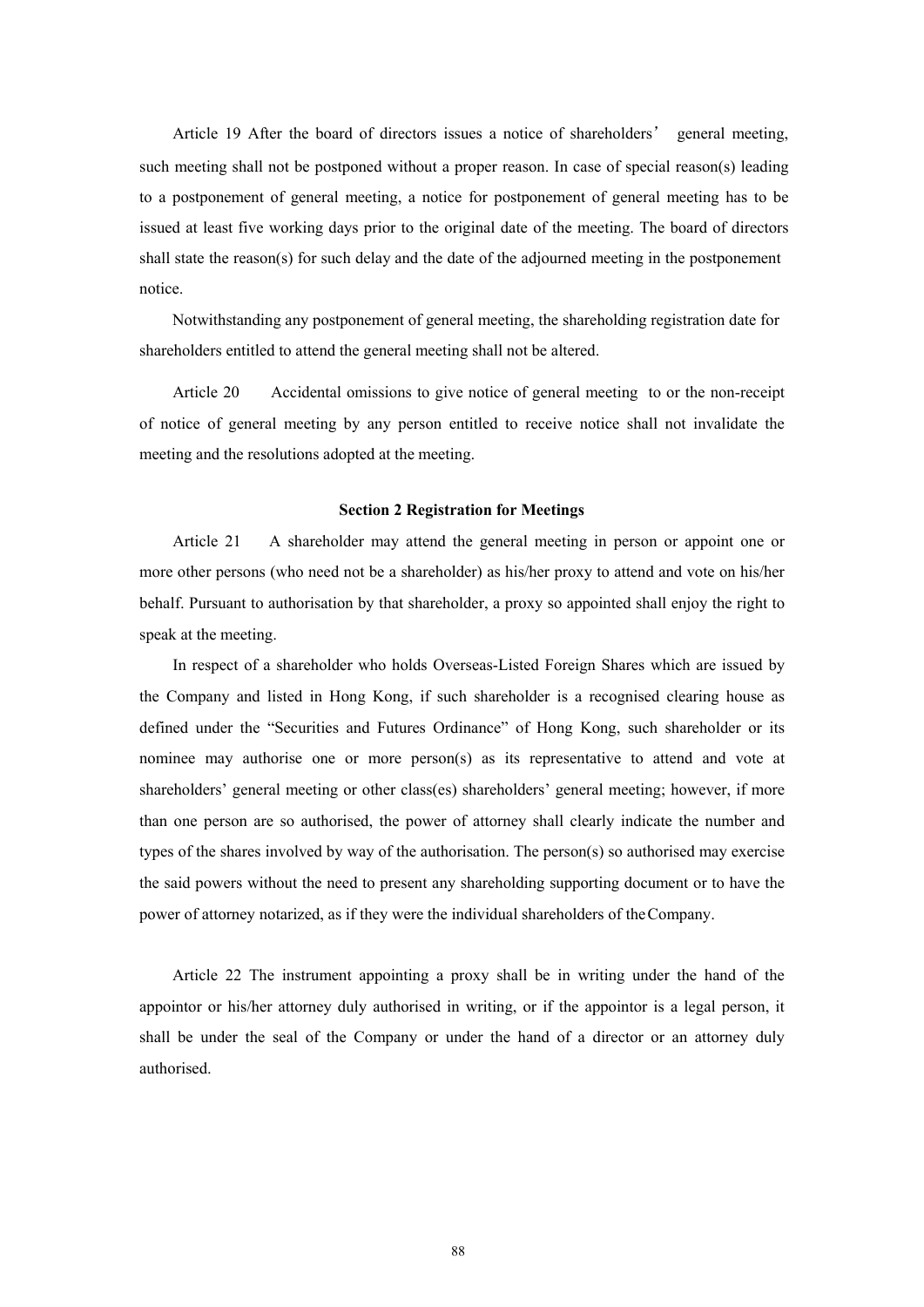Article 19 After the board of directors issues a notice of shareholders' general meeting, such meeting shall not be postponed without a proper reason. In case of special reason(s) leading to a postponement of general meeting, a notice for postponement of general meeting has to be issued at least five working days prior to the original date of the meeting. The board of directors shall state the reason(s) for such delay and the date of the adjourned meeting in the postponement notice.

Notwithstanding any postponement of general meeting, the shareholding registration date for shareholders entitled to attend the general meeting shall not be altered.

Article 20 Accidental omissions to give notice of general meeting to or the non-receipt of notice of general meeting by any person entitled to receive notice shall not invalidate the meeting and the resolutions adopted at the meeting.

**Section 2 Registration for Meetings**

Article 21 A shareholder may attend the general meeting in person or appoint one or more other persons (who need not be a shareholder) as his/her proxy to attend and vote on his/her behalf. Pursuant to authorisation by that shareholder, a proxy so appointed shall enjoy the right to speak at the meeting.

In respect of a shareholder who holds Overseas-Listed Foreign Shares which are issued by the Company and listed in Hong Kong, if such shareholder is a recognised clearing house as defined under the "Securities and Futures Ordinance" of Hong Kong, such shareholder or its nominee may authorise one or more person(s) as its representative to attend and vote at shareholders' general meeting or other class(es) shareholders' general meeting; however, if more than one person are so authorised, the power of attorney shall clearly indicate the number and types of the shares involved by way of the authorisation. The person(s) so authorised may exercise the said powers without the need to present any shareholding supporting document or to have the power of attorney notarized, as if they were the individual shareholders of the Company.

Article 22 The instrument appointing a proxy shall be in writing under the hand of the appointor or his/her attorney duly authorised in writing, or if the appointor is a legal person, it shall be under the seal of the Company or under the hand of a director or an attorney duly authorised.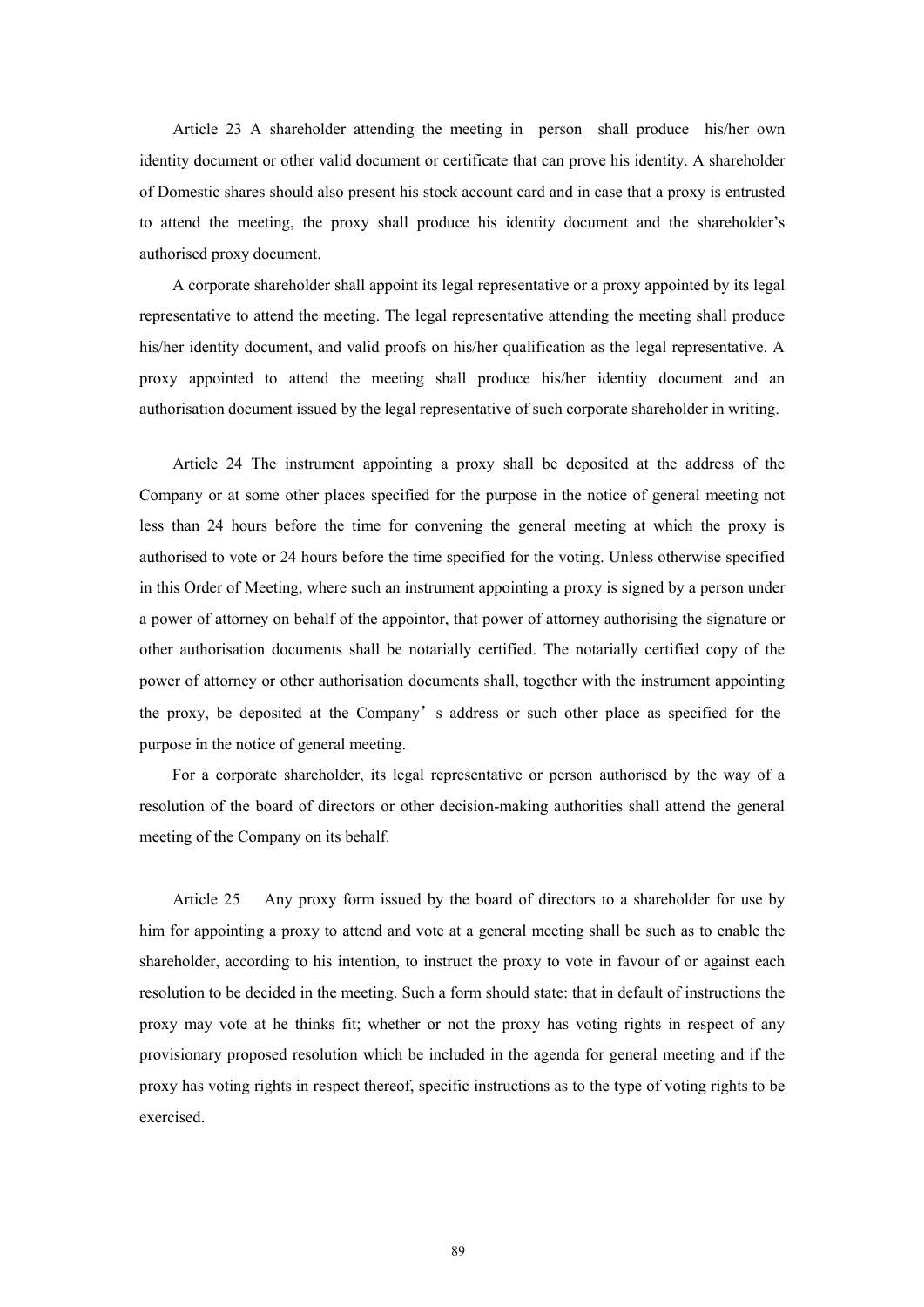Article 23 A shareholder attending the meeting in person shall produce his/her own identity document or other valid document or certificate that can prove his identity. A shareholder of Domestic shares should also present his stock account card and in case that a proxy is entrusted to attend the meeting, the proxy shall produce his identity document and the shareholder's authorised proxy document.

A corporate shareholder shall appoint its legal representative or a proxy appointed by its legal representative to attend the meeting. The legal representative attending the meeting shall produce his/her identity document, and valid proofs on his/her qualification as the legal representative. A proxy appointed to attend the meeting shall produce his/her identity document and an authorisation document issued by the legal representative of such corporate shareholder in writing.

Article 24 The instrument appointing a proxy shall be deposited at the address of the Company or at some other places specified for the purpose in the notice of general meeting not less than 24 hours before the time for convening the general meeting at which the proxy is authorised to vote or 24 hours before the time specified for the voting. Unless otherwise specified in this Order of Meeting, where such an instrument appointing a proxy is signed by a person under a power of attorney on behalf of the appointor, that power of attorney authorising the signature or other authorisation documents shall be notarially certified. The notarially certified copy of the power of attorney or other authorisation documents shall, together with the instrument appointing the proxy, be deposited at the Company's address or such other place as specified for the purpose in the notice of general meeting.

For a corporate shareholder, its legal representative or person authorised by the way of a resolution of the board of directors or other decision-making authorities shall attend the general meeting of the Company on its behalf.

Article 25 Any proxy form issued by the board of directors to a shareholder for use by him for appointing a proxy to attend and vote at a general meeting shall be such as to enable the shareholder, according to his intention, to instruct the proxy to vote in favour of or against each resolution to be decided in the meeting. Such a form should state: that in default of instructions the proxy may vote at he thinks fit; whether or not the proxy has voting rights in respect of any provisionary proposed resolution which be included in the agenda for general meeting and if the proxy has voting rights in respect thereof, specific instructions as to the type of voting rights to be exercised.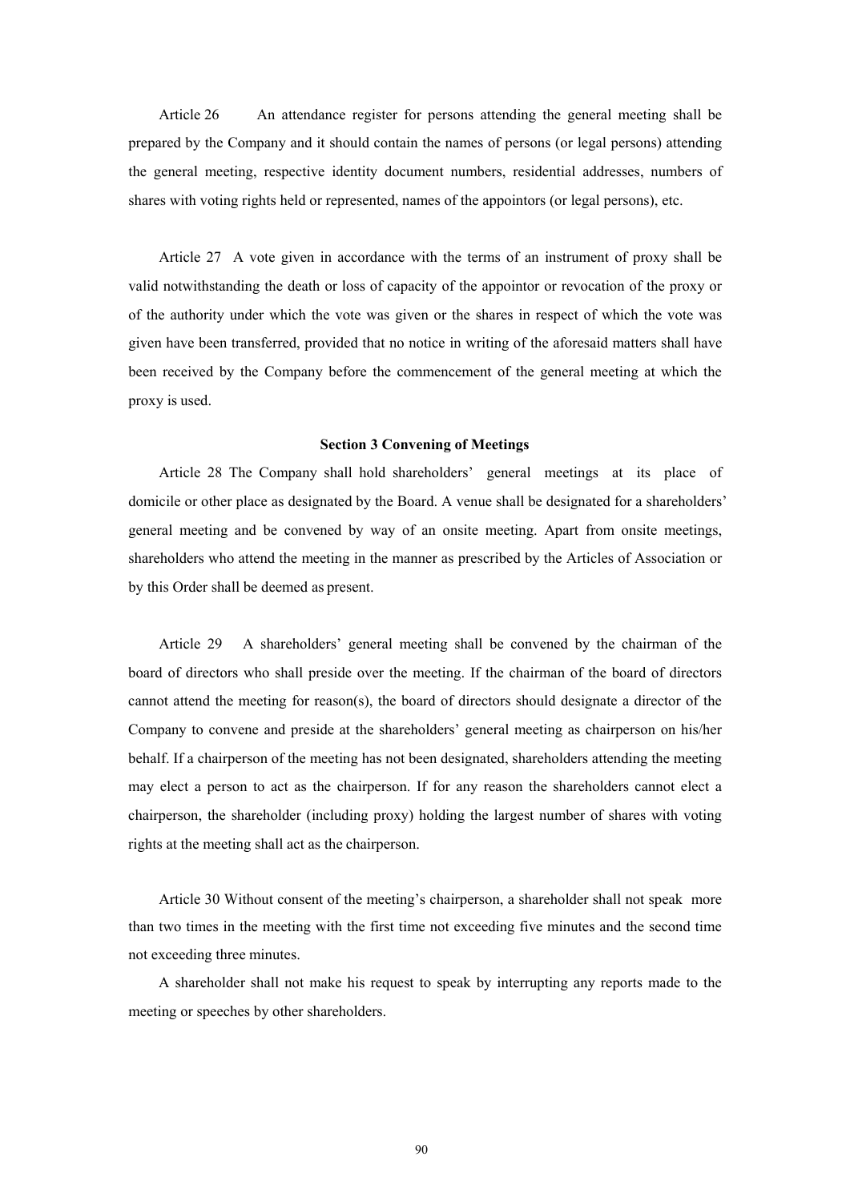Article 26 An attendance register for persons attending the general meeting shall be prepared by the Company and it should contain the names of persons (or legal persons) attending the general meeting, respective identity document numbers, residential addresses, numbers of shares with voting rights held or represented, names of the appointors (or legal persons), etc.

Article 27 A vote given in accordance with the terms of an instrument of proxy shall be valid notwithstanding the death or loss of capacity of the appointor or revocation of the proxy or of the authority under which the vote was given or the shares in respect of which the vote was given have been transferred, provided that no notice in writing of the aforesaid matters shall have been received by the Company before the commencement of the general meeting at which the proxy is used.

**Section 3 Convening of Meetings**

Article 28 The Company shall hold shareholders' general meetings at its place of domicile or other place as designated by the Board. A venue shall be designated for a shareholders' general meeting and be convened by way of an onsite meeting. Apart from onsite meetings, shareholders who attend the meeting in the manner as prescribed by the Articles of Association or by this Order shall be deemed as present.

Article 29 A shareholders' general meeting shall be convened by the chairman of the board of directors who shall preside over the meeting. If the chairman of the board of directors cannot attend the meeting for reason(s), the board of directors should designate a director of the Company to convene and preside at the shareholders' general meeting as chairperson on his/her behalf. If a chairperson of the meeting has not been designated, shareholders attending the meeting may elect a person to act as the chairperson. If for any reason the shareholders cannot elect a chairperson, the shareholder (including proxy) holding the largest number of shares with voting rights at the meeting shall act as the chairperson.

Article 30 Without consent of the meeting's chairperson, a shareholder shall not speak more than two times in the meeting with the first time not exceeding five minutes and the second time not exceeding three minutes.

A shareholder shall not make his request to speak by interrupting any reports made to the meeting or speeches by other shareholders.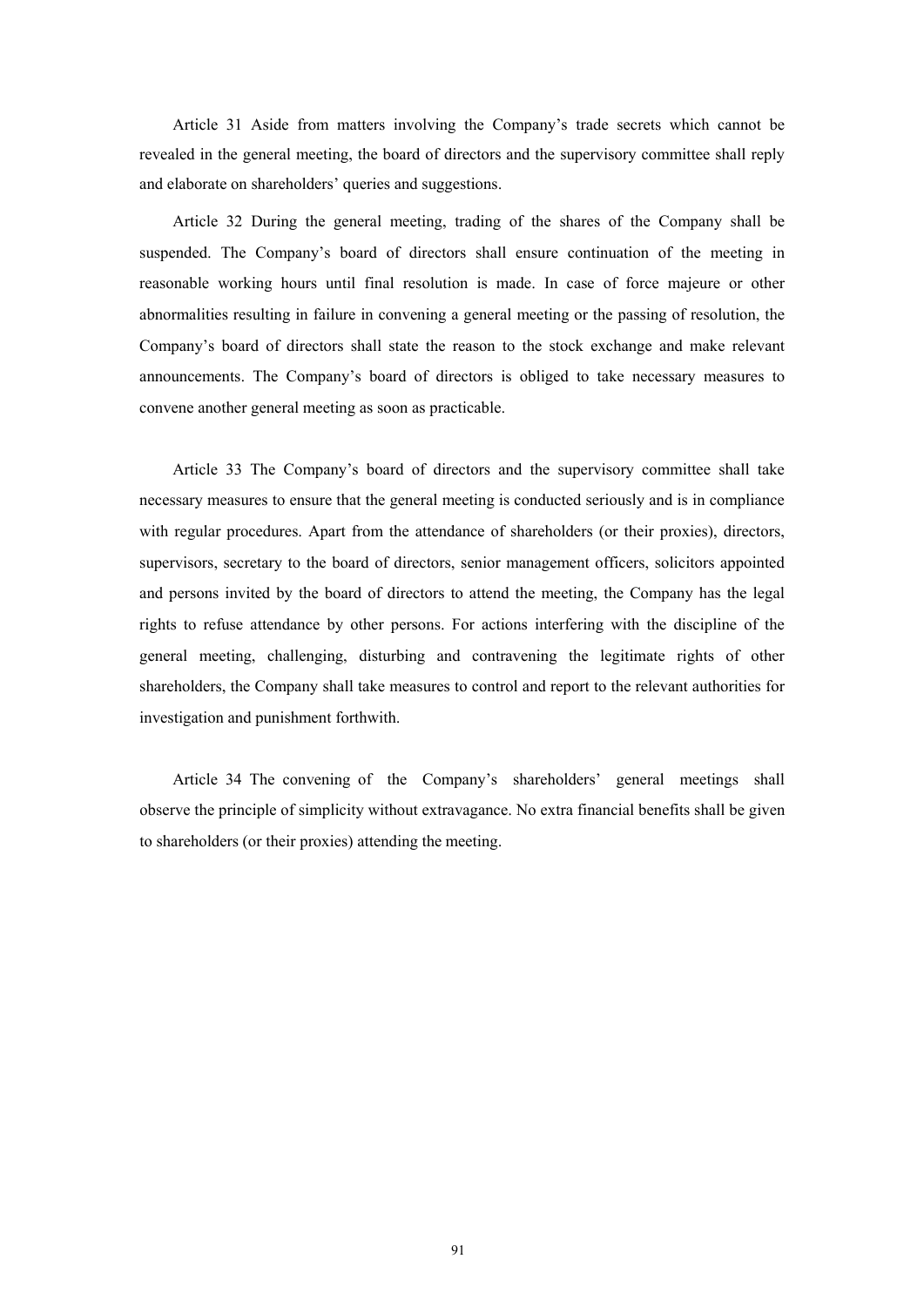Article 31 Aside from matters involving the Company's trade secrets which cannot be revealed in the general meeting, the board of directors and the supervisory committee shall reply and elaborate on shareholders' queries and suggestions.

Article 32 During the general meeting, trading of the shares of the Company shall be suspended. The Company's board of directors shall ensure continuation of the meeting in reasonable working hours until final resolution is made. In case of force majeure or other abnormalities resulting in failure in convening a general meeting or the passing of resolution, the Company's board of directors shall state the reason to the stock exchange and make relevant announcements. The Company's board of directors is obliged to take necessary measures to convene another general meeting as soon as practicable.

Article 33 The Company's board of directors and the supervisory committee shall take necessary measures to ensure that the general meeting is conducted seriously and is in compliance with regular procedures. Apart from the attendance of shareholders (or their proxies), directors, supervisors, secretary to the board of directors, senior management officers, solicitors appointed and persons invited by the board of directors to attend the meeting, the Company has the legal rights to refuse attendance by other persons. For actions interfering with the discipline of the general meeting, challenging, disturbing and contravening the legitimate rights of other shareholders, the Company shall take measures to control and report to the relevant authorities for investigation and punishment forthwith.

Article 34 The convening of the Company's shareholders' general meetings shall observe the principle of simplicity without extravagance. No extra financial benefits shall be given to shareholders (or their proxies) attending the meeting.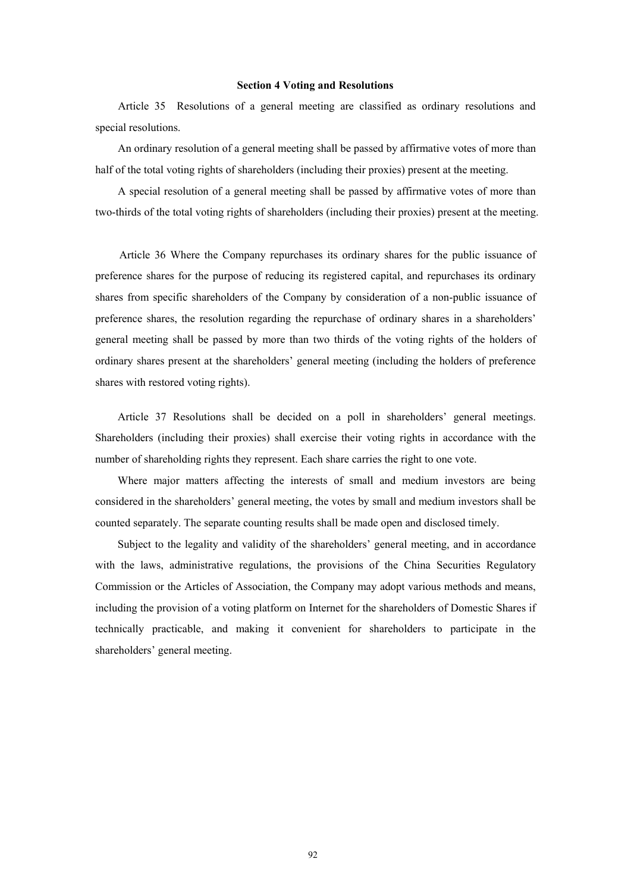### Section 4 Voting and Resolutions

Article 35 Resolutions of a general meeting are classified as ordinary resolutions and special resolutions.

An ordinary resolution of a general meeting shall be passed by affirmative votes of more than half of the total voting rights of shareholders (including their proxies) present at the meeting.

A special resolution of a general meeting shall be passed by affirmative votes of more than two-thirds of the total voting rights of shareholders (including their proxies) present at the meeting.

Article 36 Where the Company repurchases its ordinary shares for the public issuance of preference shares for the purpose of reducing its registered capital, and repurchases its ordinary shares from specific shareholders of the Company by consideration of a non-public issuance of preference shares, the resolution regarding the repurchase of ordinary shares in a shareholders' general meeting shall be passed by more than two thirds of the voting rights of the holders of ordinary shares present at the shareholders' general meeting (including the holders of preference shares with restored voting rights).

Article 37 Resolutions shall be decided on a poll in shareholders' general meetings. Shareholders (including their proxies) shall exercise their voting rights in accordance with the number of shareholding rights they represent. Each share carries the right to one vote.

Where major matters affecting the interests of small and medium investors are being considered in the shareholders' general meeting, the votes by small and medium investors shall be counted separately. The separate counting results shall be made open and disclosed timely.

Subject to the legality and validity of the shareholders' general meeting, and in accordance with the laws, administrative regulations, the provisions of the China Securities Regulatory Commission or the Articles of Association, the Company may adopt various methods and means, including the provision of a voting platform on Internet for the shareholders of Domestic Shares if technically practicable, and making it convenient for shareholders to participate in the shareholders' general meeting.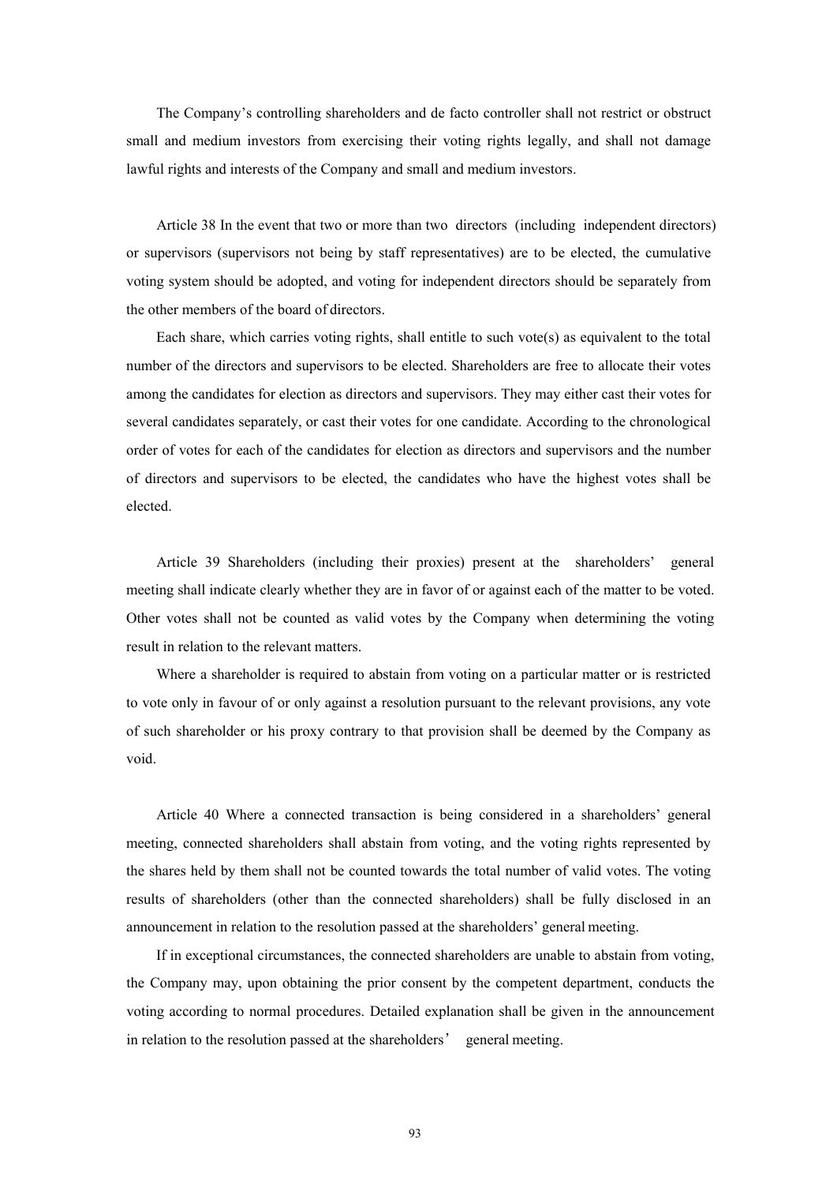The Company's controlling shareholders and de facto controller shall not restrict or obstruct small and medium investors from exercising their voting rights legally, and shall not damage lawful rights and interests of the Company and small and medium investors.

Article 38 In the event that two or more than two directors (including independent directors) or supervisors (supervisors not being by staff representatives) are to be elected, the cumulative voting system should be adopted, and voting for independent directors should be separately from the other members of the board of directors.

Each share, which carries voting rights, shall entitle to such vote(s) as equivalent to the total number of the directors and supervisors to be elected. Shareholders are free to allocate their votes among the candidates for election as directors and supervisors. They may either cast their votes for several candidates separately, or cast their votes for one candidate. According to the chronological order of votes for each of the candidates for election as directors and supervisors and the number of directors and supervisors to be elected, the candidates who have the highest votes shall be elected.

Article 39 Shareholders (including their proxies) present at the shareholders' general meeting shall indicate clearly whether they are in favor of or against each of the matter to be voted. Other votes shall not be counted as valid votes by the Company when determining the voting result in relation to the relevant matters.

Where a shareholder is required to abstain from voting on a particular matter or is restricted to vote only in favour of or only against a resolution pursuant to the relevant provisions, any vote of such shareholder or his proxy contrary to that provision shall be deemed by the Company as void.

Article 40 Where a connected transaction is being considered in a shareholders' general meeting, connected shareholders shall abstain from voting, and the voting rights represented by the shares held by them shall not be counted towards the total number of valid votes. The voting results of shareholders (other than the connected shareholders) shall be fully disclosed in an announcement in relation to the resolution passed at the shareholders' general meeting.

If in exceptional circumstances, the connected shareholders are unable to abstain from voting, the Company may, upon obtaining the prior consent by the competent department, conducts the voting according to normal procedures. Detailed explanation shall be given in the announcement in relation to the resolution passed at the shareholders' general meeting.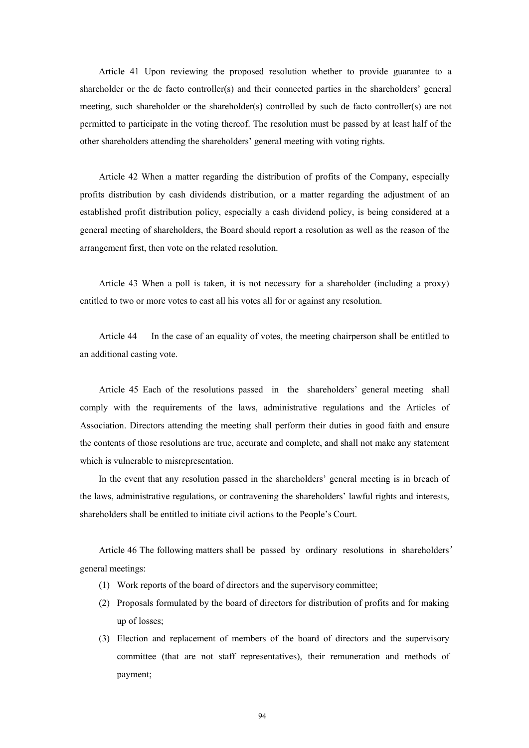Article 41 Upon reviewing the proposed resolution whether to provide guarantee to a shareholder or the de facto controller(s) and their connected parties in the shareholders' general meeting, such shareholder or the shareholder(s) controlled by such de facto controller(s) are not permitted to participate in the voting thereof. The resolution must be passed by at least half of the other shareholders attending the shareholders' general meeting with voting rights.

Article 42 When a matter regarding the distribution of profits of the Company, especially profits distribution by cash dividends distribution, or a matter regarding the adjustment of an established profit distribution policy, especially a cash dividend policy, is being considered at a general meeting of shareholders, the Board should report a resolution as well as the reason of the arrangement first, then vote on the related resolution.

Article 43 When a poll is taken, it is not necessary for a shareholder (including a proxy) entitled to two or more votes to cast all his votes all for or against any resolution.

Article 44 In the case of an equality of votes, the meeting chairperson shall be entitled to an additional casting vote.

Article 45 Each of the resolutions passed in the shareholders' general meeting shall comply with the requirements of the laws, administrative regulations and the Articles of Association. Directors attending the meeting shall perform their duties in good faith and ensure the contents of those resolutions are true, accurate and complete, and shall not make any statement which is vulnerable to misrepresentation.

In the event that any resolution passed in the shareholders' general meeting is in breach of the laws, administrative regulations, or contravening the shareholders' lawful rights and interests, shareholders shall be entitled to initiate civil actions to the People's Court.

Article 46 The following matters shall be passed by ordinary resolutions in shareholders' general meetings:

(1) Work reports of the board of directors and the supervisory committee;
(2) Proposals formulated by the board of directors for distribution of profits and for making up of losses;
(3) Election and replacement of members of the board of directors and the supervisory committee (that are not staff representatives), their remuneration and methods of payment;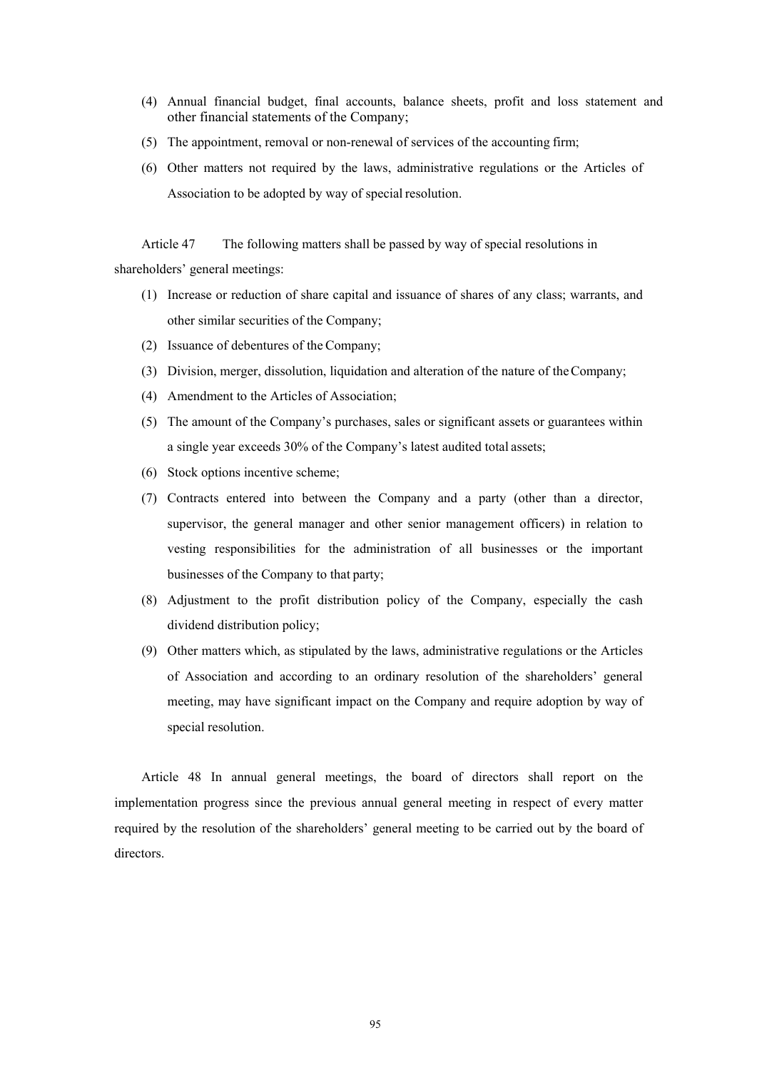(4) Annual financial budget, final accounts, balance sheets, profit and loss statement and other financial statements of the Company;

(5) The appointment, removal or non-renewal of services of the accounting firm;

(6) Other matters not required by the laws, administrative regulations or the Articles of Association to be adopted by way of special resolution.

Article 47 The following matters shall be passed by way of special resolutions in shareholders' general meetings:

(1) Increase or reduction of share capital and issuance of shares of any class; warrants, and other similar securities of the Company;

(2) Issuance of debentures of the Company;

(3) Division, merger, dissolution, liquidation and alteration of the nature of the Company;

(4) Amendment to the Articles of Association;

(5) The amount of the Company's purchases, sales or significant assets or guarantees within a single year exceeds 30% of the Company's latest audited total assets;

(6) Stock options incentive scheme;

(7) Contracts entered into between the Company and a party (other than a director, supervisor, the general manager and other senior management officers) in relation to vesting responsibilities for the administration of all businesses or the important businesses of the Company to that party;

(8) Adjustment to the profit distribution policy of the Company, especially the cash dividend distribution policy;

(9) Other matters which, as stipulated by the laws, administrative regulations or the Articles of Association and according to an ordinary resolution of the shareholders' general meeting, may have significant impact on the Company and require adoption by way of special resolution.

Article 48 In annual general meetings, the board of directors shall report on the implementation progress since the previous annual general meeting in respect of every matter required by the resolution of the shareholders' general meeting to be carried out by the board of directors.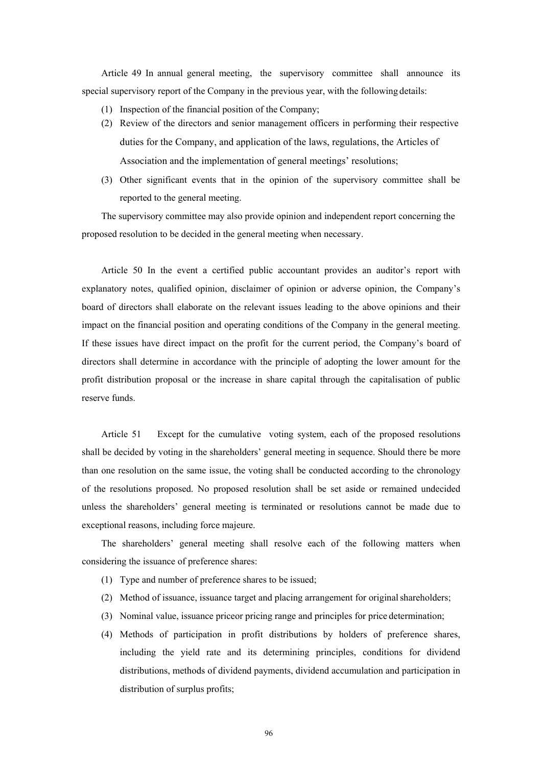Article 49 In annual general meeting, the supervisory committee shall announce its special supervisory report of the Company in the previous year, with the following details:

(1) Inspection of the financial position of the Company;
(2) Review of the directors and senior management officers in performing their respective duties for the Company, and application of the laws, regulations, the Articles of Association and the implementation of general meetings' resolutions;
(3) Other significant events that in the opinion of the supervisory committee shall be reported to the general meeting.

The supervisory committee may also provide opinion and independent report concerning the proposed resolution to be decided in the general meeting when necessary.

Article 50 In the event a certified public accountant provides an auditor's report with explanatory notes, qualified opinion, disclaimer of opinion or adverse opinion, the Company's board of directors shall elaborate on the relevant issues leading to the above opinions and their impact on the financial position and operating conditions of the Company in the general meeting. If these issues have direct impact on the profit for the current period, the Company's board of directors shall determine in accordance with the principle of adopting the lower amount for the profit distribution proposal or the increase in share capital through the capitalisation of public reserve funds.

Article 51 Except for the cumulative voting system, each of the proposed resolutions shall be decided by voting in the shareholders' general meeting in sequence. Should there be more than one resolution on the same issue, the voting shall be conducted according to the chronology of the resolutions proposed. No proposed resolution shall be set aside or remained undecided unless the shareholders' general meeting is terminated or resolutions cannot be made due to exceptional reasons, including force majeure.

The shareholders' general meeting shall resolve each of the following matters when considering the issuance of preference shares:

(1) Type and number of preference shares to be issued;
(2) Method of issuance, issuance target and placing arrangement for original shareholders;
(3) Nominal value, issuance priceor pricing range and principles for price determination;
(4) Methods of participation in profit distributions by holders of preference shares, including the yield rate and its determining principles, conditions for dividend distributions, methods of dividend payments, dividend accumulation and participation in distribution of surplus profits;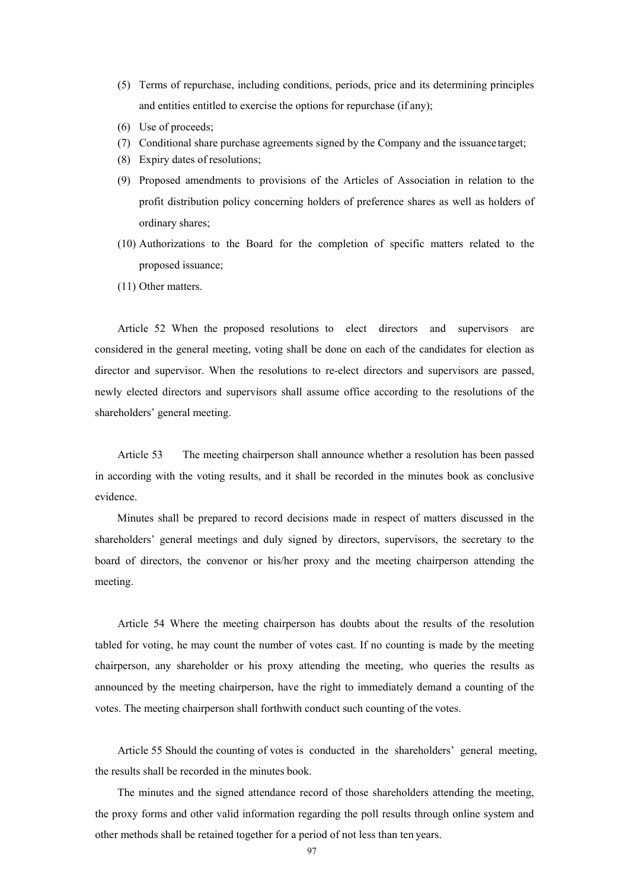(5) Terms of repurchase, including conditions, periods, price and its determining principles and entities entitled to exercise the options for repurchase (if any);

(6) Use of proceeds;

(7) Conditional share purchase agreements signed by the Company and the issuance target;

(8) Expiry dates of resolutions;

(9) Proposed amendments to provisions of the Articles of Association in relation to the profit distribution policy concerning holders of preference shares as well as holders of ordinary shares;

(10) Authorizations to the Board for the completion of specific matters related to the proposed issuance;

(11) Other matters.

Article 52 When the proposed resolutions to elect directors and supervisors are considered in the general meeting, voting shall be done on each of the candidates for election as director and supervisor. When the resolutions to re-elect directors and supervisors are passed, newly elected directors and supervisors shall assume office according to the resolutions of the shareholders' general meeting.

Article 53 The meeting chairperson shall announce whether a resolution has been passed in according with the voting results, and it shall be recorded in the minutes book as conclusive evidence.

Minutes shall be prepared to record decisions made in respect of matters discussed in the shareholders' general meetings and duly signed by directors, supervisors, the secretary to the board of directors, the convenor or his/her proxy and the meeting chairperson attending the meeting.

Article 54 Where the meeting chairperson has doubts about the results of the resolution tabled for voting, he may count the number of votes cast. If no counting is made by the meeting chairperson, any shareholder or his proxy attending the meeting, who queries the results as announced by the meeting chairperson, have the right to immediately demand a counting of the votes. The meeting chairperson shall forthwith conduct such counting of the votes.

Article 55 Should the counting of votes is conducted in the shareholders' general meeting, the results shall be recorded in the minutes book.

The minutes and the signed attendance record of those shareholders attending the meeting, the proxy forms and other valid information regarding the poll results through online system and other methods shall be retained together for a period of not less than ten years.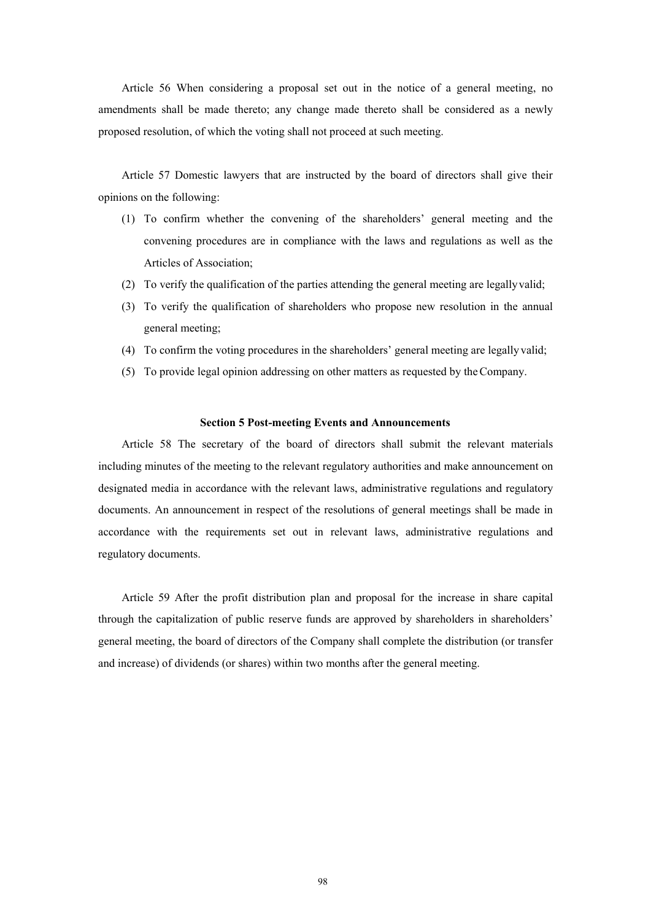Article 56 When considering a proposal set out in the notice of a general meeting, no amendments shall be made thereto; any change made thereto shall be considered as a newly proposed resolution, of which the voting shall not proceed at such meeting.

Article 57 Domestic lawyers that are instructed by the board of directors shall give their opinions on the following:

(1) To confirm whether the convening of the shareholders' general meeting and the convening procedures are in compliance with the laws and regulations as well as the Articles of Association;
(2) To verify the qualification of the parties attending the general meeting are legally valid;
(3) To verify the qualification of shareholders who propose new resolution in the annual general meeting;
(4) To confirm the voting procedures in the shareholders' general meeting are legally valid;
(5) To provide legal opinion addressing on other matters as requested by the Company.

### Section 5 Post-meeting Events and Announcements

Article 58 The secretary of the board of directors shall submit the relevant materials including minutes of the meeting to the relevant regulatory authorities and make announcement on designated media in accordance with the relevant laws, administrative regulations and regulatory documents. An announcement in respect of the resolutions of general meetings shall be made in accordance with the requirements set out in relevant laws, administrative regulations and regulatory documents.

Article 59 After the profit distribution plan and proposal for the increase in share capital through the capitalization of public reserve funds are approved by shareholders in shareholders' general meeting, the board of directors of the Company shall complete the distribution (or transfer and increase) of dividends (or shares) within two months after the general meeting.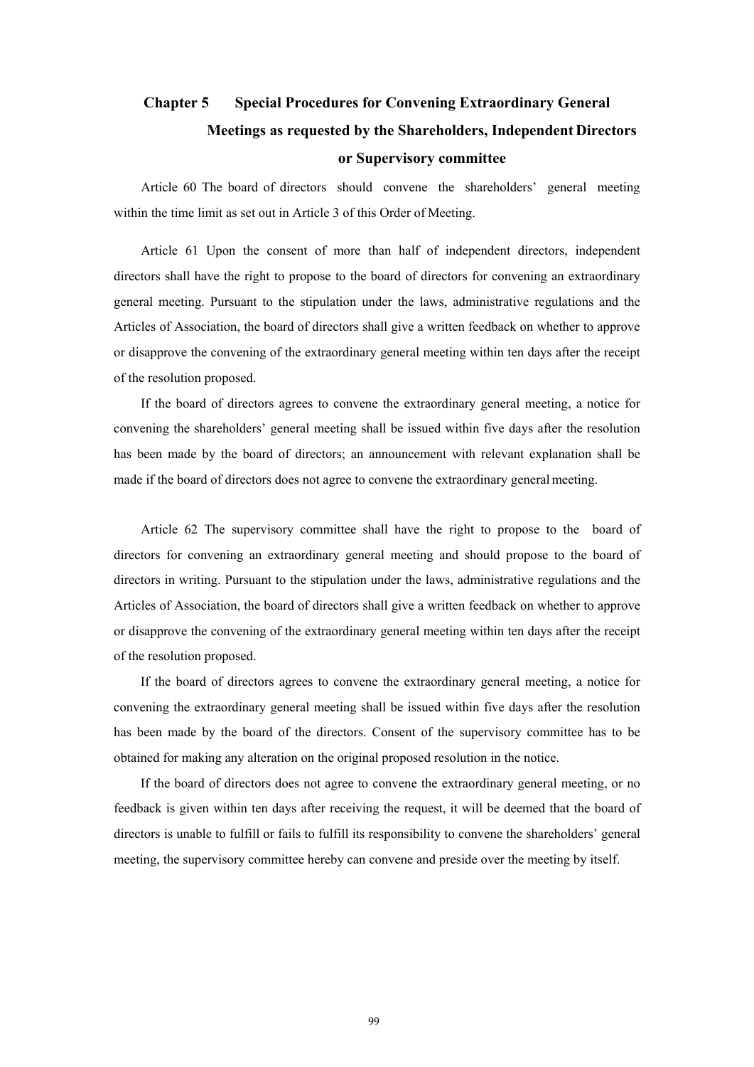## Chapter 5 Special Procedures for Convening Extraordinary General Meetings as requested by the Shareholders, Independent Directors or Supervisory committee

Article 60 The board of directors should convene the shareholders' general meeting within the time limit as set out in Article 3 of this Order of Meeting.

Article 61 Upon the consent of more than half of independent directors, independent directors shall have the right to propose to the board of directors for convening an extraordinary general meeting. Pursuant to the stipulation under the laws, administrative regulations and the Articles of Association, the board of directors shall give a written feedback on whether to approve or disapprove the convening of the extraordinary general meeting within ten days after the receipt of the resolution proposed.

If the board of directors agrees to convene the extraordinary general meeting, a notice for convening the shareholders' general meeting shall be issued within five days after the resolution has been made by the board of directors; an announcement with relevant explanation shall be made if the board of directors does not agree to convene the extraordinary general meeting.

Article 62 The supervisory committee shall have the right to propose to the board of directors for convening an extraordinary general meeting and should propose to the board of directors in writing. Pursuant to the stipulation under the laws, administrative regulations and the Articles of Association, the board of directors shall give a written feedback on whether to approve or disapprove the convening of the extraordinary general meeting within ten days after the receipt of the resolution proposed.

If the board of directors agrees to convene the extraordinary general meeting, a notice for convening the extraordinary general meeting shall be issued within five days after the resolution has been made by the board of the directors. Consent of the supervisory committee has to be obtained for making any alteration on the original proposed resolution in the notice.

If the board of directors does not agree to convene the extraordinary general meeting, or no feedback is given within ten days after receiving the request, it will be deemed that the board of directors is unable to fulfill or fails to fulfill its responsibility to convene the shareholders' general meeting, the supervisory committee hereby can convene and preside over the meeting by itself.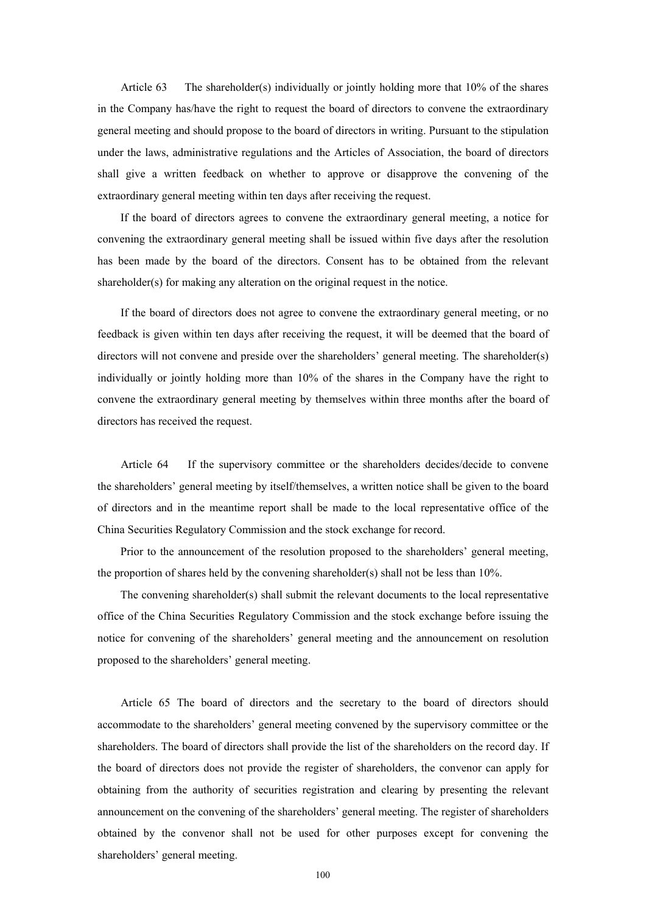Article 63 The shareholder(s) individually or jointly holding more that 10% of the shares in the Company has/have the right to request the board of directors to convene the extraordinary general meeting and should propose to the board of directors in writing. Pursuant to the stipulation under the laws, administrative regulations and the Articles of Association, the board of directors shall give a written feedback on whether to approve or disapprove the convening of the extraordinary general meeting within ten days after receiving the request.

If the board of directors agrees to convene the extraordinary general meeting, a notice for convening the extraordinary general meeting shall be issued within five days after the resolution has been made by the board of the directors. Consent has to be obtained from the relevant shareholder(s) for making any alteration on the original request in the notice.

If the board of directors does not agree to convene the extraordinary general meeting, or no feedback is given within ten days after receiving the request, it will be deemed that the board of directors will not convene and preside over the shareholders' general meeting. The shareholder(s) individually or jointly holding more than 10% of the shares in the Company have the right to convene the extraordinary general meeting by themselves within three months after the board of directors has received the request.

Article 64 If the supervisory committee or the shareholders decides/decide to convene the shareholders' general meeting by itself/themselves, a written notice shall be given to the board of directors and in the meantime report shall be made to the local representative office of the China Securities Regulatory Commission and the stock exchange for record.

Prior to the announcement of the resolution proposed to the shareholders' general meeting, the proportion of shares held by the convening shareholder(s) shall not be less than 10%.

The convening shareholder(s) shall submit the relevant documents to the local representative office of the China Securities Regulatory Commission and the stock exchange before issuing the notice for convening of the shareholders' general meeting and the announcement on resolution proposed to the shareholders' general meeting.

Article 65 The board of directors and the secretary to the board of directors should accommodate to the shareholders' general meeting convened by the supervisory committee or the shareholders. The board of directors shall provide the list of the shareholders on the record day. If the board of directors does not provide the register of shareholders, the convenor can apply for obtaining from the authority of securities registration and clearing by presenting the relevant announcement on the convening of the shareholders' general meeting. The register of shareholders obtained by the convenor shall not be used for other purposes except for convening the shareholders' general meeting.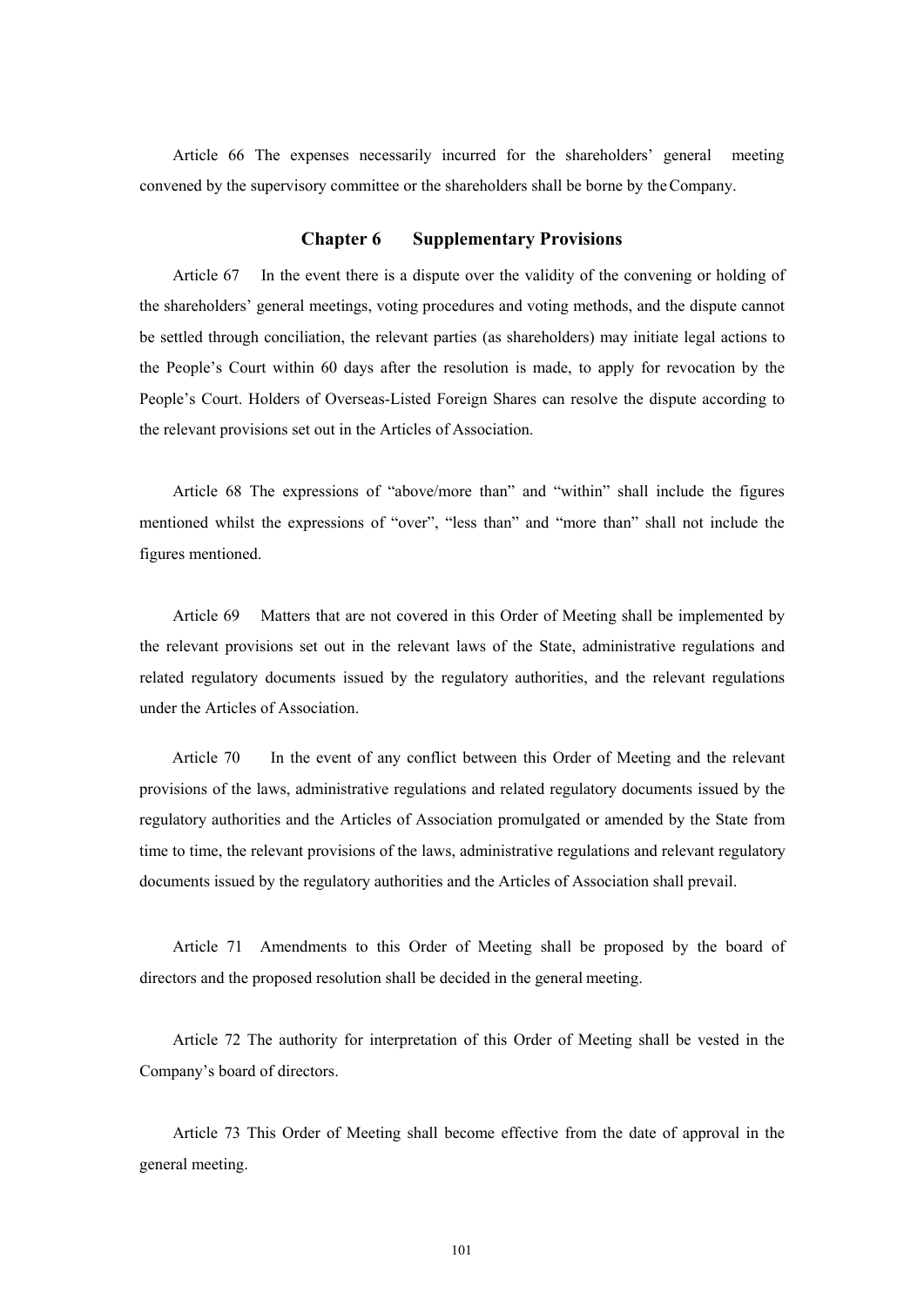Article 66 The expenses necessarily incurred for the shareholders' general meeting convened by the supervisory committee or the shareholders shall be borne by the Company.

## Chapter 6 Supplementary Provisions

Article 67 In the event there is a dispute over the validity of the convening or holding of the shareholders' general meetings, voting procedures and voting methods, and the dispute cannot be settled through conciliation, the relevant parties (as shareholders) may initiate legal actions to the People's Court within 60 days after the resolution is made, to apply for revocation by the People's Court. Holders of Overseas-Listed Foreign Shares can resolve the dispute according to the relevant provisions set out in the Articles of Association.

Article 68 The expressions of "above/more than" and "within" shall include the figures mentioned whilst the expressions of "over", "less than" and "more than" shall not include the figures mentioned.

Article 69 Matters that are not covered in this Order of Meeting shall be implemented by the relevant provisions set out in the relevant laws of the State, administrative regulations and related regulatory documents issued by the regulatory authorities, and the relevant regulations under the Articles of Association.

Article 70 In the event of any conflict between this Order of Meeting and the relevant provisions of the laws, administrative regulations and related regulatory documents issued by the regulatory authorities and the Articles of Association promulgated or amended by the State from time to time, the relevant provisions of the laws, administrative regulations and relevant regulatory documents issued by the regulatory authorities and the Articles of Association shall prevail.

Article 71 Amendments to this Order of Meeting shall be proposed by the board of directors and the proposed resolution shall be decided in the general meeting.

Article 72 The authority for interpretation of this Order of Meeting shall be vested in the Company's board of directors.

Article 73 This Order of Meeting shall become effective from the date of approval in the general meeting.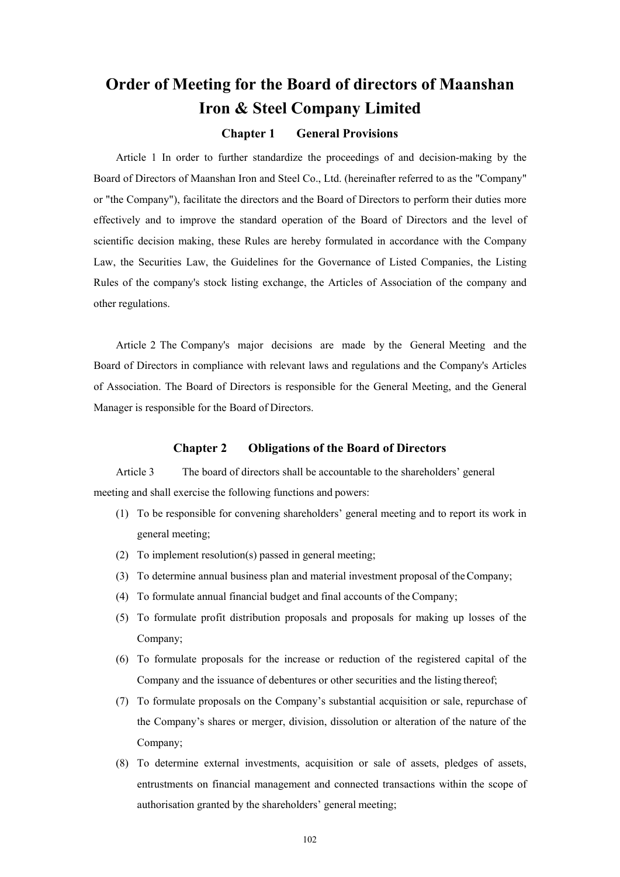# Order of Meeting for the Board of directors of Maanshan Iron & Steel Company Limited

## Chapter 1 General Provisions

Article 1 In order to further standardize the proceedings of and decision-making by the Board of Directors of Maanshan Iron and Steel Co., Ltd. (hereinafter referred to as the "Company" or "the Company"), facilitate the directors and the Board of Directors to perform their duties more effectively and to improve the standard operation of the Board of Directors and the level of scientific decision making, these Rules are hereby formulated in accordance with the Company Law, the Securities Law, the Guidelines for the Governance of Listed Companies, the Listing Rules of the company's stock listing exchange, the Articles of Association of the company and other regulations.

Article 2 The Company's major decisions are made by the General Meeting and the Board of Directors in compliance with relevant laws and regulations and the Company's Articles of Association. The Board of Directors is responsible for the General Meeting, and the General Manager is responsible for the Board of Directors.

## Chapter 2 Obligations of the Board of Directors

Article 3 The board of directors shall be accountable to the shareholders' general meeting and shall exercise the following functions and powers:

(1) To be responsible for convening shareholders' general meeting and to report its work in general meeting;

(2) To implement resolution(s) passed in general meeting;

(3) To determine annual business plan and material investment proposal of the Company;

(4) To formulate annual financial budget and final accounts of the Company;

(5) To formulate profit distribution proposals and proposals for making up losses of the Company;

(6) To formulate proposals for the increase or reduction of the registered capital of the Company and the issuance of debentures or other securities and the listing thereof;

(7) To formulate proposals on the Company's substantial acquisition or sale, repurchase of the Company's shares or merger, division, dissolution or alteration of the nature of the Company;

(8) To determine external investments, acquisition or sale of assets, pledges of assets, entrustments on financial management and connected transactions within the scope of authorisation granted by the shareholders' general meeting;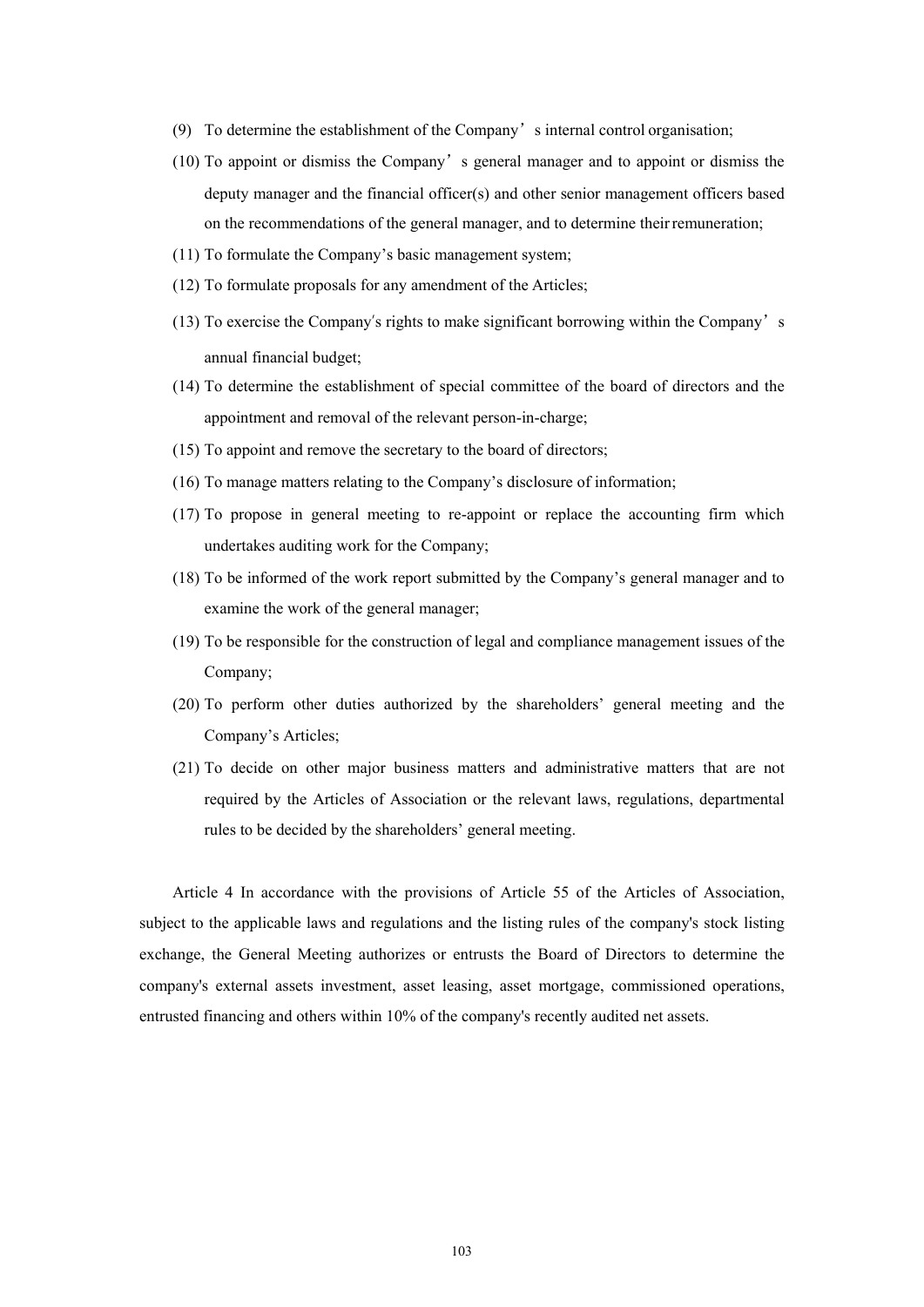(9) To determine the establishment of the Company's internal control organisation;

(10) To appoint or dismiss the Company's general manager and to appoint or dismiss the deputy manager and the financial officer(s) and other senior management officers based on the recommendations of the general manager, and to determine their remuneration;

(11) To formulate the Company's basic management system;

(12) To formulate proposals for any amendment of the Articles;

(13) To exercise the Company′s rights to make significant borrowing within the Company's annual financial budget;

(14) To determine the establishment of special committee of the board of directors and the appointment and removal of the relevant person-in-charge;

(15) To appoint and remove the secretary to the board of directors;

(16) To manage matters relating to the Company's disclosure of information;

(17) To propose in general meeting to re-appoint or replace the accounting firm which undertakes auditing work for the Company;

(18) To be informed of the work report submitted by the Company's general manager and to examine the work of the general manager;

(19) To be responsible for the construction of legal and compliance management issues of the Company;

(20) To perform other duties authorized by the shareholders' general meeting and the Company's Articles;

(21) To decide on other major business matters and administrative matters that are not required by the Articles of Association or the relevant laws, regulations, departmental rules to be decided by the shareholders' general meeting.

Article 4 In accordance with the provisions of Article 55 of the Articles of Association, subject to the applicable laws and regulations and the listing rules of the company's stock listing exchange, the General Meeting authorizes or entrusts the Board of Directors to determine the company's external assets investment, asset leasing, asset mortgage, commissioned operations, entrusted financing and others within 10% of the company's recently audited net assets.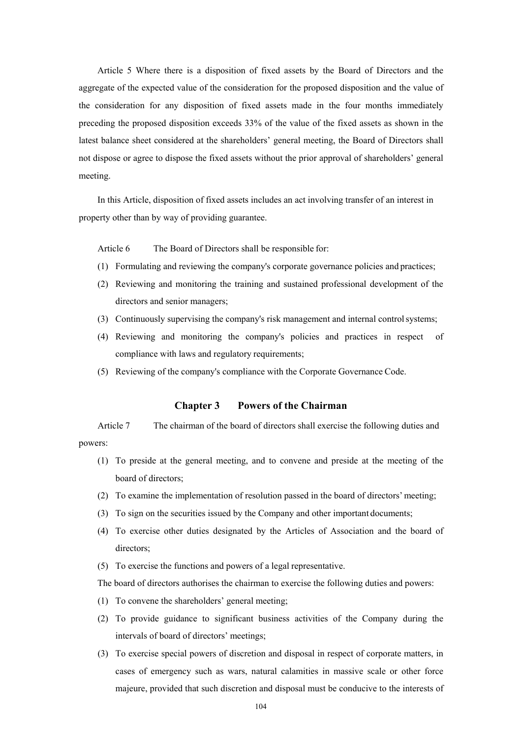Article 5 Where there is a disposition of fixed assets by the Board of Directors and the aggregate of the expected value of the consideration for the proposed disposition and the value of the consideration for any disposition of fixed assets made in the four months immediately preceding the proposed disposition exceeds 33% of the value of the fixed assets as shown in the latest balance sheet considered at the shareholders' general meeting, the Board of Directors shall not dispose or agree to dispose the fixed assets without the prior approval of shareholders' general meeting.

In this Article, disposition of fixed assets includes an act involving transfer of an interest in property other than by way of providing guarantee.

Article 6 The Board of Directors shall be responsible for:

(1) Formulating and reviewing the company's corporate governance policies and practices;

(2) Reviewing and monitoring the training and sustained professional development of the directors and senior managers;

(3) Continuously supervising the company's risk management and internal control systems;

(4) Reviewing and monitoring the company's policies and practices in respect of compliance with laws and regulatory requirements;

(5) Reviewing of the company's compliance with the Corporate Governance Code.

## Chapter 3 Powers of the Chairman

Article 7 The chairman of the board of directors shall exercise the following duties and powers:

(1) To preside at the general meeting, and to convene and preside at the meeting of the board of directors;

(2) To examine the implementation of resolution passed in the board of directors' meeting;

(3) To sign on the securities issued by the Company and other important documents;

(4) To exercise other duties designated by the Articles of Association and the board of directors;

(5) To exercise the functions and powers of a legal representative.

The board of directors authorises the chairman to exercise the following duties and powers:

(1) To convene the shareholders' general meeting;

(2) To provide guidance to significant business activities of the Company during the intervals of board of directors' meetings;

(3) To exercise special powers of discretion and disposal in respect of corporate matters, in cases of emergency such as wars, natural calamities in massive scale or other force majeure, provided that such discretion and disposal must be conducive to the interests of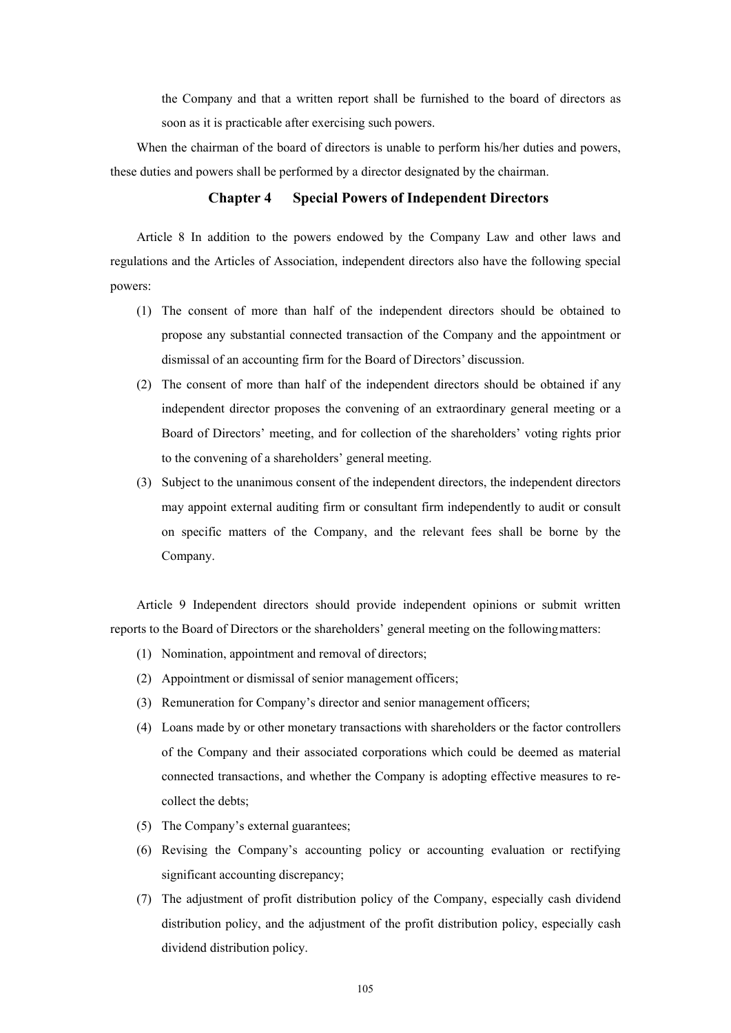the Company and that a written report shall be furnished to the board of directors as soon as it is practicable after exercising such powers.

When the chairman of the board of directors is unable to perform his/her duties and powers, these duties and powers shall be performed by a director designated by the chairman.

## Chapter 4 Special Powers of Independent Directors

Article 8 In addition to the powers endowed by the Company Law and other laws and regulations and the Articles of Association, independent directors also have the following special powers:

(1) The consent of more than half of the independent directors should be obtained to propose any substantial connected transaction of the Company and the appointment or dismissal of an accounting firm for the Board of Directors' discussion.

(2) The consent of more than half of the independent directors should be obtained if any independent director proposes the convening of an extraordinary general meeting or a Board of Directors' meeting, and for collection of the shareholders' voting rights prior to the convening of a shareholders' general meeting.

(3) Subject to the unanimous consent of the independent directors, the independent directors may appoint external auditing firm or consultant firm independently to audit or consult on specific matters of the Company, and the relevant fees shall be borne by the Company.

Article 9 Independent directors should provide independent opinions or submit written reports to the Board of Directors or the shareholders' general meeting on the following matters:

(1) Nomination, appointment and removal of directors;

(2) Appointment or dismissal of senior management officers;

(3) Remuneration for Company's director and senior management officers;

(4) Loans made by or other monetary transactions with shareholders or the factor controllers of the Company and their associated corporations which could be deemed as material connected transactions, and whether the Company is adopting effective measures to re-collect the debts;

(5) The Company's external guarantees;

(6) Revising the Company's accounting policy or accounting evaluation or rectifying significant accounting discrepancy;

(7) The adjustment of profit distribution policy of the Company, especially cash dividend distribution policy, and the adjustment of the profit distribution policy, especially cash dividend distribution policy.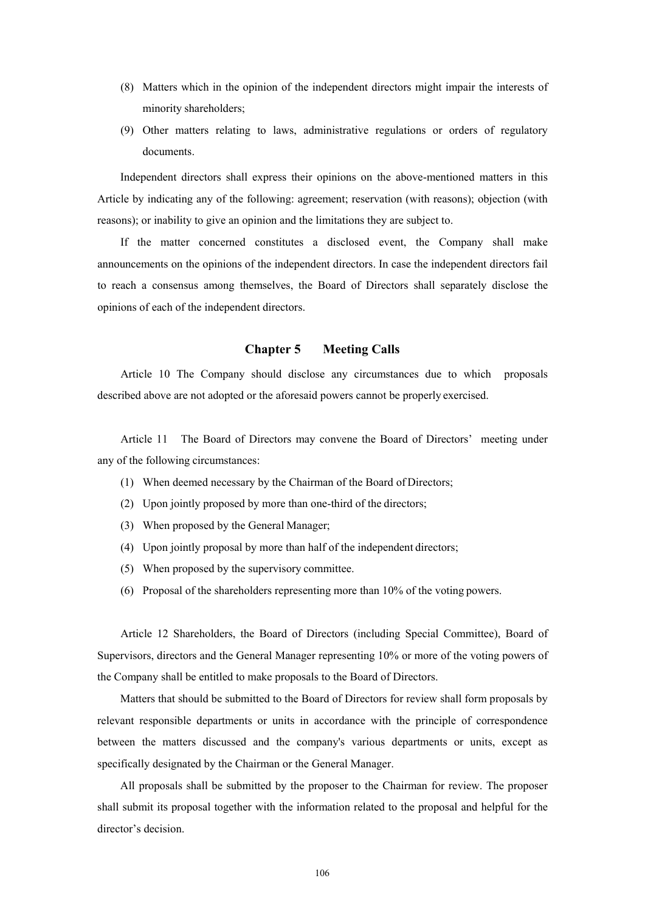(8) Matters which in the opinion of the independent directors might impair the interests of minority shareholders;

(9) Other matters relating to laws, administrative regulations or orders of regulatory documents.

Independent directors shall express their opinions on the above-mentioned matters in this Article by indicating any of the following: agreement; reservation (with reasons); objection (with reasons); or inability to give an opinion and the limitations they are subject to.

If the matter concerned constitutes a disclosed event, the Company shall make announcements on the opinions of the independent directors. In case the independent directors fail to reach a consensus among themselves, the Board of Directors shall separately disclose the opinions of each of the independent directors.

## Chapter 5 Meeting Calls

Article 10 The Company should disclose any circumstances due to which proposals described above are not adopted or the aforesaid powers cannot be properly exercised.

Article 11 The Board of Directors may convene the Board of Directors' meeting under any of the following circumstances:

(1) When deemed necessary by the Chairman of the Board of Directors;

(2) Upon jointly proposed by more than one-third of the directors;

(3) When proposed by the General Manager;

(4) Upon jointly proposal by more than half of the independent directors;

(5) When proposed by the supervisory committee.

(6) Proposal of the shareholders representing more than 10% of the voting powers.

Article 12 Shareholders, the Board of Directors (including Special Committee), Board of Supervisors, directors and the General Manager representing 10% or more of the voting powers of the Company shall be entitled to make proposals to the Board of Directors.

Matters that should be submitted to the Board of Directors for review shall form proposals by relevant responsible departments or units in accordance with the principle of correspondence between the matters discussed and the company's various departments or units, except as specifically designated by the Chairman or the General Manager.

All proposals shall be submitted by the proposer to the Chairman for review. The proposer shall submit its proposal together with the information related to the proposal and helpful for the director's decision.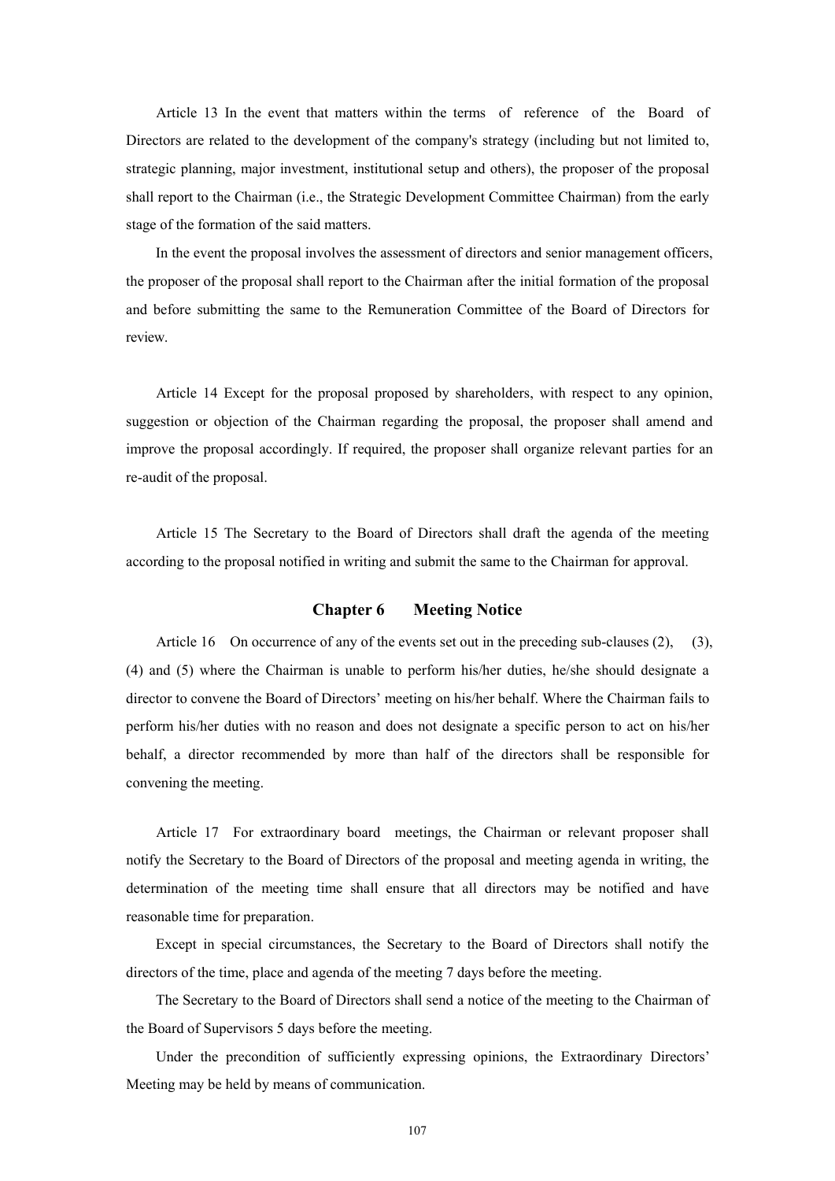Article 13 In the event that matters within the terms of reference of the Board of Directors are related to the development of the company's strategy (including but not limited to, strategic planning, major investment, institutional setup and others), the proposer of the proposal shall report to the Chairman (i.e., the Strategic Development Committee Chairman) from the early stage of the formation of the said matters.

In the event the proposal involves the assessment of directors and senior management officers, the proposer of the proposal shall report to the Chairman after the initial formation of the proposal and before submitting the same to the Remuneration Committee of the Board of Directors for review.

Article 14 Except for the proposal proposed by shareholders, with respect to any opinion, suggestion or objection of the Chairman regarding the proposal, the proposer shall amend and improve the proposal accordingly. If required, the proposer shall organize relevant parties for an re-audit of the proposal.

Article 15 The Secretary to the Board of Directors shall draft the agenda of the meeting according to the proposal notified in writing and submit the same to the Chairman for approval.

## Chapter 6 Meeting Notice

Article 16 On occurrence of any of the events set out in the preceding sub-clauses (2), (3), (4) and (5) where the Chairman is unable to perform his/her duties, he/she should designate a director to convene the Board of Directors' meeting on his/her behalf. Where the Chairman fails to perform his/her duties with no reason and does not designate a specific person to act on his/her behalf, a director recommended by more than half of the directors shall be responsible for convening the meeting.

Article 17 For extraordinary board meetings, the Chairman or relevant proposer shall notify the Secretary to the Board of Directors of the proposal and meeting agenda in writing, the determination of the meeting time shall ensure that all directors may be notified and have reasonable time for preparation.

Except in special circumstances, the Secretary to the Board of Directors shall notify the directors of the time, place and agenda of the meeting 7 days before the meeting.

The Secretary to the Board of Directors shall send a notice of the meeting to the Chairman of the Board of Supervisors 5 days before the meeting.

Under the precondition of sufficiently expressing opinions, the Extraordinary Directors' Meeting may be held by means of communication.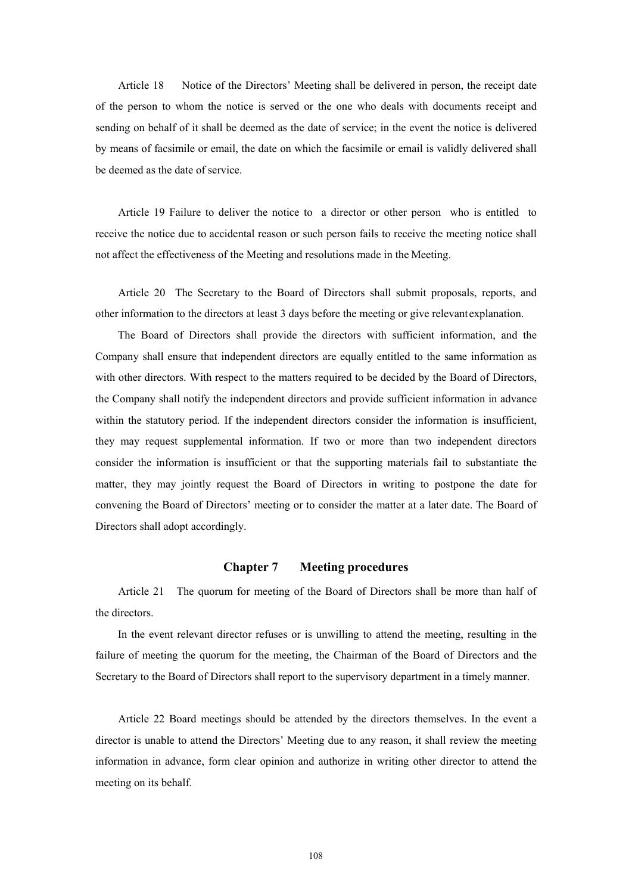Article 18 Notice of the Directors' Meeting shall be delivered in person, the receipt date of the person to whom the notice is served or the one who deals with documents receipt and sending on behalf of it shall be deemed as the date of service; in the event the notice is delivered by means of facsimile or email, the date on which the facsimile or email is validly delivered shall be deemed as the date of service.

Article 19 Failure to deliver the notice to a director or other person who is entitled to receive the notice due to accidental reason or such person fails to receive the meeting notice shall not affect the effectiveness of the Meeting and resolutions made in the Meeting.

Article 20 The Secretary to the Board of Directors shall submit proposals, reports, and other information to the directors at least 3 days before the meeting or give relevant explanation.

The Board of Directors shall provide the directors with sufficient information, and the Company shall ensure that independent directors are equally entitled to the same information as with other directors. With respect to the matters required to be decided by the Board of Directors, the Company shall notify the independent directors and provide sufficient information in advance within the statutory period. If the independent directors consider the information is insufficient, they may request supplemental information. If two or more than two independent directors consider the information is insufficient or that the supporting materials fail to substantiate the matter, they may jointly request the Board of Directors in writing to postpone the date for convening the Board of Directors' meeting or to consider the matter at a later date. The Board of Directors shall adopt accordingly.

## Chapter 7 Meeting procedures

Article 21 The quorum for meeting of the Board of Directors shall be more than half of the directors.

In the event relevant director refuses or is unwilling to attend the meeting, resulting in the failure of meeting the quorum for the meeting, the Chairman of the Board of Directors and the Secretary to the Board of Directors shall report to the supervisory department in a timely manner.

Article 22 Board meetings should be attended by the directors themselves. In the event a director is unable to attend the Directors' Meeting due to any reason, it shall review the meeting information in advance, form clear opinion and authorize in writing other director to attend the meeting on its behalf.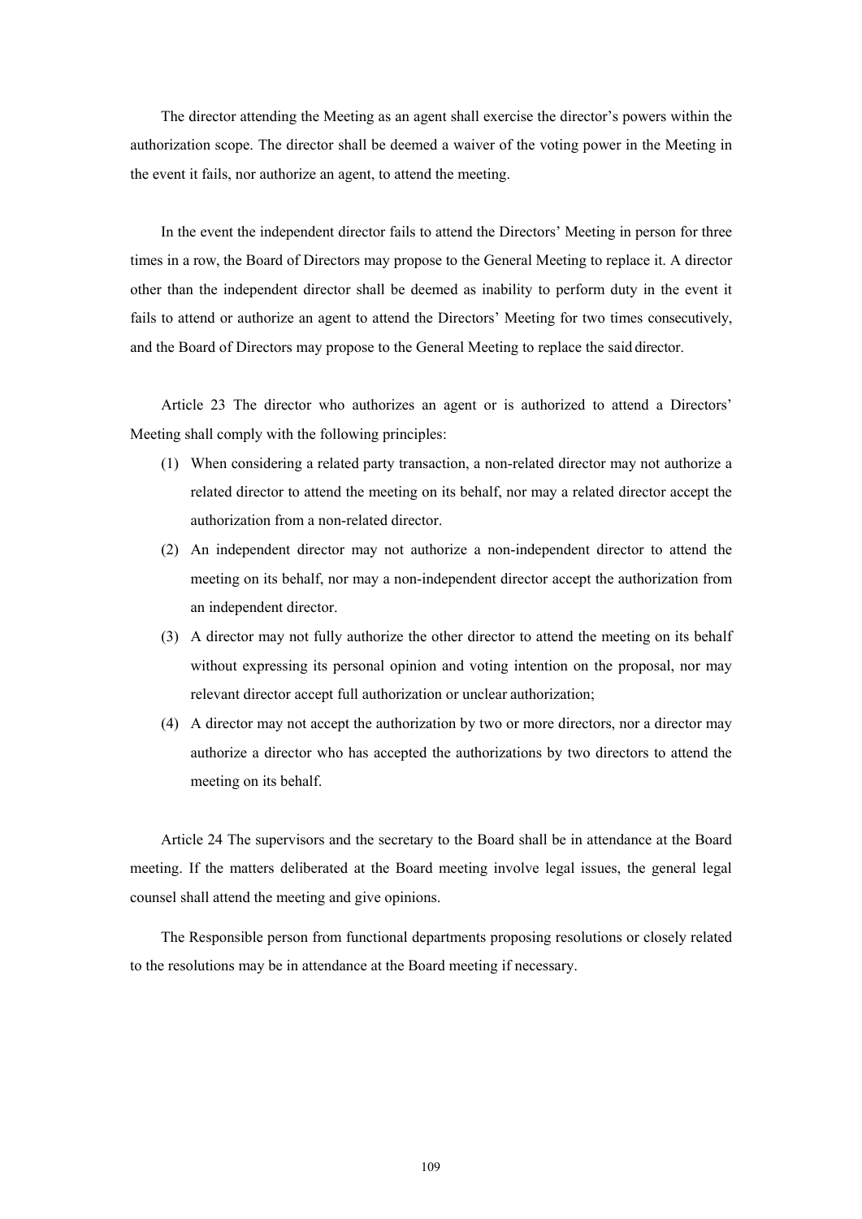The director attending the Meeting as an agent shall exercise the director's powers within the authorization scope. The director shall be deemed a waiver of the voting power in the Meeting in the event it fails, nor authorize an agent, to attend the meeting.

In the event the independent director fails to attend the Directors' Meeting in person for three times in a row, the Board of Directors may propose to the General Meeting to replace it. A director other than the independent director shall be deemed as inability to perform duty in the event it fails to attend or authorize an agent to attend the Directors' Meeting for two times consecutively, and the Board of Directors may propose to the General Meeting to replace the said director.

Article 23 The director who authorizes an agent or is authorized to attend a Directors' Meeting shall comply with the following principles:

(1) When considering a related party transaction, a non-related director may not authorize a related director to attend the meeting on its behalf, nor may a related director accept the authorization from a non-related director.

(2) An independent director may not authorize a non-independent director to attend the meeting on its behalf, nor may a non-independent director accept the authorization from an independent director.

(3) A director may not fully authorize the other director to attend the meeting on its behalf without expressing its personal opinion and voting intention on the proposal, nor may relevant director accept full authorization or unclear authorization;

(4) A director may not accept the authorization by two or more directors, nor a director may authorize a director who has accepted the authorizations by two directors to attend the meeting on its behalf.

Article 24 The supervisors and the secretary to the Board shall be in attendance at the Board meeting. If the matters deliberated at the Board meeting involve legal issues, the general legal counsel shall attend the meeting and give opinions.

The Responsible person from functional departments proposing resolutions or closely related to the resolutions may be in attendance at the Board meeting if necessary.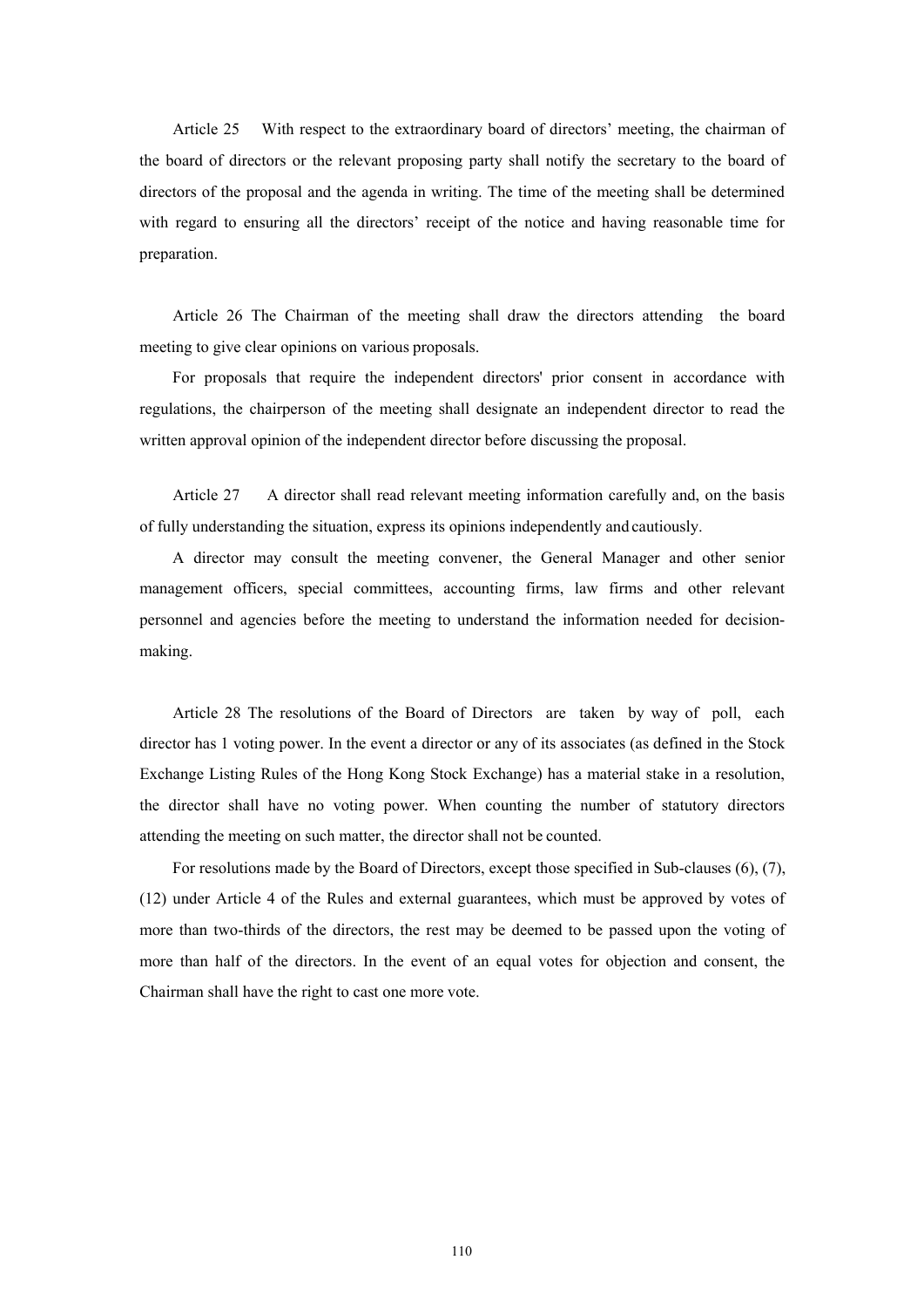Article 25 With respect to the extraordinary board of directors' meeting, the chairman of the board of directors or the relevant proposing party shall notify the secretary to the board of directors of the proposal and the agenda in writing. The time of the meeting shall be determined with regard to ensuring all the directors' receipt of the notice and having reasonable time for preparation.

Article 26 The Chairman of the meeting shall draw the directors attending the board meeting to give clear opinions on various proposals.

For proposals that require the independent directors' prior consent in accordance with regulations, the chairperson of the meeting shall designate an independent director to read the written approval opinion of the independent director before discussing the proposal.

Article 27 A director shall read relevant meeting information carefully and, on the basis of fully understanding the situation, express its opinions independently and cautiously.

A director may consult the meeting convener, the General Manager and other senior management officers, special committees, accounting firms, law firms and other relevant personnel and agencies before the meeting to understand the information needed for decision-making.

Article 28 The resolutions of the Board of Directors are taken by way of poll, each director has 1 voting power. In the event a director or any of its associates (as defined in the Stock Exchange Listing Rules of the Hong Kong Stock Exchange) has a material stake in a resolution, the director shall have no voting power. When counting the number of statutory directors attending the meeting on such matter, the director shall not be counted.

For resolutions made by the Board of Directors, except those specified in Sub-clauses (6), (7), (12) under Article 4 of the Rules and external guarantees, which must be approved by votes of more than two-thirds of the directors, the rest may be deemed to be passed upon the voting of more than half of the directors. In the event of an equal votes for objection and consent, the Chairman shall have the right to cast one more vote.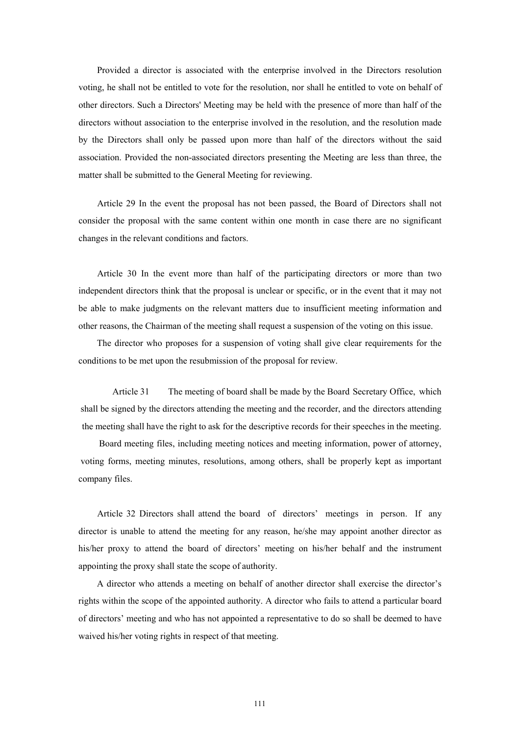Provided a director is associated with the enterprise involved in the Directors resolution voting, he shall not be entitled to vote for the resolution, nor shall he entitled to vote on behalf of other directors. Such a Directors' Meeting may be held with the presence of more than half of the directors without association to the enterprise involved in the resolution, and the resolution made by the Directors shall only be passed upon more than half of the directors without the said association. Provided the non-associated directors presenting the Meeting are less than three, the matter shall be submitted to the General Meeting for reviewing.

Article 29 In the event the proposal has not been passed, the Board of Directors shall not consider the proposal with the same content within one month in case there are no significant changes in the relevant conditions and factors.

Article 30 In the event more than half of the participating directors or more than two independent directors think that the proposal is unclear or specific, or in the event that it may not be able to make judgments on the relevant matters due to insufficient meeting information and other reasons, the Chairman of the meeting shall request a suspension of the voting on this issue.

The director who proposes for a suspension of voting shall give clear requirements for the conditions to be met upon the resubmission of the proposal for review.

Article 31 The meeting of board shall be made by the Board Secretary Office, which shall be signed by the directors attending the meeting and the recorder, and the directors attending the meeting shall have the right to ask for the descriptive records for their speeches in the meeting.

Board meeting files, including meeting notices and meeting information, power of attorney, voting forms, meeting minutes, resolutions, among others, shall be properly kept as important company files.

Article 32 Directors shall attend the board of directors' meetings in person. If any director is unable to attend the meeting for any reason, he/she may appoint another director as his/her proxy to attend the board of directors' meeting on his/her behalf and the instrument appointing the proxy shall state the scope of authority.

A director who attends a meeting on behalf of another director shall exercise the director's rights within the scope of the appointed authority. A director who fails to attend a particular board of directors' meeting and who has not appointed a representative to do so shall be deemed to have waived his/her voting rights in respect of that meeting.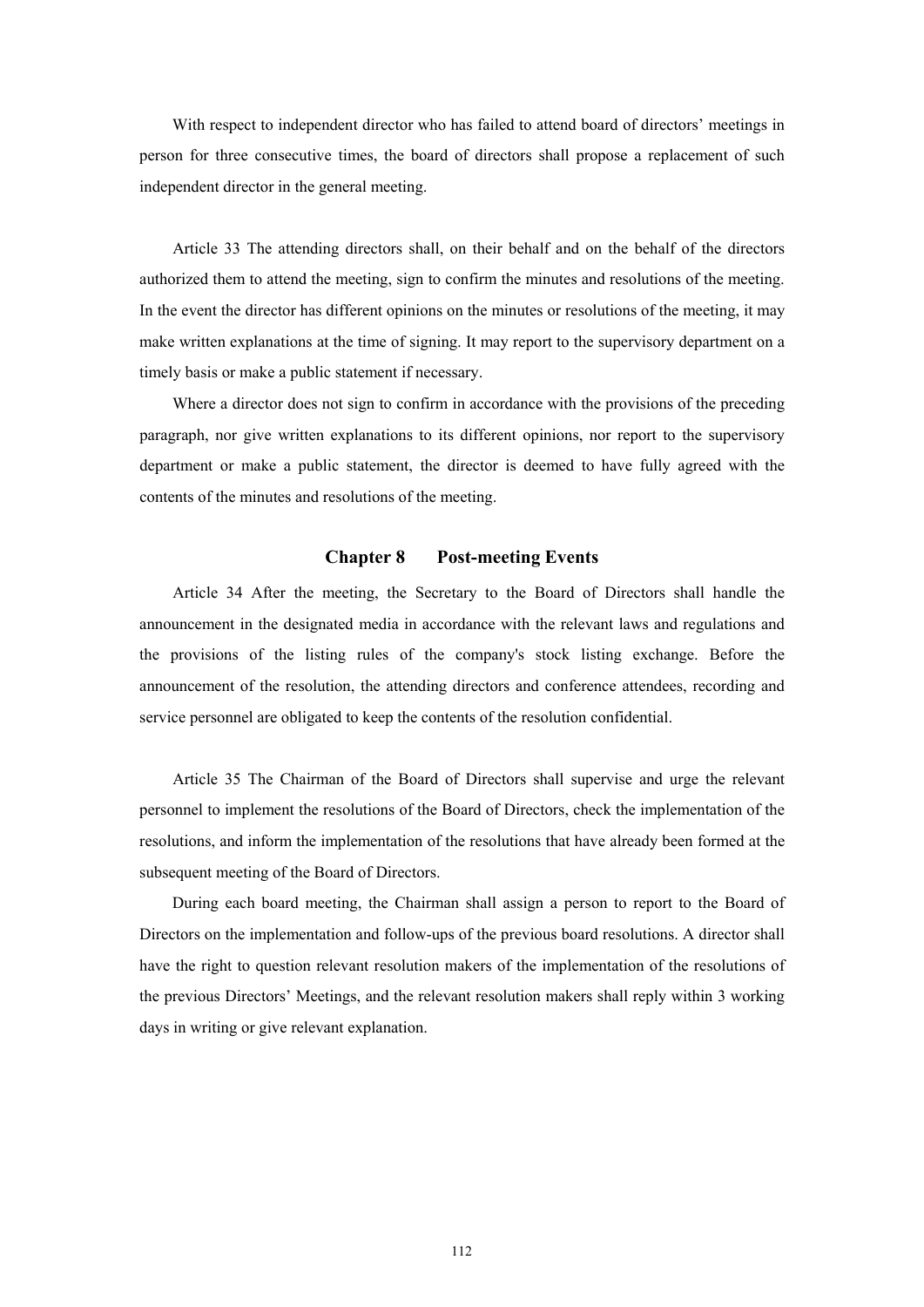With respect to independent director who has failed to attend board of directors' meetings in person for three consecutive times, the board of directors shall propose a replacement of such independent director in the general meeting.

Article 33 The attending directors shall, on their behalf and on the behalf of the directors authorized them to attend the meeting, sign to confirm the minutes and resolutions of the meeting. In the event the director has different opinions on the minutes or resolutions of the meeting, it may make written explanations at the time of signing. It may report to the supervisory department on a timely basis or make a public statement if necessary.

Where a director does not sign to confirm in accordance with the provisions of the preceding paragraph, nor give written explanations to its different opinions, nor report to the supervisory department or make a public statement, the director is deemed to have fully agreed with the contents of the minutes and resolutions of the meeting.

## Chapter 8 Post-meeting Events

Article 34 After the meeting, the Secretary to the Board of Directors shall handle the announcement in the designated media in accordance with the relevant laws and regulations and the provisions of the listing rules of the company's stock listing exchange. Before the announcement of the resolution, the attending directors and conference attendees, recording and service personnel are obligated to keep the contents of the resolution confidential.

Article 35 The Chairman of the Board of Directors shall supervise and urge the relevant personnel to implement the resolutions of the Board of Directors, check the implementation of the resolutions, and inform the implementation of the resolutions that have already been formed at the subsequent meeting of the Board of Directors.

During each board meeting, the Chairman shall assign a person to report to the Board of Directors on the implementation and follow-ups of the previous board resolutions. A director shall have the right to question relevant resolution makers of the implementation of the resolutions of the previous Directors' Meetings, and the relevant resolution makers shall reply within 3 working days in writing or give relevant explanation.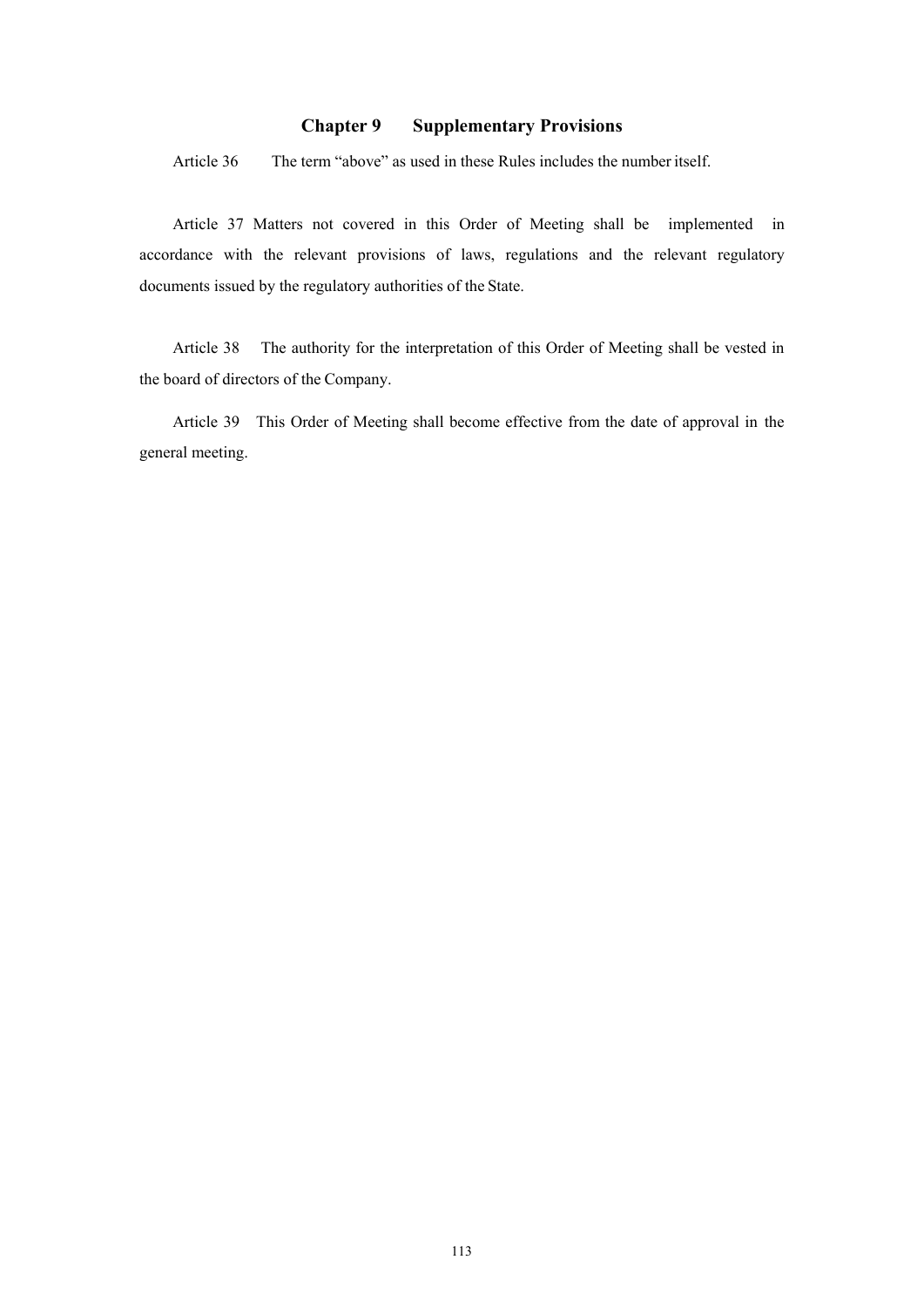## Chapter 9 Supplementary Provisions

Article 36 The term "above" as used in these Rules includes the number itself.

Article 37 Matters not covered in this Order of Meeting shall be implemented in accordance with the relevant provisions of laws, regulations and the relevant regulatory documents issued by the regulatory authorities of the State.

Article 38 The authority for the interpretation of this Order of Meeting shall be vested in the board of directors of the Company.

Article 39 This Order of Meeting shall become effective from the date of approval in the general meeting.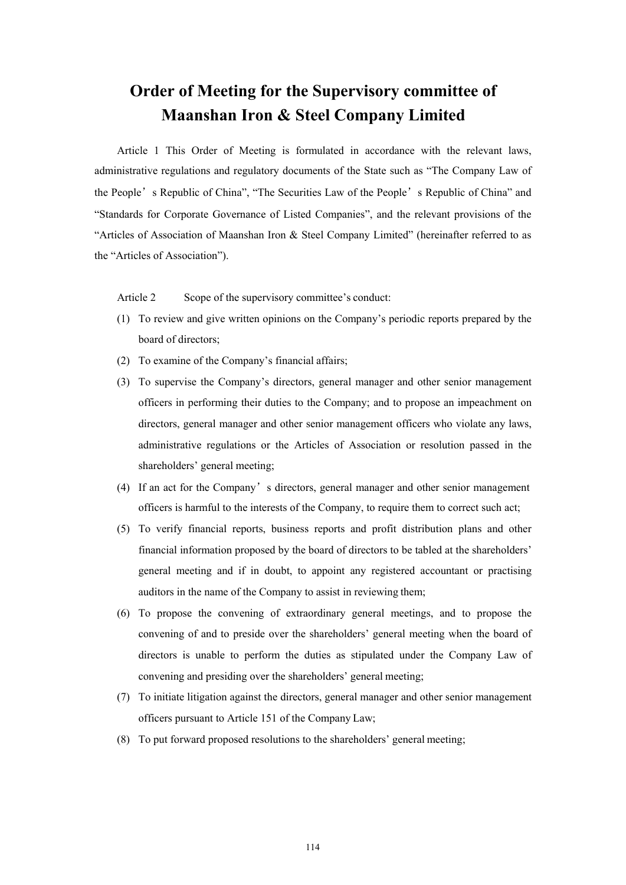# Order of Meeting for the Supervisory committee of Maanshan Iron & Steel Company Limited

Article 1 This Order of Meeting is formulated in accordance with the relevant laws, administrative regulations and regulatory documents of the State such as "The Company Law of the People's Republic of China", "The Securities Law of the People's Republic of China" and "Standards for Corporate Governance of Listed Companies", and the relevant provisions of the "Articles of Association of Maanshan Iron & Steel Company Limited" (hereinafter referred to as the "Articles of Association").

Article 2 Scope of the supervisory committee's conduct:

(1) To review and give written opinions on the Company's periodic reports prepared by the board of directors;

(2) To examine of the Company's financial affairs;

(3) To supervise the Company's directors, general manager and other senior management officers in performing their duties to the Company; and to propose an impeachment on directors, general manager and other senior management officers who violate any laws, administrative regulations or the Articles of Association or resolution passed in the shareholders' general meeting;

(4) If an act for the Company's directors, general manager and other senior management officers is harmful to the interests of the Company, to require them to correct such act;

(5) To verify financial reports, business reports and profit distribution plans and other financial information proposed by the board of directors to be tabled at the shareholders' general meeting and if in doubt, to appoint any registered accountant or practising auditors in the name of the Company to assist in reviewing them;

(6) To propose the convening of extraordinary general meetings, and to propose the convening of and to preside over the shareholders' general meeting when the board of directors is unable to perform the duties as stipulated under the Company Law of convening and presiding over the shareholders' general meeting;

(7) To initiate litigation against the directors, general manager and other senior management officers pursuant to Article 151 of the Company Law;

(8) To put forward proposed resolutions to the shareholders' general meeting;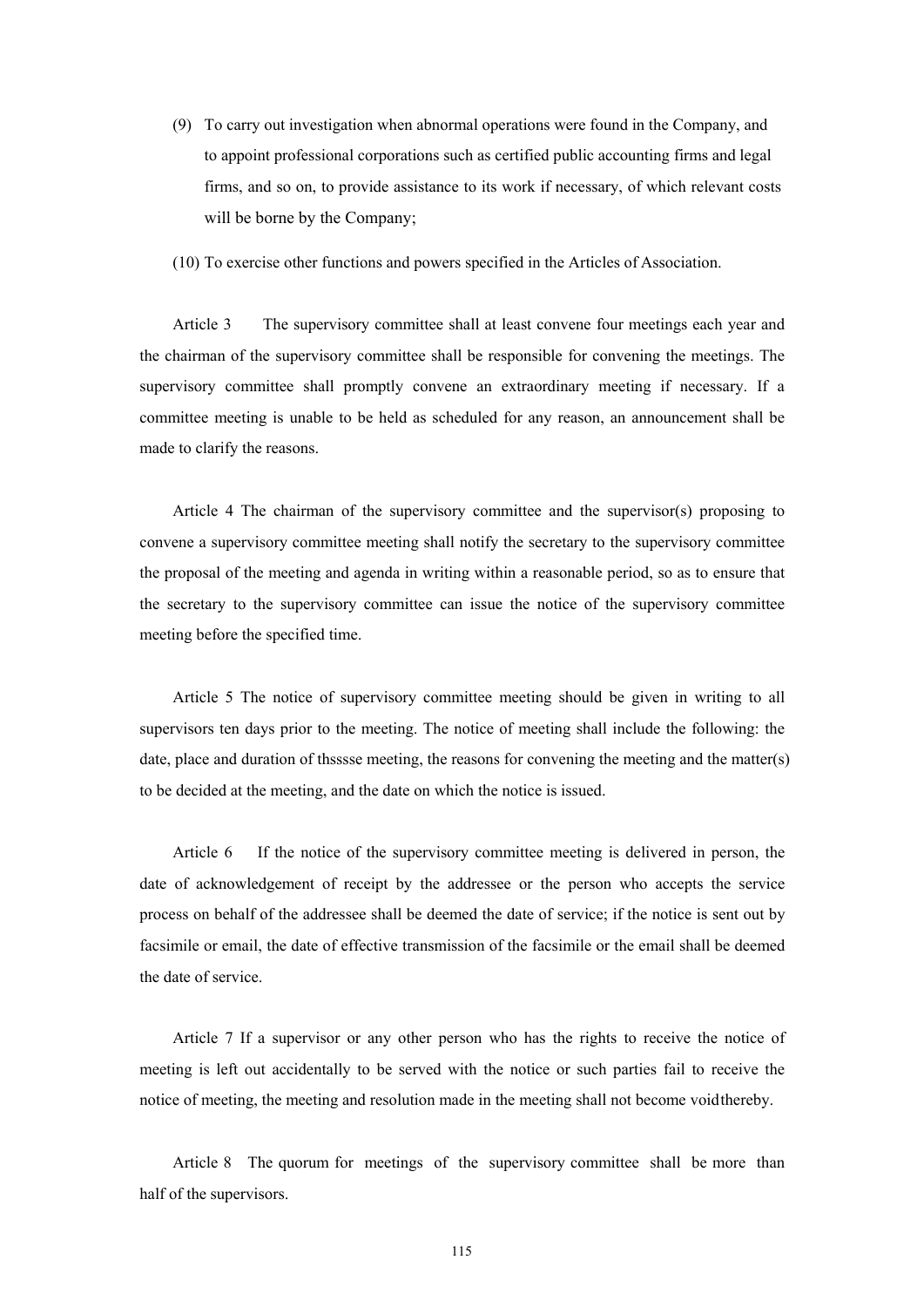(9) To carry out investigation when abnormal operations were found in the Company, and to appoint professional corporations such as certified public accounting firms and legal firms, and so on, to provide assistance to its work if necessary, of which relevant costs will be borne by the Company;

(10) To exercise other functions and powers specified in the Articles of Association.

Article 3 The supervisory committee shall at least convene four meetings each year and the chairman of the supervisory committee shall be responsible for convening the meetings. The supervisory committee shall promptly convene an extraordinary meeting if necessary. If a committee meeting is unable to be held as scheduled for any reason, an announcement shall be made to clarify the reasons.

Article 4 The chairman of the supervisory committee and the supervisor(s) proposing to convene a supervisory committee meeting shall notify the secretary to the supervisory committee the proposal of the meeting and agenda in writing within a reasonable period, so as to ensure that the secretary to the supervisory committee can issue the notice of the supervisory committee meeting before the specified time.

Article 5 The notice of supervisory committee meeting should be given in writing to all supervisors ten days prior to the meeting. The notice of meeting shall include the following: the date, place and duration of thsssse meeting, the reasons for convening the meeting and the matter(s) to be decided at the meeting, and the date on which the notice is issued.

Article 6 If the notice of the supervisory committee meeting is delivered in person, the date of acknowledgement of receipt by the addressee or the person who accepts the service process on behalf of the addressee shall be deemed the date of service; if the notice is sent out by facsimile or email, the date of effective transmission of the facsimile or the email shall be deemed the date of service.

Article 7 If a supervisor or any other person who has the rights to receive the notice of meeting is left out accidentally to be served with the notice or such parties fail to receive the notice of meeting, the meeting and resolution made in the meeting shall not become void thereby.

Article 8 The quorum for meetings of the supervisory committee shall be more than half of the supervisors.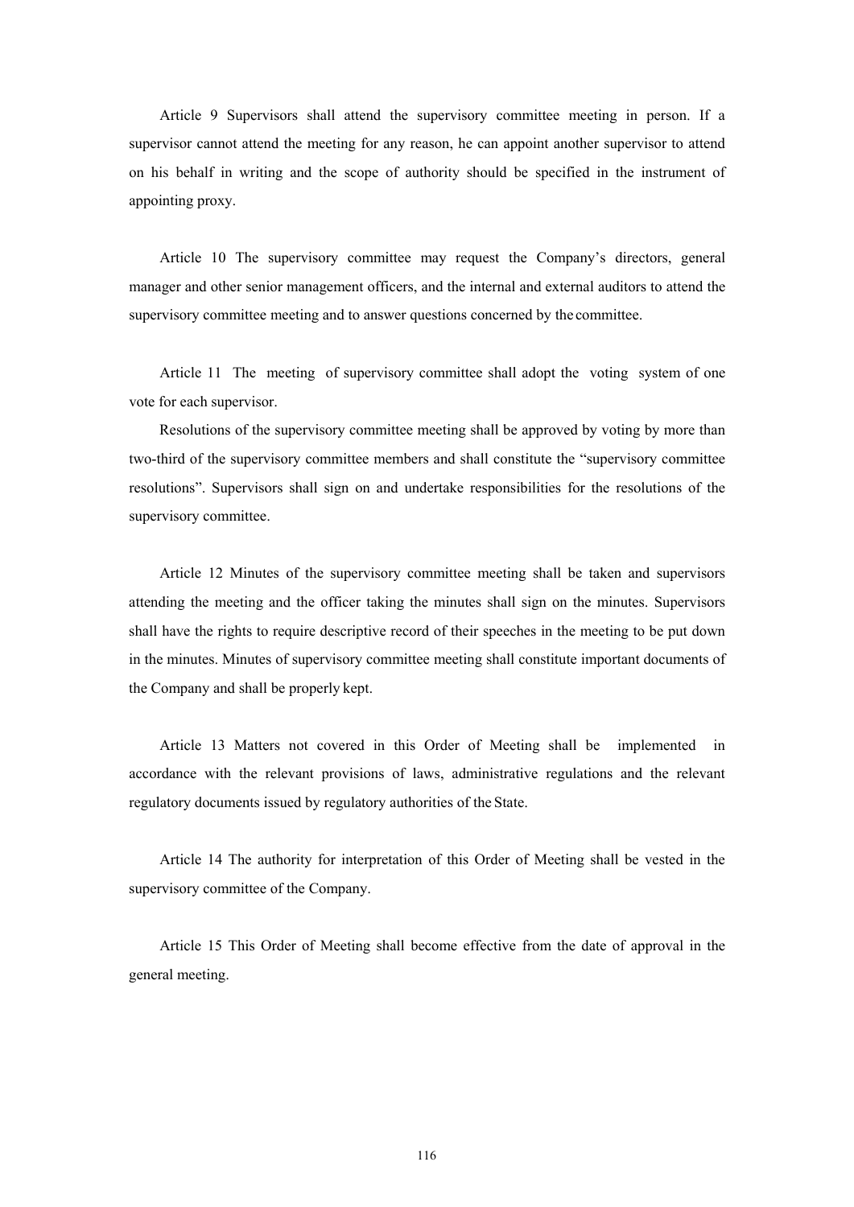Article 9 Supervisors shall attend the supervisory committee meeting in person. If a supervisor cannot attend the meeting for any reason, he can appoint another supervisor to attend on his behalf in writing and the scope of authority should be specified in the instrument of appointing proxy.

Article 10 The supervisory committee may request the Company's directors, general manager and other senior management officers, and the internal and external auditors to attend the supervisory committee meeting and to answer questions concerned by the committee.

Article 11 The meeting of supervisory committee shall adopt the voting system of one vote for each supervisor.

Resolutions of the supervisory committee meeting shall be approved by voting by more than two-third of the supervisory committee members and shall constitute the "supervisory committee resolutions". Supervisors shall sign on and undertake responsibilities for the resolutions of the supervisory committee.

Article 12 Minutes of the supervisory committee meeting shall be taken and supervisors attending the meeting and the officer taking the minutes shall sign on the minutes. Supervisors shall have the rights to require descriptive record of their speeches in the meeting to be put down in the minutes. Minutes of supervisory committee meeting shall constitute important documents of the Company and shall be properly kept.

Article 13 Matters not covered in this Order of Meeting shall be implemented in accordance with the relevant provisions of laws, administrative regulations and the relevant regulatory documents issued by regulatory authorities of the State.

Article 14 The authority for interpretation of this Order of Meeting shall be vested in the supervisory committee of the Company.

Article 15 This Order of Meeting shall become effective from the date of approval in the general meeting.